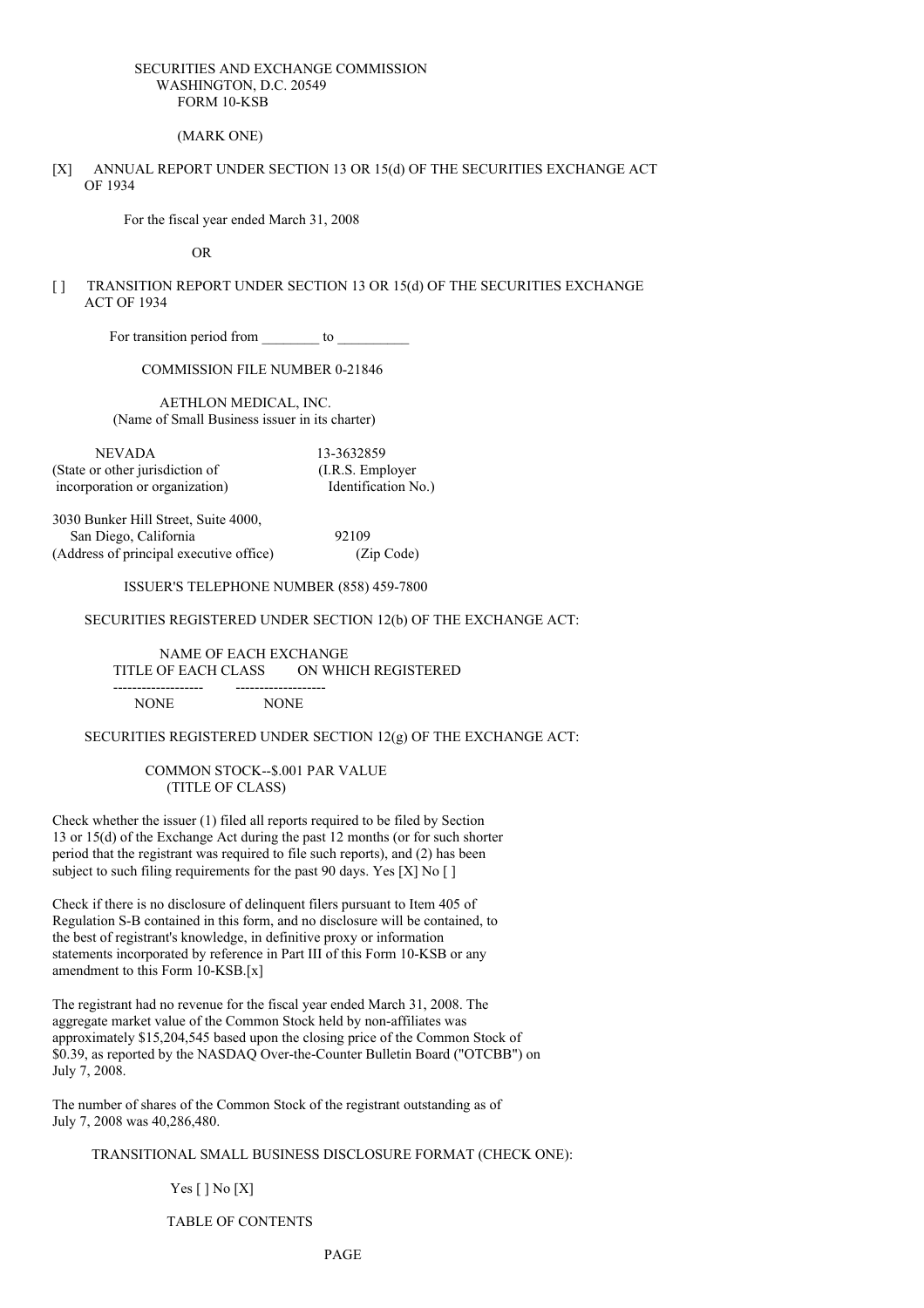SECURITIES AND EXCHANGE COMMISSION
WASHINGTON, D.C. 20549
FORM 10-KSB

(MARK ONE)

[X] ANNUAL REPORT UNDER SECTION 13 OR 15(d) OF THE SECURITIES EXCHANGE ACT OF 1934

For the fiscal year ended March 31, 2008

OR

[ ] TRANSITION REPORT UNDER SECTION 13 OR 15(d) OF THE SECURITIES EXCHANGE ACT OF 1934

For transition period from ________ to __________

COMMISSION FILE NUMBER 0-21846

AETHLON MEDICAL, INC.
(Name of Small Business issuer in its charter)

| NEVADA | 13-3632859 |
|---|---|
| (State or other jurisdiction of incorporation or organization) | (I.R.S. Employer Identification No.) |

| 3030 Bunker Hill Street, Suite 4000, San Diego, California | 92109 |
|---|---|
| (Address of principal executive office) | (Zip Code) |

ISSUER'S TELEPHONE NUMBER (858) 459-7800

SECURITIES REGISTERED UNDER SECTION 12(b) OF THE EXCHANGE ACT:

| TITLE OF EACH CLASS | NAME OF EACH EXCHANGE ON WHICH REGISTERED |
|---|---|
| NONE | NONE |

SECURITIES REGISTERED UNDER SECTION 12(g) OF THE EXCHANGE ACT:

COMMON STOCK--$.001 PAR VALUE
(TITLE OF CLASS)

Check whether the issuer (1) filed all reports required to be filed by Section 13 or 15(d) of the Exchange Act during the past 12 months (or for such shorter period that the registrant was required to file such reports), and (2) has been subject to such filing requirements for the past 90 days. Yes [X] No [ ]

Check if there is no disclosure of delinquent filers pursuant to Item 405 of Regulation S-B contained in this form, and no disclosure will be contained, to the best of registrant's knowledge, in definitive proxy or information statements incorporated by reference in Part III of this Form 10-KSB or any amendment to this Form 10-KSB.[x]

The registrant had no revenue for the fiscal year ended March 31, 2008. The aggregate market value of the Common Stock held by non-affiliates was approximately $15,204,545 based upon the closing price of the Common Stock of $0.39, as reported by the NASDAQ Over-the-Counter Bulletin Board ("OTCBB") on July 7, 2008.

The number of shares of the Common Stock of the registrant outstanding as of July 7, 2008 was 40,286,480.

TRANSITIONAL SMALL BUSINESS DISCLOSURE FORMAT (CHECK ONE):

Yes [ ] No [X]

TABLE OF CONTENTS

PAGE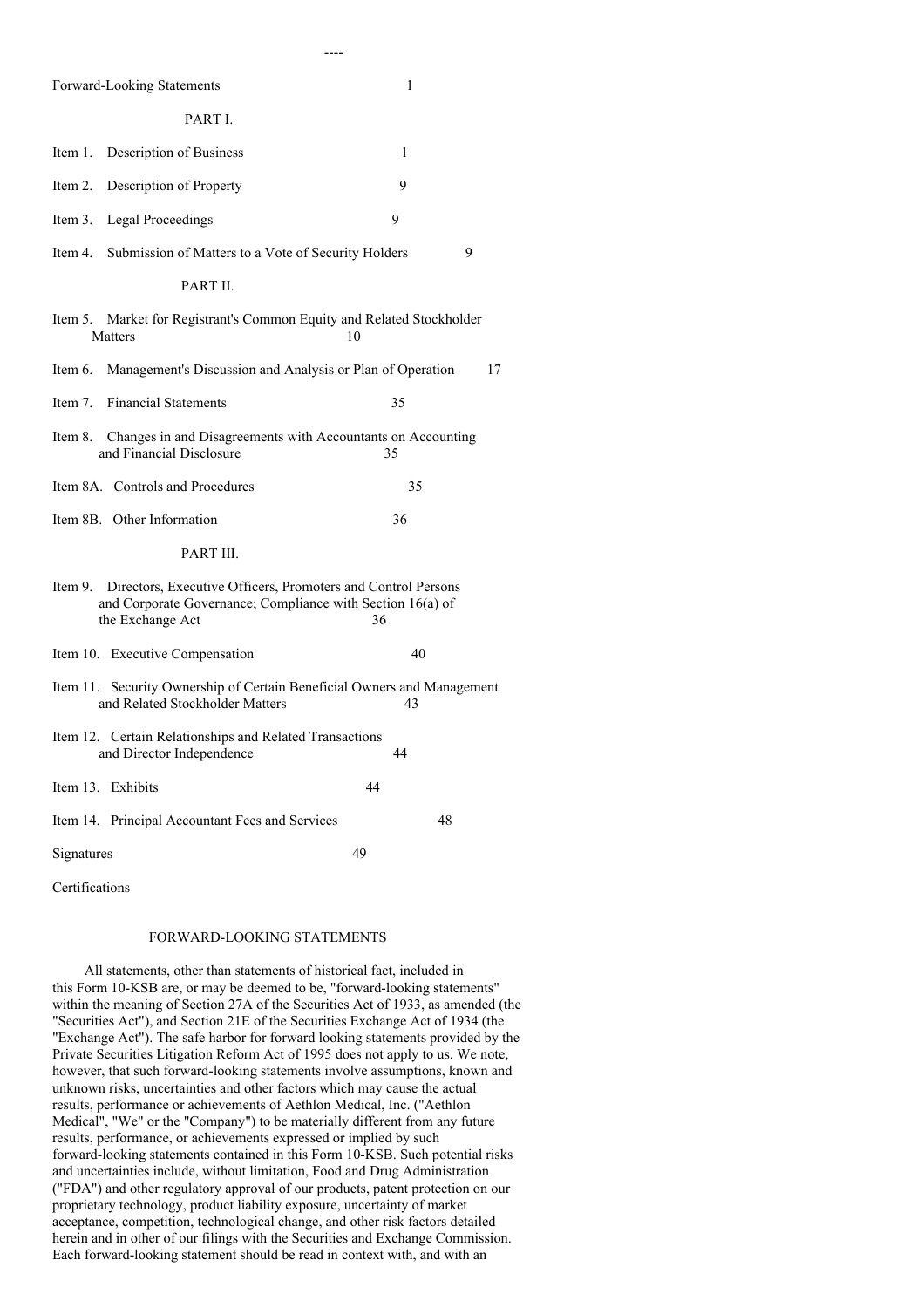----

| | Page |
|---|---|
| Forward-Looking Statements | 1 |
| **PART I.** | |
| Item 1. Description of Business | 1 |
| Item 2. Description of Property | 9 |
| Item 3. Legal Proceedings | 9 |
| Item 4. Submission of Matters to a Vote of Security Holders | 9 |
| **PART II.** | |
| Item 5. Market for Registrant's Common Equity and Related Stockholder Matters | 10 |
| Item 6. Management's Discussion and Analysis or Plan of Operation | 17 |
| Item 7. Financial Statements | 35 |
| Item 8. Changes in and Disagreements with Accountants on Accounting and Financial Disclosure | 35 |
| Item 8A. Controls and Procedures | 35 |
| Item 8B. Other Information | 36 |
| **PART III.** | |
| Item 9. Directors, Executive Officers, Promoters and Control Persons and Corporate Governance; Compliance with Section 16(a) of the Exchange Act | 36 |
| Item 10. Executive Compensation | 40 |
| Item 11. Security Ownership of Certain Beneficial Owners and Management and Related Stockholder Matters | 43 |
| Item 12. Certain Relationships and Related Transactions and Director Independence | 44 |
| Item 13. Exhibits | 44 |
| Item 14. Principal Accountant Fees and Services | 48 |
| Signatures | 49 |
| Certifications | |

## FORWARD-LOOKING STATEMENTS

All statements, other than statements of historical fact, included in this Form 10-KSB are, or may be deemed to be, "forward-looking statements" within the meaning of Section 27A of the Securities Act of 1933, as amended (the "Securities Act"), and Section 21E of the Securities Exchange Act of 1934 (the "Exchange Act"). The safe harbor for forward looking statements provided by the Private Securities Litigation Reform Act of 1995 does not apply to us. We note, however, that such forward-looking statements involve assumptions, known and unknown risks, uncertainties and other factors which may cause the actual results, performance or achievements of Aethlon Medical, Inc. ("Aethlon Medical", "We" or the "Company") to be materially different from any future results, performance, or achievements expressed or implied by such forward-looking statements contained in this Form 10-KSB. Such potential risks and uncertainties include, without limitation, Food and Drug Administration ("FDA") and other regulatory approval of our products, patent protection on our proprietary technology, product liability exposure, uncertainty of market acceptance, competition, technological change, and other risk factors detailed herein and in other of our filings with the Securities and Exchange Commission. Each forward-looking statement should be read in context with, and with an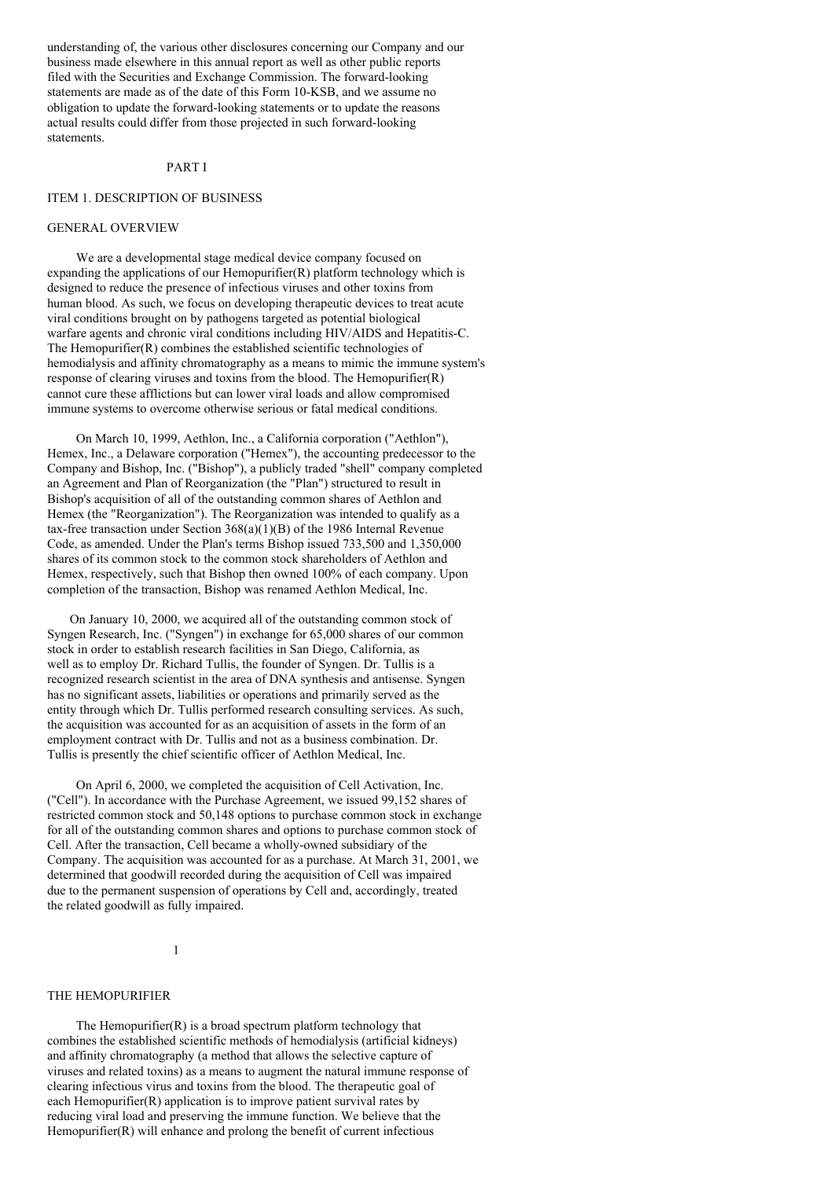understanding of, the various other disclosures concerning our Company and our business made elsewhere in this annual report as well as other public reports filed with the Securities and Exchange Commission. The forward-looking statements are made as of the date of this Form 10-KSB, and we assume no obligation to update the forward-looking statements or to update the reasons actual results could differ from those projected in such forward-looking statements.

# PART I

## ITEM 1. DESCRIPTION OF BUSINESS

### GENERAL OVERVIEW

We are a developmental stage medical device company focused on expanding the applications of our Hemopurifier(R) platform technology which is designed to reduce the presence of infectious viruses and other toxins from human blood. As such, we focus on developing therapeutic devices to treat acute viral conditions brought on by pathogens targeted as potential biological warfare agents and chronic viral conditions including HIV/AIDS and Hepatitis-C. The Hemopurifier(R) combines the established scientific technologies of hemodialysis and affinity chromatography as a means to mimic the immune system's response of clearing viruses and toxins from the blood. The Hemopurifier(R) cannot cure these afflictions but can lower viral loads and allow compromised immune systems to overcome otherwise serious or fatal medical conditions.

On March 10, 1999, Aethlon, Inc., a California corporation ("Aethlon"), Hemex, Inc., a Delaware corporation ("Hemex"), the accounting predecessor to the Company and Bishop, Inc. ("Bishop"), a publicly traded "shell" company completed an Agreement and Plan of Reorganization (the "Plan") structured to result in Bishop's acquisition of all of the outstanding common shares of Aethlon and Hemex (the "Reorganization"). The Reorganization was intended to qualify as a tax-free transaction under Section 368(a)(1)(B) of the 1986 Internal Revenue Code, as amended. Under the Plan's terms Bishop issued 733,500 and 1,350,000 shares of its common stock to the common stock shareholders of Aethlon and Hemex, respectively, such that Bishop then owned 100% of each company. Upon completion of the transaction, Bishop was renamed Aethlon Medical, Inc.

On January 10, 2000, we acquired all of the outstanding common stock of Syngen Research, Inc. ("Syngen") in exchange for 65,000 shares of our common stock in order to establish research facilities in San Diego, California, as well as to employ Dr. Richard Tullis, the founder of Syngen. Dr. Tullis is a recognized research scientist in the area of DNA synthesis and antisense. Syngen has no significant assets, liabilities or operations and primarily served as the entity through which Dr. Tullis performed research consulting services. As such, the acquisition was accounted for as an acquisition of assets in the form of an employment contract with Dr. Tullis and not as a business combination. Dr. Tullis is presently the chief scientific officer of Aethlon Medical, Inc.

On April 6, 2000, we completed the acquisition of Cell Activation, Inc. ("Cell"). In accordance with the Purchase Agreement, we issued 99,152 shares of restricted common stock and 50,148 options to purchase common stock in exchange for all of the outstanding common shares and options to purchase common stock of Cell. After the transaction, Cell became a wholly-owned subsidiary of the Company. The acquisition was accounted for as a purchase. At March 31, 2001, we determined that goodwill recorded during the acquisition of Cell was impaired due to the permanent suspension of operations by Cell and, accordingly, treated the related goodwill as fully impaired.

### THE HEMOPURIFIER

The Hemopurifier(R) is a broad spectrum platform technology that combines the established scientific methods of hemodialysis (artificial kidneys) and affinity chromatography (a method that allows the selective capture of viruses and related toxins) as a means to augment the natural immune response of clearing infectious virus and toxins from the blood. The therapeutic goal of each Hemopurifier(R) application is to improve patient survival rates by reducing viral load and preserving the immune function. We believe that the Hemopurifier(R) will enhance and prolong the benefit of current infectious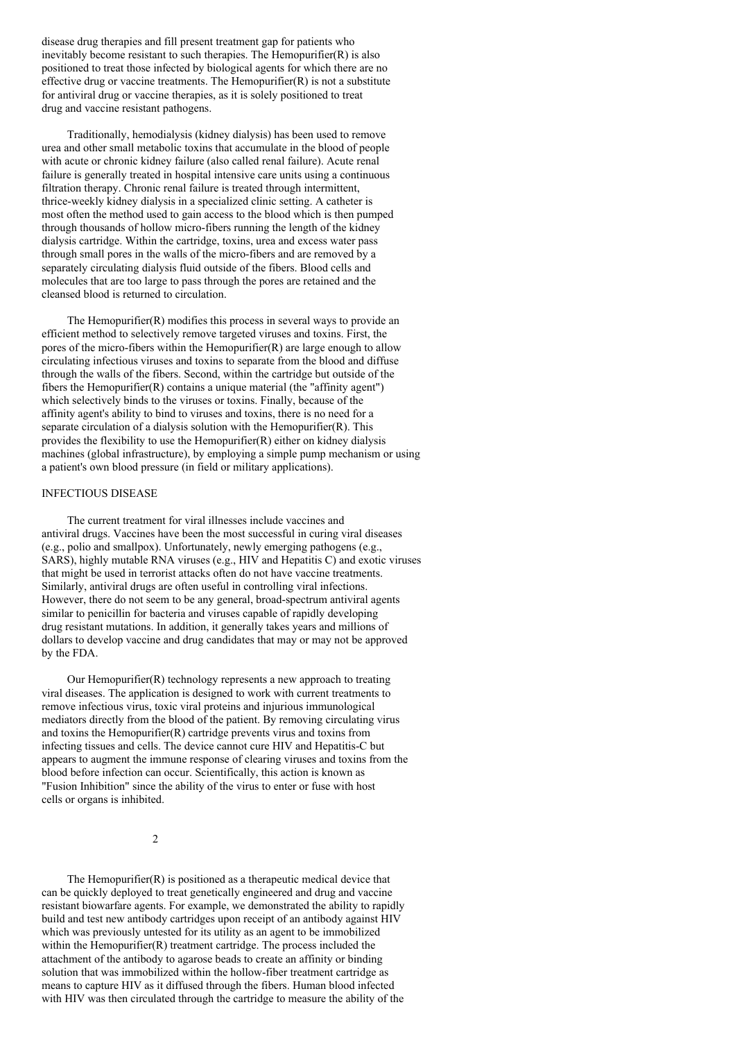disease drug therapies and fill present treatment gap for patients who inevitably become resistant to such therapies. The Hemopurifier(R) is also positioned to treat those infected by biological agents for which there are no effective drug or vaccine treatments. The Hemopurifier(R) is not a substitute for antiviral drug or vaccine therapies, as it is solely positioned to treat drug and vaccine resistant pathogens.

Traditionally, hemodialysis (kidney dialysis) has been used to remove urea and other small metabolic toxins that accumulate in the blood of people with acute or chronic kidney failure (also called renal failure). Acute renal failure is generally treated in hospital intensive care units using a continuous filtration therapy. Chronic renal failure is treated through intermittent, thrice-weekly kidney dialysis in a specialized clinic setting. A catheter is most often the method used to gain access to the blood which is then pumped through thousands of hollow micro-fibers running the length of the kidney dialysis cartridge. Within the cartridge, toxins, urea and excess water pass through small pores in the walls of the micro-fibers and are removed by a separately circulating dialysis fluid outside of the fibers. Blood cells and molecules that are too large to pass through the pores are retained and the cleansed blood is returned to circulation.

The Hemopurifier(R) modifies this process in several ways to provide an efficient method to selectively remove targeted viruses and toxins. First, the pores of the micro-fibers within the Hemopurifier(R) are large enough to allow circulating infectious viruses and toxins to separate from the blood and diffuse through the walls of the fibers. Second, within the cartridge but outside of the fibers the Hemopurifier(R) contains a unique material (the "affinity agent") which selectively binds to the viruses or toxins. Finally, because of the affinity agent's ability to bind to viruses and toxins, there is no need for a separate circulation of a dialysis solution with the Hemopurifier(R). This provides the flexibility to use the Hemopurifier(R) either on kidney dialysis machines (global infrastructure), by employing a simple pump mechanism or using a patient's own blood pressure (in field or military applications).

## INFECTIOUS DISEASE

The current treatment for viral illnesses include vaccines and antiviral drugs. Vaccines have been the most successful in curing viral diseases (e.g., polio and smallpox). Unfortunately, newly emerging pathogens (e.g., SARS), highly mutable RNA viruses (e.g., HIV and Hepatitis C) and exotic viruses that might be used in terrorist attacks often do not have vaccine treatments. Similarly, antiviral drugs are often useful in controlling viral infections. However, there do not seem to be any general, broad-spectrum antiviral agents similar to penicillin for bacteria and viruses capable of rapidly developing drug resistant mutations. In addition, it generally takes years and millions of dollars to develop vaccine and drug candidates that may or may not be approved by the FDA.

Our Hemopurifier(R) technology represents a new approach to treating viral diseases. The application is designed to work with current treatments to remove infectious virus, toxic viral proteins and injurious immunological mediators directly from the blood of the patient. By removing circulating virus and toxins the Hemopurifier(R) cartridge prevents virus and toxins from infecting tissues and cells. The device cannot cure HIV and Hepatitis-C but appears to augment the immune response of clearing viruses and toxins from the blood before infection can occur. Scientifically, this action is known as "Fusion Inhibition" since the ability of the virus to enter or fuse with host cells or organs is inhibited.

The Hemopurifier(R) is positioned as a therapeutic medical device that can be quickly deployed to treat genetically engineered and drug and vaccine resistant biowarfare agents. For example, we demonstrated the ability to rapidly build and test new antibody cartridges upon receipt of an antibody against HIV which was previously untested for its utility as an agent to be immobilized within the Hemopurifier(R) treatment cartridge. The process included the attachment of the antibody to agarose beads to create an affinity or binding solution that was immobilized within the hollow-fiber treatment cartridge as means to capture HIV as it diffused through the fibers. Human blood infected with HIV was then circulated through the cartridge to measure the ability of the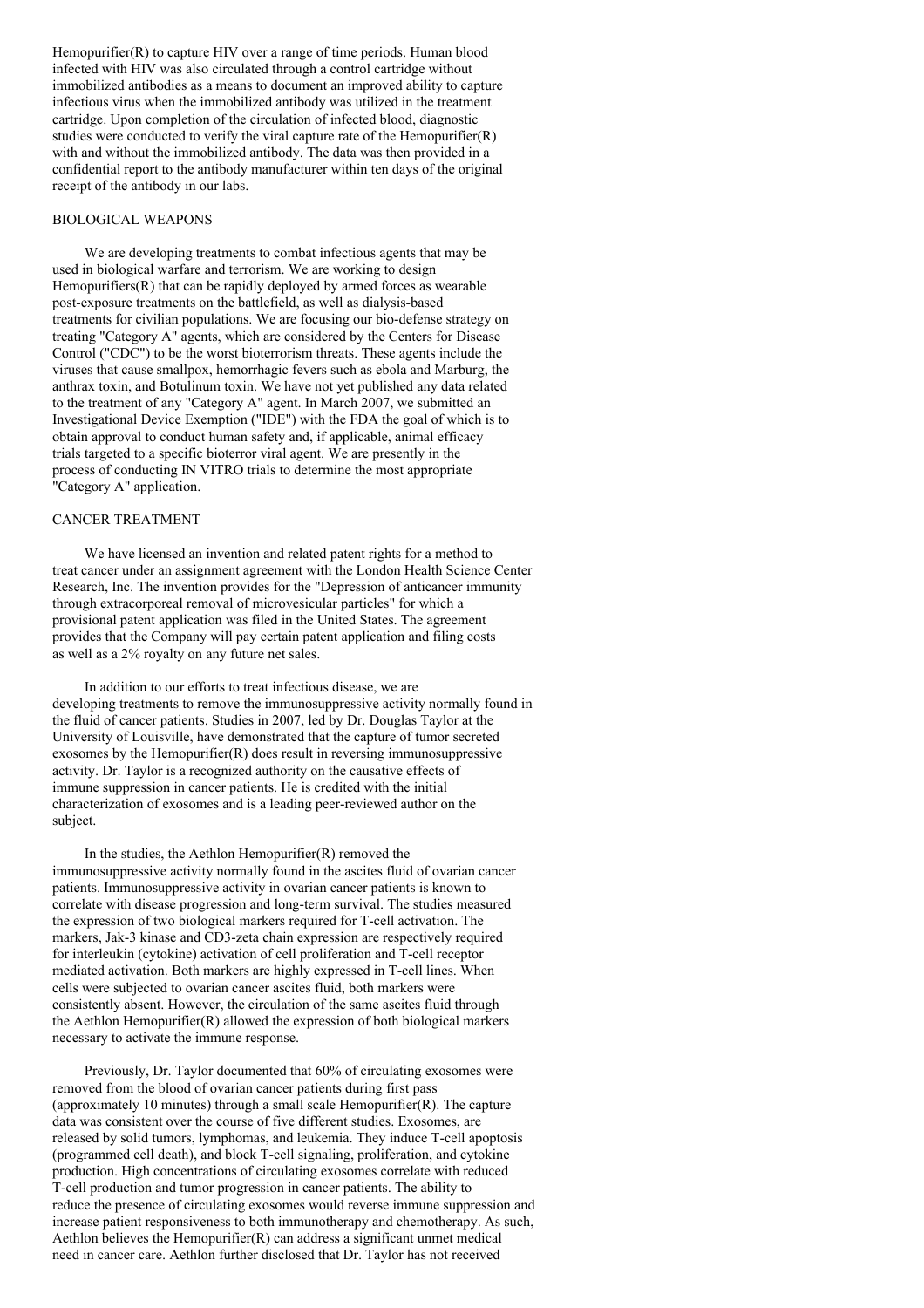Hemopurifier(R) to capture HIV over a range of time periods. Human blood infected with HIV was also circulated through a control cartridge without immobilized antibodies as a means to document an improved ability to capture infectious virus when the immobilized antibody was utilized in the treatment cartridge. Upon completion of the circulation of infected blood, diagnostic studies were conducted to verify the viral capture rate of the Hemopurifier(R) with and without the immobilized antibody. The data was then provided in a confidential report to the antibody manufacturer within ten days of the original receipt of the antibody in our labs.

## BIOLOGICAL WEAPONS

We are developing treatments to combat infectious agents that may be used in biological warfare and terrorism. We are working to design Hemopurifiers(R) that can be rapidly deployed by armed forces as wearable post-exposure treatments on the battlefield, as well as dialysis-based treatments for civilian populations. We are focusing our bio-defense strategy on treating "Category A" agents, which are considered by the Centers for Disease Control ("CDC") to be the worst bioterrorism threats. These agents include the viruses that cause smallpox, hemorrhagic fevers such as ebola and Marburg, the anthrax toxin, and Botulinum toxin. We have not yet published any data related to the treatment of any "Category A" agent. In March 2007, we submitted an Investigational Device Exemption ("IDE") with the FDA the goal of which is to obtain approval to conduct human safety and, if applicable, animal efficacy trials targeted to a specific bioterror viral agent. We are presently in the process of conducting IN VITRO trials to determine the most appropriate "Category A" application.

## CANCER TREATMENT

We have licensed an invention and related patent rights for a method to treat cancer under an assignment agreement with the London Health Science Center Research, Inc. The invention provides for the "Depression of anticancer immunity through extracorporeal removal of microvesicular particles" for which a provisional patent application was filed in the United States. The agreement provides that the Company will pay certain patent application and filing costs as well as a 2% royalty on any future net sales.

In addition to our efforts to treat infectious disease, we are developing treatments to remove the immunosuppressive activity normally found in the fluid of cancer patients. Studies in 2007, led by Dr. Douglas Taylor at the University of Louisville, have demonstrated that the capture of tumor secreted exosomes by the Hemopurifier(R) does result in reversing immunosuppressive activity. Dr. Taylor is a recognized authority on the causative effects of immune suppression in cancer patients. He is credited with the initial characterization of exosomes and is a leading peer-reviewed author on the subject.

In the studies, the Aethlon Hemopurifier(R) removed the immunosuppressive activity normally found in the ascites fluid of ovarian cancer patients. Immunosuppressive activity in ovarian cancer patients is known to correlate with disease progression and long-term survival. The studies measured the expression of two biological markers required for T-cell activation. The markers, Jak-3 kinase and CD3-zeta chain expression are respectively required for interleukin (cytokine) activation of cell proliferation and T-cell receptor mediated activation. Both markers are highly expressed in T-cell lines. When cells were subjected to ovarian cancer ascites fluid, both markers were consistently absent. However, the circulation of the same ascites fluid through the Aethlon Hemopurifier(R) allowed the expression of both biological markers necessary to activate the immune response.

Previously, Dr. Taylor documented that 60% of circulating exosomes were removed from the blood of ovarian cancer patients during first pass (approximately 10 minutes) through a small scale Hemopurifier(R). The capture data was consistent over the course of five different studies. Exosomes, are released by solid tumors, lymphomas, and leukemia. They induce T-cell apoptosis (programmed cell death), and block T-cell signaling, proliferation, and cytokine production. High concentrations of circulating exosomes correlate with reduced T-cell production and tumor progression in cancer patients. The ability to reduce the presence of circulating exosomes would reverse immune suppression and increase patient responsiveness to both immunotherapy and chemotherapy. As such, Aethlon believes the Hemopurifier(R) can address a significant unmet medical need in cancer care. Aethlon further disclosed that Dr. Taylor has not received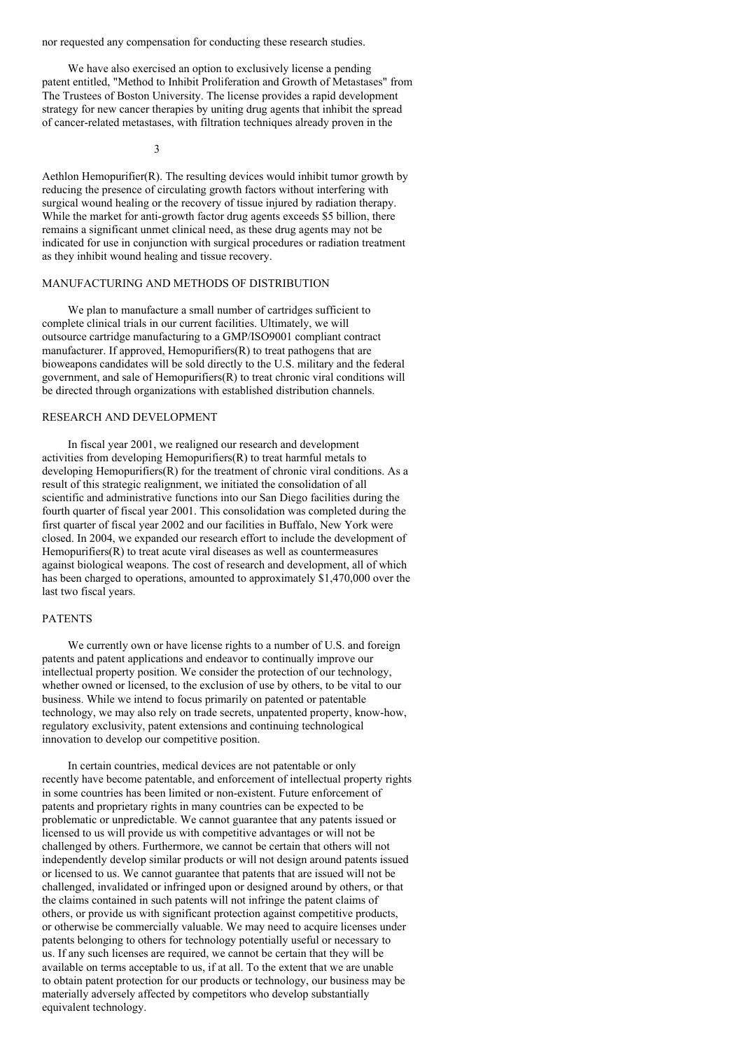nor requested any compensation for conducting these research studies.

We have also exercised an option to exclusively license a pending patent entitled, "Method to Inhibit Proliferation and Growth of Metastases" from The Trustees of Boston University. The license provides a rapid development strategy for new cancer therapies by uniting drug agents that inhibit the spread of cancer-related metastases, with filtration techniques already proven in the Aethlon Hemopurifier(R). The resulting devices would inhibit tumor growth by reducing the presence of circulating growth factors without interfering with surgical wound healing or the recovery of tissue injured by radiation therapy. While the market for anti-growth factor drug agents exceeds $5 billion, there remains a significant unmet clinical need, as these drug agents may not be indicated for use in conjunction with surgical procedures or radiation treatment as they inhibit wound healing and tissue recovery.

## MANUFACTURING AND METHODS OF DISTRIBUTION

We plan to manufacture a small number of cartridges sufficient to complete clinical trials in our current facilities. Ultimately, we will outsource cartridge manufacturing to a GMP/ISO9001 compliant contract manufacturer. If approved, Hemopurifiers(R) to treat pathogens that are bioweapons candidates will be sold directly to the U.S. military and the federal government, and sale of Hemopurifiers(R) to treat chronic viral conditions will be directed through organizations with established distribution channels.

## RESEARCH AND DEVELOPMENT

In fiscal year 2001, we realigned our research and development activities from developing Hemopurifiers(R) to treat harmful metals to developing Hemopurifiers(R) for the treatment of chronic viral conditions. As a result of this strategic realignment, we initiated the consolidation of all scientific and administrative functions into our San Diego facilities during the fourth quarter of fiscal year 2001. This consolidation was completed during the first quarter of fiscal year 2002 and our facilities in Buffalo, New York were closed. In 2004, we expanded our research effort to include the development of Hemopurifiers(R) to treat acute viral diseases as well as countermeasures against biological weapons. The cost of research and development, all of which has been charged to operations, amounted to approximately $1,470,000 over the last two fiscal years.

## PATENTS

We currently own or have license rights to a number of U.S. and foreign patents and patent applications and endeavor to continually improve our intellectual property position. We consider the protection of our technology, whether owned or licensed, to the exclusion of use by others, to be vital to our business. While we intend to focus primarily on patented or patentable technology, we may also rely on trade secrets, unpatented property, know-how, regulatory exclusivity, patent extensions and continuing technological innovation to develop our competitive position.

In certain countries, medical devices are not patentable or only recently have become patentable, and enforcement of intellectual property rights in some countries has been limited or non-existent. Future enforcement of patents and proprietary rights in many countries can be expected to be problematic or unpredictable. We cannot guarantee that any patents issued or licensed to us will provide us with competitive advantages or will not be challenged by others. Furthermore, we cannot be certain that others will not independently develop similar products or will not design around patents issued or licensed to us. We cannot guarantee that patents that are issued will not be challenged, invalidated or infringed upon or designed around by others, or that the claims contained in such patents will not infringe the patent claims of others, or provide us with significant protection against competitive products, or otherwise be commercially valuable. We may need to acquire licenses under patents belonging to others for technology potentially useful or necessary to us. If any such licenses are required, we cannot be certain that they will be available on terms acceptable to us, if at all. To the extent that we are unable to obtain patent protection for our products or technology, our business may be materially adversely affected by competitors who develop substantially equivalent technology.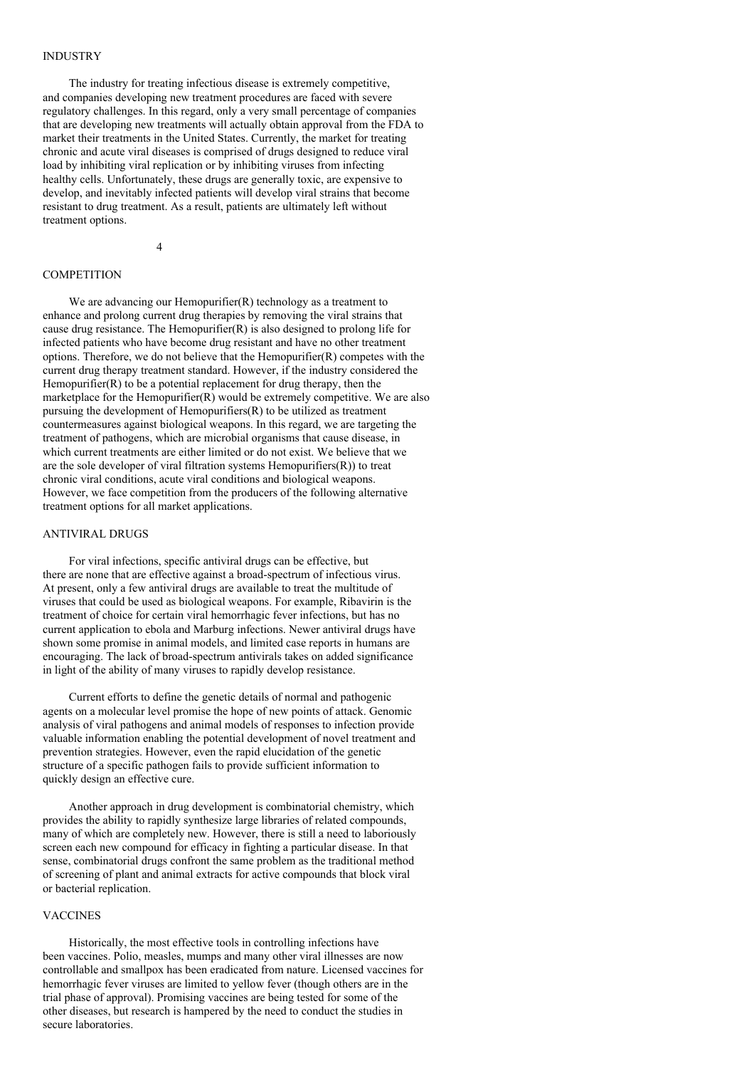## INDUSTRY

The industry for treating infectious disease is extremely competitive, and companies developing new treatment procedures are faced with severe regulatory challenges. In this regard, only a very small percentage of companies that are developing new treatments will actually obtain approval from the FDA to market their treatments in the United States. Currently, the market for treating chronic and acute viral diseases is comprised of drugs designed to reduce viral load by inhibiting viral replication or by inhibiting viruses from infecting healthy cells. Unfortunately, these drugs are generally toxic, are expensive to develop, and inevitably infected patients will develop viral strains that become resistant to drug treatment. As a result, patients are ultimately left without treatment options.

## COMPETITION

We are advancing our Hemopurifier(R) technology as a treatment to enhance and prolong current drug therapies by removing the viral strains that cause drug resistance. The Hemopurifier(R) is also designed to prolong life for infected patients who have become drug resistant and have no other treatment options. Therefore, we do not believe that the Hemopurifier(R) competes with the current drug therapy treatment standard. However, if the industry considered the Hemopurifier(R) to be a potential replacement for drug therapy, then the marketplace for the Hemopurifier(R) would be extremely competitive. We are also pursuing the development of Hemopurifiers(R) to be utilized as treatment countermeasures against biological weapons. In this regard, we are targeting the treatment of pathogens, which are microbial organisms that cause disease, in which current treatments are either limited or do not exist. We believe that we are the sole developer of viral filtration systems Hemopurifiers(R)) to treat chronic viral conditions, acute viral conditions and biological weapons. However, we face competition from the producers of the following alternative treatment options for all market applications.

## ANTIVIRAL DRUGS

For viral infections, specific antiviral drugs can be effective, but there are none that are effective against a broad-spectrum of infectious virus. At present, only a few antiviral drugs are available to treat the multitude of viruses that could be used as biological weapons. For example, Ribavirin is the treatment of choice for certain viral hemorrhagic fever infections, but has no current application to ebola and Marburg infections. Newer antiviral drugs have shown some promise in animal models, and limited case reports in humans are encouraging. The lack of broad-spectrum antivirals takes on added significance in light of the ability of many viruses to rapidly develop resistance.

Current efforts to define the genetic details of normal and pathogenic agents on a molecular level promise the hope of new points of attack. Genomic analysis of viral pathogens and animal models of responses to infection provide valuable information enabling the potential development of novel treatment and prevention strategies. However, even the rapid elucidation of the genetic structure of a specific pathogen fails to provide sufficient information to quickly design an effective cure.

Another approach in drug development is combinatorial chemistry, which provides the ability to rapidly synthesize large libraries of related compounds, many of which are completely new. However, there is still a need to laboriously screen each new compound for efficacy in fighting a particular disease. In that sense, combinatorial drugs confront the same problem as the traditional method of screening of plant and animal extracts for active compounds that block viral or bacterial replication.

## VACCINES

Historically, the most effective tools in controlling infections have been vaccines. Polio, measles, mumps and many other viral illnesses are now controllable and smallpox has been eradicated from nature. Licensed vaccines for hemorrhagic fever viruses are limited to yellow fever (though others are in the trial phase of approval). Promising vaccines are being tested for some of the other diseases, but research is hampered by the need to conduct the studies in secure laboratories.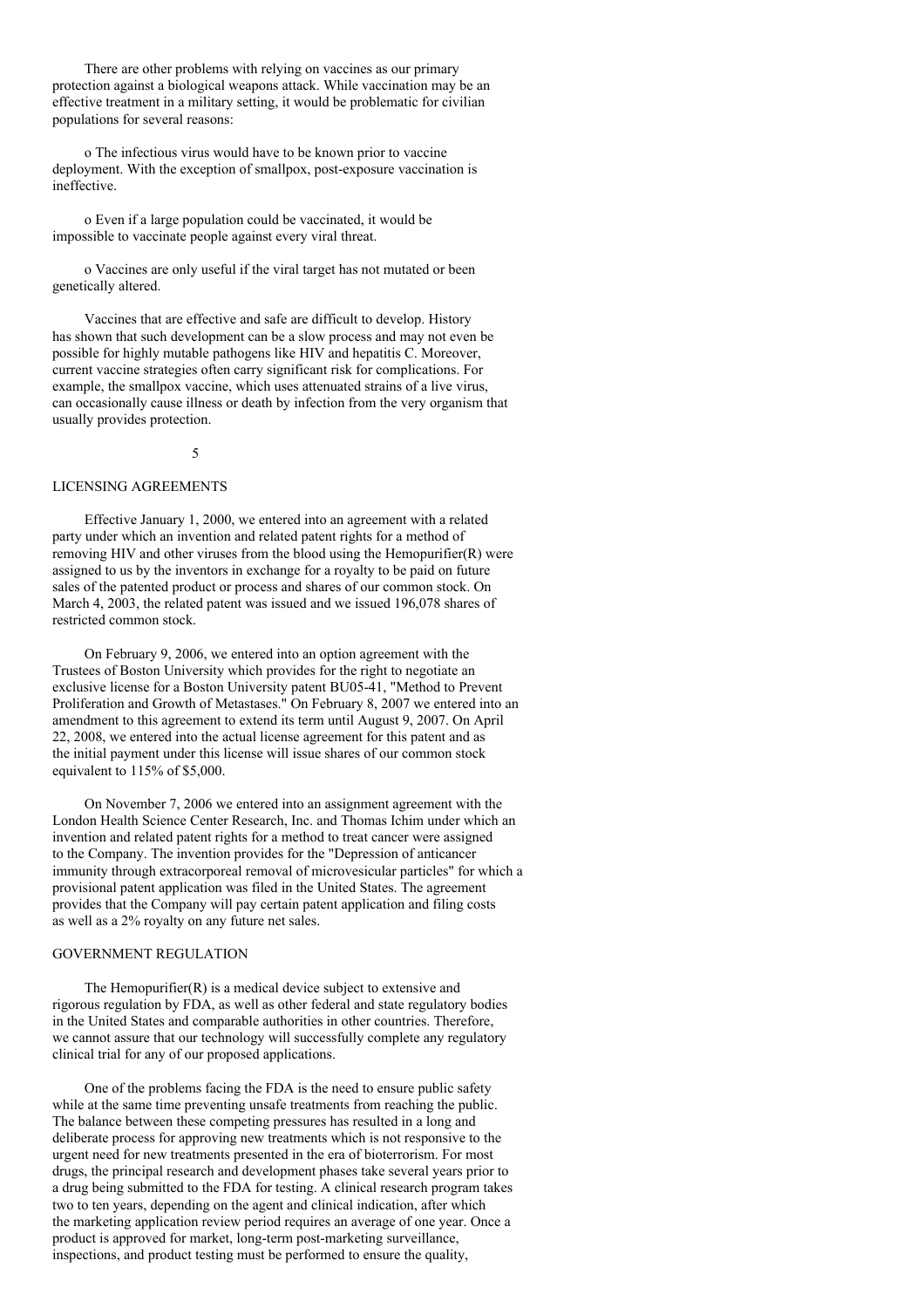There are other problems with relying on vaccines as our primary protection against a biological weapons attack. While vaccination may be an effective treatment in a military setting, it would be problematic for civilian populations for several reasons:

- The infectious virus would have to be known prior to vaccine deployment. With the exception of smallpox, post-exposure vaccination is ineffective.

- Even if a large population could be vaccinated, it would be impossible to vaccinate people against every viral threat.

- Vaccines are only useful if the viral target has not mutated or been genetically altered.

Vaccines that are effective and safe are difficult to develop. History has shown that such development can be a slow process and may not even be possible for highly mutable pathogens like HIV and hepatitis C. Moreover, current vaccine strategies often carry significant risk for complications. For example, the smallpox vaccine, which uses attenuated strains of a live virus, can occasionally cause illness or death by infection from the very organism that usually provides protection.

## LICENSING AGREEMENTS

Effective January 1, 2000, we entered into an agreement with a related party under which an invention and related patent rights for a method of removing HIV and other viruses from the blood using the Hemopurifier(R) were assigned to us by the inventors in exchange for a royalty to be paid on future sales of the patented product or process and shares of our common stock. On March 4, 2003, the related patent was issued and we issued 196,078 shares of restricted common stock.

On February 9, 2006, we entered into an option agreement with the Trustees of Boston University which provides for the right to negotiate an exclusive license for a Boston University patent BU05-41, "Method to Prevent Proliferation and Growth of Metastases." On February 8, 2007 we entered into an amendment to this agreement to extend its term until August 9, 2007. On April 22, 2008, we entered into the actual license agreement for this patent and as the initial payment under this license will issue shares of our common stock equivalent to 115% of $5,000.

On November 7, 2006 we entered into an assignment agreement with the London Health Science Center Research, Inc. and Thomas Ichim under which an invention and related patent rights for a method to treat cancer were assigned to the Company. The invention provides for the "Depression of anticancer immunity through extracorporeal removal of microvesicular particles" for which a provisional patent application was filed in the United States. The agreement provides that the Company will pay certain patent application and filing costs as well as a 2% royalty on any future net sales.

## GOVERNMENT REGULATION

The Hemopurifier(R) is a medical device subject to extensive and rigorous regulation by FDA, as well as other federal and state regulatory bodies in the United States and comparable authorities in other countries. Therefore, we cannot assure that our technology will successfully complete any regulatory clinical trial for any of our proposed applications.

One of the problems facing the FDA is the need to ensure public safety while at the same time preventing unsafe treatments from reaching the public. The balance between these competing pressures has resulted in a long and deliberate process for approving new treatments which is not responsive to the urgent need for new treatments presented in the era of bioterrorism. For most drugs, the principal research and development phases take several years prior to a drug being submitted to the FDA for testing. A clinical research program takes two to ten years, depending on the agent and clinical indication, after which the marketing application review period requires an average of one year. Once a product is approved for market, long-term post-marketing surveillance, inspections, and product testing must be performed to ensure the quality,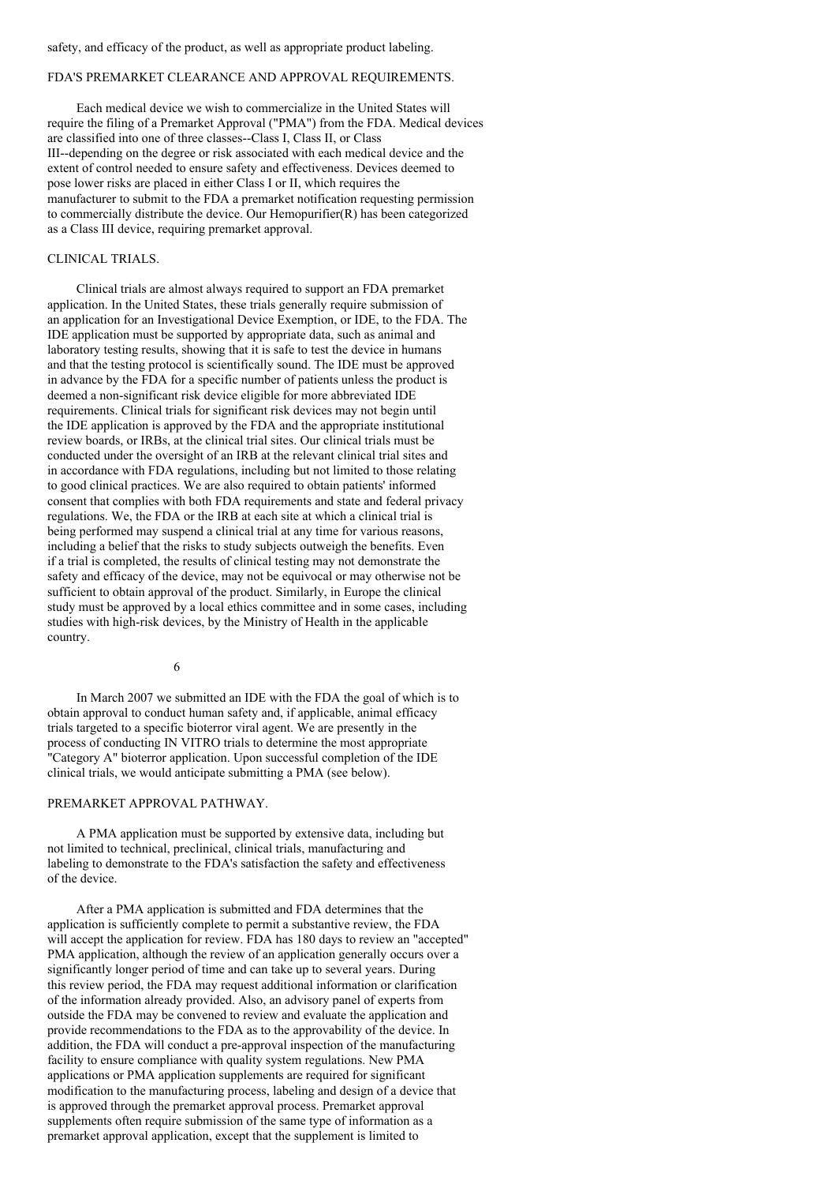safety, and efficacy of the product, as well as appropriate product labeling.

## FDA'S PREMARKET CLEARANCE AND APPROVAL REQUIREMENTS.

Each medical device we wish to commercialize in the United States will require the filing of a Premarket Approval ("PMA") from the FDA. Medical devices are classified into one of three classes--Class I, Class II, or Class III--depending on the degree or risk associated with each medical device and the extent of control needed to ensure safety and effectiveness. Devices deemed to pose lower risks are placed in either Class I or II, which requires the manufacturer to submit to the FDA a premarket notification requesting permission to commercially distribute the device. Our Hemopurifier(R) has been categorized as a Class III device, requiring premarket approval.

## CLINICAL TRIALS.

Clinical trials are almost always required to support an FDA premarket application. In the United States, these trials generally require submission of an application for an Investigational Device Exemption, or IDE, to the FDA. The IDE application must be supported by appropriate data, such as animal and laboratory testing results, showing that it is safe to test the device in humans and that the testing protocol is scientifically sound. The IDE must be approved in advance by the FDA for a specific number of patients unless the product is deemed a non-significant risk device eligible for more abbreviated IDE requirements. Clinical trials for significant risk devices may not begin until the IDE application is approved by the FDA and the appropriate institutional review boards, or IRBs, at the clinical trial sites. Our clinical trials must be conducted under the oversight of an IRB at the relevant clinical trial sites and in accordance with FDA regulations, including but not limited to those relating to good clinical practices. We are also required to obtain patients' informed consent that complies with both FDA requirements and state and federal privacy regulations. We, the FDA or the IRB at each site at which a clinical trial is being performed may suspend a clinical trial at any time for various reasons, including a belief that the risks to study subjects outweigh the benefits. Even if a trial is completed, the results of clinical testing may not demonstrate the safety and efficacy of the device, may not be equivocal or may otherwise not be sufficient to obtain approval of the product. Similarly, in Europe the clinical study must be approved by a local ethics committee and in some cases, including studies with high-risk devices, by the Ministry of Health in the applicable country.

In March 2007 we submitted an IDE with the FDA the goal of which is to obtain approval to conduct human safety and, if applicable, animal efficacy trials targeted to a specific bioterror viral agent. We are presently in the process of conducting IN VITRO trials to determine the most appropriate "Category A" bioterror application. Upon successful completion of the IDE clinical trials, we would anticipate submitting a PMA (see below).

## PREMARKET APPROVAL PATHWAY.

A PMA application must be supported by extensive data, including but not limited to technical, preclinical, clinical trials, manufacturing and labeling to demonstrate to the FDA's satisfaction the safety and effectiveness of the device.

After a PMA application is submitted and FDA determines that the application is sufficiently complete to permit a substantive review, the FDA will accept the application for review. FDA has 180 days to review an "accepted" PMA application, although the review of an application generally occurs over a significantly longer period of time and can take up to several years. During this review period, the FDA may request additional information or clarification of the information already provided. Also, an advisory panel of experts from outside the FDA may be convened to review and evaluate the application and provide recommendations to the FDA as to the approvability of the device. In addition, the FDA will conduct a pre-approval inspection of the manufacturing facility to ensure compliance with quality system regulations. New PMA applications or PMA application supplements are required for significant modification to the manufacturing process, labeling and design of a device that is approved through the premarket approval process. Premarket approval supplements often require submission of the same type of information as a premarket approval application, except that the supplement is limited to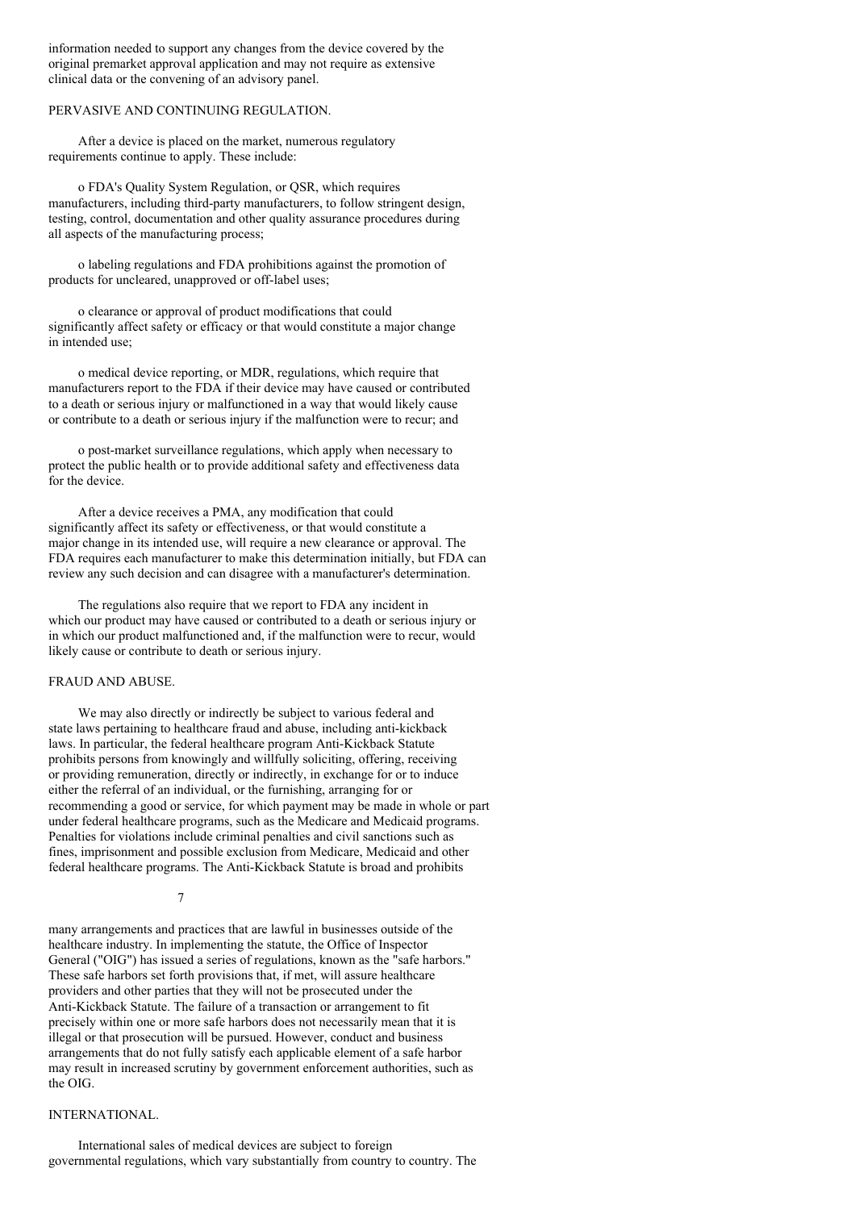information needed to support any changes from the device covered by the original premarket approval application and may not require as extensive clinical data or the convening of an advisory panel.

PERVASIVE AND CONTINUING REGULATION.

After a device is placed on the market, numerous regulatory requirements continue to apply. These include:

- FDA's Quality System Regulation, or QSR, which requires manufacturers, including third-party manufacturers, to follow stringent design, testing, control, documentation and other quality assurance procedures during all aspects of the manufacturing process;

- labeling regulations and FDA prohibitions against the promotion of products for uncleared, unapproved or off-label uses;

- clearance or approval of product modifications that could significantly affect safety or efficacy or that would constitute a major change in intended use;

- medical device reporting, or MDR, regulations, which require that manufacturers report to the FDA if their device may have caused or contributed to a death or serious injury or malfunctioned in a way that would likely cause or contribute to a death or serious injury if the malfunction were to recur; and

- post-market surveillance regulations, which apply when necessary to protect the public health or to provide additional safety and effectiveness data for the device.

After a device receives a PMA, any modification that could significantly affect its safety or effectiveness, or that would constitute a major change in its intended use, will require a new clearance or approval. The FDA requires each manufacturer to make this determination initially, but FDA can review any such decision and can disagree with a manufacturer's determination.

The regulations also require that we report to FDA any incident in which our product may have caused or contributed to a death or serious injury or in which our product malfunctioned and, if the malfunction were to recur, would likely cause or contribute to death or serious injury.

FRAUD AND ABUSE.

We may also directly or indirectly be subject to various federal and state laws pertaining to healthcare fraud and abuse, including anti-kickback laws. In particular, the federal healthcare program Anti-Kickback Statute prohibits persons from knowingly and willfully soliciting, offering, receiving or providing remuneration, directly or indirectly, in exchange for or to induce either the referral of an individual, or the furnishing, arranging for or recommending a good or service, for which payment may be made in whole or part under federal healthcare programs, such as the Medicare and Medicaid programs. Penalties for violations include criminal penalties and civil sanctions such as fines, imprisonment and possible exclusion from Medicare, Medicaid and other federal healthcare programs. The Anti-Kickback Statute is broad and prohibits many arrangements and practices that are lawful in businesses outside of the healthcare industry. In implementing the statute, the Office of Inspector General ("OIG") has issued a series of regulations, known as the "safe harbors." These safe harbors set forth provisions that, if met, will assure healthcare providers and other parties that they will not be prosecuted under the Anti-Kickback Statute. The failure of a transaction or arrangement to fit precisely within one or more safe harbors does not necessarily mean that it is illegal or that prosecution will be pursued. However, conduct and business arrangements that do not fully satisfy each applicable element of a safe harbor may result in increased scrutiny by government enforcement authorities, such as the OIG.

INTERNATIONAL.

International sales of medical devices are subject to foreign governmental regulations, which vary substantially from country to country. The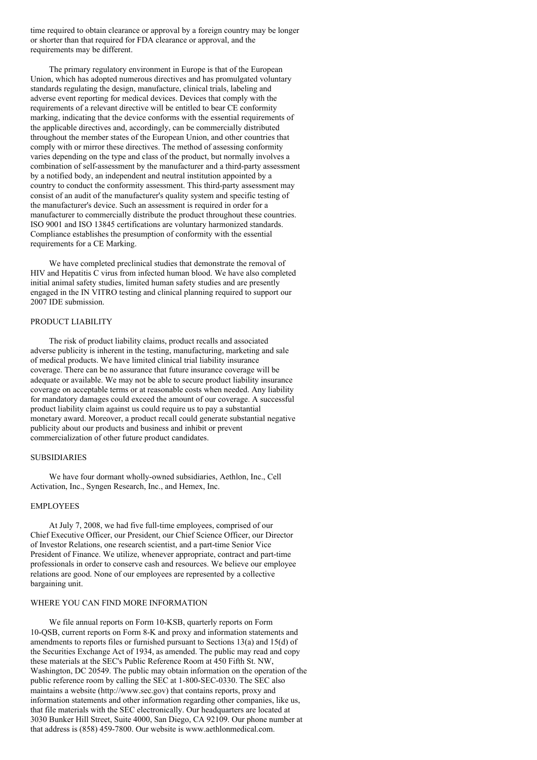time required to obtain clearance or approval by a foreign country may be longer or shorter than that required for FDA clearance or approval, and the requirements may be different.

The primary regulatory environment in Europe is that of the European Union, which has adopted numerous directives and has promulgated voluntary standards regulating the design, manufacture, clinical trials, labeling and adverse event reporting for medical devices. Devices that comply with the requirements of a relevant directive will be entitled to bear CE conformity marking, indicating that the device conforms with the essential requirements of the applicable directives and, accordingly, can be commercially distributed throughout the member states of the European Union, and other countries that comply with or mirror these directives. The method of assessing conformity varies depending on the type and class of the product, but normally involves a combination of self-assessment by the manufacturer and a third-party assessment by a notified body, an independent and neutral institution appointed by a country to conduct the conformity assessment. This third-party assessment may consist of an audit of the manufacturer's quality system and specific testing of the manufacturer's device. Such an assessment is required in order for a manufacturer to commercially distribute the product throughout these countries. ISO 9001 and ISO 13845 certifications are voluntary harmonized standards. Compliance establishes the presumption of conformity with the essential requirements for a CE Marking.

We have completed preclinical studies that demonstrate the removal of HIV and Hepatitis C virus from infected human blood. We have also completed initial animal safety studies, limited human safety studies and are presently engaged in the IN VITRO testing and clinical planning required to support our 2007 IDE submission.

## PRODUCT LIABILITY

The risk of product liability claims, product recalls and associated adverse publicity is inherent in the testing, manufacturing, marketing and sale of medical products. We have limited clinical trial liability insurance coverage. There can be no assurance that future insurance coverage will be adequate or available. We may not be able to secure product liability insurance coverage on acceptable terms or at reasonable costs when needed. Any liability for mandatory damages could exceed the amount of our coverage. A successful product liability claim against us could require us to pay a substantial monetary award. Moreover, a product recall could generate substantial negative publicity about our products and business and inhibit or prevent commercialization of other future product candidates.

## SUBSIDIARIES

We have four dormant wholly-owned subsidiaries, Aethlon, Inc., Cell Activation, Inc., Syngen Research, Inc., and Hemex, Inc.

## EMPLOYEES

At July 7, 2008, we had five full-time employees, comprised of our Chief Executive Officer, our President, our Chief Science Officer, our Director of Investor Relations, one research scientist, and a part-time Senior Vice President of Finance. We utilize, whenever appropriate, contract and part-time professionals in order to conserve cash and resources. We believe our employee relations are good. None of our employees are represented by a collective bargaining unit.

## WHERE YOU CAN FIND MORE INFORMATION

We file annual reports on Form 10-KSB, quarterly reports on Form 10-QSB, current reports on Form 8-K and proxy and information statements and amendments to reports files or furnished pursuant to Sections 13(a) and 15(d) of the Securities Exchange Act of 1934, as amended. The public may read and copy these materials at the SEC's Public Reference Room at 450 Fifth St. NW, Washington, DC 20549. The public may obtain information on the operation of the public reference room by calling the SEC at 1-800-SEC-0330. The SEC also maintains a website (http://www.sec.gov) that contains reports, proxy and information statements and other information regarding other companies, like us, that file materials with the SEC electronically. Our headquarters are located at 3030 Bunker Hill Street, Suite 4000, San Diego, CA 92109. Our phone number at that address is (858) 459-7800. Our website is www.aethlonmedical.com.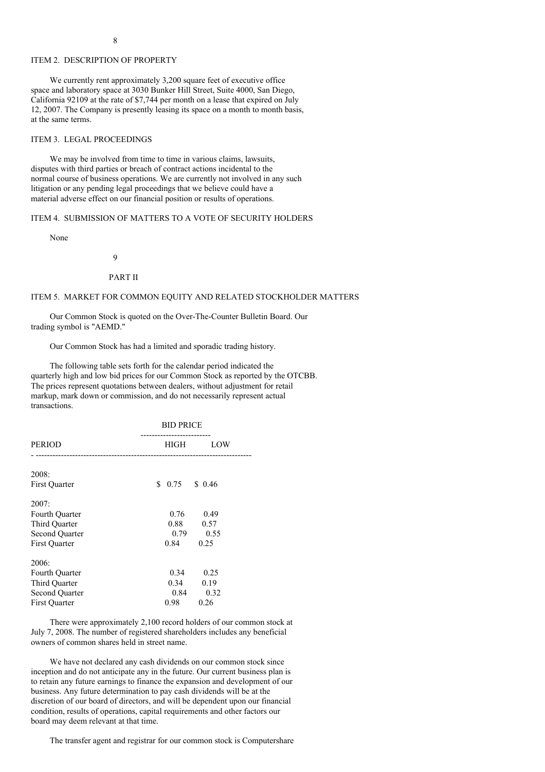## ITEM 2. DESCRIPTION OF PROPERTY

We currently rent approximately 3,200 square feet of executive office space and laboratory space at 3030 Bunker Hill Street, Suite 4000, San Diego, California 92109 at the rate of $7,744 per month on a lease that expired on July 12, 2007. The Company is presently leasing its space on a month to month basis, at the same terms.

## ITEM 3. LEGAL PROCEEDINGS

We may be involved from time to time in various claims, lawsuits, disputes with third parties or breach of contract actions incidental to the normal course of business operations. We are currently not involved in any such litigation or any pending legal proceedings that we believe could have a material adverse effect on our financial position or results of operations.

## ITEM 4. SUBMISSION OF MATTERS TO A VOTE OF SECURITY HOLDERS

None

# PART II

## ITEM 5. MARKET FOR COMMON EQUITY AND RELATED STOCKHOLDER MATTERS

Our Common Stock is quoted on the Over-The-Counter Bulletin Board. Our trading symbol is "AEMD."

Our Common Stock has had a limited and sporadic trading history.

The following table sets forth for the calendar period indicated the quarterly high and low bid prices for our Common Stock as reported by the OTCBB. The prices represent quotations between dealers, without adjustment for retail markup, mark down or commission, and do not necessarily represent actual transactions.

| | BID PRICE | |
|---|---|---|
| PERIOD | HIGH | LOW |
| 2008: | | |
| First Quarter | $ 0.75 | $ 0.46 |
| 2007: | | |
| Fourth Quarter | 0.76 | 0.49 |
| Third Quarter | 0.88 | 0.57 |
| Second Quarter | 0.79 | 0.55 |
| First Quarter | 0.84 | 0.25 |
| 2006: | | |
| Fourth Quarter | 0.34 | 0.25 |
| Third Quarter | 0.34 | 0.19 |
| Second Quarter | 0.84 | 0.32 |
| First Quarter | 0.98 | 0.26 |

There were approximately 2,100 record holders of our common stock at July 7, 2008. The number of registered shareholders includes any beneficial owners of common shares held in street name.

We have not declared any cash dividends on our common stock since inception and do not anticipate any in the future. Our current business plan is to retain any future earnings to finance the expansion and development of our business. Any future determination to pay cash dividends will be at the discretion of our board of directors, and will be dependent upon our financial condition, results of operations, capital requirements and other factors our board may deem relevant at that time.

The transfer agent and registrar for our common stock is Computershare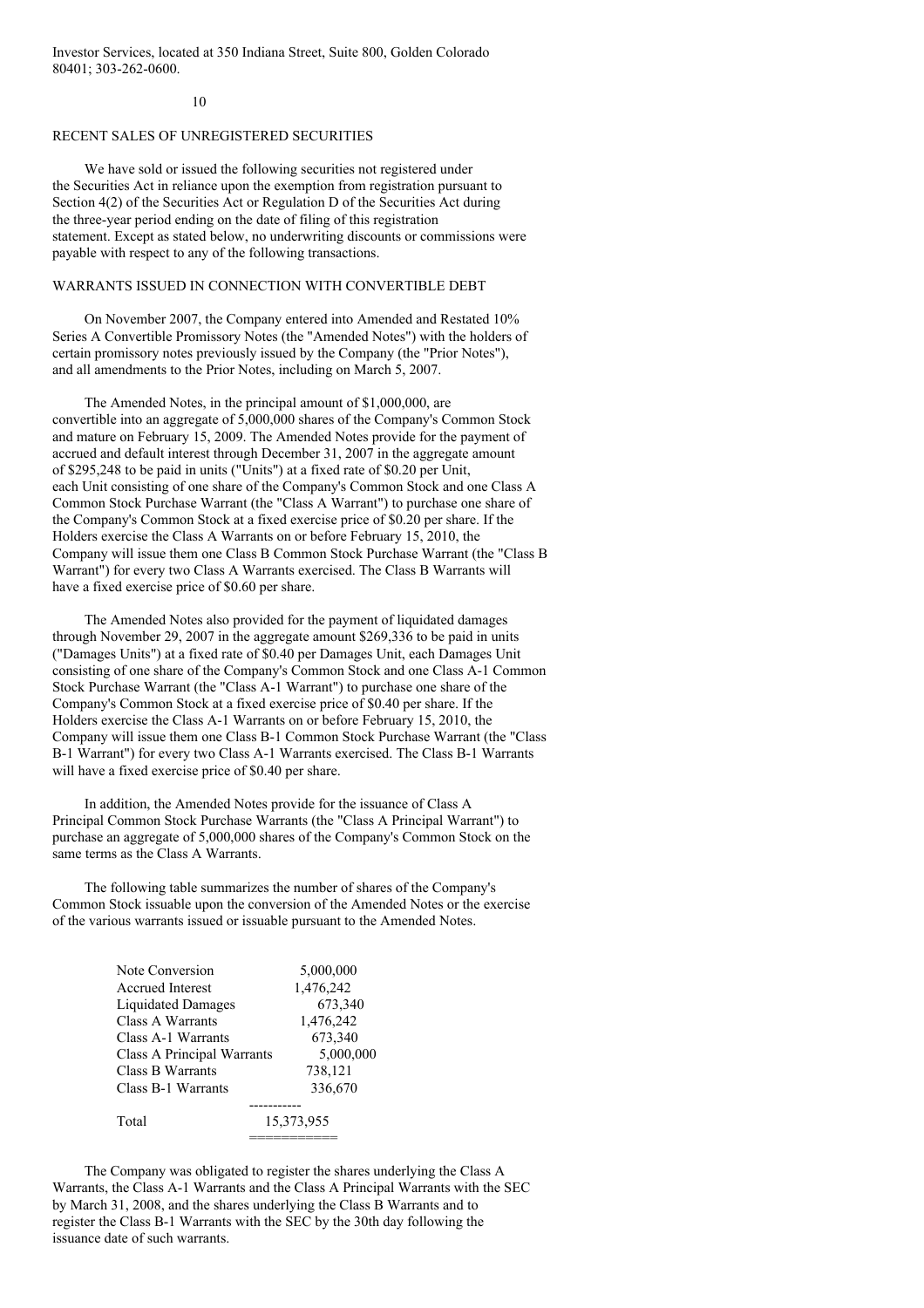Investor Services, located at 350 Indiana Street, Suite 800, Golden Colorado 80401; 303-262-0600.

## RECENT SALES OF UNREGISTERED SECURITIES

We have sold or issued the following securities not registered under the Securities Act in reliance upon the exemption from registration pursuant to Section 4(2) of the Securities Act or Regulation D of the Securities Act during the three-year period ending on the date of filing of this registration statement. Except as stated below, no underwriting discounts or commissions were payable with respect to any of the following transactions.

## WARRANTS ISSUED IN CONNECTION WITH CONVERTIBLE DEBT

On November 2007, the Company entered into Amended and Restated 10% Series A Convertible Promissory Notes (the "Amended Notes") with the holders of certain promissory notes previously issued by the Company (the "Prior Notes"), and all amendments to the Prior Notes, including on March 5, 2007.

The Amended Notes, in the principal amount of $1,000,000, are convertible into an aggregate of 5,000,000 shares of the Company's Common Stock and mature on February 15, 2009. The Amended Notes provide for the payment of accrued and default interest through December 31, 2007 in the aggregate amount of $295,248 to be paid in units ("Units") at a fixed rate of $0.20 per Unit, each Unit consisting of one share of the Company's Common Stock and one Class A Common Stock Purchase Warrant (the "Class A Warrant") to purchase one share of the Company's Common Stock at a fixed exercise price of $0.20 per share. If the Holders exercise the Class A Warrants on or before February 15, 2010, the Company will issue them one Class B Common Stock Purchase Warrant (the "Class B Warrant") for every two Class A Warrants exercised. The Class B Warrants will have a fixed exercise price of $0.60 per share.

The Amended Notes also provided for the payment of liquidated damages through November 29, 2007 in the aggregate amount $269,336 to be paid in units ("Damages Units") at a fixed rate of $0.40 per Damages Unit, each Damages Unit consisting of one share of the Company's Common Stock and one Class A-1 Common Stock Purchase Warrant (the "Class A-1 Warrant") to purchase one share of the Company's Common Stock at a fixed exercise price of $0.40 per share. If the Holders exercise the Class A-1 Warrants on or before February 15, 2010, the Company will issue them one Class B-1 Common Stock Purchase Warrant (the "Class B-1 Warrant") for every two Class A-1 Warrants exercised. The Class B-1 Warrants will have a fixed exercise price of $0.40 per share.

In addition, the Amended Notes provide for the issuance of Class A Principal Common Stock Purchase Warrants (the "Class A Principal Warrant") to purchase an aggregate of 5,000,000 shares of the Company's Common Stock on the same terms as the Class A Warrants.

The following table summarizes the number of shares of the Company's Common Stock issuable upon the conversion of the Amended Notes or the exercise of the various warrants issued or issuable pursuant to the Amended Notes.

| | |
|---|---|
| Note Conversion | 5,000,000 |
| Accrued Interest | 1,476,242 |
| Liquidated Damages | 673,340 |
| Class A Warrants | 1,476,242 |
| Class A-1 Warrants | 673,340 |
| Class A Principal Warrants | 5,000,000 |
| Class B Warrants | 738,121 |
| Class B-1 Warrants | 336,670 |
| Total | 15,373,955 |

The Company was obligated to register the shares underlying the Class A Warrants, the Class A-1 Warrants and the Class A Principal Warrants with the SEC by March 31, 2008, and the shares underlying the Class B Warrants and to register the Class B-1 Warrants with the SEC by the 30th day following the issuance date of such warrants.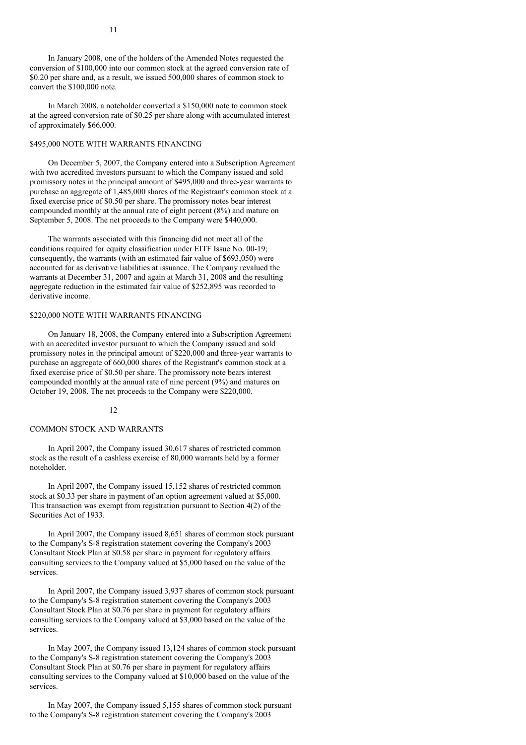In January 2008, one of the holders of the Amended Notes requested the conversion of \$100,000 into our common stock at the agreed conversion rate of \$0.20 per share and, as a result, we issued 500,000 shares of common stock to convert the \$100,000 note.

In March 2008, a noteholder converted a \$150,000 note to common stock at the agreed conversion rate of \$0.25 per share along with accumulated interest of approximately \$66,000.

## $495,000 NOTE WITH WARRANTS FINANCING

On December 5, 2007, the Company entered into a Subscription Agreement with two accredited investors pursuant to which the Company issued and sold promissory notes in the principal amount of \$495,000 and three-year warrants to purchase an aggregate of 1,485,000 shares of the Registrant's common stock at a fixed exercise price of \$0.50 per share. The promissory notes bear interest compounded monthly at the annual rate of eight percent (8%) and mature on September 5, 2008. The net proceeds to the Company were \$440,000.

The warrants associated with this financing did not meet all of the conditions required for equity classification under EITF Issue No. 00-19; consequently, the warrants (with an estimated fair value of \$693,050) were accounted for as derivative liabilities at issuance. The Company revalued the warrants at December 31, 2007 and again at March 31, 2008 and the resulting aggregate reduction in the estimated fair value of \$252,895 was recorded to derivative income.

## $220,000 NOTE WITH WARRANTS FINANCING

On January 18, 2008, the Company entered into a Subscription Agreement with an accredited investor pursuant to which the Company issued and sold promissory notes in the principal amount of \$220,000 and three-year warrants to purchase an aggregate of 660,000 shares of the Registrant's common stock at a fixed exercise price of \$0.50 per share. The promissory note bears interest compounded monthly at the annual rate of nine percent (9%) and matures on October 19, 2008. The net proceeds to the Company were \$220,000.

## COMMON STOCK AND WARRANTS

In April 2007, the Company issued 30,617 shares of restricted common stock as the result of a cashless exercise of 80,000 warrants held by a former noteholder.

In April 2007, the Company issued 15,152 shares of restricted common stock at \$0.33 per share in payment of an option agreement valued at \$5,000. This transaction was exempt from registration pursuant to Section 4(2) of the Securities Act of 1933.

In April 2007, the Company issued 8,651 shares of common stock pursuant to the Company's S-8 registration statement covering the Company's 2003 Consultant Stock Plan at \$0.58 per share in payment for regulatory affairs consulting services to the Company valued at \$5,000 based on the value of the services.

In April 2007, the Company issued 3,937 shares of common stock pursuant to the Company's S-8 registration statement covering the Company's 2003 Consultant Stock Plan at \$0.76 per share in payment for regulatory affairs consulting services to the Company valued at \$3,000 based on the value of the services.

In May 2007, the Company issued 13,124 shares of common stock pursuant to the Company's S-8 registration statement covering the Company's 2003 Consultant Stock Plan at \$0.76 per share in payment for regulatory affairs consulting services to the Company valued at \$10,000 based on the value of the services.

In May 2007, the Company issued 5,155 shares of common stock pursuant to the Company's S-8 registration statement covering the Company's 2003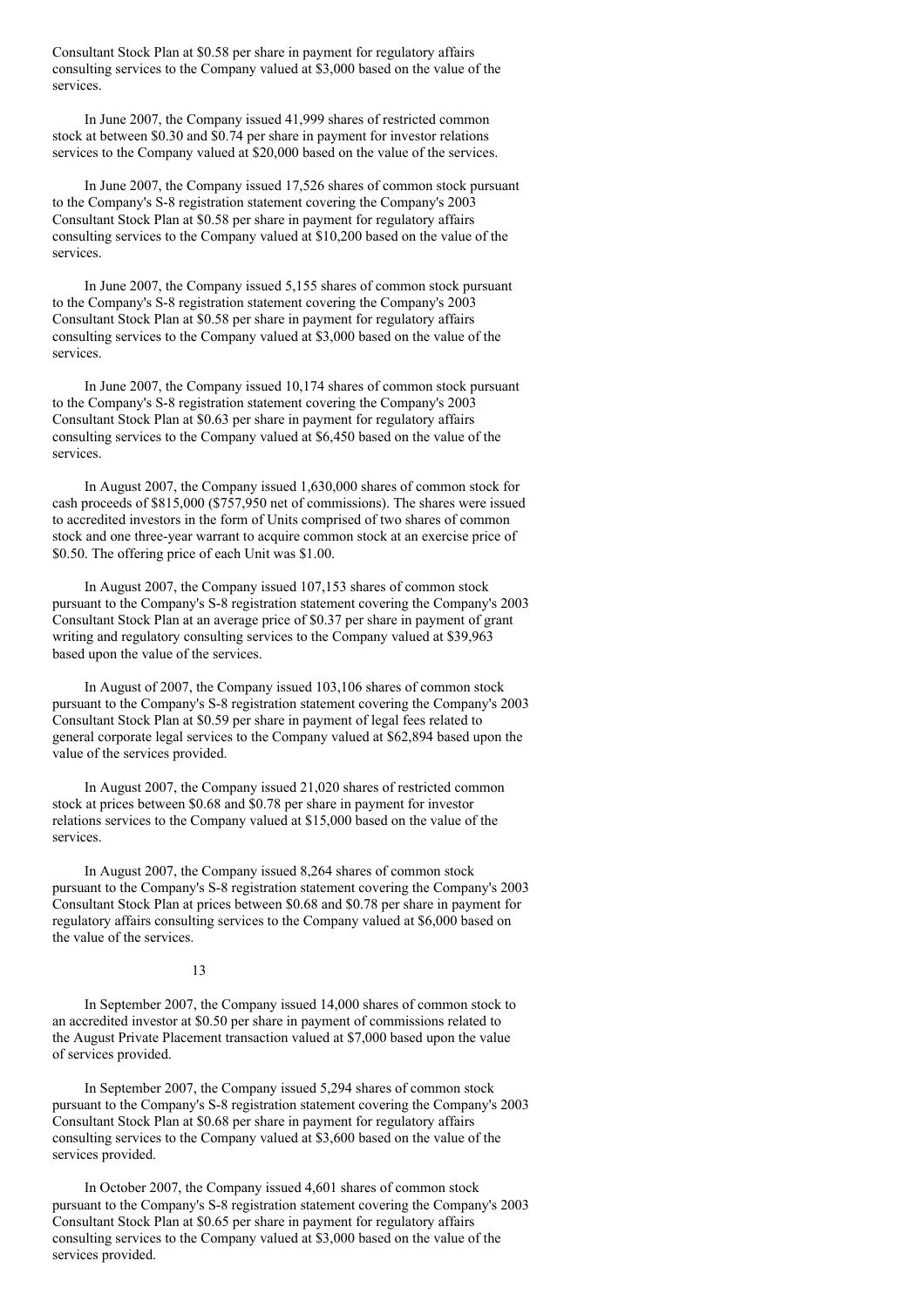Consultant Stock Plan at $0.58 per share in payment for regulatory affairs consulting services to the Company valued at $3,000 based on the value of the services.

In June 2007, the Company issued 41,999 shares of restricted common stock at between $0.30 and $0.74 per share in payment for investor relations services to the Company valued at $20,000 based on the value of the services.

In June 2007, the Company issued 17,526 shares of common stock pursuant to the Company's S-8 registration statement covering the Company's 2003 Consultant Stock Plan at $0.58 per share in payment for regulatory affairs consulting services to the Company valued at $10,200 based on the value of the services.

In June 2007, the Company issued 5,155 shares of common stock pursuant to the Company's S-8 registration statement covering the Company's 2003 Consultant Stock Plan at $0.58 per share in payment for regulatory affairs consulting services to the Company valued at $3,000 based on the value of the services.

In June 2007, the Company issued 10,174 shares of common stock pursuant to the Company's S-8 registration statement covering the Company's 2003 Consultant Stock Plan at $0.63 per share in payment for regulatory affairs consulting services to the Company valued at $6,450 based on the value of the services.

In August 2007, the Company issued 1,630,000 shares of common stock for cash proceeds of $815,000 ($757,950 net of commissions). The shares were issued to accredited investors in the form of Units comprised of two shares of common stock and one three-year warrant to acquire common stock at an exercise price of $0.50. The offering price of each Unit was $1.00.

In August 2007, the Company issued 107,153 shares of common stock pursuant to the Company's S-8 registration statement covering the Company's 2003 Consultant Stock Plan at an average price of $0.37 per share in payment of grant writing and regulatory consulting services to the Company valued at $39,963 based upon the value of the services.

In August of 2007, the Company issued 103,106 shares of common stock pursuant to the Company's S-8 registration statement covering the Company's 2003 Consultant Stock Plan at $0.59 per share in payment of legal fees related to general corporate legal services to the Company valued at $62,894 based upon the value of the services provided.

In August 2007, the Company issued 21,020 shares of restricted common stock at prices between $0.68 and $0.78 per share in payment for investor relations services to the Company valued at $15,000 based on the value of the services.

In August 2007, the Company issued 8,264 shares of common stock pursuant to the Company's S-8 registration statement covering the Company's 2003 Consultant Stock Plan at prices between $0.68 and $0.78 per share in payment for regulatory affairs consulting services to the Company valued at $6,000 based on the value of the services.

In September 2007, the Company issued 14,000 shares of common stock to an accredited investor at $0.50 per share in payment of commissions related to the August Private Placement transaction valued at $7,000 based upon the value of services provided.

In September 2007, the Company issued 5,294 shares of common stock pursuant to the Company's S-8 registration statement covering the Company's 2003 Consultant Stock Plan at $0.68 per share in payment for regulatory affairs consulting services to the Company valued at $3,600 based on the value of the services provided.

In October 2007, the Company issued 4,601 shares of common stock pursuant to the Company's S-8 registration statement covering the Company's 2003 Consultant Stock Plan at $0.65 per share in payment for regulatory affairs consulting services to the Company valued at $3,000 based on the value of the services provided.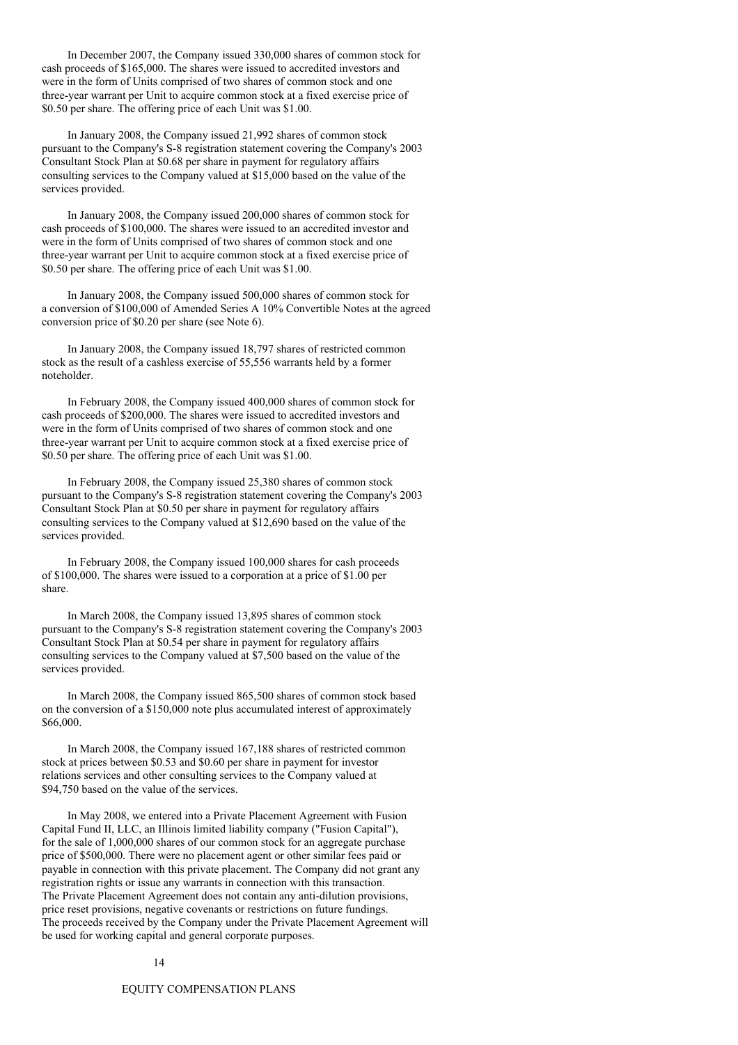In December 2007, the Company issued 330,000 shares of common stock for cash proceeds of $165,000. The shares were issued to accredited investors and were in the form of Units comprised of two shares of common stock and one three-year warrant per Unit to acquire common stock at a fixed exercise price of $0.50 per share. The offering price of each Unit was $1.00.

In January 2008, the Company issued 21,992 shares of common stock pursuant to the Company's S-8 registration statement covering the Company's 2003 Consultant Stock Plan at $0.68 per share in payment for regulatory affairs consulting services to the Company valued at $15,000 based on the value of the services provided.

In January 2008, the Company issued 200,000 shares of common stock for cash proceeds of $100,000. The shares were issued to an accredited investor and were in the form of Units comprised of two shares of common stock and one three-year warrant per Unit to acquire common stock at a fixed exercise price of $0.50 per share. The offering price of each Unit was $1.00.

In January 2008, the Company issued 500,000 shares of common stock for a conversion of $100,000 of Amended Series A 10% Convertible Notes at the agreed conversion price of $0.20 per share (see Note 6).

In January 2008, the Company issued 18,797 shares of restricted common stock as the result of a cashless exercise of 55,556 warrants held by a former noteholder.

In February 2008, the Company issued 400,000 shares of common stock for cash proceeds of $200,000. The shares were issued to accredited investors and were in the form of Units comprised of two shares of common stock and one three-year warrant per Unit to acquire common stock at a fixed exercise price of $0.50 per share. The offering price of each Unit was $1.00.

In February 2008, the Company issued 25,380 shares of common stock pursuant to the Company's S-8 registration statement covering the Company's 2003 Consultant Stock Plan at $0.50 per share in payment for regulatory affairs consulting services to the Company valued at $12,690 based on the value of the services provided.

In February 2008, the Company issued 100,000 shares for cash proceeds of $100,000. The shares were issued to a corporation at a price of $1.00 per share.

In March 2008, the Company issued 13,895 shares of common stock pursuant to the Company's S-8 registration statement covering the Company's 2003 Consultant Stock Plan at $0.54 per share in payment for regulatory affairs consulting services to the Company valued at $7,500 based on the value of the services provided.

In March 2008, the Company issued 865,500 shares of common stock based on the conversion of a $150,000 note plus accumulated interest of approximately $66,000.

In March 2008, the Company issued 167,188 shares of restricted common stock at prices between $0.53 and $0.60 per share in payment for investor relations services and other consulting services to the Company valued at $94,750 based on the value of the services.

In May 2008, we entered into a Private Placement Agreement with Fusion Capital Fund II, LLC, an Illinois limited liability company ("Fusion Capital"), for the sale of 1,000,000 shares of our common stock for an aggregate purchase price of $500,000. There were no placement agent or other similar fees paid or payable in connection with this private placement. The Company did not grant any registration rights or issue any warrants in connection with this transaction. The Private Placement Agreement does not contain any anti-dilution provisions, price reset provisions, negative covenants or restrictions on future fundings. The proceeds received by the Company under the Private Placement Agreement will be used for working capital and general corporate purposes.

EQUITY COMPENSATION PLANS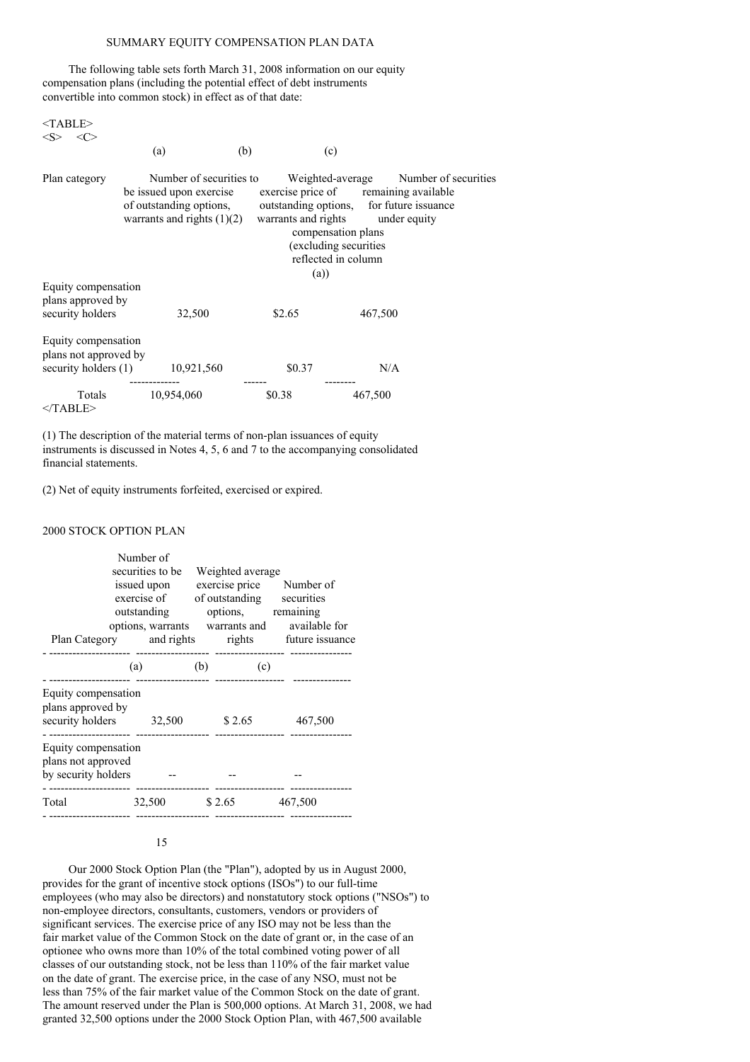SUMMARY EQUITY COMPENSATION PLAN DATA

The following table sets forth March 31, 2008 information on our equity compensation plans (including the potential effect of debt instruments convertible into common stock) in effect as of that date:

| | (a) | (b) | (c) |
|---|---|---|---|
| Plan category | Number of securities to be issued upon exercise of outstanding options, warrants and rights (1)(2) | Weighted-average exercise price of outstanding options, warrants and rights | Number of securities remaining available for future issuance under equity compensation plans (excluding securities reflected in column (a)) |
| Equity compensation plans approved by security holders | 32,500 | $2.65 | 467,500 |
| Equity compensation plans not approved by security holders (1) | 10,921,560 | $0.37 | N/A |
| Totals | 10,954,060 | $0.38 | 467,500 |

(1) The description of the material terms of non-plan issuances of equity instruments is discussed in Notes 4, 5, 6 and 7 to the accompanying consolidated financial statements.

(2) Net of equity instruments forfeited, exercised or expired.

2000 STOCK OPTION PLAN

| Plan Category | Number of securities to be issued upon exercise of outstanding options, warrants and rights | Weighted average exercise price of outstanding options, warrants and rights | Number of securities remaining available for future issuance |
|---|---|---|---|
| | (a) | (b) | (c) |
| Equity compensation plans approved by security holders | 32,500 | $ 2.65 | 467,500 |
| Equity compensation plans not approved by security holders | -- | -- | -- |
| Total | 32,500 | $ 2.65 | 467,500 |

Our 2000 Stock Option Plan (the "Plan"), adopted by us in August 2000, provides for the grant of incentive stock options (ISOs") to our full-time employees (who may also be directors) and nonstatutory stock options ("NSOs") to non-employee directors, consultants, customers, vendors or providers of significant services. The exercise price of any ISO may not be less than the fair market value of the Common Stock on the date of grant or, in the case of an optionee who owns more than 10% of the total combined voting power of all classes of our outstanding stock, not be less than 110% of the fair market value on the date of grant. The exercise price, in the case of any NSO, must not be less than 75% of the fair market value of the Common Stock on the date of grant. The amount reserved under the Plan is 500,000 options. At March 31, 2008, we had granted 32,500 options under the 2000 Stock Option Plan, with 467,500 available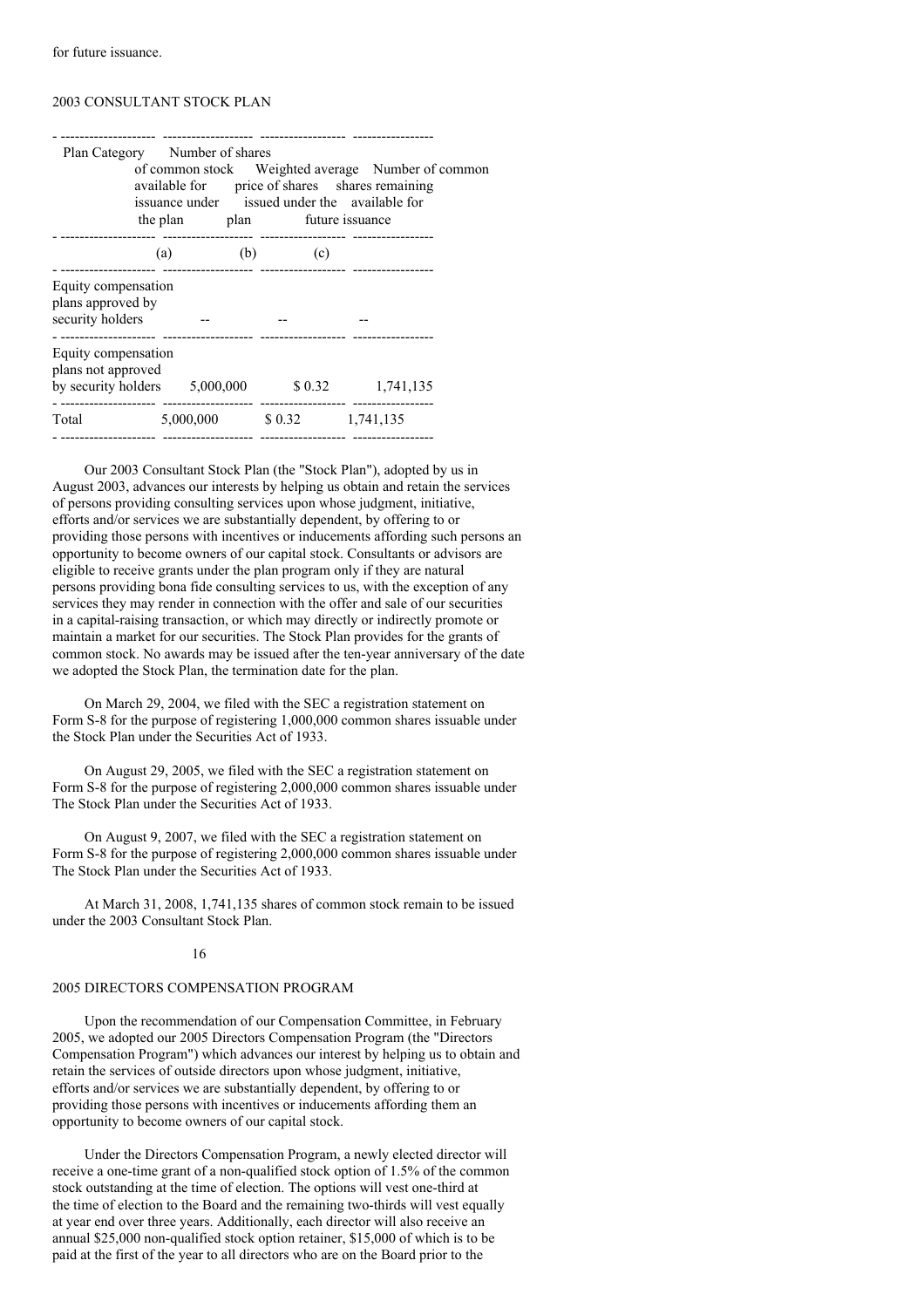for future issuance.

2003 CONSULTANT STOCK PLAN

| Plan Category | Number of shares of common stock available for issuance under the plan | Weighted average price of shares issued under the plan | Number of common shares remaining available for future issuance |
|---|---|---|---|
| | (a) | (b) | (c) |
| Equity compensation plans approved by security holders | -- | -- | -- |
| Equity compensation plans not approved by security holders | 5,000,000 | $ 0.32 | 1,741,135 |
| Total | 5,000,000 | $ 0.32 | 1,741,135 |

Our 2003 Consultant Stock Plan (the "Stock Plan"), adopted by us in August 2003, advances our interests by helping us obtain and retain the services of persons providing consulting services upon whose judgment, initiative, efforts and/or services we are substantially dependent, by offering to or providing those persons with incentives or inducements affording such persons an opportunity to become owners of our capital stock. Consultants or advisors are eligible to receive grants under the plan program only if they are natural persons providing bona fide consulting services to us, with the exception of any services they may render in connection with the offer and sale of our securities in a capital-raising transaction, or which may directly or indirectly promote or maintain a market for our securities. The Stock Plan provides for the grants of common stock. No awards may be issued after the ten-year anniversary of the date we adopted the Stock Plan, the termination date for the plan.

On March 29, 2004, we filed with the SEC a registration statement on Form S-8 for the purpose of registering 1,000,000 common shares issuable under the Stock Plan under the Securities Act of 1933.

On August 29, 2005, we filed with the SEC a registration statement on Form S-8 for the purpose of registering 2,000,000 common shares issuable under The Stock Plan under the Securities Act of 1933.

On August 9, 2007, we filed with the SEC a registration statement on Form S-8 for the purpose of registering 2,000,000 common shares issuable under The Stock Plan under the Securities Act of 1933.

At March 31, 2008, 1,741,135 shares of common stock remain to be issued under the 2003 Consultant Stock Plan.

2005 DIRECTORS COMPENSATION PROGRAM

Upon the recommendation of our Compensation Committee, in February 2005, we adopted our 2005 Directors Compensation Program (the "Directors Compensation Program") which advances our interest by helping us to obtain and retain the services of outside directors upon whose judgment, initiative, efforts and/or services we are substantially dependent, by offering to or providing those persons with incentives or inducements affording them an opportunity to become owners of our capital stock.

Under the Directors Compensation Program, a newly elected director will receive a one-time grant of a non-qualified stock option of 1.5% of the common stock outstanding at the time of election. The options will vest one-third at the time of election to the Board and the remaining two-thirds will vest equally at year end over three years. Additionally, each director will also receive an annual $25,000 non-qualified stock option retainer, $15,000 of which is to be paid at the first of the year to all directors who are on the Board prior to the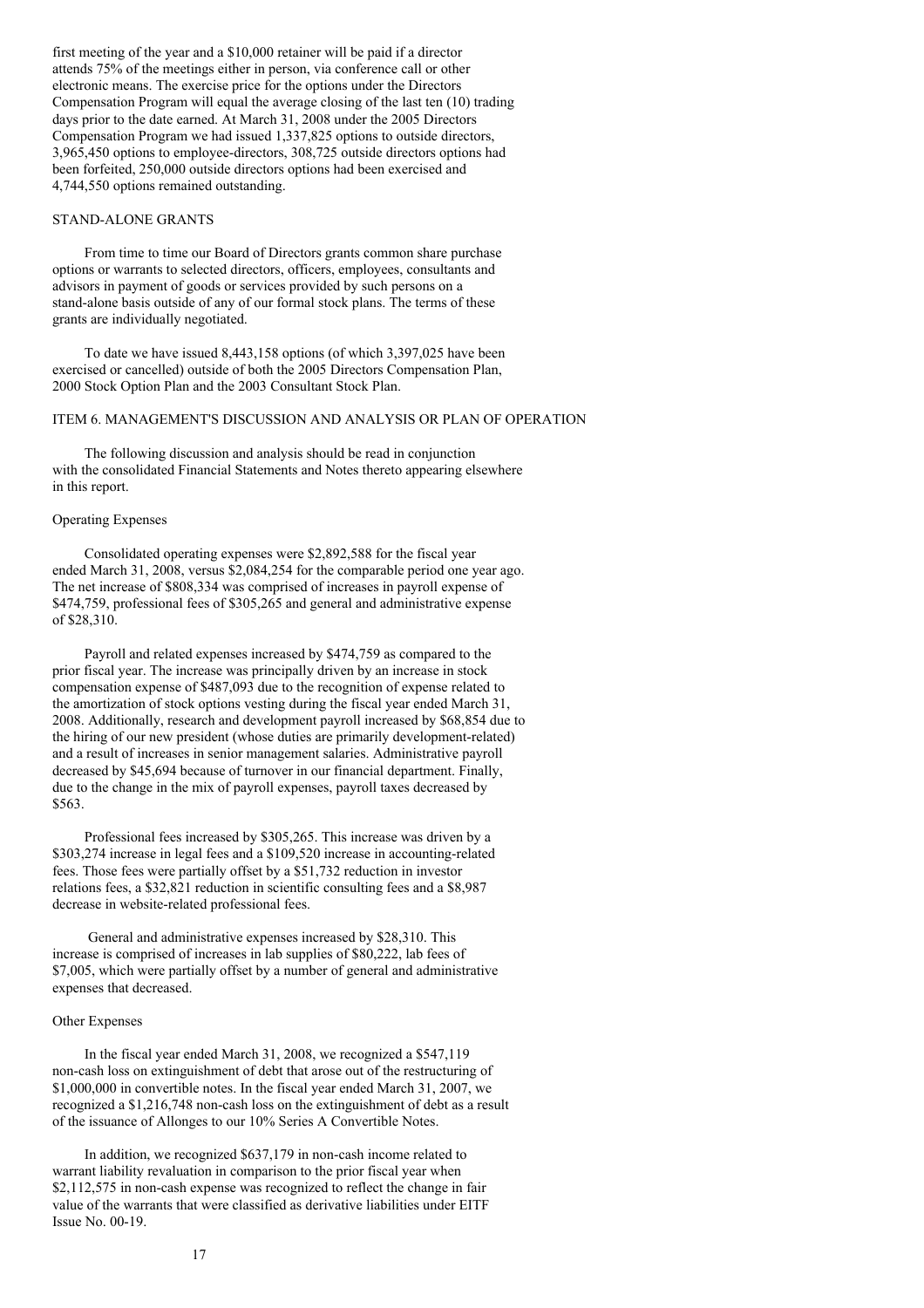first meeting of the year and a $10,000 retainer will be paid if a director attends 75% of the meetings either in person, via conference call or other electronic means. The exercise price for the options under the Directors Compensation Program will equal the average closing of the last ten (10) trading days prior to the date earned. At March 31, 2008 under the 2005 Directors Compensation Program we had issued 1,337,825 options to outside directors, 3,965,450 options to employee-directors, 308,725 outside directors options had been forfeited, 250,000 outside directors options had been exercised and 4,744,550 options remained outstanding.

STAND-ALONE GRANTS

From time to time our Board of Directors grants common share purchase options or warrants to selected directors, officers, employees, consultants and advisors in payment of goods or services provided by such persons on a stand-alone basis outside of any of our formal stock plans. The terms of these grants are individually negotiated.

To date we have issued 8,443,158 options (of which 3,397,025 have been exercised or cancelled) outside of both the 2005 Directors Compensation Plan, 2000 Stock Option Plan and the 2003 Consultant Stock Plan.

ITEM 6. MANAGEMENT'S DISCUSSION AND ANALYSIS OR PLAN OF OPERATION

The following discussion and analysis should be read in conjunction with the consolidated Financial Statements and Notes thereto appearing elsewhere in this report.

Operating Expenses

Consolidated operating expenses were $2,892,588 for the fiscal year ended March 31, 2008, versus $2,084,254 for the comparable period one year ago. The net increase of $808,334 was comprised of increases in payroll expense of $474,759, professional fees of $305,265 and general and administrative expense of $28,310.

Payroll and related expenses increased by $474,759 as compared to the prior fiscal year. The increase was principally driven by an increase in stock compensation expense of $487,093 due to the recognition of expense related to the amortization of stock options vesting during the fiscal year ended March 31, 2008. Additionally, research and development payroll increased by $68,854 due to the hiring of our new president (whose duties are primarily development-related) and a result of increases in senior management salaries. Administrative payroll decreased by $45,694 because of turnover in our financial department. Finally, due to the change in the mix of payroll expenses, payroll taxes decreased by $563.

Professional fees increased by $305,265. This increase was driven by a $303,274 increase in legal fees and a $109,520 increase in accounting-related fees. Those fees were partially offset by a $51,732 reduction in investor relations fees, a $32,821 reduction in scientific consulting fees and a $8,987 decrease in website-related professional fees.

General and administrative expenses increased by $28,310. This increase is comprised of increases in lab supplies of $80,222, lab fees of $7,005, which were partially offset by a number of general and administrative expenses that decreased.

Other Expenses

In the fiscal year ended March 31, 2008, we recognized a $547,119 non-cash loss on extinguishment of debt that arose out of the restructuring of $1,000,000 in convertible notes. In the fiscal year ended March 31, 2007, we recognized a $1,216,748 non-cash loss on the extinguishment of debt as a result of the issuance of Allonges to our 10% Series A Convertible Notes.

In addition, we recognized $637,179 in non-cash income related to warrant liability revaluation in comparison to the prior fiscal year when $2,112,575 in non-cash expense was recognized to reflect the change in fair value of the warrants that were classified as derivative liabilities under EITF Issue No. 00-19.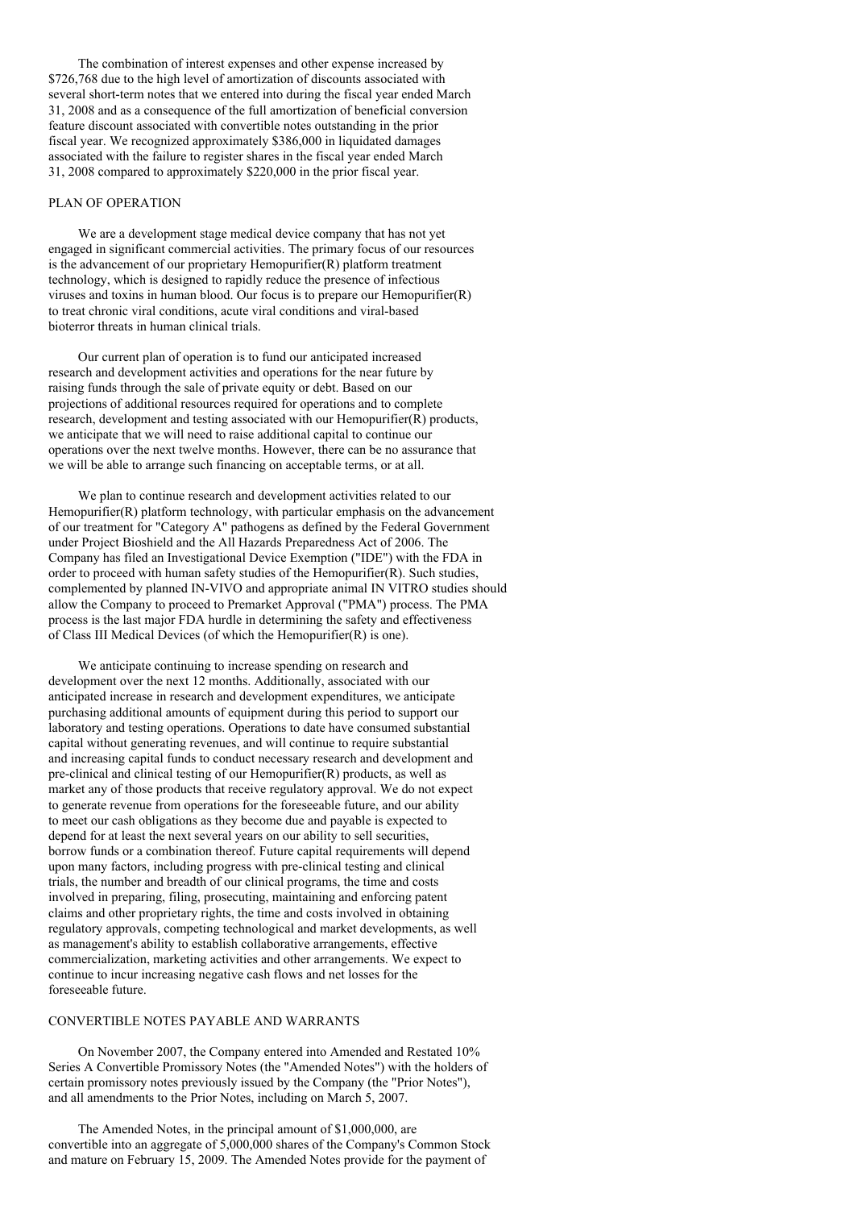The combination of interest expenses and other expense increased by $726,768 due to the high level of amortization of discounts associated with several short-term notes that we entered into during the fiscal year ended March 31, 2008 and as a consequence of the full amortization of beneficial conversion feature discount associated with convertible notes outstanding in the prior fiscal year. We recognized approximately $386,000 in liquidated damages associated with the failure to register shares in the fiscal year ended March 31, 2008 compared to approximately $220,000 in the prior fiscal year.

## PLAN OF OPERATION

We are a development stage medical device company that has not yet engaged in significant commercial activities. The primary focus of our resources is the advancement of our proprietary Hemopurifier(R) platform treatment technology, which is designed to rapidly reduce the presence of infectious viruses and toxins in human blood. Our focus is to prepare our Hemopurifier(R) to treat chronic viral conditions, acute viral conditions and viral-based bioterror threats in human clinical trials.

Our current plan of operation is to fund our anticipated increased research and development activities and operations for the near future by raising funds through the sale of private equity or debt. Based on our projections of additional resources required for operations and to complete research, development and testing associated with our Hemopurifier(R) products, we anticipate that we will need to raise additional capital to continue our operations over the next twelve months. However, there can be no assurance that we will be able to arrange such financing on acceptable terms, or at all.

We plan to continue research and development activities related to our Hemopurifier(R) platform technology, with particular emphasis on the advancement of our treatment for "Category A" pathogens as defined by the Federal Government under Project Bioshield and the All Hazards Preparedness Act of 2006. The Company has filed an Investigational Device Exemption ("IDE") with the FDA in order to proceed with human safety studies of the Hemopurifier(R). Such studies, complemented by planned IN-VIVO and appropriate animal IN VITRO studies should allow the Company to proceed to Premarket Approval ("PMA") process. The PMA process is the last major FDA hurdle in determining the safety and effectiveness of Class III Medical Devices (of which the Hemopurifier(R) is one).

We anticipate continuing to increase spending on research and development over the next 12 months. Additionally, associated with our anticipated increase in research and development expenditures, we anticipate purchasing additional amounts of equipment during this period to support our laboratory and testing operations. Operations to date have consumed substantial capital without generating revenues, and will continue to require substantial and increasing capital funds to conduct necessary research and development and pre-clinical and clinical testing of our Hemopurifier(R) products, as well as market any of those products that receive regulatory approval. We do not expect to generate revenue from operations for the foreseeable future, and our ability to meet our cash obligations as they become due and payable is expected to depend for at least the next several years on our ability to sell securities, borrow funds or a combination thereof. Future capital requirements will depend upon many factors, including progress with pre-clinical testing and clinical trials, the number and breadth of our clinical programs, the time and costs involved in preparing, filing, prosecuting, maintaining and enforcing patent claims and other proprietary rights, the time and costs involved in obtaining regulatory approvals, competing technological and market developments, as well as management's ability to establish collaborative arrangements, effective commercialization, marketing activities and other arrangements. We expect to continue to incur increasing negative cash flows and net losses for the foreseeable future.

## CONVERTIBLE NOTES PAYABLE AND WARRANTS

On November 2007, the Company entered into Amended and Restated 10% Series A Convertible Promissory Notes (the "Amended Notes") with the holders of certain promissory notes previously issued by the Company (the "Prior Notes"), and all amendments to the Prior Notes, including on March 5, 2007.

The Amended Notes, in the principal amount of $1,000,000, are convertible into an aggregate of 5,000,000 shares of the Company's Common Stock and mature on February 15, 2009. The Amended Notes provide for the payment of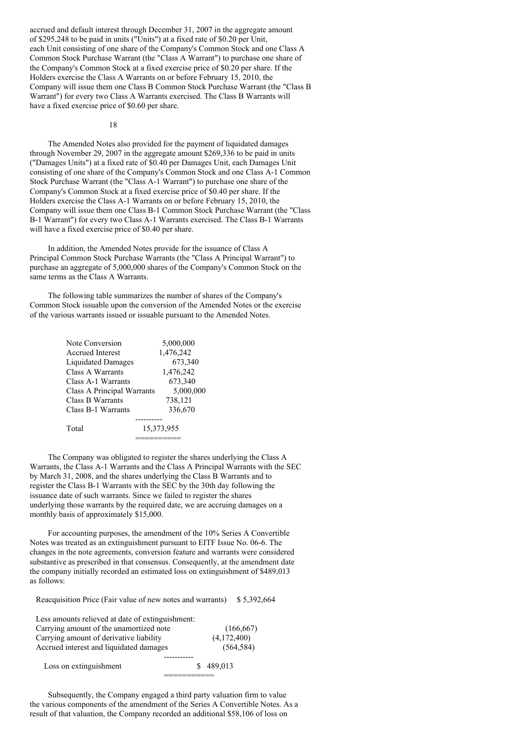accrued and default interest through December 31, 2007 in the aggregate amount of $295,248 to be paid in units ("Units") at a fixed rate of $0.20 per Unit, each Unit consisting of one share of the Company's Common Stock and one Class A Common Stock Purchase Warrant (the "Class A Warrant") to purchase one share of the Company's Common Stock at a fixed exercise price of $0.20 per share. If the Holders exercise the Class A Warrants on or before February 15, 2010, the Company will issue them one Class B Common Stock Purchase Warrant (the "Class B Warrant") for every two Class A Warrants exercised. The Class B Warrants will have a fixed exercise price of $0.60 per share.

The Amended Notes also provided for the payment of liquidated damages through November 29, 2007 in the aggregate amount $269,336 to be paid in units ("Damages Units") at a fixed rate of $0.40 per Damages Unit, each Damages Unit consisting of one share of the Company's Common Stock and one Class A-1 Common Stock Purchase Warrant (the "Class A-1 Warrant") to purchase one share of the Company's Common Stock at a fixed exercise price of $0.40 per share. If the Holders exercise the Class A-1 Warrants on or before February 15, 2010, the Company will issue them one Class B-1 Common Stock Purchase Warrant (the "Class B-1 Warrant") for every two Class A-1 Warrants exercised. The Class B-1 Warrants will have a fixed exercise price of $0.40 per share.

In addition, the Amended Notes provide for the issuance of Class A Principal Common Stock Purchase Warrants (the "Class A Principal Warrant") to purchase an aggregate of 5,000,000 shares of the Company's Common Stock on the same terms as the Class A Warrants.

The following table summarizes the number of shares of the Company's Common Stock issuable upon the conversion of the Amended Notes or the exercise of the various warrants issued or issuable pursuant to the Amended Notes.

| | |
|---|---|
| Note Conversion | 5,000,000 |
| Accrued Interest | 1,476,242 |
| Liquidated Damages | 673,340 |
| Class A Warrants | 1,476,242 |
| Class A-1 Warrants | 673,340 |
| Class A Principal Warrants | 5,000,000 |
| Class B Warrants | 738,121 |
| Class B-1 Warrants | 336,670 |
| Total | 15,373,955 |

The Company was obligated to register the shares underlying the Class A Warrants, the Class A-1 Warrants and the Class A Principal Warrants with the SEC by March 31, 2008, and the shares underlying the Class B Warrants and to register the Class B-1 Warrants with the SEC by the 30th day following the issuance date of such warrants. Since we failed to register the shares underlying those warrants by the required date, we are accruing damages on a monthly basis of approximately $15,000.

For accounting purposes, the amendment of the 10% Series A Convertible Notes was treated as an extinguishment pursuant to EITF Issue No. 06-6. The changes in the note agreements, conversion feature and warrants were considered substantive as prescribed in that consensus. Consequently, at the amendment date the company initially recorded an estimated loss on extinguishment of $489,013 as follows:

| | |
|---|---|
| Reacquisition Price (Fair value of new notes and warrants) | $ 5,392,664 |
| Less amounts relieved at date of extinguishment: | |
| Carrying amount of the unamortized note | (166,667) |
| Carrying amount of derivative liability | (4,172,400) |
| Accrued interest and liquidated damages | (564,584) |
| Loss on extinguishment | $ 489,013 |

Subsequently, the Company engaged a third party valuation firm to value the various components of the amendment of the Series A Convertible Notes. As a result of that valuation, the Company recorded an additional $58,106 of loss on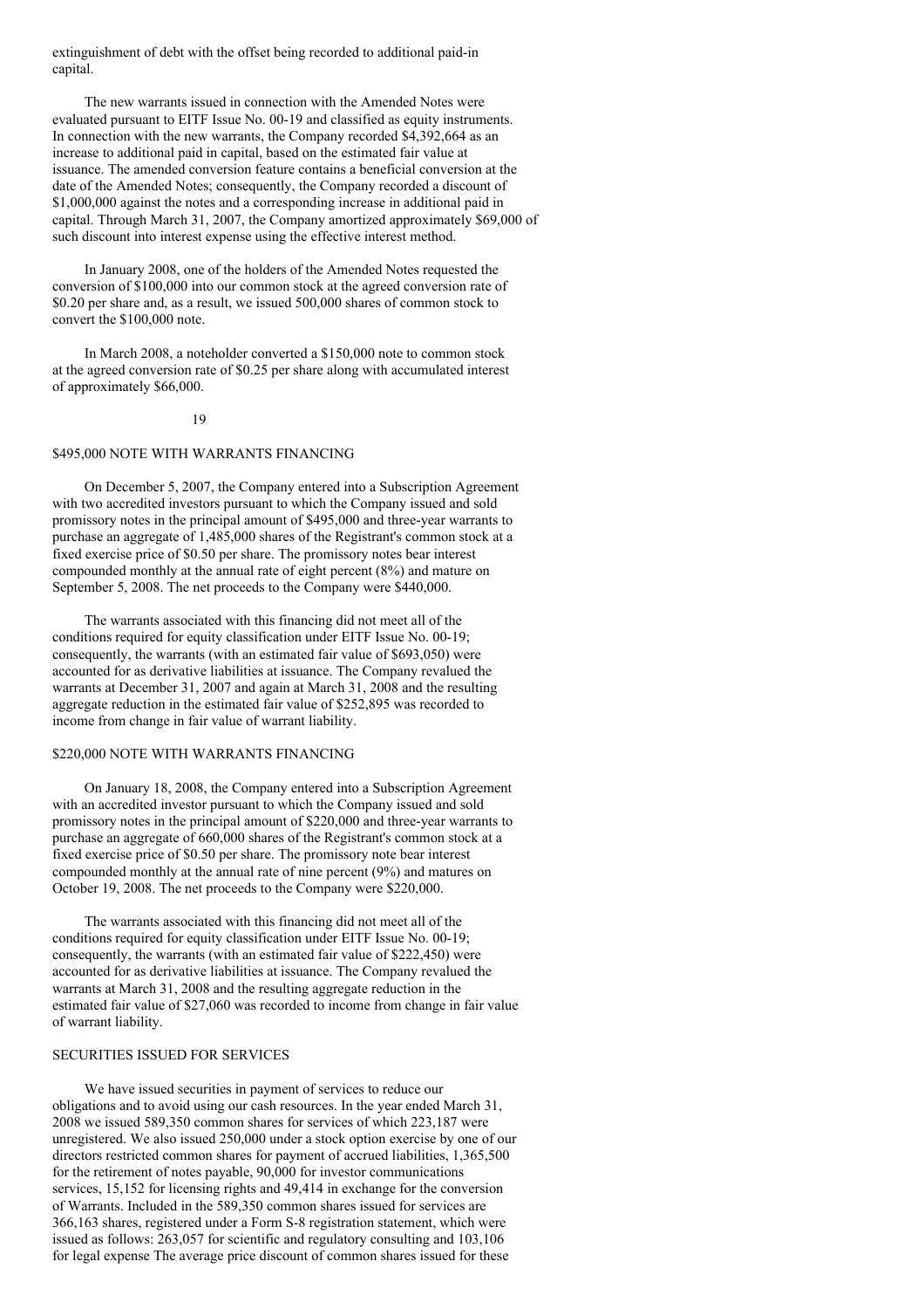extinguishment of debt with the offset being recorded to additional paid-in capital.

The new warrants issued in connection with the Amended Notes were evaluated pursuant to EITF Issue No. 00-19 and classified as equity instruments. In connection with the new warrants, the Company recorded $4,392,664 as an increase to additional paid in capital, based on the estimated fair value at issuance. The amended conversion feature contains a beneficial conversion at the date of the Amended Notes; consequently, the Company recorded a discount of $1,000,000 against the notes and a corresponding increase in additional paid in capital. Through March 31, 2007, the Company amortized approximately $69,000 of such discount into interest expense using the effective interest method.

In January 2008, one of the holders of the Amended Notes requested the conversion of $100,000 into our common stock at the agreed conversion rate of $0.20 per share and, as a result, we issued 500,000 shares of common stock to convert the $100,000 note.

In March 2008, a noteholder converted a $150,000 note to common stock at the agreed conversion rate of $0.25 per share along with accumulated interest of approximately $66,000.

## $495,000 NOTE WITH WARRANTS FINANCING

On December 5, 2007, the Company entered into a Subscription Agreement with two accredited investors pursuant to which the Company issued and sold promissory notes in the principal amount of $495,000 and three-year warrants to purchase an aggregate of 1,485,000 shares of the Registrant's common stock at a fixed exercise price of $0.50 per share. The promissory notes bear interest compounded monthly at the annual rate of eight percent (8%) and mature on September 5, 2008. The net proceeds to the Company were $440,000.

The warrants associated with this financing did not meet all of the conditions required for equity classification under EITF Issue No. 00-19; consequently, the warrants (with an estimated fair value of $693,050) were accounted for as derivative liabilities at issuance. The Company revalued the warrants at December 31, 2007 and again at March 31, 2008 and the resulting aggregate reduction in the estimated fair value of $252,895 was recorded to income from change in fair value of warrant liability.

## $220,000 NOTE WITH WARRANTS FINANCING

On January 18, 2008, the Company entered into a Subscription Agreement with an accredited investor pursuant to which the Company issued and sold promissory notes in the principal amount of $220,000 and three-year warrants to purchase an aggregate of 660,000 shares of the Registrant's common stock at a fixed exercise price of $0.50 per share. The promissory note bear interest compounded monthly at the annual rate of nine percent (9%) and matures on October 19, 2008. The net proceeds to the Company were $220,000.

The warrants associated with this financing did not meet all of the conditions required for equity classification under EITF Issue No. 00-19; consequently, the warrants (with an estimated fair value of $222,450) were accounted for as derivative liabilities at issuance. The Company revalued the warrants at March 31, 2008 and the resulting aggregate reduction in the estimated fair value of $27,060 was recorded to income from change in fair value of warrant liability.

## SECURITIES ISSUED FOR SERVICES

We have issued securities in payment of services to reduce our obligations and to avoid using our cash resources. In the year ended March 31, 2008 we issued 589,350 common shares for services of which 223,187 were unregistered. We also issued 250,000 under a stock option exercise by one of our directors restricted common shares for payment of accrued liabilities, 1,365,500 for the retirement of notes payable, 90,000 for investor communications services, 15,152 for licensing rights and 49,414 in exchange for the conversion of Warrants. Included in the 589,350 common shares issued for services are 366,163 shares, registered under a Form S-8 registration statement, which were issued as follows: 263,057 for scientific and regulatory consulting and 103,106 for legal expense The average price discount of common shares issued for these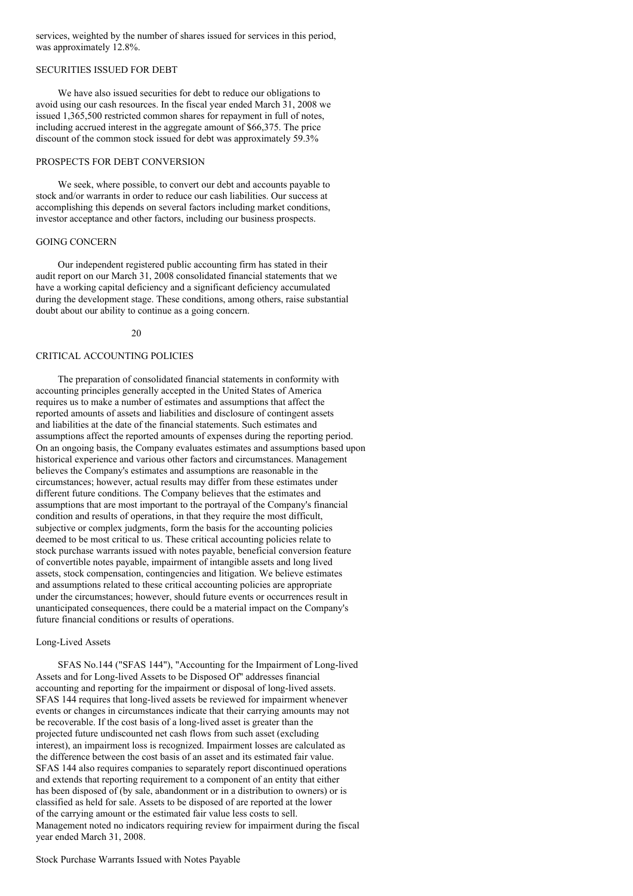services, weighted by the number of shares issued for services in this period, was approximately 12.8%.

## SECURITIES ISSUED FOR DEBT

We have also issued securities for debt to reduce our obligations to avoid using our cash resources. In the fiscal year ended March 31, 2008 we issued 1,365,500 restricted common shares for repayment in full of notes, including accrued interest in the aggregate amount of $66,375. The price discount of the common stock issued for debt was approximately 59.3%

## PROSPECTS FOR DEBT CONVERSION

We seek, where possible, to convert our debt and accounts payable to stock and/or warrants in order to reduce our cash liabilities. Our success at accomplishing this depends on several factors including market conditions, investor acceptance and other factors, including our business prospects.

## GOING CONCERN

Our independent registered public accounting firm has stated in their audit report on our March 31, 2008 consolidated financial statements that we have a working capital deficiency and a significant deficiency accumulated during the development stage. These conditions, among others, raise substantial doubt about our ability to continue as a going concern.

## CRITICAL ACCOUNTING POLICIES

The preparation of consolidated financial statements in conformity with accounting principles generally accepted in the United States of America requires us to make a number of estimates and assumptions that affect the reported amounts of assets and liabilities and disclosure of contingent assets and liabilities at the date of the financial statements. Such estimates and assumptions affect the reported amounts of expenses during the reporting period. On an ongoing basis, the Company evaluates estimates and assumptions based upon historical experience and various other factors and circumstances. Management believes the Company's estimates and assumptions are reasonable in the circumstances; however, actual results may differ from these estimates under different future conditions. The Company believes that the estimates and assumptions that are most important to the portrayal of the Company's financial condition and results of operations, in that they require the most difficult, subjective or complex judgments, form the basis for the accounting policies deemed to be most critical to us. These critical accounting policies relate to stock purchase warrants issued with notes payable, beneficial conversion feature of convertible notes payable, impairment of intangible assets and long lived assets, stock compensation, contingencies and litigation. We believe estimates and assumptions related to these critical accounting policies are appropriate under the circumstances; however, should future events or occurrences result in unanticipated consequences, there could be a material impact on the Company's future financial conditions or results of operations.

### Long-Lived Assets

SFAS No.144 ("SFAS 144"), "Accounting for the Impairment of Long-lived Assets and for Long-lived Assets to be Disposed Of" addresses financial accounting and reporting for the impairment or disposal of long-lived assets. SFAS 144 requires that long-lived assets be reviewed for impairment whenever events or changes in circumstances indicate that their carrying amounts may not be recoverable. If the cost basis of a long-lived asset is greater than the projected future undiscounted net cash flows from such asset (excluding interest), an impairment loss is recognized. Impairment losses are calculated as the difference between the cost basis of an asset and its estimated fair value. SFAS 144 also requires companies to separately report discontinued operations and extends that reporting requirement to a component of an entity that either has been disposed of (by sale, abandonment or in a distribution to owners) or is classified as held for sale. Assets to be disposed of are reported at the lower of the carrying amount or the estimated fair value less costs to sell. Management noted no indicators requiring review for impairment during the fiscal year ended March 31, 2008.

### Stock Purchase Warrants Issued with Notes Payable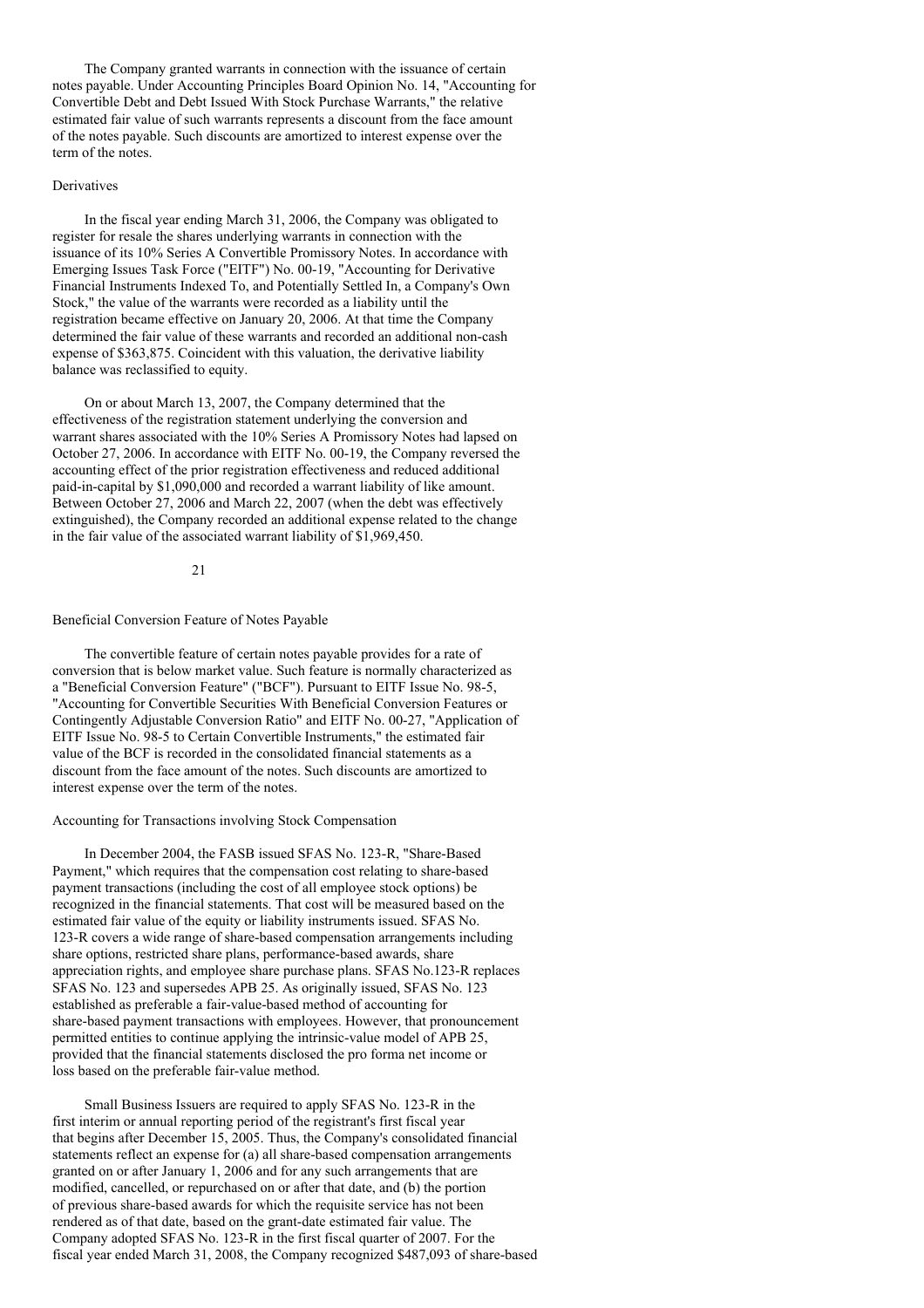The Company granted warrants in connection with the issuance of certain notes payable. Under Accounting Principles Board Opinion No. 14, "Accounting for Convertible Debt and Debt Issued With Stock Purchase Warrants," the relative estimated fair value of such warrants represents a discount from the face amount of the notes payable. Such discounts are amortized to interest expense over the term of the notes.

### Derivatives

In the fiscal year ending March 31, 2006, the Company was obligated to register for resale the shares underlying warrants in connection with the issuance of its 10% Series A Convertible Promissory Notes. In accordance with Emerging Issues Task Force ("EITF") No. 00-19, "Accounting for Derivative Financial Instruments Indexed To, and Potentially Settled In, a Company's Own Stock," the value of the warrants were recorded as a liability until the registration became effective on January 20, 2006. At that time the Company determined the fair value of these warrants and recorded an additional non-cash expense of $363,875. Coincident with this valuation, the derivative liability balance was reclassified to equity.

On or about March 13, 2007, the Company determined that the effectiveness of the registration statement underlying the conversion and warrant shares associated with the 10% Series A Promissory Notes had lapsed on October 27, 2006. In accordance with EITF No. 00-19, the Company reversed the accounting effect of the prior registration effectiveness and reduced additional paid-in-capital by $1,090,000 and recorded a warrant liability of like amount. Between October 27, 2006 and March 22, 2007 (when the debt was effectively extinguished), the Company recorded an additional expense related to the change in the fair value of the associated warrant liability of $1,969,450.

### Beneficial Conversion Feature of Notes Payable

The convertible feature of certain notes payable provides for a rate of conversion that is below market value. Such feature is normally characterized as a "Beneficial Conversion Feature" ("BCF"). Pursuant to EITF Issue No. 98-5, "Accounting for Convertible Securities With Beneficial Conversion Features or Contingently Adjustable Conversion Ratio" and EITF No. 00-27, "Application of EITF Issue No. 98-5 to Certain Convertible Instruments," the estimated fair value of the BCF is recorded in the consolidated financial statements as a discount from the face amount of the notes. Such discounts are amortized to interest expense over the term of the notes.

### Accounting for Transactions involving Stock Compensation

In December 2004, the FASB issued SFAS No. 123-R, "Share-Based Payment," which requires that the compensation cost relating to share-based payment transactions (including the cost of all employee stock options) be recognized in the financial statements. That cost will be measured based on the estimated fair value of the equity or liability instruments issued. SFAS No. 123-R covers a wide range of share-based compensation arrangements including share options, restricted share plans, performance-based awards, share appreciation rights, and employee share purchase plans. SFAS No.123-R replaces SFAS No. 123 and supersedes APB 25. As originally issued, SFAS No. 123 established as preferable a fair-value-based method of accounting for share-based payment transactions with employees. However, that pronouncement permitted entities to continue applying the intrinsic-value model of APB 25, provided that the financial statements disclosed the pro forma net income or loss based on the preferable fair-value method.

Small Business Issuers are required to apply SFAS No. 123-R in the first interim or annual reporting period of the registrant's first fiscal year that begins after December 15, 2005. Thus, the Company's consolidated financial statements reflect an expense for (a) all share-based compensation arrangements granted on or after January 1, 2006 and for any such arrangements that are modified, cancelled, or repurchased on or after that date, and (b) the portion of previous share-based awards for which the requisite service has not been rendered as of that date, based on the grant-date estimated fair value. The Company adopted SFAS No. 123-R in the first fiscal quarter of 2007. For the fiscal year ended March 31, 2008, the Company recognized $487,093 of share-based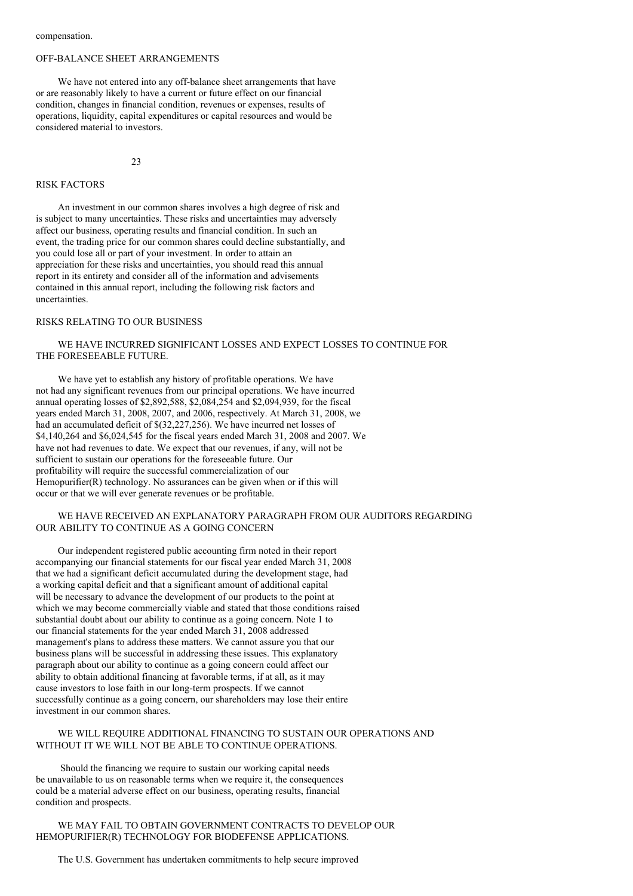compensation.

## OFF-BALANCE SHEET ARRANGEMENTS

We have not entered into any off-balance sheet arrangements that have or are reasonably likely to have a current or future effect on our financial condition, changes in financial condition, revenues or expenses, results of operations, liquidity, capital expenditures or capital resources and would be considered material to investors.

## RISK FACTORS

An investment in our common shares involves a high degree of risk and is subject to many uncertainties. These risks and uncertainties may adversely affect our business, operating results and financial condition. In such an event, the trading price for our common shares could decline substantially, and you could lose all or part of your investment. In order to attain an appreciation for these risks and uncertainties, you should read this annual report in its entirety and consider all of the information and advisements contained in this annual report, including the following risk factors and uncertainties.

### RISKS RELATING TO OUR BUSINESS

#### WE HAVE INCURRED SIGNIFICANT LOSSES AND EXPECT LOSSES TO CONTINUE FOR THE FORESEEABLE FUTURE.

We have yet to establish any history of profitable operations. We have not had any significant revenues from our principal operations. We have incurred annual operating losses of $2,892,588, $2,084,254 and $2,094,939, for the fiscal years ended March 31, 2008, 2007, and 2006, respectively. At March 31, 2008, we had an accumulated deficit of $(32,227,256). We have incurred net losses of $4,140,264 and $6,024,545 for the fiscal years ended March 31, 2008 and 2007. We have not had revenues to date. We expect that our revenues, if any, will not be sufficient to sustain our operations for the foreseeable future. Our profitability will require the successful commercialization of our Hemopurifier(R) technology. No assurances can be given when or if this will occur or that we will ever generate revenues or be profitable.

#### WE HAVE RECEIVED AN EXPLANATORY PARAGRAPH FROM OUR AUDITORS REGARDING OUR ABILITY TO CONTINUE AS A GOING CONCERN

Our independent registered public accounting firm noted in their report accompanying our financial statements for our fiscal year ended March 31, 2008 that we had a significant deficit accumulated during the development stage, had a working capital deficit and that a significant amount of additional capital will be necessary to advance the development of our products to the point at which we may become commercially viable and stated that those conditions raised substantial doubt about our ability to continue as a going concern. Note 1 to our financial statements for the year ended March 31, 2008 addressed management's plans to address these matters. We cannot assure you that our business plans will be successful in addressing these issues. This explanatory paragraph about our ability to continue as a going concern could affect our ability to obtain additional financing at favorable terms, if at all, as it may cause investors to lose faith in our long-term prospects. If we cannot successfully continue as a going concern, our shareholders may lose their entire investment in our common shares.

#### WE WILL REQUIRE ADDITIONAL FINANCING TO SUSTAIN OUR OPERATIONS AND WITHOUT IT WE WILL NOT BE ABLE TO CONTINUE OPERATIONS.

Should the financing we require to sustain our working capital needs be unavailable to us on reasonable terms when we require it, the consequences could be a material adverse effect on our business, operating results, financial condition and prospects.

#### WE MAY FAIL TO OBTAIN GOVERNMENT CONTRACTS TO DEVELOP OUR HEMOPURIFIER(R) TECHNOLOGY FOR BIODEFENSE APPLICATIONS.

The U.S. Government has undertaken commitments to help secure improved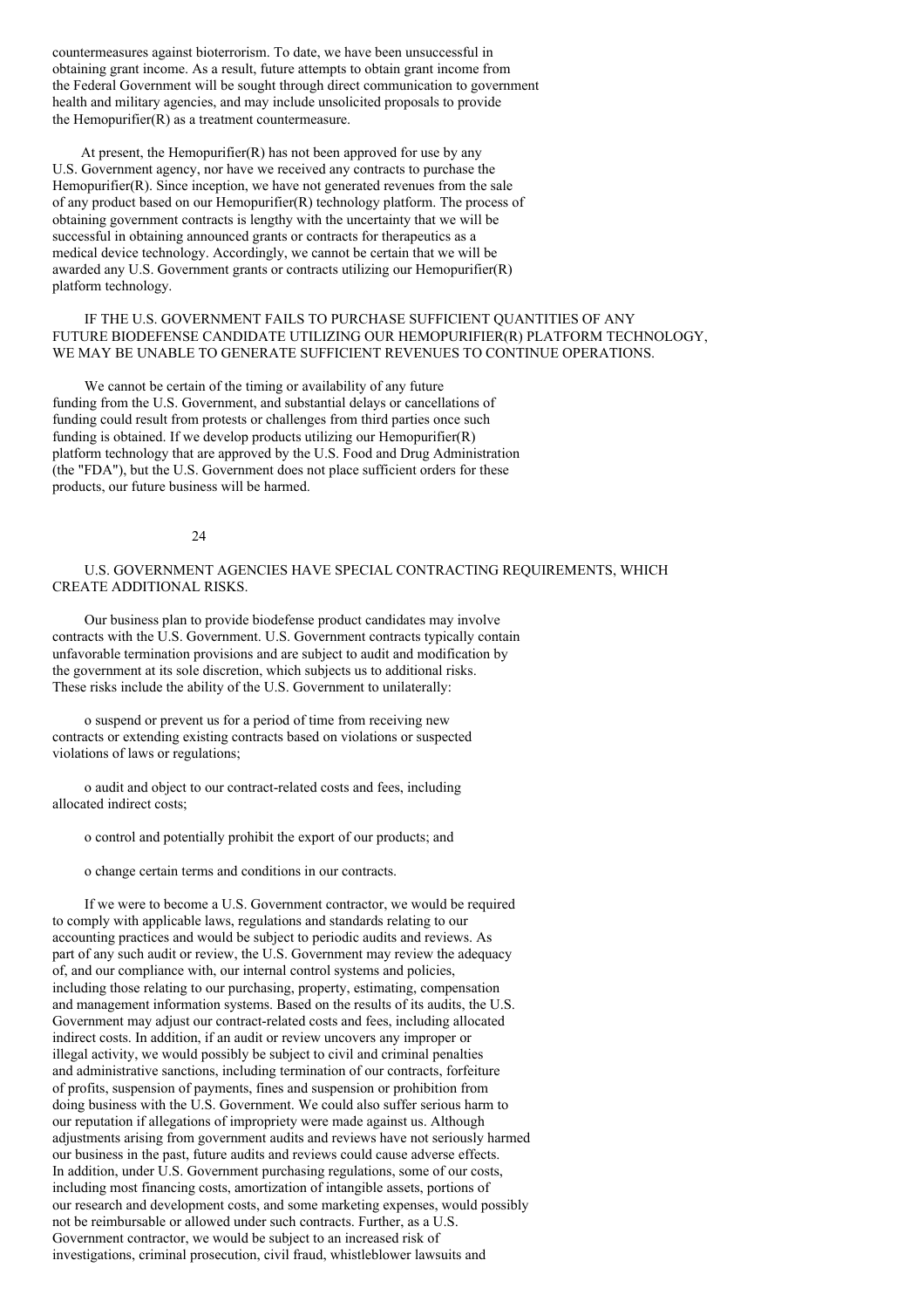countermeasures against bioterrorism. To date, we have been unsuccessful in obtaining grant income. As a result, future attempts to obtain grant income from the Federal Government will be sought through direct communication to government health and military agencies, and may include unsolicited proposals to provide the Hemopurifier(R) as a treatment countermeasure.

At present, the Hemopurifier(R) has not been approved for use by any U.S. Government agency, nor have we received any contracts to purchase the Hemopurifier(R). Since inception, we have not generated revenues from the sale of any product based on our Hemopurifier(R) technology platform. The process of obtaining government contracts is lengthy with the uncertainty that we will be successful in obtaining announced grants or contracts for therapeutics as a medical device technology. Accordingly, we cannot be certain that we will be awarded any U.S. Government grants or contracts utilizing our Hemopurifier(R) platform technology.

IF THE U.S. GOVERNMENT FAILS TO PURCHASE SUFFICIENT QUANTITIES OF ANY FUTURE BIODEFENSE CANDIDATE UTILIZING OUR HEMOPURIFIER(R) PLATFORM TECHNOLOGY, WE MAY BE UNABLE TO GENERATE SUFFICIENT REVENUES TO CONTINUE OPERATIONS.

We cannot be certain of the timing or availability of any future funding from the U.S. Government, and substantial delays or cancellations of funding could result from protests or challenges from third parties once such funding is obtained. If we develop products utilizing our Hemopurifier(R) platform technology that are approved by the U.S. Food and Drug Administration (the "FDA"), but the U.S. Government does not place sufficient orders for these products, our future business will be harmed.

U.S. GOVERNMENT AGENCIES HAVE SPECIAL CONTRACTING REQUIREMENTS, WHICH CREATE ADDITIONAL RISKS.

Our business plan to provide biodefense product candidates may involve contracts with the U.S. Government. U.S. Government contracts typically contain unfavorable termination provisions and are subject to audit and modification by the government at its sole discretion, which subjects us to additional risks. These risks include the ability of the U.S. Government to unilaterally:

- suspend or prevent us for a period of time from receiving new contracts or extending existing contracts based on violations or suspected violations of laws or regulations;
- audit and object to our contract-related costs and fees, including allocated indirect costs;
- control and potentially prohibit the export of our products; and
- change certain terms and conditions in our contracts.

If we were to become a U.S. Government contractor, we would be required to comply with applicable laws, regulations and standards relating to our accounting practices and would be subject to periodic audits and reviews. As part of any such audit or review, the U.S. Government may review the adequacy of, and our compliance with, our internal control systems and policies, including those relating to our purchasing, property, estimating, compensation and management information systems. Based on the results of its audits, the U.S. Government may adjust our contract-related costs and fees, including allocated indirect costs. In addition, if an audit or review uncovers any improper or illegal activity, we would possibly be subject to civil and criminal penalties and administrative sanctions, including termination of our contracts, forfeiture of profits, suspension of payments, fines and suspension or prohibition from doing business with the U.S. Government. We could also suffer serious harm to our reputation if allegations of impropriety were made against us. Although adjustments arising from government audits and reviews have not seriously harmed our business in the past, future audits and reviews could cause adverse effects. In addition, under U.S. Government purchasing regulations, some of our costs, including most financing costs, amortization of intangible assets, portions of our research and development costs, and some marketing expenses, would possibly not be reimbursable or allowed under such contracts. Further, as a U.S. Government contractor, we would be subject to an increased risk of investigations, criminal prosecution, civil fraud, whistleblower lawsuits and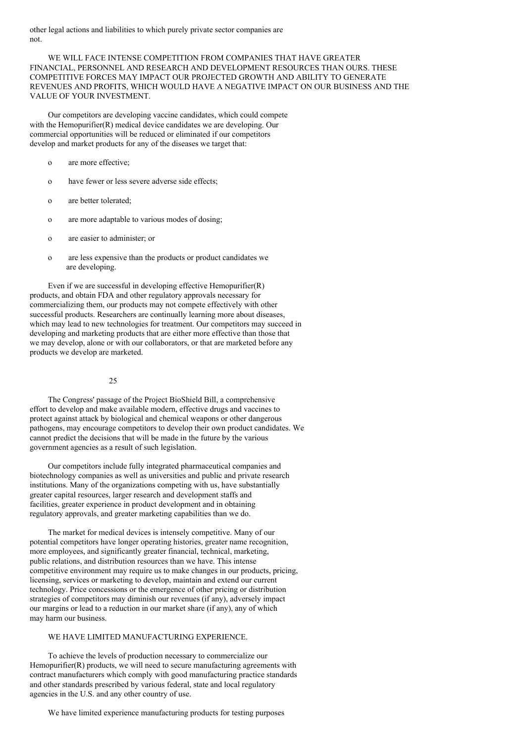other legal actions and liabilities to which purely private sector companies are not.

WE WILL FACE INTENSE COMPETITION FROM COMPANIES THAT HAVE GREATER FINANCIAL, PERSONNEL AND RESEARCH AND DEVELOPMENT RESOURCES THAN OURS. THESE COMPETITIVE FORCES MAY IMPACT OUR PROJECTED GROWTH AND ABILITY TO GENERATE REVENUES AND PROFITS, WHICH WOULD HAVE A NEGATIVE IMPACT ON OUR BUSINESS AND THE VALUE OF YOUR INVESTMENT.

Our competitors are developing vaccine candidates, which could compete with the Hemopurifier(R) medical device candidates we are developing. Our commercial opportunities will be reduced or eliminated if our competitors develop and market products for any of the diseases we target that:

- are more effective;
- have fewer or less severe adverse side effects;
- are better tolerated;
- are more adaptable to various modes of dosing;
- are easier to administer; or
- are less expensive than the products or product candidates we are developing.

Even if we are successful in developing effective Hemopurifier(R) products, and obtain FDA and other regulatory approvals necessary for commercializing them, our products may not compete effectively with other successful products. Researchers are continually learning more about diseases, which may lead to new technologies for treatment. Our competitors may succeed in developing and marketing products that are either more effective than those that we may develop, alone or with our collaborators, or that are marketed before any products we develop are marketed.

The Congress' passage of the Project BioShield Bill, a comprehensive effort to develop and make available modern, effective drugs and vaccines to protect against attack by biological and chemical weapons or other dangerous pathogens, may encourage competitors to develop their own product candidates. We cannot predict the decisions that will be made in the future by the various government agencies as a result of such legislation.

Our competitors include fully integrated pharmaceutical companies and biotechnology companies as well as universities and public and private research institutions. Many of the organizations competing with us, have substantially greater capital resources, larger research and development staffs and facilities, greater experience in product development and in obtaining regulatory approvals, and greater marketing capabilities than we do.

The market for medical devices is intensely competitive. Many of our potential competitors have longer operating histories, greater name recognition, more employees, and significantly greater financial, technical, marketing, public relations, and distribution resources than we have. This intense competitive environment may require us to make changes in our products, pricing, licensing, services or marketing to develop, maintain and extend our current technology. Price concessions or the emergence of other pricing or distribution strategies of competitors may diminish our revenues (if any), adversely impact our margins or lead to a reduction in our market share (if any), any of which may harm our business.

WE HAVE LIMITED MANUFACTURING EXPERIENCE.

To achieve the levels of production necessary to commercialize our Hemopurifier(R) products, we will need to secure manufacturing agreements with contract manufacturers which comply with good manufacturing practice standards and other standards prescribed by various federal, state and local regulatory agencies in the U.S. and any other country of use.

We have limited experience manufacturing products for testing purposes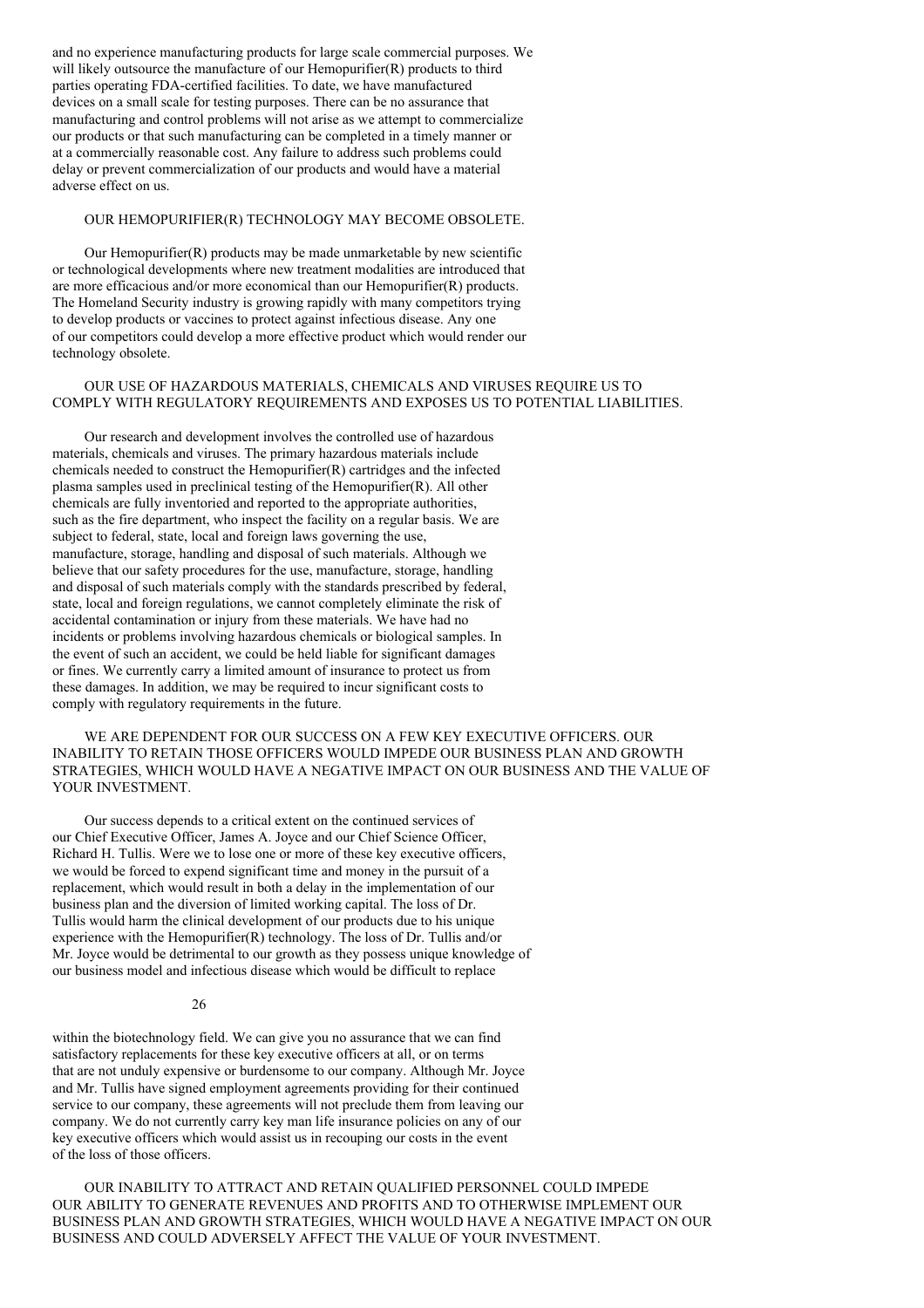and no experience manufacturing products for large scale commercial purposes. We will likely outsource the manufacture of our Hemopurifier(R) products to third parties operating FDA-certified facilities. To date, we have manufactured devices on a small scale for testing purposes. There can be no assurance that manufacturing and control problems will not arise as we attempt to commercialize our products or that such manufacturing can be completed in a timely manner or at a commercially reasonable cost. Any failure to address such problems could delay or prevent commercialization of our products and would have a material adverse effect on us.

OUR HEMOPURIFIER(R) TECHNOLOGY MAY BECOME OBSOLETE.

Our Hemopurifier(R) products may be made unmarketable by new scientific or technological developments where new treatment modalities are introduced that are more efficacious and/or more economical than our Hemopurifier(R) products. The Homeland Security industry is growing rapidly with many competitors trying to develop products or vaccines to protect against infectious disease. Any one of our competitors could develop a more effective product which would render our technology obsolete.

OUR USE OF HAZARDOUS MATERIALS, CHEMICALS AND VIRUSES REQUIRE US TO COMPLY WITH REGULATORY REQUIREMENTS AND EXPOSES US TO POTENTIAL LIABILITIES.

Our research and development involves the controlled use of hazardous materials, chemicals and viruses. The primary hazardous materials include chemicals needed to construct the Hemopurifier(R) cartridges and the infected plasma samples used in preclinical testing of the Hemopurifier(R). All other chemicals are fully inventoried and reported to the appropriate authorities, such as the fire department, who inspect the facility on a regular basis. We are subject to federal, state, local and foreign laws governing the use, manufacture, storage, handling and disposal of such materials. Although we believe that our safety procedures for the use, manufacture, storage, handling and disposal of such materials comply with the standards prescribed by federal, state, local and foreign regulations, we cannot completely eliminate the risk of accidental contamination or injury from these materials. We have had no incidents or problems involving hazardous chemicals or biological samples. In the event of such an accident, we could be held liable for significant damages or fines. We currently carry a limited amount of insurance to protect us from these damages. In addition, we may be required to incur significant costs to comply with regulatory requirements in the future.

WE ARE DEPENDENT FOR OUR SUCCESS ON A FEW KEY EXECUTIVE OFFICERS. OUR INABILITY TO RETAIN THOSE OFFICERS WOULD IMPEDE OUR BUSINESS PLAN AND GROWTH STRATEGIES, WHICH WOULD HAVE A NEGATIVE IMPACT ON OUR BUSINESS AND THE VALUE OF YOUR INVESTMENT.

Our success depends to a critical extent on the continued services of our Chief Executive Officer, James A. Joyce and our Chief Science Officer, Richard H. Tullis. Were we to lose one or more of these key executive officers, we would be forced to expend significant time and money in the pursuit of a replacement, which would result in both a delay in the implementation of our business plan and the diversion of limited working capital. The loss of Dr. Tullis would harm the clinical development of our products due to his unique experience with the Hemopurifier(R) technology. The loss of Dr. Tullis and/or Mr. Joyce would be detrimental to our growth as they possess unique knowledge of our business model and infectious disease which would be difficult to replace within the biotechnology field. We can give you no assurance that we can find satisfactory replacements for these key executive officers at all, or on terms that are not unduly expensive or burdensome to our company. Although Mr. Joyce and Mr. Tullis have signed employment agreements providing for their continued service to our company, these agreements will not preclude them from leaving our company. We do not currently carry key man life insurance policies on any of our key executive officers which would assist us in recouping our costs in the event of the loss of those officers.

OUR INABILITY TO ATTRACT AND RETAIN QUALIFIED PERSONNEL COULD IMPEDE OUR ABILITY TO GENERATE REVENUES AND PROFITS AND TO OTHERWISE IMPLEMENT OUR BUSINESS PLAN AND GROWTH STRATEGIES, WHICH WOULD HAVE A NEGATIVE IMPACT ON OUR BUSINESS AND COULD ADVERSELY AFFECT THE VALUE OF YOUR INVESTMENT.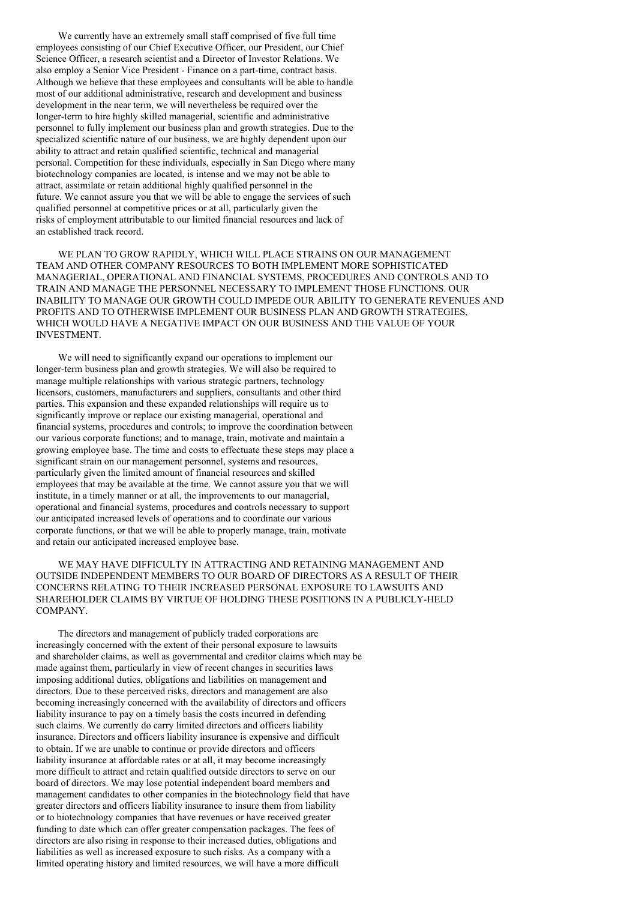We currently have an extremely small staff comprised of five full time employees consisting of our Chief Executive Officer, our President, our Chief Science Officer, a research scientist and a Director of Investor Relations. We also employ a Senior Vice President - Finance on a part-time, contract basis. Although we believe that these employees and consultants will be able to handle most of our additional administrative, research and development and business development in the near term, we will nevertheless be required over the longer-term to hire highly skilled managerial, scientific and administrative personnel to fully implement our business plan and growth strategies. Due to the specialized scientific nature of our business, we are highly dependent upon our ability to attract and retain qualified scientific, technical and managerial personal. Competition for these individuals, especially in San Diego where many biotechnology companies are located, is intense and we may not be able to attract, assimilate or retain additional highly qualified personnel in the future. We cannot assure you that we will be able to engage the services of such qualified personnel at competitive prices or at all, particularly given the risks of employment attributable to our limited financial resources and lack of an established track record.

WE PLAN TO GROW RAPIDLY, WHICH WILL PLACE STRAINS ON OUR MANAGEMENT TEAM AND OTHER COMPANY RESOURCES TO BOTH IMPLEMENT MORE SOPHISTICATED MANAGERIAL, OPERATIONAL AND FINANCIAL SYSTEMS, PROCEDURES AND CONTROLS AND TO TRAIN AND MANAGE THE PERSONNEL NECESSARY TO IMPLEMENT THOSE FUNCTIONS. OUR INABILITY TO MANAGE OUR GROWTH COULD IMPEDE OUR ABILITY TO GENERATE REVENUES AND PROFITS AND TO OTHERWISE IMPLEMENT OUR BUSINESS PLAN AND GROWTH STRATEGIES, WHICH WOULD HAVE A NEGATIVE IMPACT ON OUR BUSINESS AND THE VALUE OF YOUR INVESTMENT.

We will need to significantly expand our operations to implement our longer-term business plan and growth strategies. We will also be required to manage multiple relationships with various strategic partners, technology licensors, customers, manufacturers and suppliers, consultants and other third parties. This expansion and these expanded relationships will require us to significantly improve or replace our existing managerial, operational and financial systems, procedures and controls; to improve the coordination between our various corporate functions; and to manage, train, motivate and maintain a growing employee base. The time and costs to effectuate these steps may place a significant strain on our management personnel, systems and resources, particularly given the limited amount of financial resources and skilled employees that may be available at the time. We cannot assure you that we will institute, in a timely manner or at all, the improvements to our managerial, operational and financial systems, procedures and controls necessary to support our anticipated increased levels of operations and to coordinate our various corporate functions, or that we will be able to properly manage, train, motivate and retain our anticipated increased employee base.

WE MAY HAVE DIFFICULTY IN ATTRACTING AND RETAINING MANAGEMENT AND OUTSIDE INDEPENDENT MEMBERS TO OUR BOARD OF DIRECTORS AS A RESULT OF THEIR CONCERNS RELATING TO THEIR INCREASED PERSONAL EXPOSURE TO LAWSUITS AND SHAREHOLDER CLAIMS BY VIRTUE OF HOLDING THESE POSITIONS IN A PUBLICLY-HELD COMPANY.

The directors and management of publicly traded corporations are increasingly concerned with the extent of their personal exposure to lawsuits and shareholder claims, as well as governmental and creditor claims which may be made against them, particularly in view of recent changes in securities laws imposing additional duties, obligations and liabilities on management and directors. Due to these perceived risks, directors and management are also becoming increasingly concerned with the availability of directors and officers liability insurance to pay on a timely basis the costs incurred in defending such claims. We currently do carry limited directors and officers liability insurance. Directors and officers liability insurance is expensive and difficult to obtain. If we are unable to continue or provide directors and officers liability insurance at affordable rates or at all, it may become increasingly more difficult to attract and retain qualified outside directors to serve on our board of directors. We may lose potential independent board members and management candidates to other companies in the biotechnology field that have greater directors and officers liability insurance to insure them from liability or to biotechnology companies that have revenues or have received greater funding to date which can offer greater compensation packages. The fees of directors are also rising in response to their increased duties, obligations and liabilities as well as increased exposure to such risks. As a company with a limited operating history and limited resources, we will have a more difficult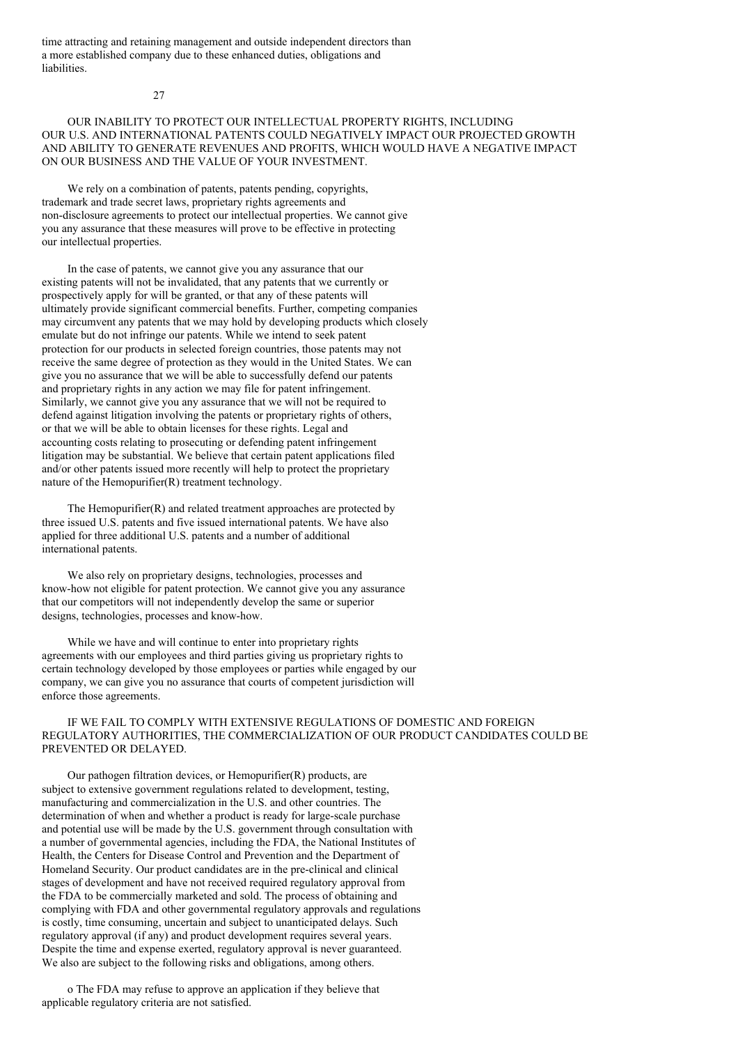time attracting and retaining management and outside independent directors than a more established company due to these enhanced duties, obligations and liabilities.

## OUR INABILITY TO PROTECT OUR INTELLECTUAL PROPERTY RIGHTS, INCLUDING OUR U.S. AND INTERNATIONAL PATENTS COULD NEGATIVELY IMPACT OUR PROJECTED GROWTH AND ABILITY TO GENERATE REVENUES AND PROFITS, WHICH WOULD HAVE A NEGATIVE IMPACT ON OUR BUSINESS AND THE VALUE OF YOUR INVESTMENT.

We rely on a combination of patents, patents pending, copyrights, trademark and trade secret laws, proprietary rights agreements and non-disclosure agreements to protect our intellectual properties. We cannot give you any assurance that these measures will prove to be effective in protecting our intellectual properties.

In the case of patents, we cannot give you any assurance that our existing patents will not be invalidated, that any patents that we currently or prospectively apply for will be granted, or that any of these patents will ultimately provide significant commercial benefits. Further, competing companies may circumvent any patents that we may hold by developing products which closely emulate but do not infringe our patents. While we intend to seek patent protection for our products in selected foreign countries, those patents may not receive the same degree of protection as they would in the United States. We can give you no assurance that we will be able to successfully defend our patents and proprietary rights in any action we may file for patent infringement. Similarly, we cannot give you any assurance that we will not be required to defend against litigation involving the patents or proprietary rights of others, or that we will be able to obtain licenses for these rights. Legal and accounting costs relating to prosecuting or defending patent infringement litigation may be substantial. We believe that certain patent applications filed and/or other patents issued more recently will help to protect the proprietary nature of the Hemopurifier(R) treatment technology.

The Hemopurifier(R) and related treatment approaches are protected by three issued U.S. patents and five issued international patents. We have also applied for three additional U.S. patents and a number of additional international patents.

We also rely on proprietary designs, technologies, processes and know-how not eligible for patent protection. We cannot give you any assurance that our competitors will not independently develop the same or superior designs, technologies, processes and know-how.

While we have and will continue to enter into proprietary rights agreements with our employees and third parties giving us proprietary rights to certain technology developed by those employees or parties while engaged by our company, we can give you no assurance that courts of competent jurisdiction will enforce those agreements.

## IF WE FAIL TO COMPLY WITH EXTENSIVE REGULATIONS OF DOMESTIC AND FOREIGN REGULATORY AUTHORITIES, THE COMMERCIALIZATION OF OUR PRODUCT CANDIDATES COULD BE PREVENTED OR DELAYED.

Our pathogen filtration devices, or Hemopurifier(R) products, are subject to extensive government regulations related to development, testing, manufacturing and commercialization in the U.S. and other countries. The determination of when and whether a product is ready for large-scale purchase and potential use will be made by the U.S. government through consultation with a number of governmental agencies, including the FDA, the National Institutes of Health, the Centers for Disease Control and Prevention and the Department of Homeland Security. Our product candidates are in the pre-clinical and clinical stages of development and have not received required regulatory approval from the FDA to be commercially marketed and sold. The process of obtaining and complying with FDA and other governmental regulatory approvals and regulations is costly, time consuming, uncertain and subject to unanticipated delays. Such regulatory approval (if any) and product development requires several years. Despite the time and expense exerted, regulatory approval is never guaranteed. We also are subject to the following risks and obligations, among others.

- The FDA may refuse to approve an application if they believe that applicable regulatory criteria are not satisfied.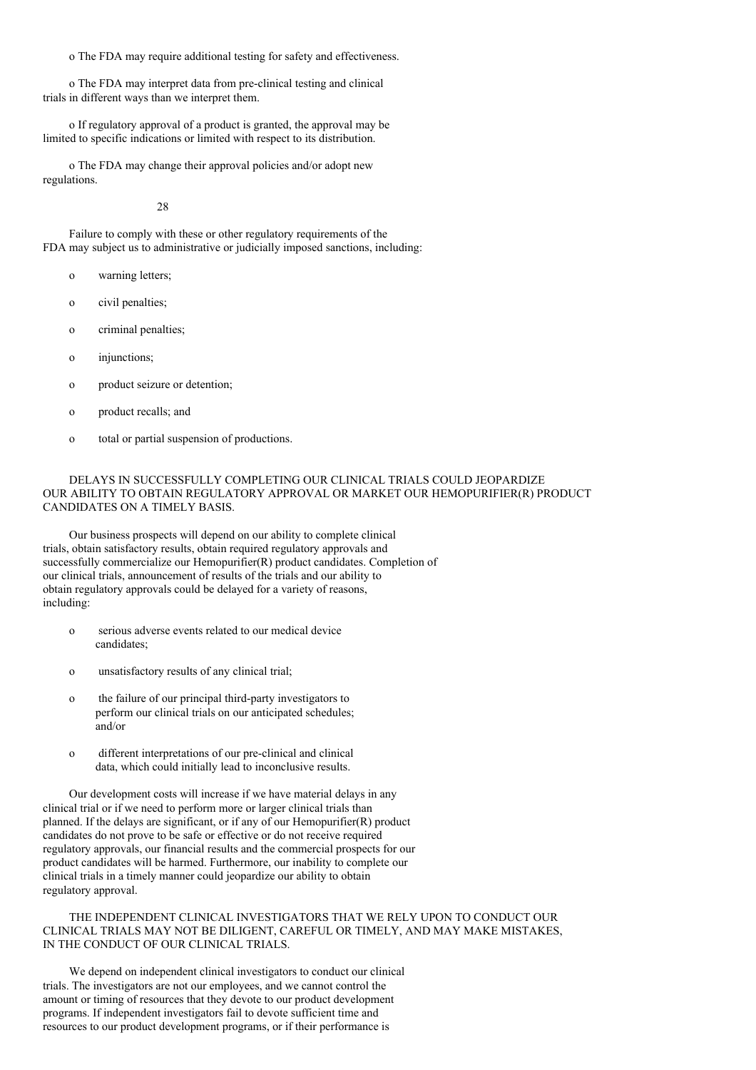- The FDA may require additional testing for safety and effectiveness.

- The FDA may interpret data from pre-clinical testing and clinical trials in different ways than we interpret them.

- If regulatory approval of a product is granted, the approval may be limited to specific indications or limited with respect to its distribution.

- The FDA may change their approval policies and/or adopt new regulations.

Failure to comply with these or other regulatory requirements of the FDA may subject us to administrative or judicially imposed sanctions, including:

- warning letters;
- civil penalties;
- criminal penalties;
- injunctions;
- product seizure or detention;
- product recalls; and
- total or partial suspension of productions.

DELAYS IN SUCCESSFULLY COMPLETING OUR CLINICAL TRIALS COULD JEOPARDIZE OUR ABILITY TO OBTAIN REGULATORY APPROVAL OR MARKET OUR HEMOPURIFIER(R) PRODUCT CANDIDATES ON A TIMELY BASIS.

Our business prospects will depend on our ability to complete clinical trials, obtain satisfactory results, obtain required regulatory approvals and successfully commercialize our Hemopurifier(R) product candidates. Completion of our clinical trials, announcement of results of the trials and our ability to obtain regulatory approvals could be delayed for a variety of reasons, including:

- serious adverse events related to our medical device candidates;
- unsatisfactory results of any clinical trial;
- the failure of our principal third-party investigators to perform our clinical trials on our anticipated schedules; and/or
- different interpretations of our pre-clinical and clinical data, which could initially lead to inconclusive results.

Our development costs will increase if we have material delays in any clinical trial or if we need to perform more or larger clinical trials than planned. If the delays are significant, or if any of our Hemopurifier(R) product candidates do not prove to be safe or effective or do not receive required regulatory approvals, our financial results and the commercial prospects for our product candidates will be harmed. Furthermore, our inability to complete our clinical trials in a timely manner could jeopardize our ability to obtain regulatory approval.

THE INDEPENDENT CLINICAL INVESTIGATORS THAT WE RELY UPON TO CONDUCT OUR CLINICAL TRIALS MAY NOT BE DILIGENT, CAREFUL OR TIMELY, AND MAY MAKE MISTAKES, IN THE CONDUCT OF OUR CLINICAL TRIALS.

We depend on independent clinical investigators to conduct our clinical trials. The investigators are not our employees, and we cannot control the amount or timing of resources that they devote to our product development programs. If independent investigators fail to devote sufficient time and resources to our product development programs, or if their performance is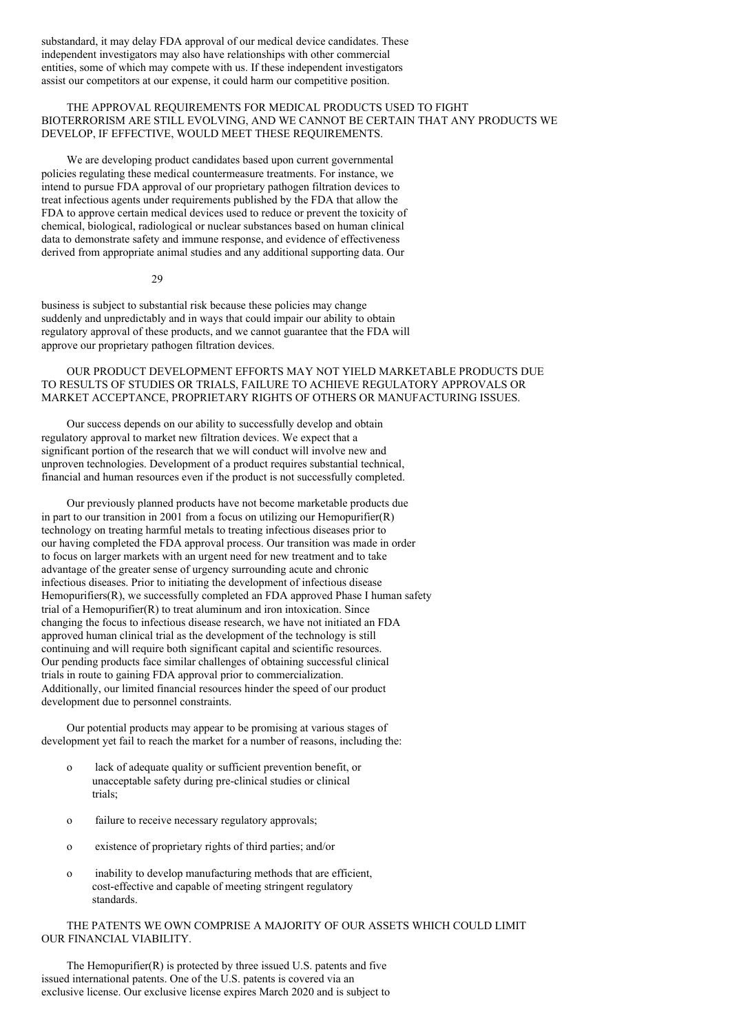substandard, it may delay FDA approval of our medical device candidates. These independent investigators may also have relationships with other commercial entities, some of which may compete with us. If these independent investigators assist our competitors at our expense, it could harm our competitive position.

### THE APPROVAL REQUIREMENTS FOR MEDICAL PRODUCTS USED TO FIGHT BIOTERRORISM ARE STILL EVOLVING, AND WE CANNOT BE CERTAIN THAT ANY PRODUCTS WE DEVELOP, IF EFFECTIVE, WOULD MEET THESE REQUIREMENTS.

We are developing product candidates based upon current governmental policies regulating these medical countermeasure treatments. For instance, we intend to pursue FDA approval of our proprietary pathogen filtration devices to treat infectious agents under requirements published by the FDA that allow the FDA to approve certain medical devices used to reduce or prevent the toxicity of chemical, biological, radiological or nuclear substances based on human clinical data to demonstrate safety and immune response, and evidence of effectiveness derived from appropriate animal studies and any additional supporting data. Our business is subject to substantial risk because these policies may change suddenly and unpredictably and in ways that could impair our ability to obtain regulatory approval of these products, and we cannot guarantee that the FDA will approve our proprietary pathogen filtration devices.

### OUR PRODUCT DEVELOPMENT EFFORTS MAY NOT YIELD MARKETABLE PRODUCTS DUE TO RESULTS OF STUDIES OR TRIALS, FAILURE TO ACHIEVE REGULATORY APPROVALS OR MARKET ACCEPTANCE, PROPRIETARY RIGHTS OF OTHERS OR MANUFACTURING ISSUES.

Our success depends on our ability to successfully develop and obtain regulatory approval to market new filtration devices. We expect that a significant portion of the research that we will conduct will involve new and unproven technologies. Development of a product requires substantial technical, financial and human resources even if the product is not successfully completed.

Our previously planned products have not become marketable products due in part to our transition in 2001 from a focus on utilizing our Hemopurifier(R) technology on treating harmful metals to treating infectious diseases prior to our having completed the FDA approval process. Our transition was made in order to focus on larger markets with an urgent need for new treatment and to take advantage of the greater sense of urgency surrounding acute and chronic infectious diseases. Prior to initiating the development of infectious disease Hemopurifiers(R), we successfully completed an FDA approved Phase I human safety trial of a Hemopurifier(R) to treat aluminum and iron intoxication. Since changing the focus to infectious disease research, we have not initiated an FDA approved human clinical trial as the development of the technology is still continuing and will require both significant capital and scientific resources. Our pending products face similar challenges of obtaining successful clinical trials in route to gaining FDA approval prior to commercialization. Additionally, our limited financial resources hinder the speed of our product development due to personnel constraints.

Our potential products may appear to be promising at various stages of development yet fail to reach the market for a number of reasons, including the:

- lack of adequate quality or sufficient prevention benefit, or unacceptable safety during pre-clinical studies or clinical trials;
- failure to receive necessary regulatory approvals;
- existence of proprietary rights of third parties; and/or
- inability to develop manufacturing methods that are efficient, cost-effective and capable of meeting stringent regulatory standards.

### THE PATENTS WE OWN COMPRISE A MAJORITY OF OUR ASSETS WHICH COULD LIMIT OUR FINANCIAL VIABILITY.

The Hemopurifier(R) is protected by three issued U.S. patents and five issued international patents. One of the U.S. patents is covered via an exclusive license. Our exclusive license expires March 2020 and is subject to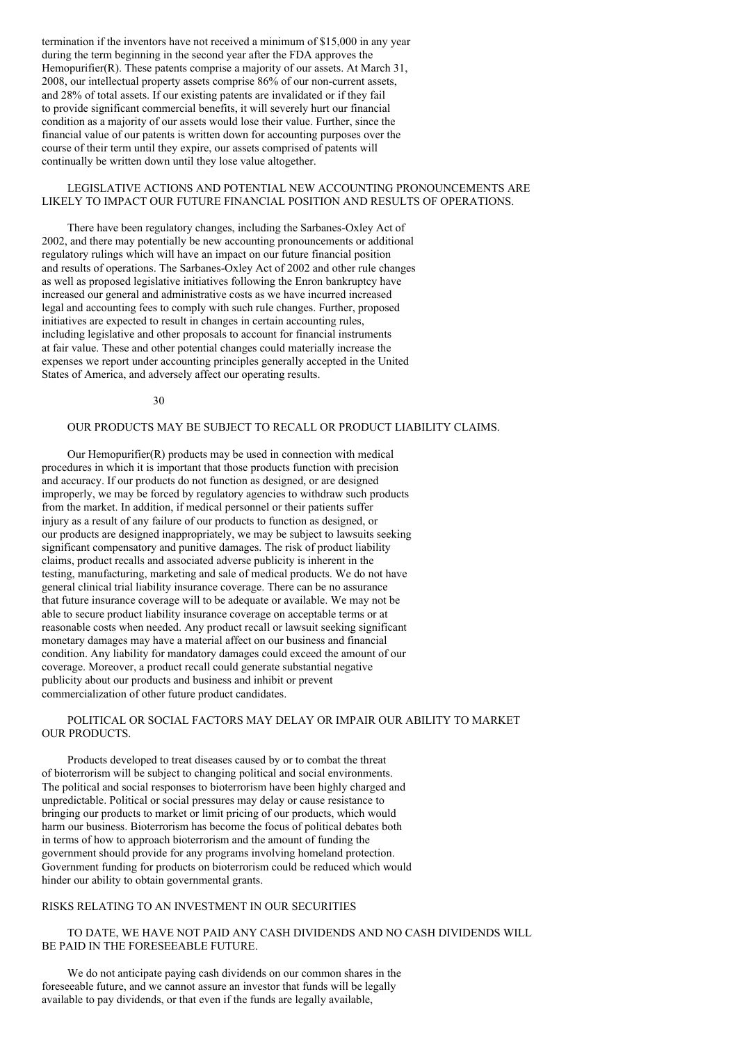termination if the inventors have not received a minimum of $15,000 in any year during the term beginning in the second year after the FDA approves the Hemopurifier(R). These patents comprise a majority of our assets. At March 31, 2008, our intellectual property assets comprise 86% of our non-current assets, and 28% of total assets. If our existing patents are invalidated or if they fail to provide significant commercial benefits, it will severely hurt our financial condition as a majority of our assets would lose their value. Further, since the financial value of our patents is written down for accounting purposes over the course of their term until they expire, our assets comprised of patents will continually be written down until they lose value altogether.

### LEGISLATIVE ACTIONS AND POTENTIAL NEW ACCOUNTING PRONOUNCEMENTS ARE LIKELY TO IMPACT OUR FUTURE FINANCIAL POSITION AND RESULTS OF OPERATIONS.

There have been regulatory changes, including the Sarbanes-Oxley Act of 2002, and there may potentially be new accounting pronouncements or additional regulatory rulings which will have an impact on our future financial position and results of operations. The Sarbanes-Oxley Act of 2002 and other rule changes as well as proposed legislative initiatives following the Enron bankruptcy have increased our general and administrative costs as we have incurred increased legal and accounting fees to comply with such rule changes. Further, proposed initiatives are expected to result in changes in certain accounting rules, including legislative and other proposals to account for financial instruments at fair value. These and other potential changes could materially increase the expenses we report under accounting principles generally accepted in the United States of America, and adversely affect our operating results.

### OUR PRODUCTS MAY BE SUBJECT TO RECALL OR PRODUCT LIABILITY CLAIMS.

Our Hemopurifier(R) products may be used in connection with medical procedures in which it is important that those products function with precision and accuracy. If our products do not function as designed, or are designed improperly, we may be forced by regulatory agencies to withdraw such products from the market. In addition, if medical personnel or their patients suffer injury as a result of any failure of our products to function as designed, or our products are designed inappropriately, we may be subject to lawsuits seeking significant compensatory and punitive damages. The risk of product liability claims, product recalls and associated adverse publicity is inherent in the testing, manufacturing, marketing and sale of medical products. We do not have general clinical trial liability insurance coverage. There can be no assurance that future insurance coverage will to be adequate or available. We may not be able to secure product liability insurance coverage on acceptable terms or at reasonable costs when needed. Any product recall or lawsuit seeking significant monetary damages may have a material affect on our business and financial condition. Any liability for mandatory damages could exceed the amount of our coverage. Moreover, a product recall could generate substantial negative publicity about our products and business and inhibit or prevent commercialization of other future product candidates.

### POLITICAL OR SOCIAL FACTORS MAY DELAY OR IMPAIR OUR ABILITY TO MARKET OUR PRODUCTS.

Products developed to treat diseases caused by or to combat the threat of bioterrorism will be subject to changing political and social environments. The political and social responses to bioterrorism have been highly charged and unpredictable. Political or social pressures may delay or cause resistance to bringing our products to market or limit pricing of our products, which would harm our business. Bioterrorism has become the focus of political debates both in terms of how to approach bioterrorism and the amount of funding the government should provide for any programs involving homeland protection. Government funding for products on bioterrorism could be reduced which would hinder our ability to obtain governmental grants.

## RISKS RELATING TO AN INVESTMENT IN OUR SECURITIES

### TO DATE, WE HAVE NOT PAID ANY CASH DIVIDENDS AND NO CASH DIVIDENDS WILL BE PAID IN THE FORESEEABLE FUTURE.

We do not anticipate paying cash dividends on our common shares in the foreseeable future, and we cannot assure an investor that funds will be legally available to pay dividends, or that even if the funds are legally available,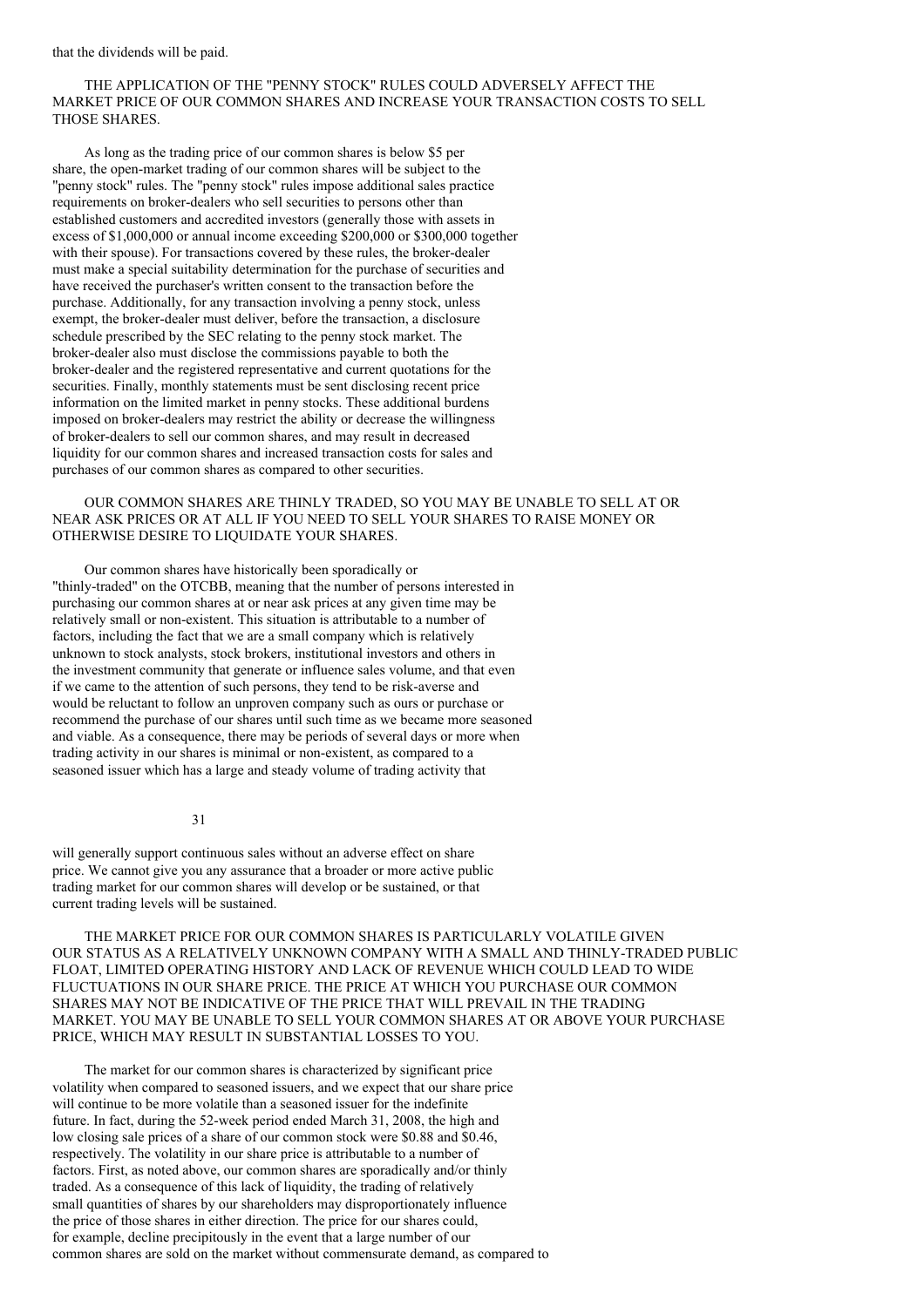that the dividends will be paid.

THE APPLICATION OF THE "PENNY STOCK" RULES COULD ADVERSELY AFFECT THE MARKET PRICE OF OUR COMMON SHARES AND INCREASE YOUR TRANSACTION COSTS TO SELL THOSE SHARES.

As long as the trading price of our common shares is below $5 per share, the open-market trading of our common shares will be subject to the "penny stock" rules. The "penny stock" rules impose additional sales practice requirements on broker-dealers who sell securities to persons other than established customers and accredited investors (generally those with assets in excess of $1,000,000 or annual income exceeding $200,000 or $300,000 together with their spouse). For transactions covered by these rules, the broker-dealer must make a special suitability determination for the purchase of securities and have received the purchaser's written consent to the transaction before the purchase. Additionally, for any transaction involving a penny stock, unless exempt, the broker-dealer must deliver, before the transaction, a disclosure schedule prescribed by the SEC relating to the penny stock market. The broker-dealer also must disclose the commissions payable to both the broker-dealer and the registered representative and current quotations for the securities. Finally, monthly statements must be sent disclosing recent price information on the limited market in penny stocks. These additional burdens imposed on broker-dealers may restrict the ability or decrease the willingness of broker-dealers to sell our common shares, and may result in decreased liquidity for our common shares and increased transaction costs for sales and purchases of our common shares as compared to other securities.

OUR COMMON SHARES ARE THINLY TRADED, SO YOU MAY BE UNABLE TO SELL AT OR NEAR ASK PRICES OR AT ALL IF YOU NEED TO SELL YOUR SHARES TO RAISE MONEY OR OTHERWISE DESIRE TO LIQUIDATE YOUR SHARES.

Our common shares have historically been sporadically or "thinly-traded" on the OTCBB, meaning that the number of persons interested in purchasing our common shares at or near ask prices at any given time may be relatively small or non-existent. This situation is attributable to a number of factors, including the fact that we are a small company which is relatively unknown to stock analysts, stock brokers, institutional investors and others in the investment community that generate or influence sales volume, and that even if we came to the attention of such persons, they tend to be risk-averse and would be reluctant to follow an unproven company such as ours or purchase or recommend the purchase of our shares until such time as we became more seasoned and viable. As a consequence, there may be periods of several days or more when trading activity in our shares is minimal or non-existent, as compared to a seasoned issuer which has a large and steady volume of trading activity that will generally support continuous sales without an adverse effect on share price. We cannot give you any assurance that a broader or more active public trading market for our common shares will develop or be sustained, or that current trading levels will be sustained.

THE MARKET PRICE FOR OUR COMMON SHARES IS PARTICULARLY VOLATILE GIVEN OUR STATUS AS A RELATIVELY UNKNOWN COMPANY WITH A SMALL AND THINLY-TRADED PUBLIC FLOAT, LIMITED OPERATING HISTORY AND LACK OF REVENUE WHICH COULD LEAD TO WIDE FLUCTUATIONS IN OUR SHARE PRICE. THE PRICE AT WHICH YOU PURCHASE OUR COMMON SHARES MAY NOT BE INDICATIVE OF THE PRICE THAT WILL PREVAIL IN THE TRADING MARKET. YOU MAY BE UNABLE TO SELL YOUR COMMON SHARES AT OR ABOVE YOUR PURCHASE PRICE, WHICH MAY RESULT IN SUBSTANTIAL LOSSES TO YOU.

The market for our common shares is characterized by significant price volatility when compared to seasoned issuers, and we expect that our share price will continue to be more volatile than a seasoned issuer for the indefinite future. In fact, during the 52-week period ended March 31, 2008, the high and low closing sale prices of a share of our common stock were $0.88 and $0.46, respectively. The volatility in our share price is attributable to a number of factors. First, as noted above, our common shares are sporadically and/or thinly traded. As a consequence of this lack of liquidity, the trading of relatively small quantities of shares by our shareholders may disproportionately influence the price of those shares in either direction. The price for our shares could, for example, decline precipitously in the event that a large number of our common shares are sold on the market without commensurate demand, as compared to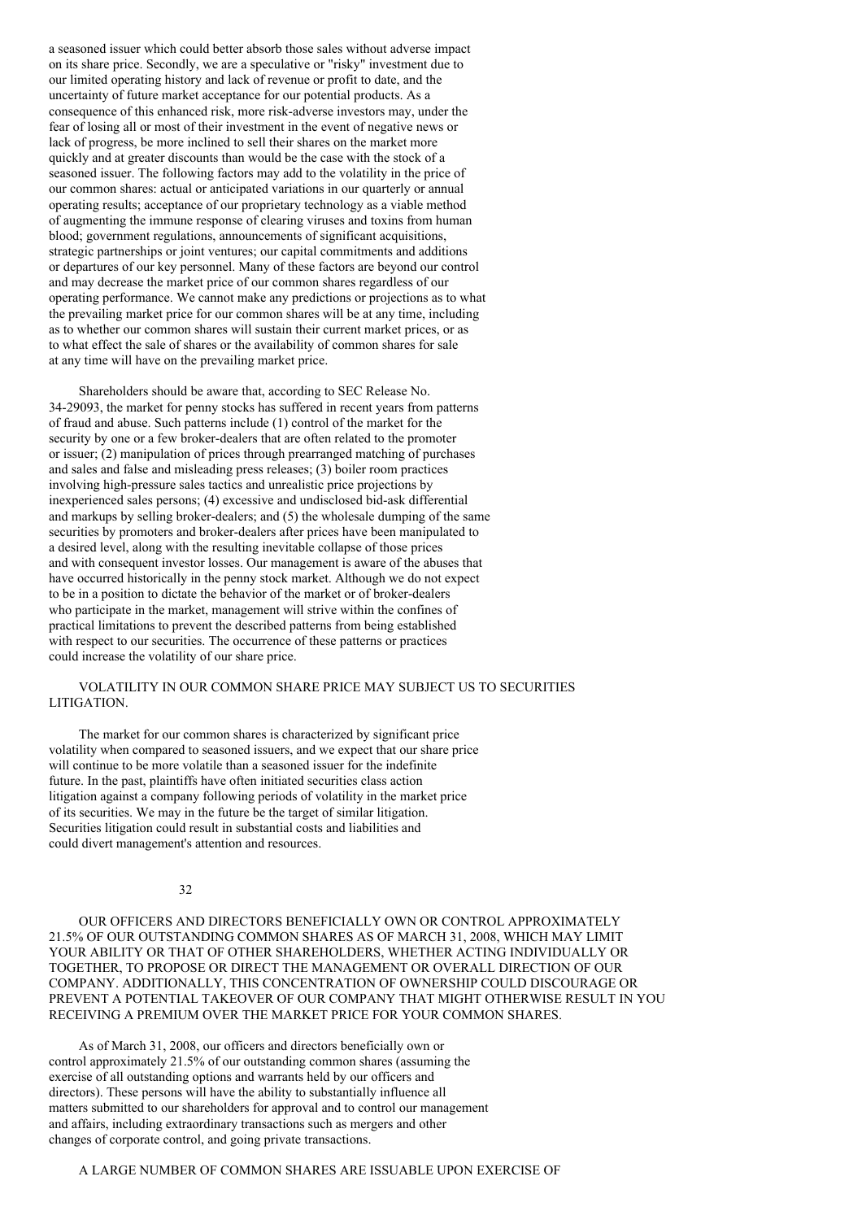a seasoned issuer which could better absorb those sales without adverse impact on its share price. Secondly, we are a speculative or "risky" investment due to our limited operating history and lack of revenue or profit to date, and the uncertainty of future market acceptance for our potential products. As a consequence of this enhanced risk, more risk-adverse investors may, under the fear of losing all or most of their investment in the event of negative news or lack of progress, be more inclined to sell their shares on the market more quickly and at greater discounts than would be the case with the stock of a seasoned issuer. The following factors may add to the volatility in the price of our common shares: actual or anticipated variations in our quarterly or annual operating results; acceptance of our proprietary technology as a viable method of augmenting the immune response of clearing viruses and toxins from human blood; government regulations, announcements of significant acquisitions, strategic partnerships or joint ventures; our capital commitments and additions or departures of our key personnel. Many of these factors are beyond our control and may decrease the market price of our common shares regardless of our operating performance. We cannot make any predictions or projections as to what the prevailing market price for our common shares will be at any time, including as to whether our common shares will sustain their current market prices, or as to what effect the sale of shares or the availability of common shares for sale at any time will have on the prevailing market price.

Shareholders should be aware that, according to SEC Release No. 34-29093, the market for penny stocks has suffered in recent years from patterns of fraud and abuse. Such patterns include (1) control of the market for the security by one or a few broker-dealers that are often related to the promoter or issuer; (2) manipulation of prices through prearranged matching of purchases and sales and false and misleading press releases; (3) boiler room practices involving high-pressure sales tactics and unrealistic price projections by inexperienced sales persons; (4) excessive and undisclosed bid-ask differential and markups by selling broker-dealers; and (5) the wholesale dumping of the same securities by promoters and broker-dealers after prices have been manipulated to a desired level, along with the resulting inevitable collapse of those prices and with consequent investor losses. Our management is aware of the abuses that have occurred historically in the penny stock market. Although we do not expect to be in a position to dictate the behavior of the market or of broker-dealers who participate in the market, management will strive within the confines of practical limitations to prevent the described patterns from being established with respect to our securities. The occurrence of these patterns or practices could increase the volatility of our share price.

VOLATILITY IN OUR COMMON SHARE PRICE MAY SUBJECT US TO SECURITIES LITIGATION.

The market for our common shares is characterized by significant price volatility when compared to seasoned issuers, and we expect that our share price will continue to be more volatile than a seasoned issuer for the indefinite future. In the past, plaintiffs have often initiated securities class action litigation against a company following periods of volatility in the market price of its securities. We may in the future be the target of similar litigation. Securities litigation could result in substantial costs and liabilities and could divert management's attention and resources.

OUR OFFICERS AND DIRECTORS BENEFICIALLY OWN OR CONTROL APPROXIMATELY 21.5% OF OUR OUTSTANDING COMMON SHARES AS OF MARCH 31, 2008, WHICH MAY LIMIT YOUR ABILITY OR THAT OF OTHER SHAREHOLDERS, WHETHER ACTING INDIVIDUALLY OR TOGETHER, TO PROPOSE OR DIRECT THE MANAGEMENT OR OVERALL DIRECTION OF OUR COMPANY. ADDITIONALLY, THIS CONCENTRATION OF OWNERSHIP COULD DISCOURAGE OR PREVENT A POTENTIAL TAKEOVER OF OUR COMPANY THAT MIGHT OTHERWISE RESULT IN YOU RECEIVING A PREMIUM OVER THE MARKET PRICE FOR YOUR COMMON SHARES.

As of March 31, 2008, our officers and directors beneficially own or control approximately 21.5% of our outstanding common shares (assuming the exercise of all outstanding options and warrants held by our officers and directors). These persons will have the ability to substantially influence all matters submitted to our shareholders for approval and to control our management and affairs, including extraordinary transactions such as mergers and other changes of corporate control, and going private transactions.

A LARGE NUMBER OF COMMON SHARES ARE ISSUABLE UPON EXERCISE OF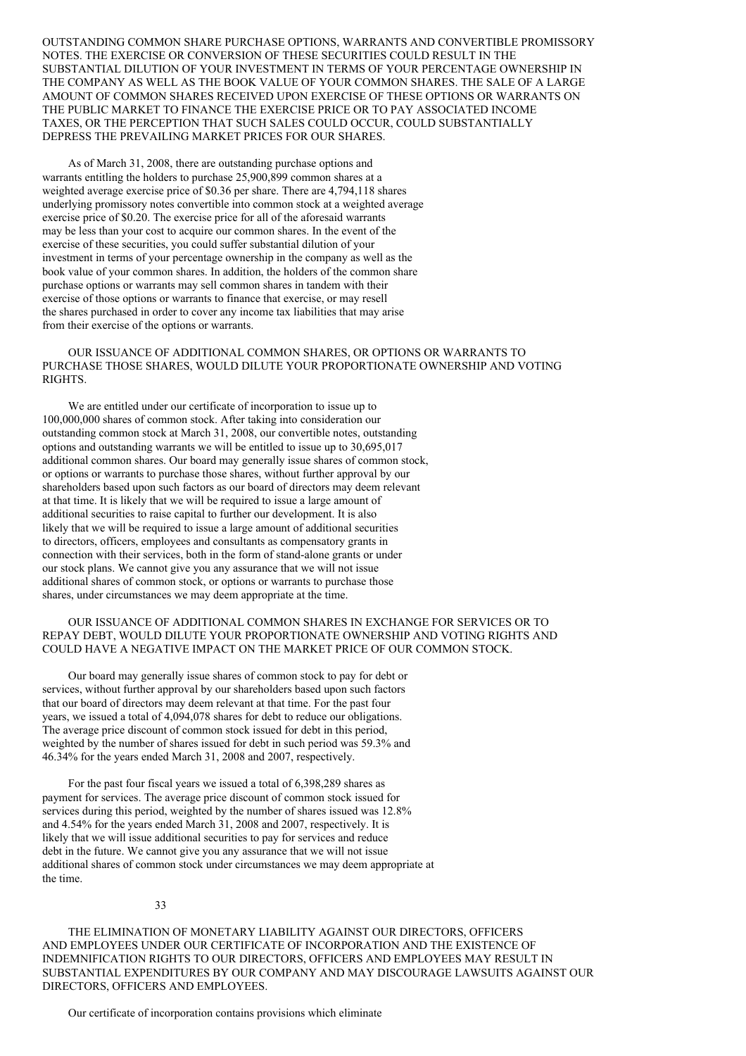OUTSTANDING COMMON SHARE PURCHASE OPTIONS, WARRANTS AND CONVERTIBLE PROMISSORY NOTES. THE EXERCISE OR CONVERSION OF THESE SECURITIES COULD RESULT IN THE SUBSTANTIAL DILUTION OF YOUR INVESTMENT IN TERMS OF YOUR PERCENTAGE OWNERSHIP IN THE COMPANY AS WELL AS THE BOOK VALUE OF YOUR COMMON SHARES. THE SALE OF A LARGE AMOUNT OF COMMON SHARES RECEIVED UPON EXERCISE OF THESE OPTIONS OR WARRANTS ON THE PUBLIC MARKET TO FINANCE THE EXERCISE PRICE OR TO PAY ASSOCIATED INCOME TAXES, OR THE PERCEPTION THAT SUCH SALES COULD OCCUR, COULD SUBSTANTIALLY DEPRESS THE PREVAILING MARKET PRICES FOR OUR SHARES.

As of March 31, 2008, there are outstanding purchase options and warrants entitling the holders to purchase 25,900,899 common shares at a weighted average exercise price of $0.36 per share. There are 4,794,118 shares underlying promissory notes convertible into common stock at a weighted average exercise price of $0.20. The exercise price for all of the aforesaid warrants may be less than your cost to acquire our common shares. In the event of the exercise of these securities, you could suffer substantial dilution of your investment in terms of your percentage ownership in the company as well as the book value of your common shares. In addition, the holders of the common share purchase options or warrants may sell common shares in tandem with their exercise of those options or warrants to finance that exercise, or may resell the shares purchased in order to cover any income tax liabilities that may arise from their exercise of the options or warrants.

OUR ISSUANCE OF ADDITIONAL COMMON SHARES, OR OPTIONS OR WARRANTS TO PURCHASE THOSE SHARES, WOULD DILUTE YOUR PROPORTIONATE OWNERSHIP AND VOTING RIGHTS.

We are entitled under our certificate of incorporation to issue up to 100,000,000 shares of common stock. After taking into consideration our outstanding common stock at March 31, 2008, our convertible notes, outstanding options and outstanding warrants we will be entitled to issue up to 30,695,017 additional common shares. Our board may generally issue shares of common stock, or options or warrants to purchase those shares, without further approval by our shareholders based upon such factors as our board of directors may deem relevant at that time. It is likely that we will be required to issue a large amount of additional securities to raise capital to further our development. It is also likely that we will be required to issue a large amount of additional securities to directors, officers, employees and consultants as compensatory grants in connection with their services, both in the form of stand-alone grants or under our stock plans. We cannot give you any assurance that we will not issue additional shares of common stock, or options or warrants to purchase those shares, under circumstances we may deem appropriate at the time.

OUR ISSUANCE OF ADDITIONAL COMMON SHARES IN EXCHANGE FOR SERVICES OR TO REPAY DEBT, WOULD DILUTE YOUR PROPORTIONATE OWNERSHIP AND VOTING RIGHTS AND COULD HAVE A NEGATIVE IMPACT ON THE MARKET PRICE OF OUR COMMON STOCK.

Our board may generally issue shares of common stock to pay for debt or services, without further approval by our shareholders based upon such factors that our board of directors may deem relevant at that time. For the past four years, we issued a total of 4,094,078 shares for debt to reduce our obligations. The average price discount of common stock issued for debt in this period, weighted by the number of shares issued for debt in such period was 59.3% and 46.34% for the years ended March 31, 2008 and 2007, respectively.

For the past four fiscal years we issued a total of 6,398,289 shares as payment for services. The average price discount of common stock issued for services during this period, weighted by the number of shares issued was 12.8% and 4.54% for the years ended March 31, 2008 and 2007, respectively. It is likely that we will issue additional securities to pay for services and reduce debt in the future. We cannot give you any assurance that we will not issue additional shares of common stock under circumstances we may deem appropriate at the time.

THE ELIMINATION OF MONETARY LIABILITY AGAINST OUR DIRECTORS, OFFICERS AND EMPLOYEES UNDER OUR CERTIFICATE OF INCORPORATION AND THE EXISTENCE OF INDEMNIFICATION RIGHTS TO OUR DIRECTORS, OFFICERS AND EMPLOYEES MAY RESULT IN SUBSTANTIAL EXPENDITURES BY OUR COMPANY AND MAY DISCOURAGE LAWSUITS AGAINST OUR DIRECTORS, OFFICERS AND EMPLOYEES.

Our certificate of incorporation contains provisions which eliminate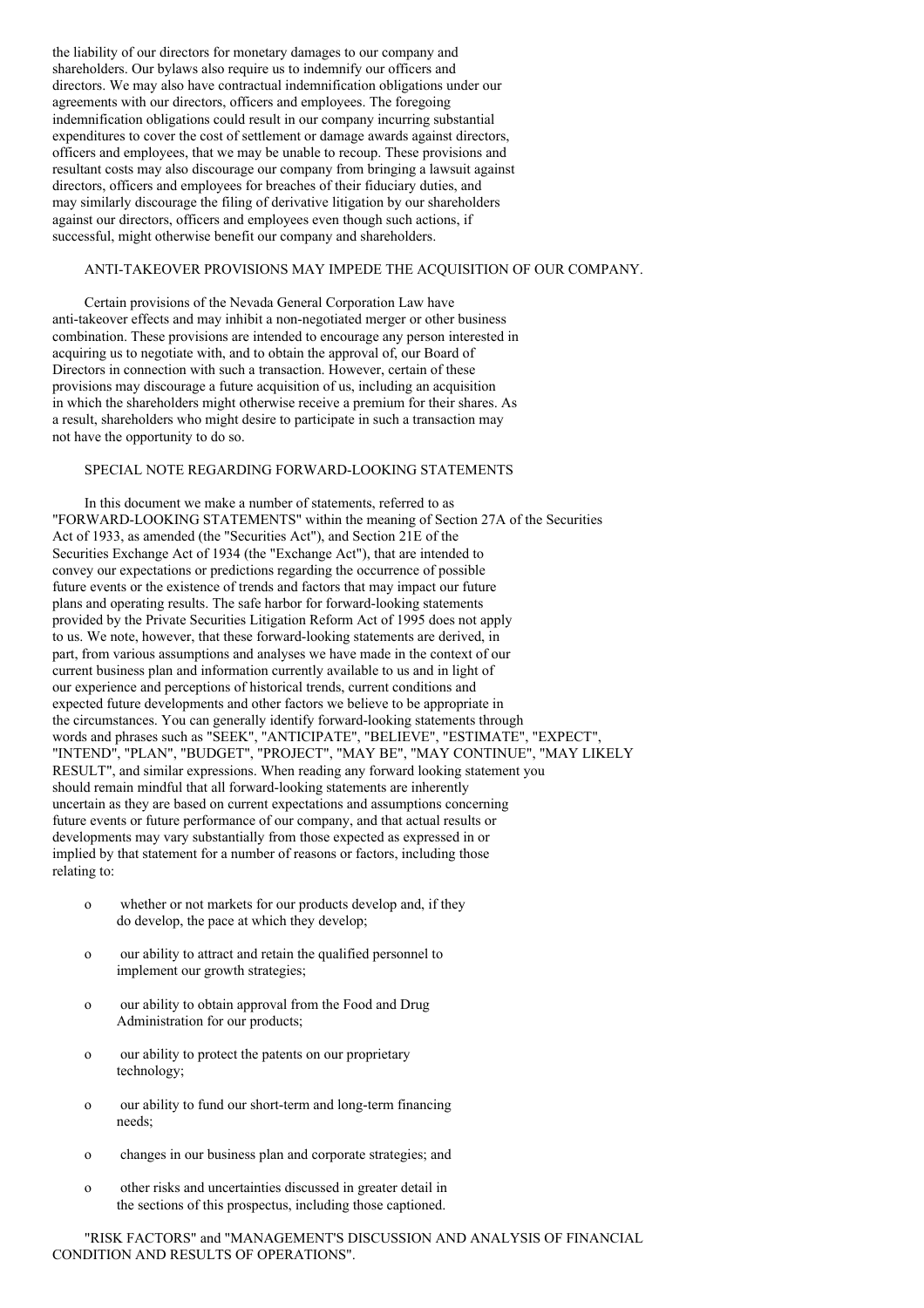the liability of our directors for monetary damages to our company and shareholders. Our bylaws also require us to indemnify our officers and directors. We may also have contractual indemnification obligations under our agreements with our directors, officers and employees. The foregoing indemnification obligations could result in our company incurring substantial expenditures to cover the cost of settlement or damage awards against directors, officers and employees, that we may be unable to recoup. These provisions and resultant costs may also discourage our company from bringing a lawsuit against directors, officers and employees for breaches of their fiduciary duties, and may similarly discourage the filing of derivative litigation by our shareholders against our directors, officers and employees even though such actions, if successful, might otherwise benefit our company and shareholders.

### ANTI-TAKEOVER PROVISIONS MAY IMPEDE THE ACQUISITION OF OUR COMPANY.

Certain provisions of the Nevada General Corporation Law have anti-takeover effects and may inhibit a non-negotiated merger or other business combination. These provisions are intended to encourage any person interested in acquiring us to negotiate with, and to obtain the approval of, our Board of Directors in connection with such a transaction. However, certain of these provisions may discourage a future acquisition of us, including an acquisition in which the shareholders might otherwise receive a premium for their shares. As a result, shareholders who might desire to participate in such a transaction may not have the opportunity to do so.

### SPECIAL NOTE REGARDING FORWARD-LOOKING STATEMENTS

In this document we make a number of statements, referred to as "FORWARD-LOOKING STATEMENTS" within the meaning of Section 27A of the Securities Act of 1933, as amended (the "Securities Act"), and Section 21E of the Securities Exchange Act of 1934 (the "Exchange Act"), that are intended to convey our expectations or predictions regarding the occurrence of possible future events or the existence of trends and factors that may impact our future plans and operating results. The safe harbor for forward-looking statements provided by the Private Securities Litigation Reform Act of 1995 does not apply to us. We note, however, that these forward-looking statements are derived, in part, from various assumptions and analyses we have made in the context of our current business plan and information currently available to us and in light of our experience and perceptions of historical trends, current conditions and expected future developments and other factors we believe to be appropriate in the circumstances. You can generally identify forward-looking statements through words and phrases such as "SEEK", "ANTICIPATE", "BELIEVE", "ESTIMATE", "EXPECT", "INTEND", "PLAN", "BUDGET", "PROJECT", "MAY BE", "MAY CONTINUE", "MAY LIKELY RESULT", and similar expressions. When reading any forward looking statement you should remain mindful that all forward-looking statements are inherently uncertain as they are based on current expectations and assumptions concerning future events or future performance of our company, and that actual results or developments may vary substantially from those expected as expressed in or implied by that statement for a number of reasons or factors, including those relating to:

- whether or not markets for our products develop and, if they do develop, the pace at which they develop;
- our ability to attract and retain the qualified personnel to implement our growth strategies;
- our ability to obtain approval from the Food and Drug Administration for our products;
- our ability to protect the patents on our proprietary technology;
- our ability to fund our short-term and long-term financing needs;
- changes in our business plan and corporate strategies; and
- other risks and uncertainties discussed in greater detail in the sections of this prospectus, including those captioned.

"RISK FACTORS" and "MANAGEMENT'S DISCUSSION AND ANALYSIS OF FINANCIAL CONDITION AND RESULTS OF OPERATIONS".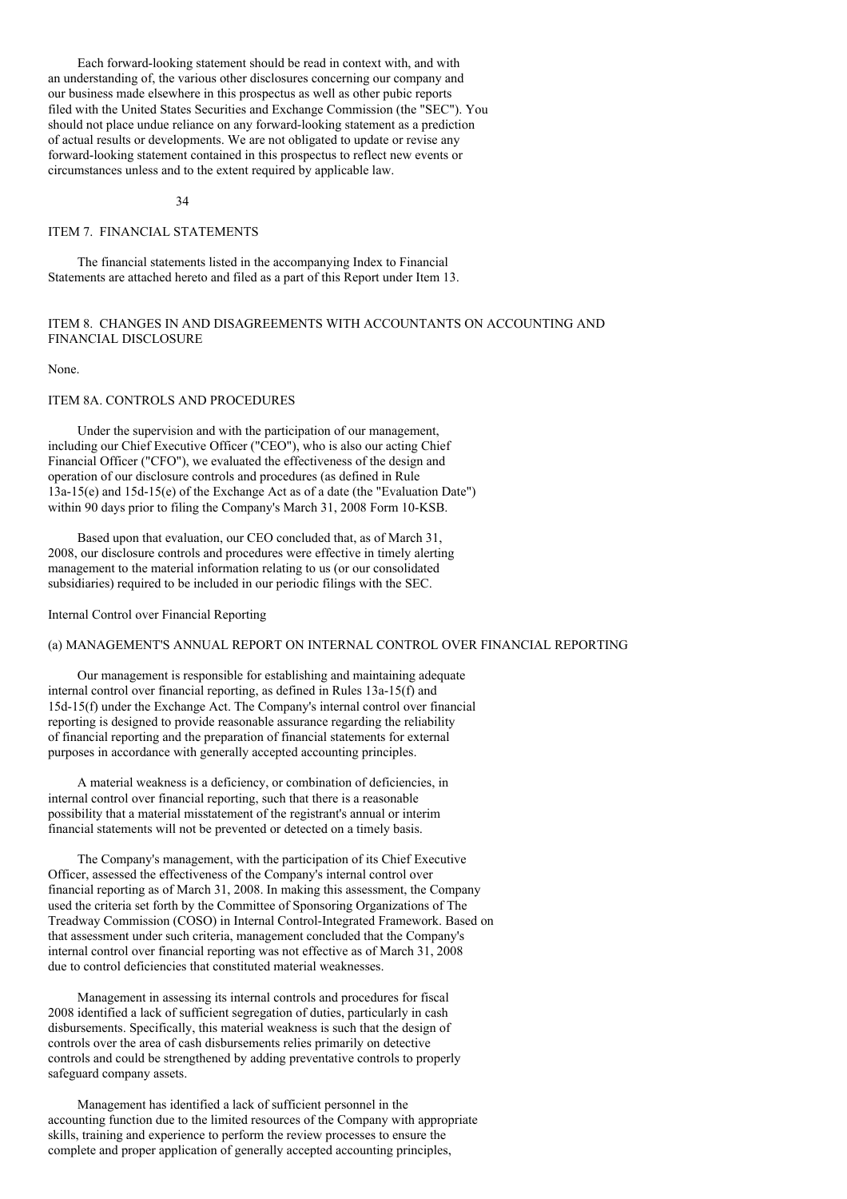Each forward-looking statement should be read in context with, and with an understanding of, the various other disclosures concerning our company and our business made elsewhere in this prospectus as well as other pubic reports filed with the United States Securities and Exchange Commission (the "SEC"). You should not place undue reliance on any forward-looking statement as a prediction of actual results or developments. We are not obligated to update or revise any forward-looking statement contained in this prospectus to reflect new events or circumstances unless and to the extent required by applicable law.

## ITEM 7. FINANCIAL STATEMENTS

The financial statements listed in the accompanying Index to Financial Statements are attached hereto and filed as a part of this Report under Item 13.

## ITEM 8. CHANGES IN AND DISAGREEMENTS WITH ACCOUNTANTS ON ACCOUNTING AND FINANCIAL DISCLOSURE

None.

## ITEM 8A. CONTROLS AND PROCEDURES

Under the supervision and with the participation of our management, including our Chief Executive Officer ("CEO"), who is also our acting Chief Financial Officer ("CFO"), we evaluated the effectiveness of the design and operation of our disclosure controls and procedures (as defined in Rule 13a-15(e) and 15d-15(e) of the Exchange Act as of a date (the "Evaluation Date") within 90 days prior to filing the Company's March 31, 2008 Form 10-KSB.

Based upon that evaluation, our CEO concluded that, as of March 31, 2008, our disclosure controls and procedures were effective in timely alerting management to the material information relating to us (or our consolidated subsidiaries) required to be included in our periodic filings with the SEC.

### Internal Control over Financial Reporting

#### (a) MANAGEMENT'S ANNUAL REPORT ON INTERNAL CONTROL OVER FINANCIAL REPORTING

Our management is responsible for establishing and maintaining adequate internal control over financial reporting, as defined in Rules 13a-15(f) and 15d-15(f) under the Exchange Act. The Company's internal control over financial reporting is designed to provide reasonable assurance regarding the reliability of financial reporting and the preparation of financial statements for external purposes in accordance with generally accepted accounting principles.

A material weakness is a deficiency, or combination of deficiencies, in internal control over financial reporting, such that there is a reasonable possibility that a material misstatement of the registrant's annual or interim financial statements will not be prevented or detected on a timely basis.

The Company's management, with the participation of its Chief Executive Officer, assessed the effectiveness of the Company's internal control over financial reporting as of March 31, 2008. In making this assessment, the Company used the criteria set forth by the Committee of Sponsoring Organizations of The Treadway Commission (COSO) in Internal Control-Integrated Framework. Based on that assessment under such criteria, management concluded that the Company's internal control over financial reporting was not effective as of March 31, 2008 due to control deficiencies that constituted material weaknesses.

Management in assessing its internal controls and procedures for fiscal 2008 identified a lack of sufficient segregation of duties, particularly in cash disbursements. Specifically, this material weakness is such that the design of controls over the area of cash disbursements relies primarily on detective controls and could be strengthened by adding preventative controls to properly safeguard company assets.

Management has identified a lack of sufficient personnel in the accounting function due to the limited resources of the Company with appropriate skills, training and experience to perform the review processes to ensure the complete and proper application of generally accepted accounting principles,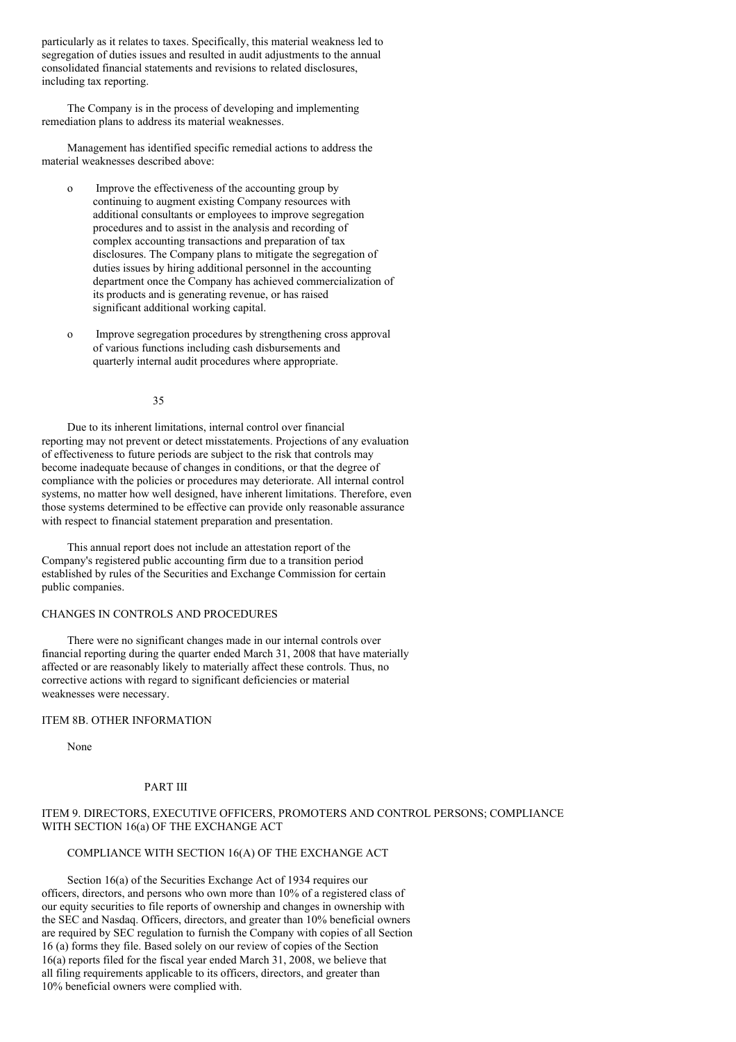particularly as it relates to taxes. Specifically, this material weakness led to segregation of duties issues and resulted in audit adjustments to the annual consolidated financial statements and revisions to related disclosures, including tax reporting.

The Company is in the process of developing and implementing remediation plans to address its material weaknesses.

Management has identified specific remedial actions to address the material weaknesses described above:

- Improve the effectiveness of the accounting group by continuing to augment existing Company resources with additional consultants or employees to improve segregation procedures and to assist in the analysis and recording of complex accounting transactions and preparation of tax disclosures. The Company plans to mitigate the segregation of duties issues by hiring additional personnel in the accounting department once the Company has achieved commercialization of its products and is generating revenue, or has raised significant additional working capital.
- Improve segregation procedures by strengthening cross approval of various functions including cash disbursements and quarterly internal audit procedures where appropriate.

Due to its inherent limitations, internal control over financial reporting may not prevent or detect misstatements. Projections of any evaluation of effectiveness to future periods are subject to the risk that controls may become inadequate because of changes in conditions, or that the degree of compliance with the policies or procedures may deteriorate. All internal control systems, no matter how well designed, have inherent limitations. Therefore, even those systems determined to be effective can provide only reasonable assurance with respect to financial statement preparation and presentation.

This annual report does not include an attestation report of the Company's registered public accounting firm due to a transition period established by rules of the Securities and Exchange Commission for certain public companies.

## CHANGES IN CONTROLS AND PROCEDURES

There were no significant changes made in our internal controls over financial reporting during the quarter ended March 31, 2008 that have materially affected or are reasonably likely to materially affect these controls. Thus, no corrective actions with regard to significant deficiencies or material weaknesses were necessary.

## ITEM 8B. OTHER INFORMATION

None

# PART III

## ITEM 9. DIRECTORS, EXECUTIVE OFFICERS, PROMOTERS AND CONTROL PERSONS; COMPLIANCE WITH SECTION 16(a) OF THE EXCHANGE ACT

### COMPLIANCE WITH SECTION 16(A) OF THE EXCHANGE ACT

Section 16(a) of the Securities Exchange Act of 1934 requires our officers, directors, and persons who own more than 10% of a registered class of our equity securities to file reports of ownership and changes in ownership with the SEC and Nasdaq. Officers, directors, and greater than 10% beneficial owners are required by SEC regulation to furnish the Company with copies of all Section 16 (a) forms they file. Based solely on our review of copies of the Section 16(a) reports filed for the fiscal year ended March 31, 2008, we believe that all filing requirements applicable to its officers, directors, and greater than 10% beneficial owners were complied with.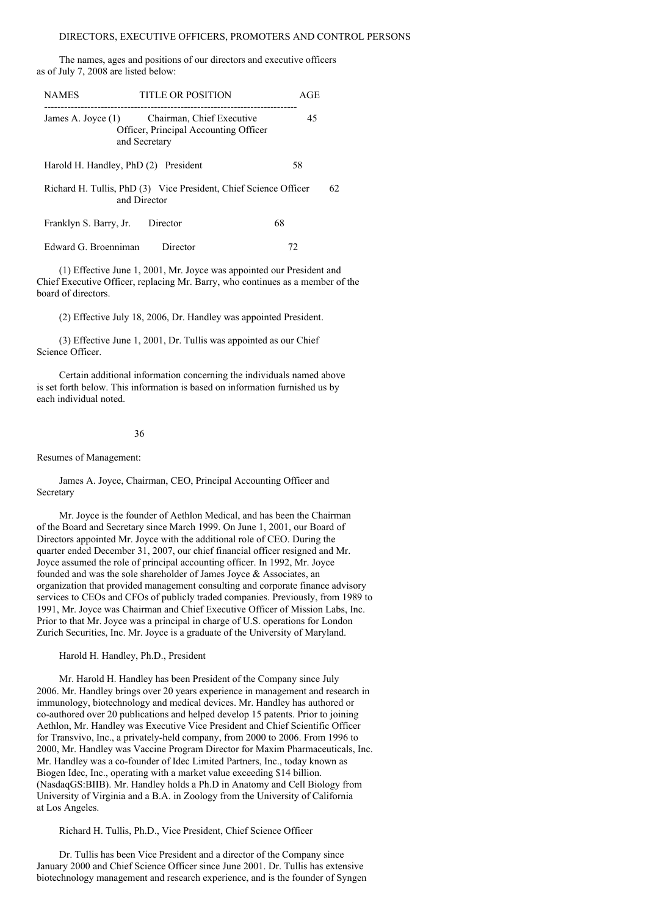## DIRECTORS, EXECUTIVE OFFICERS, PROMOTERS AND CONTROL PERSONS

The names, ages and positions of our directors and executive officers as of July 7, 2008 are listed below:

| NAMES | TITLE OR POSITION | AGE |
|---|---|---|
| James A. Joyce (1) | Chairman, Chief Executive Officer, Principal Accounting Officer and Secretary | 45 |
| Harold H. Handley, PhD (2) | President | 58 |
| Richard H. Tullis, PhD (3) | Vice President, Chief Science Officer and Director | 62 |
| Franklyn S. Barry, Jr. | Director | 68 |
| Edward G. Broenniman | Director | 72 |

(1) Effective June 1, 2001, Mr. Joyce was appointed our President and Chief Executive Officer, replacing Mr. Barry, who continues as a member of the board of directors.

(2) Effective July 18, 2006, Dr. Handley was appointed President.

(3) Effective June 1, 2001, Dr. Tullis was appointed as our Chief Science Officer.

Certain additional information concerning the individuals named above is set forth below. This information is based on information furnished us by each individual noted.

Resumes of Management:

James A. Joyce, Chairman, CEO, Principal Accounting Officer and Secretary

Mr. Joyce is the founder of Aethlon Medical, and has been the Chairman of the Board and Secretary since March 1999. On June 1, 2001, our Board of Directors appointed Mr. Joyce with the additional role of CEO. During the quarter ended December 31, 2007, our chief financial officer resigned and Mr. Joyce assumed the role of principal accounting officer. In 1992, Mr. Joyce founded and was the sole shareholder of James Joyce & Associates, an organization that provided management consulting and corporate finance advisory services to CEOs and CFOs of publicly traded companies. Previously, from 1989 to 1991, Mr. Joyce was Chairman and Chief Executive Officer of Mission Labs, Inc. Prior to that Mr. Joyce was a principal in charge of U.S. operations for London Zurich Securities, Inc. Mr. Joyce is a graduate of the University of Maryland.

Harold H. Handley, Ph.D., President

Mr. Harold H. Handley has been President of the Company since July 2006. Mr. Handley brings over 20 years experience in management and research in immunology, biotechnology and medical devices. Mr. Handley has authored or co-authored over 20 publications and helped develop 15 patents. Prior to joining Aethlon, Mr. Handley was Executive Vice President and Chief Scientific Officer for Transvivo, Inc., a privately-held company, from 2000 to 2006. From 1996 to 2000, Mr. Handley was Vaccine Program Director for Maxim Pharmaceuticals, Inc. Mr. Handley was a co-founder of Idec Limited Partners, Inc., today known as Biogen Idec, Inc., operating with a market value exceeding $14 billion. (NasdaqGS:BIIB). Mr. Handley holds a Ph.D in Anatomy and Cell Biology from University of Virginia and a B.A. in Zoology from the University of California at Los Angeles.

Richard H. Tullis, Ph.D., Vice President, Chief Science Officer

Dr. Tullis has been Vice President and a director of the Company since January 2000 and Chief Science Officer since June 2001. Dr. Tullis has extensive biotechnology management and research experience, and is the founder of Syngen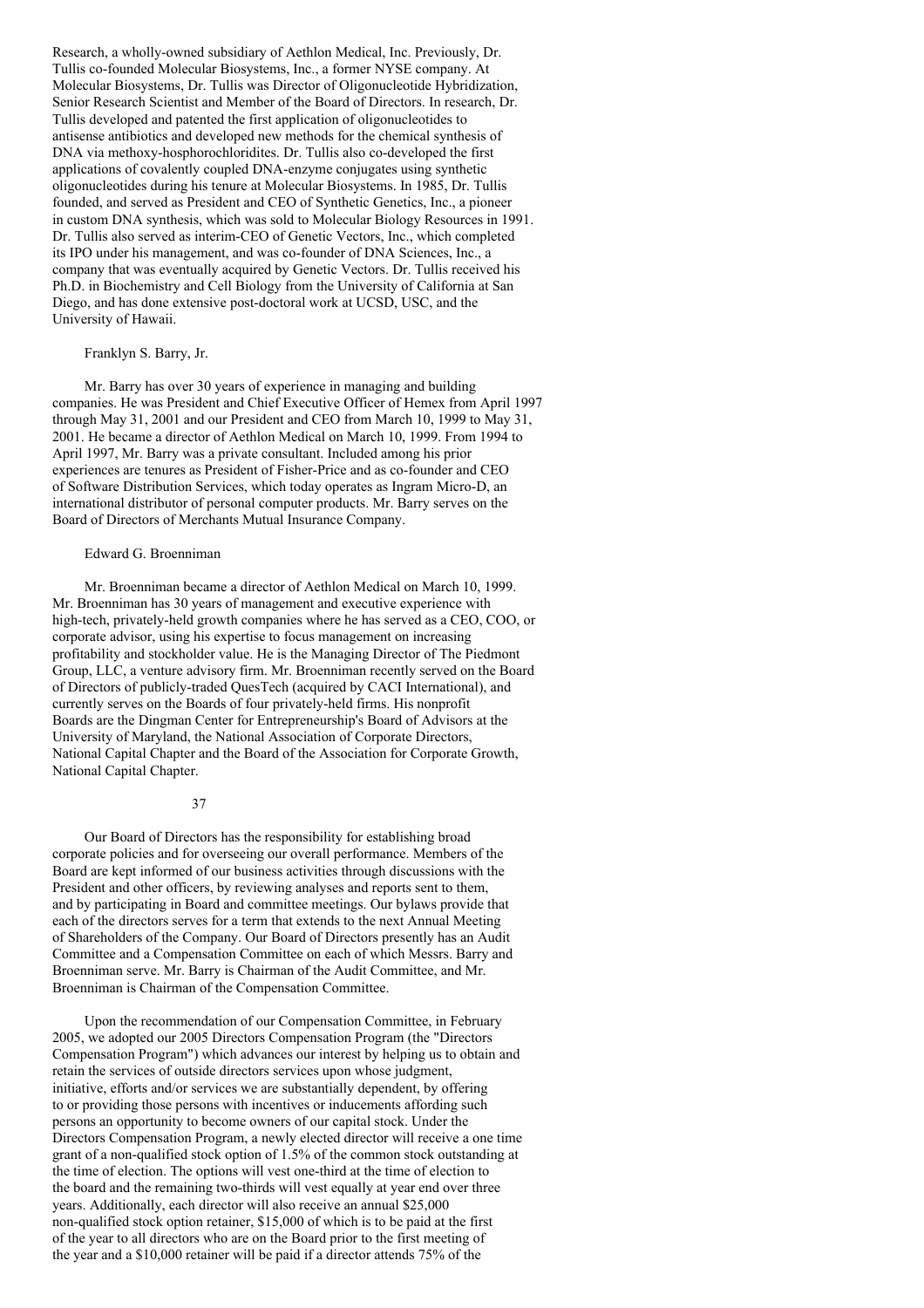Research, a wholly-owned subsidiary of Aethlon Medical, Inc. Previously, Dr. Tullis co-founded Molecular Biosystems, Inc., a former NYSE company. At Molecular Biosystems, Dr. Tullis was Director of Oligonucleotide Hybridization, Senior Research Scientist and Member of the Board of Directors. In research, Dr. Tullis developed and patented the first application of oligonucleotides to antisense antibiotics and developed new methods for the chemical synthesis of DNA via methoxy-hosphorochloridites. Dr. Tullis also co-developed the first applications of covalently coupled DNA-enzyme conjugates using synthetic oligonucleotides during his tenure at Molecular Biosystems. In 1985, Dr. Tullis founded, and served as President and CEO of Synthetic Genetics, Inc., a pioneer in custom DNA synthesis, which was sold to Molecular Biology Resources in 1991. Dr. Tullis also served as interim-CEO of Genetic Vectors, Inc., which completed its IPO under his management, and was co-founder of DNA Sciences, Inc., a company that was eventually acquired by Genetic Vectors. Dr. Tullis received his Ph.D. in Biochemistry and Cell Biology from the University of California at San Diego, and has done extensive post-doctoral work at UCSD, USC, and the University of Hawaii.

Franklyn S. Barry, Jr.

Mr. Barry has over 30 years of experience in managing and building companies. He was President and Chief Executive Officer of Hemex from April 1997 through May 31, 2001 and our President and CEO from March 10, 1999 to May 31, 2001. He became a director of Aethlon Medical on March 10, 1999. From 1994 to April 1997, Mr. Barry was a private consultant. Included among his prior experiences are tenures as President of Fisher-Price and as co-founder and CEO of Software Distribution Services, which today operates as Ingram Micro-D, an international distributor of personal computer products. Mr. Barry serves on the Board of Directors of Merchants Mutual Insurance Company.

Edward G. Broenniman

Mr. Broenniman became a director of Aethlon Medical on March 10, 1999. Mr. Broenniman has 30 years of management and executive experience with high-tech, privately-held growth companies where he has served as a CEO, COO, or corporate advisor, using his expertise to focus management on increasing profitability and stockholder value. He is the Managing Director of The Piedmont Group, LLC, a venture advisory firm. Mr. Broenniman recently served on the Board of Directors of publicly-traded QuesTech (acquired by CACI International), and currently serves on the Boards of four privately-held firms. His nonprofit Boards are the Dingman Center for Entrepreneurship's Board of Advisors at the University of Maryland, the National Association of Corporate Directors, National Capital Chapter and the Board of the Association for Corporate Growth, National Capital Chapter.

Our Board of Directors has the responsibility for establishing broad corporate policies and for overseeing our overall performance. Members of the Board are kept informed of our business activities through discussions with the President and other officers, by reviewing analyses and reports sent to them, and by participating in Board and committee meetings. Our bylaws provide that each of the directors serves for a term that extends to the next Annual Meeting of Shareholders of the Company. Our Board of Directors presently has an Audit Committee and a Compensation Committee on each of which Messrs. Barry and Broenniman serve. Mr. Barry is Chairman of the Audit Committee, and Mr. Broenniman is Chairman of the Compensation Committee.

Upon the recommendation of our Compensation Committee, in February 2005, we adopted our 2005 Directors Compensation Program (the "Directors Compensation Program") which advances our interest by helping us to obtain and retain the services of outside directors services upon whose judgment, initiative, efforts and/or services we are substantially dependent, by offering to or providing those persons with incentives or inducements affording such persons an opportunity to become owners of our capital stock. Under the Directors Compensation Program, a newly elected director will receive a one time grant of a non-qualified stock option of 1.5% of the common stock outstanding at the time of election. The options will vest one-third at the time of election to the board and the remaining two-thirds will vest equally at year end over three years. Additionally, each director will also receive an annual $25,000 non-qualified stock option retainer, $15,000 of which is to be paid at the first of the year to all directors who are on the Board prior to the first meeting of the year and a $10,000 retainer will be paid if a director attends 75% of the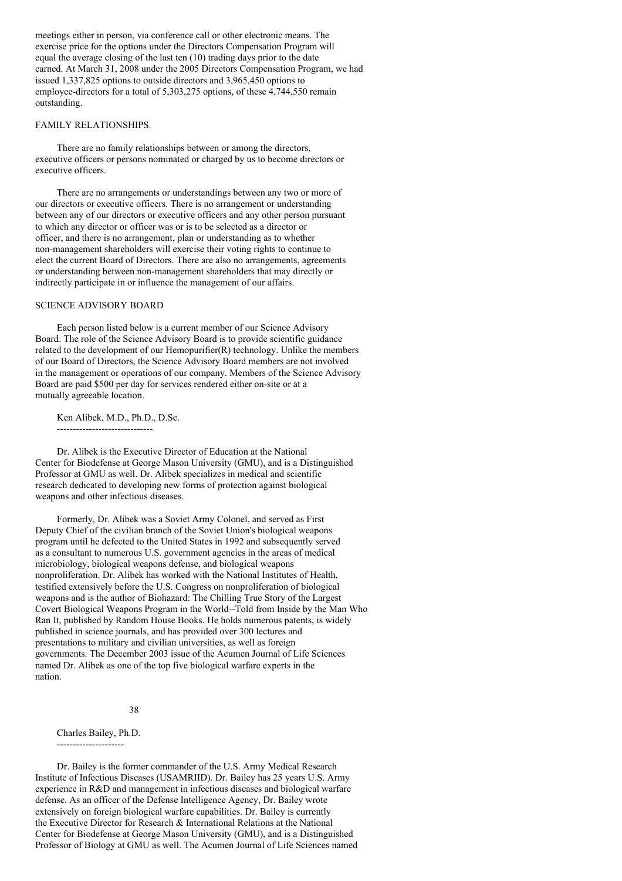meetings either in person, via conference call or other electronic means. The exercise price for the options under the Directors Compensation Program will equal the average closing of the last ten (10) trading days prior to the date earned. At March 31, 2008 under the 2005 Directors Compensation Program, we had issued 1,337,825 options to outside directors and 3,965,450 options to employee-directors for a total of 5,303,275 options, of these 4,744,550 remain outstanding.

## FAMILY RELATIONSHIPS.

There are no family relationships between or among the directors, executive officers or persons nominated or charged by us to become directors or executive officers.

There are no arrangements or understandings between any two or more of our directors or executive officers. There is no arrangement or understanding between any of our directors or executive officers and any other person pursuant to which any director or officer was or is to be selected as a director or officer, and there is no arrangement, plan or understanding as to whether non-management shareholders will exercise their voting rights to continue to elect the current Board of Directors. There are also no arrangements, agreements or understanding between non-management shareholders that may directly or indirectly participate in or influence the management of our affairs.

## SCIENCE ADVISORY BOARD

Each person listed below is a current member of our Science Advisory Board. The role of the Science Advisory Board is to provide scientific guidance related to the development of our Hemopurifier(R) technology. Unlike the members of our Board of Directors, the Science Advisory Board members are not involved in the management or operations of our company. Members of the Science Advisory Board are paid $500 per day for services rendered either on-site or at a mutually agreeable location.

### Ken Alibek, M.D., Ph.D., D.Sc.

Dr. Alibek is the Executive Director of Education at the National Center for Biodefense at George Mason University (GMU), and is a Distinguished Professor at GMU as well. Dr. Alibek specializes in medical and scientific research dedicated to developing new forms of protection against biological weapons and other infectious diseases.

Formerly, Dr. Alibek was a Soviet Army Colonel, and served as First Deputy Chief of the civilian branch of the Soviet Union's biological weapons program until he defected to the United States in 1992 and subsequently served as a consultant to numerous U.S. government agencies in the areas of medical microbiology, biological weapons defense, and biological weapons nonproliferation. Dr. Alibek has worked with the National Institutes of Health, testified extensively before the U.S. Congress on nonproliferation of biological weapons and is the author of Biohazard: The Chilling True Story of the Largest Covert Biological Weapons Program in the World--Told from Inside by the Man Who Ran It, published by Random House Books. He holds numerous patents, is widely published in science journals, and has provided over 300 lectures and presentations to military and civilian universities, as well as foreign governments. The December 2003 issue of the Acumen Journal of Life Sciences named Dr. Alibek as one of the top five biological warfare experts in the nation.

### Charles Bailey, Ph.D.

Dr. Bailey is the former commander of the U.S. Army Medical Research Institute of Infectious Diseases (USAMRIID). Dr. Bailey has 25 years U.S. Army experience in R&D and management in infectious diseases and biological warfare defense. As an officer of the Defense Intelligence Agency, Dr. Bailey wrote extensively on foreign biological warfare capabilities. Dr. Bailey is currently the Executive Director for Research & International Relations at the National Center for Biodefense at George Mason University (GMU), and is a Distinguished Professor of Biology at GMU as well. The Acumen Journal of Life Sciences named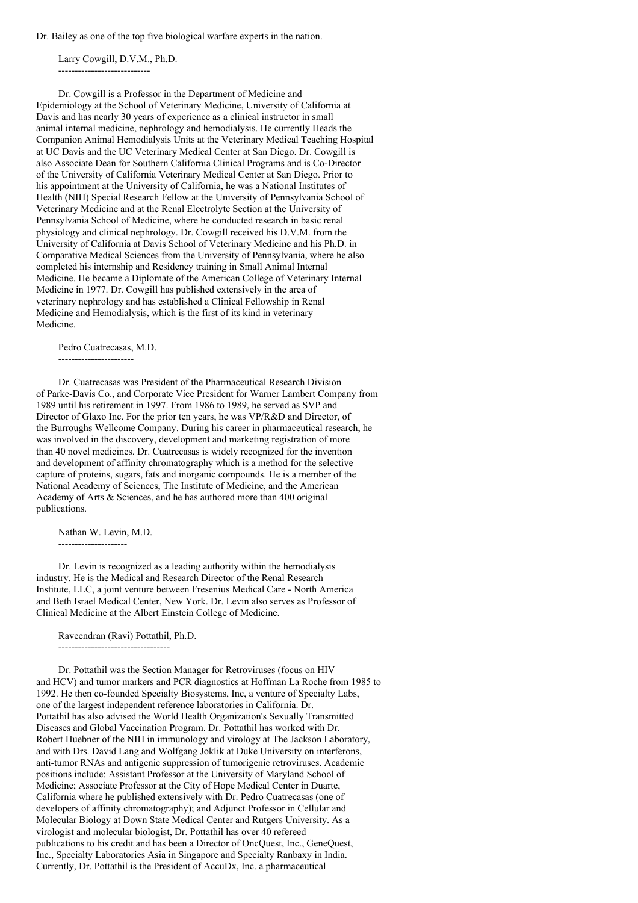Dr. Bailey as one of the top five biological warfare experts in the nation.

Larry Cowgill, D.V.M., Ph.D.

Dr. Cowgill is a Professor in the Department of Medicine and Epidemiology at the School of Veterinary Medicine, University of California at Davis and has nearly 30 years of experience as a clinical instructor in small animal internal medicine, nephrology and hemodialysis. He currently Heads the Companion Animal Hemodialysis Units at the Veterinary Medical Teaching Hospital at UC Davis and the UC Veterinary Medical Center at San Diego. Dr. Cowgill is also Associate Dean for Southern California Clinical Programs and is Co-Director of the University of California Veterinary Medical Center at San Diego. Prior to his appointment at the University of California, he was a National Institutes of Health (NIH) Special Research Fellow at the University of Pennsylvania School of Veterinary Medicine and at the Renal Electrolyte Section at the University of Pennsylvania School of Medicine, where he conducted research in basic renal physiology and clinical nephrology. Dr. Cowgill received his D.V.M. from the University of California at Davis School of Veterinary Medicine and his Ph.D. in Comparative Medical Sciences from the University of Pennsylvania, where he also completed his internship and Residency training in Small Animal Internal Medicine. He became a Diplomate of the American College of Veterinary Internal Medicine in 1977. Dr. Cowgill has published extensively in the area of veterinary nephrology and has established a Clinical Fellowship in Renal Medicine and Hemodialysis, which is the first of its kind in veterinary Medicine.

Pedro Cuatrecasas, M.D.

Dr. Cuatrecasas was President of the Pharmaceutical Research Division of Parke-Davis Co., and Corporate Vice President for Warner Lambert Company from 1989 until his retirement in 1997. From 1986 to 1989, he served as SVP and Director of Glaxo Inc. For the prior ten years, he was VP/R&D and Director, of the Burroughs Wellcome Company. During his career in pharmaceutical research, he was involved in the discovery, development and marketing registration of more than 40 novel medicines. Dr. Cuatrecasas is widely recognized for the invention and development of affinity chromatography which is a method for the selective capture of proteins, sugars, fats and inorganic compounds. He is a member of the National Academy of Sciences, The Institute of Medicine, and the American Academy of Arts & Sciences, and he has authored more than 400 original publications.

Nathan W. Levin, M.D.

Dr. Levin is recognized as a leading authority within the hemodialysis industry. He is the Medical and Research Director of the Renal Research Institute, LLC, a joint venture between Fresenius Medical Care - North America and Beth Israel Medical Center, New York. Dr. Levin also serves as Professor of Clinical Medicine at the Albert Einstein College of Medicine.

Raveendran (Ravi) Pottathil, Ph.D.

Dr. Pottathil was the Section Manager for Retroviruses (focus on HIV and HCV) and tumor markers and PCR diagnostics at Hoffman La Roche from 1985 to 1992. He then co-founded Specialty Biosystems, Inc, a venture of Specialty Labs, one of the largest independent reference laboratories in California. Dr. Pottathil has also advised the World Health Organization's Sexually Transmitted Diseases and Global Vaccination Program. Dr. Pottathil has worked with Dr. Robert Huebner of the NIH in immunology and virology at The Jackson Laboratory, and with Drs. David Lang and Wolfgang Joklik at Duke University on interferons, anti-tumor RNAs and antigenic suppression of tumorigenic retroviruses. Academic positions include: Assistant Professor at the University of Maryland School of Medicine; Associate Professor at the City of Hope Medical Center in Duarte, California where he published extensively with Dr. Pedro Cuatrecasas (one of developers of affinity chromatography); and Adjunct Professor in Cellular and Molecular Biology at Down State Medical Center and Rutgers University. As a virologist and molecular biologist, Dr. Pottathil has over 40 refereed publications to his credit and has been a Director of OncQuest, Inc., GeneQuest, Inc., Specialty Laboratories Asia in Singapore and Specialty Ranbaxy in India. Currently, Dr. Pottathil is the President of AccuDx, Inc. a pharmaceutical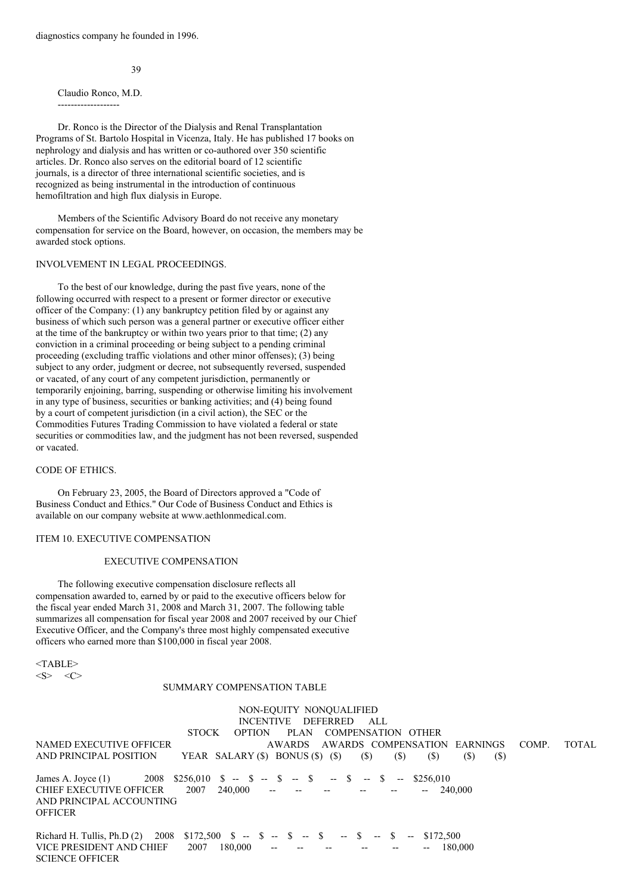diagnostics company he founded in 1996.

Claudio Ronco, M.D.

Dr. Ronco is the Director of the Dialysis and Renal Transplantation Programs of St. Bartolo Hospital in Vicenza, Italy. He has published 17 books on nephrology and dialysis and has written or co-authored over 350 scientific articles. Dr. Ronco also serves on the editorial board of 12 scientific journals, is a director of three international scientific societies, and is recognized as being instrumental in the introduction of continuous hemofiltration and high flux dialysis in Europe.

Members of the Scientific Advisory Board do not receive any monetary compensation for service on the Board, however, on occasion, the members may be awarded stock options.

INVOLVEMENT IN LEGAL PROCEEDINGS.

To the best of our knowledge, during the past five years, none of the following occurred with respect to a present or former director or executive officer of the Company: (1) any bankruptcy petition filed by or against any business of which such person was a general partner or executive officer either at the time of the bankruptcy or within two years prior to that time; (2) any conviction in a criminal proceeding or being subject to a pending criminal proceeding (excluding traffic violations and other minor offenses); (3) being subject to any order, judgment or decree, not subsequently reversed, suspended or vacated, of any court of any competent jurisdiction, permanently or temporarily enjoining, barring, suspending or otherwise limiting his involvement in any type of business, securities or banking activities; and (4) being found by a court of competent jurisdiction (in a civil action), the SEC or the Commodities Futures Trading Commission to have violated a federal or state securities or commodities law, and the judgment has not been reversed, suspended or vacated.

CODE OF ETHICS.

On February 23, 2005, the Board of Directors approved a "Code of Business Conduct and Ethics." Our Code of Business Conduct and Ethics is available on our company website at www.aethlonmedical.com.

ITEM 10. EXECUTIVE COMPENSATION

EXECUTIVE COMPENSATION

The following executive compensation disclosure reflects all compensation awarded to, earned by or paid to the executive officers below for the fiscal year ended March 31, 2008 and March 31, 2007. The following table summarizes all compensation for fiscal year 2008 and 2007 received by our Chief Executive Officer, and the Company's three most highly compensated executive officers who earned more than $100,000 in fiscal year 2008.

SUMMARY COMPENSATION TABLE

| NAMED EXECUTIVE OFFICER AND PRINCIPAL POSITION | YEAR | SALARY ($) | BONUS ($) | STOCK AWARDS ($) | OPTION AWARDS ($) | NON-EQUITY INCENTIVE PLAN COMPENSATION ($) | NONQUALIFIED DEFERRED COMPENSATION EARNINGS ($) | ALL OTHER COMP. ($) | TOTAL ($) |
|---|---|---|---|---|---|---|---|---|---|
| James A. Joyce (1) CHIEF EXECUTIVE OFFICER AND PRINCIPAL ACCOUNTING OFFICER | 2008 | $256,010 | $ -- | $ -- | $ -- | $ -- | $ -- | $ -- | $256,010 |
| | 2007 | 240,000 | -- | -- | -- | -- | -- | -- | 240,000 |
| Richard H. Tullis, Ph.D (2) VICE PRESIDENT AND CHIEF SCIENCE OFFICER | 2008 | $172,500 | $ -- | $ -- | $ -- | $ -- | $ -- | $ -- | $172,500 |
| | 2007 | 180,000 | -- | -- | -- | -- | -- | -- | 180,000 |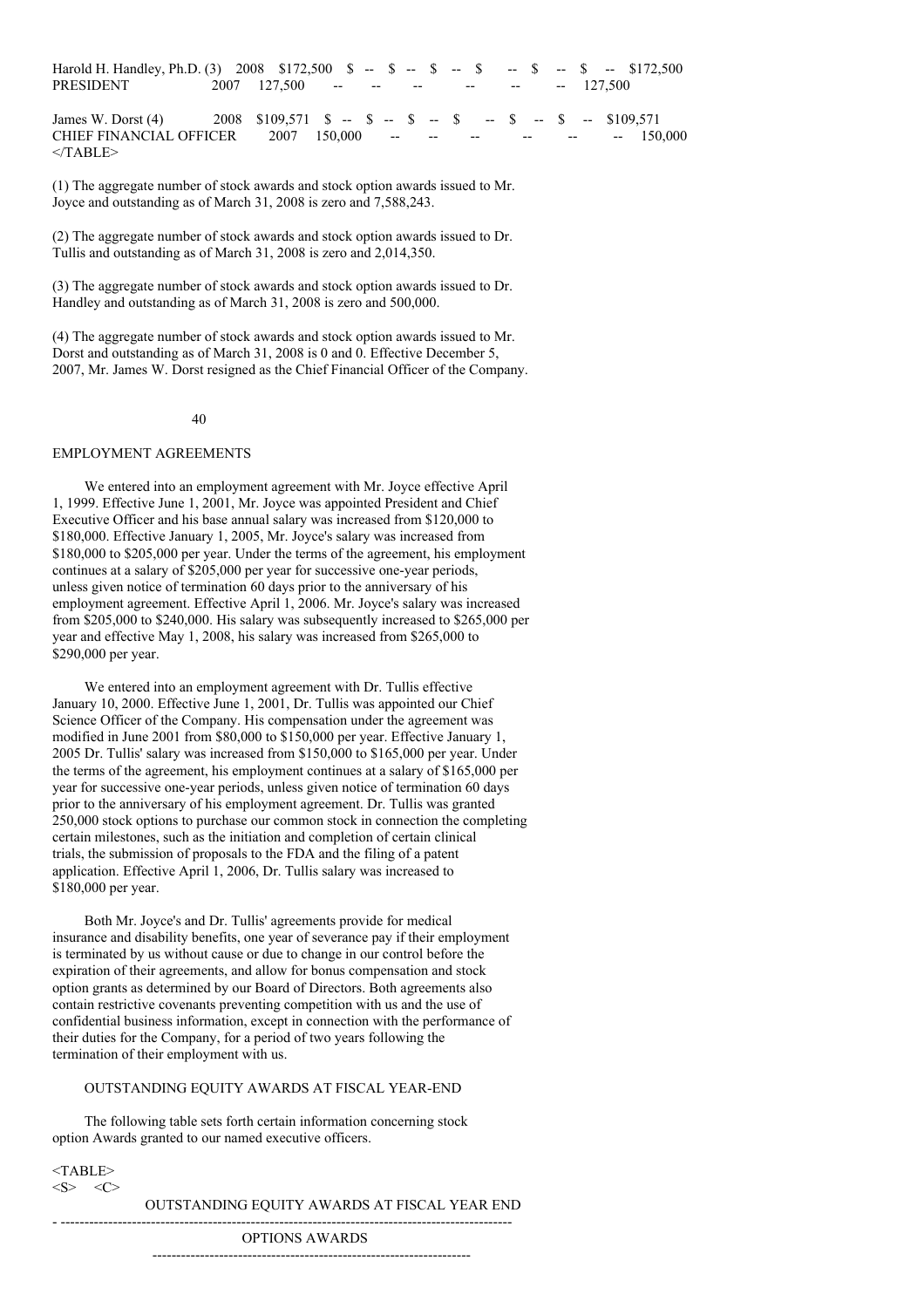| Name | Year | Salary | | | | | | | Total |
|---|---|---|---|---|---|---|---|---|---|
| Harold H. Handley, Ph.D. (3) | 2008 | $172,500 | $ -- | $ -- | $ -- | $ -- | $ -- | $ -- | $172,500 |
| PRESIDENT | 2007 | 127,500 | -- | -- | -- | -- | -- | -- | 127,500 |
| James W. Dorst (4) | 2008 | $109,571 | $ -- | $ -- | $ -- | $ -- | $ -- | $ -- | $109,571 |
| CHIEF FINANCIAL OFFICER | 2007 | 150,000 | -- | -- | -- | -- | -- | -- | 150,000 |

(1) The aggregate number of stock awards and stock option awards issued to Mr. Joyce and outstanding as of March 31, 2008 is zero and 7,588,243.

(2) The aggregate number of stock awards and stock option awards issued to Dr. Tullis and outstanding as of March 31, 2008 is zero and 2,014,350.

(3) The aggregate number of stock awards and stock option awards issued to Dr. Handley and outstanding as of March 31, 2008 is zero and 500,000.

(4) The aggregate number of stock awards and stock option awards issued to Mr. Dorst and outstanding as of March 31, 2008 is 0 and 0. Effective December 5, 2007, Mr. James W. Dorst resigned as the Chief Financial Officer of the Company.

## EMPLOYMENT AGREEMENTS

We entered into an employment agreement with Mr. Joyce effective April 1, 1999. Effective June 1, 2001, Mr. Joyce was appointed President and Chief Executive Officer and his base annual salary was increased from $120,000 to $180,000. Effective January 1, 2005, Mr. Joyce's salary was increased from $180,000 to $205,000 per year. Under the terms of the agreement, his employment continues at a salary of $205,000 per year for successive one-year periods, unless given notice of termination 60 days prior to the anniversary of his employment agreement. Effective April 1, 2006. Mr. Joyce's salary was increased from $205,000 to $240,000. His salary was subsequently increased to $265,000 per year and effective May 1, 2008, his salary was increased from $265,000 to $290,000 per year.

We entered into an employment agreement with Dr. Tullis effective January 10, 2000. Effective June 1, 2001, Dr. Tullis was appointed our Chief Science Officer of the Company. His compensation under the agreement was modified in June 2001 from $80,000 to $150,000 per year. Effective January 1, 2005 Dr. Tullis' salary was increased from $150,000 to $165,000 per year. Under the terms of the agreement, his employment continues at a salary of $165,000 per year for successive one-year periods, unless given notice of termination 60 days prior to the anniversary of his employment agreement. Dr. Tullis was granted 250,000 stock options to purchase our common stock in connection the completing certain milestones, such as the initiation and completion of certain clinical trials, the submission of proposals to the FDA and the filing of a patent application. Effective April 1, 2006, Dr. Tullis salary was increased to $180,000 per year.

Both Mr. Joyce's and Dr. Tullis' agreements provide for medical insurance and disability benefits, one year of severance pay if their employment is terminated by us without cause or due to change in our control before the expiration of their agreements, and allow for bonus compensation and stock option grants as determined by our Board of Directors. Both agreements also contain restrictive covenants preventing competition with us and the use of confidential business information, except in connection with the performance of their duties for the Company, for a period of two years following the termination of their employment with us.

## OUTSTANDING EQUITY AWARDS AT FISCAL YEAR-END

The following table sets forth certain information concerning stock option Awards granted to our named executive officers.

OUTSTANDING EQUITY AWARDS AT FISCAL YEAR END

OPTIONS AWARDS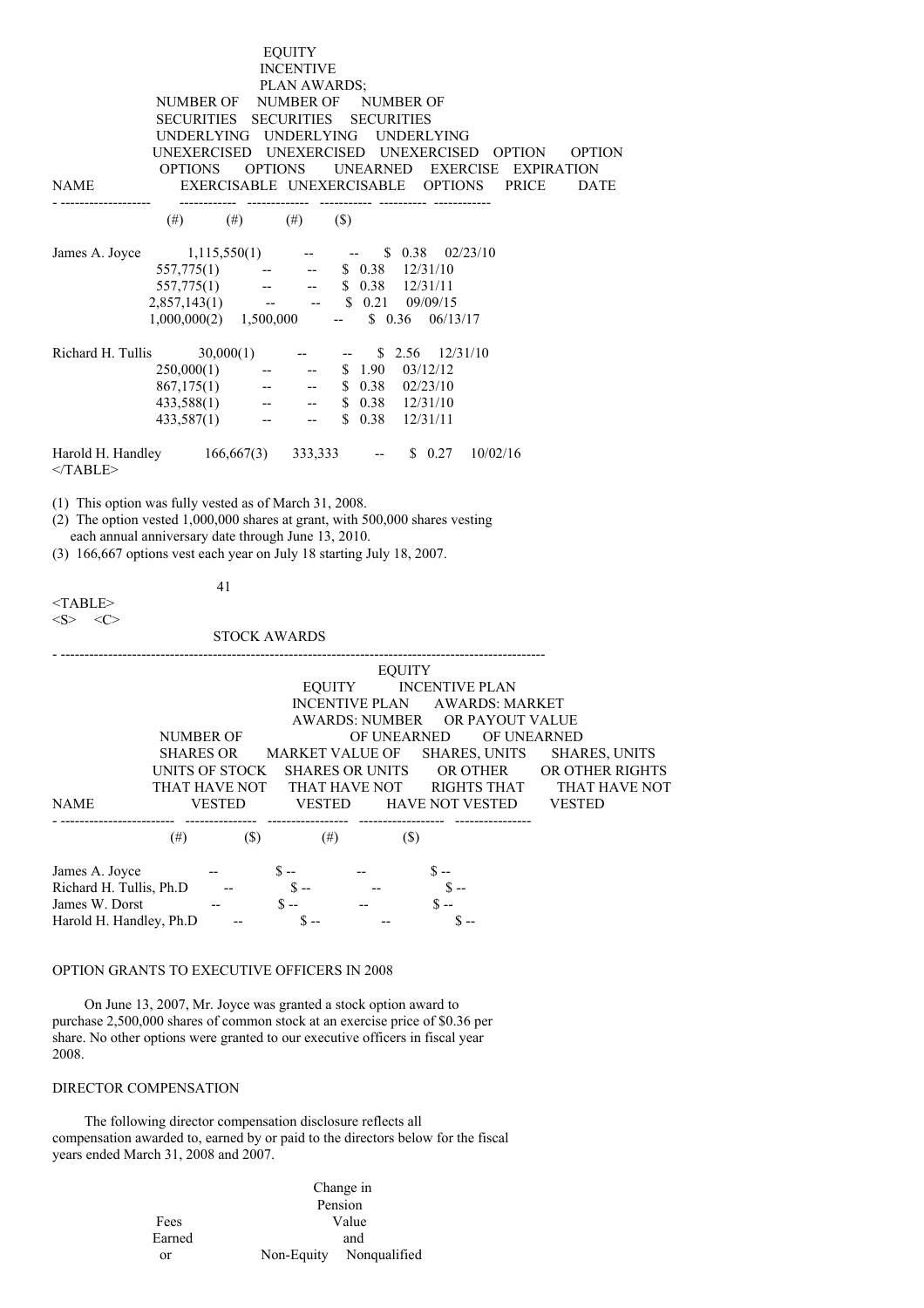| NAME | NUMBER OF SECURITIES UNDERLYING UNEXERCISED OPTIONS EXERCISABLE | NUMBER OF SECURITIES UNDERLYING UNEXERCISED OPTIONS UNEXERCISABLE | EQUITY INCENTIVE PLAN AWARDS; NUMBER OF SECURITIES UNDERLYING UNEXERCISED UNEARNED OPTIONS | OPTION EXERCISE PRICE | OPTION EXPIRATION DATE |
|---|---|---|---|---|---|
| | (#) | (#) | (#) | ($) | |
| James A. Joyce | 1,115,550(1) | -- | -- | $ 0.38 | 02/23/10 |
| | 557,775(1) | -- | -- | $ 0.38 | 12/31/10 |
| | 557,775(1) | -- | -- | $ 0.38 | 12/31/11 |
| | 2,857,143(1) | -- | -- | $ 0.21 | 09/09/15 |
| | 1,000,000(2) | 1,500,000 | -- | $ 0.36 | 06/13/17 |
| Richard H. Tullis | 30,000(1) | -- | -- | $ 2.56 | 12/31/10 |
| | 250,000(1) | -- | -- | $ 1.90 | 03/12/12 |
| | 867,175(1) | -- | -- | $ 0.38 | 02/23/10 |
| | 433,588(1) | -- | -- | $ 0.38 | 12/31/10 |
| | 433,587(1) | -- | -- | $ 0.38 | 12/31/11 |
| Harold H. Handley | 166,667(3) | 333,333 | -- | $ 0.27 | 10/02/16 |

(1) This option was fully vested as of March 31, 2008.
(2) The option vested 1,000,000 shares at grant, with 500,000 shares vesting each annual anniversary date through June 13, 2010.
(3) 166,667 options vest each year on July 18 starting July 18, 2007.

| | STOCK AWARDS | | | |
|---|---|---|---|---|
| NAME | NUMBER OF SHARES OR UNITS OF STOCK THAT HAVE NOT VESTED | MARKET VALUE OF SHARES OR UNITS THAT HAVE NOT VESTED | EQUITY INCENTIVE PLAN AWARDS: NUMBER OF UNEARNED SHARES, UNITS OR OTHER RIGHTS THAT HAVE NOT VESTED | EQUITY INCENTIVE PLAN AWARDS: MARKET OR PAYOUT VALUE OF UNEARNED SHARES, UNITS OR OTHER RIGHTS THAT HAVE NOT VESTED |
| | (#) | ($) | (#) | ($) |
| James A. Joyce | -- | $ -- | -- | $ -- |
| Richard H. Tullis, Ph.D | -- | $ -- | -- | $ -- |
| James W. Dorst | -- | $ -- | -- | $ -- |
| Harold H. Handley, Ph.D | -- | $ -- | -- | $ -- |

## OPTION GRANTS TO EXECUTIVE OFFICERS IN 2008

On June 13, 2007, Mr. Joyce was granted a stock option award to purchase 2,500,000 shares of common stock at an exercise price of $0.36 per share. No other options were granted to our executive officers in fiscal year 2008.

## DIRECTOR COMPENSATION

The following director compensation disclosure reflects all compensation awarded to, earned by or paid to the directors below for the fiscal years ended March 31, 2008 and 2007.

| Fees Earned or | Non-Equity | Change in Pension Value and Nonqualified |
|---|---|---|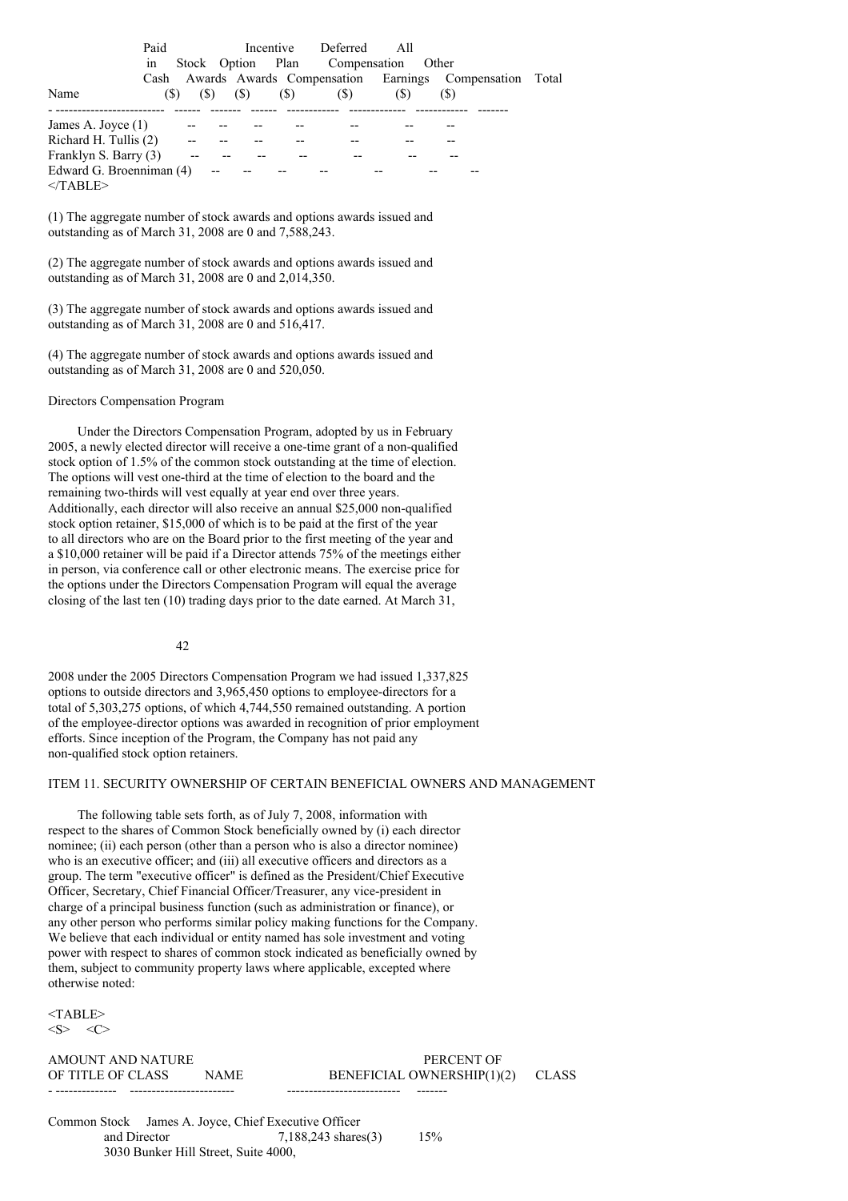| Name | Fees Earned or Paid in Cash ($) | Stock Awards ($) | Option Awards ($) | Non-Equity Incentive Plan Compensation ($) | Nonqualified Deferred Compensation Earnings ($) | All Other Compensation ($) | Total |
|---|---|---|---|---|---|---|---|
| James A. Joyce (1) | -- | -- | -- | -- | -- | -- | -- |
| Richard H. Tullis (2) | -- | -- | -- | -- | -- | -- | -- |
| Franklyn S. Barry (3) | -- | -- | -- | -- | -- | -- | -- |
| Edward G. Broenniman (4) | -- | -- | -- | -- | -- | -- | -- |

</TABLE>

(1) The aggregate number of stock awards and options awards issued and outstanding as of March 31, 2008 are 0 and 7,588,243.

(2) The aggregate number of stock awards and options awards issued and outstanding as of March 31, 2008 are 0 and 2,014,350.

(3) The aggregate number of stock awards and options awards issued and outstanding as of March 31, 2008 are 0 and 516,417.

(4) The aggregate number of stock awards and options awards issued and outstanding as of March 31, 2008 are 0 and 520,050.

Directors Compensation Program

Under the Directors Compensation Program, adopted by us in February 2005, a newly elected director will receive a one-time grant of a non-qualified stock option of 1.5% of the common stock outstanding at the time of election. The options will vest one-third at the time of election to the board and the remaining two-thirds will vest equally at year end over three years. Additionally, each director will also receive an annual $25,000 non-qualified stock option retainer, $15,000 of which is to be paid at the first of the year to all directors who are on the Board prior to the first meeting of the year and a $10,000 retainer will be paid if a Director attends 75% of the meetings either in person, via conference call or other electronic means. The exercise price for the options under the Directors Compensation Program will equal the average closing of the last ten (10) trading days prior to the date earned. At March 31, 2008 under the 2005 Directors Compensation Program we had issued 1,337,825 options to outside directors and 3,965,450 options to employee-directors for a total of 5,303,275 options, of which 4,744,550 remained outstanding. A portion of the employee-director options was awarded in recognition of prior employment efforts. Since inception of the Program, the Company has not paid any non-qualified stock option retainers.

## ITEM 11. SECURITY OWNERSHIP OF CERTAIN BENEFICIAL OWNERS AND MANAGEMENT

The following table sets forth, as of July 7, 2008, information with respect to the shares of Common Stock beneficially owned by (i) each director nominee; (ii) each person (other than a person who is also a director nominee) who is an executive officer; and (iii) all executive officers and directors as a group. The term "executive officer" is defined as the President/Chief Executive Officer, Secretary, Chief Financial Officer/Treasurer, any vice-president in charge of a principal business function (such as administration or finance), or any other person who performs similar policy making functions for the Company. We believe that each individual or entity named has sole investment and voting power with respect to shares of common stock indicated as beneficially owned by them, subject to community property laws where applicable, excepted where otherwise noted:

<TABLE>
<S> <C>

| TITLE OF CLASS | NAME | AMOUNT AND NATURE OF BENEFICIAL OWNERSHIP(1)(2) | PERCENT OF CLASS |
|---|---|---|---|
| Common Stock | James A. Joyce, Chief Executive Officer and Director<br>3030 Bunker Hill Street, Suite 4000, | 7,188,243 shares(3) | 15% |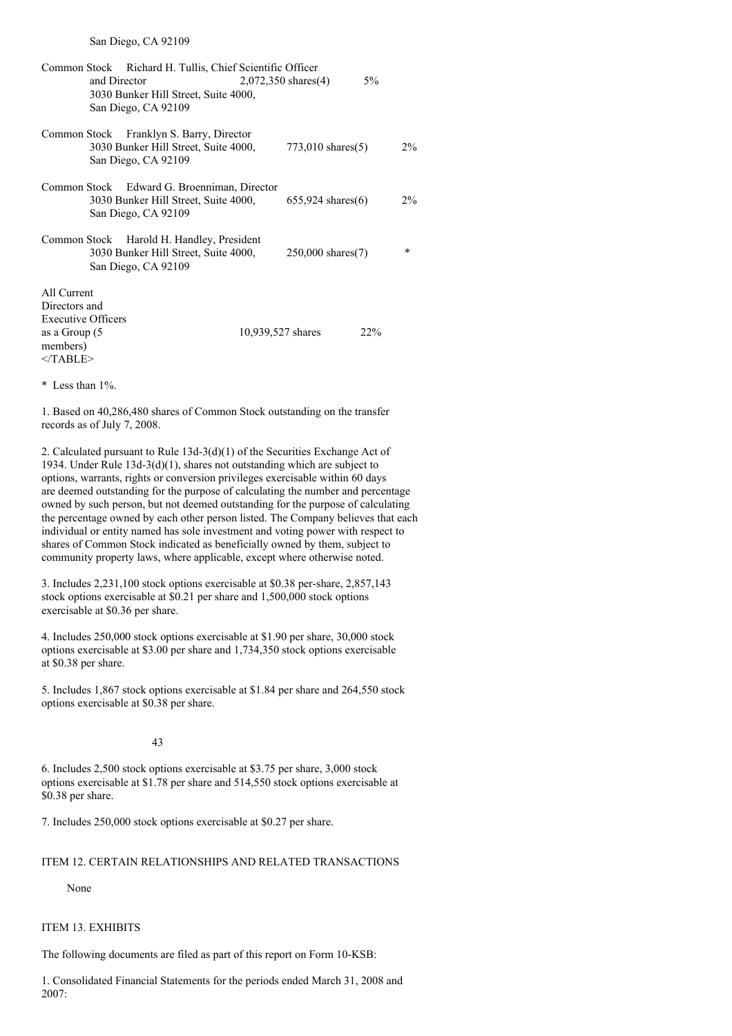| | | | |
|---|---|---|---|
| | San Diego, CA 92109 | | |
| Common Stock | Richard H. Tullis, Chief Scientific Officer and Director 3030 Bunker Hill Street, Suite 4000, San Diego, CA 92109 | 2,072,350 shares(4) | 5% |
| Common Stock | Franklyn S. Barry, Director 3030 Bunker Hill Street, Suite 4000, San Diego, CA 92109 | 773,010 shares(5) | 2% |
| Common Stock | Edward G. Broenniman, Director 3030 Bunker Hill Street, Suite 4000, San Diego, CA 92109 | 655,924 shares(6) | 2% |
| Common Stock | Harold H. Handley, President 3030 Bunker Hill Street, Suite 4000, San Diego, CA 92109 | 250,000 shares(7) | * |
| All Current Directors and Executive Officers as a Group (5 members) | | 10,939,527 shares | 22% |

</TABLE>

* Less than 1%.

1. Based on 40,286,480 shares of Common Stock outstanding on the transfer records as of July 7, 2008.

2. Calculated pursuant to Rule 13d-3(d)(1) of the Securities Exchange Act of 1934. Under Rule 13d-3(d)(1), shares not outstanding which are subject to options, warrants, rights or conversion privileges exercisable within 60 days are deemed outstanding for the purpose of calculating the number and percentage owned by such person, but not deemed outstanding for the purpose of calculating the percentage owned by each other person listed. The Company believes that each individual or entity named has sole investment and voting power with respect to shares of Common Stock indicated as beneficially owned by them, subject to community property laws, where applicable, except where otherwise noted.

3. Includes 2,231,100 stock options exercisable at $0.38 per-share, 2,857,143 stock options exercisable at $0.21 per share and 1,500,000 stock options exercisable at $0.36 per share.

4. Includes 250,000 stock options exercisable at $1.90 per share, 30,000 stock options exercisable at $3.00 per share and 1,734,350 stock options exercisable at $0.38 per share.

5. Includes 1,867 stock options exercisable at $1.84 per share and 264,550 stock options exercisable at $0.38 per share.

6. Includes 2,500 stock options exercisable at $3.75 per share, 3,000 stock options exercisable at $1.78 per share and 514,550 stock options exercisable at $0.38 per share.

7. Includes 250,000 stock options exercisable at $0.27 per share.

ITEM 12. CERTAIN RELATIONSHIPS AND RELATED TRANSACTIONS

None

ITEM 13. EXHIBITS

The following documents are filed as part of this report on Form 10-KSB:

1. Consolidated Financial Statements for the periods ended March 31, 2008 and 2007: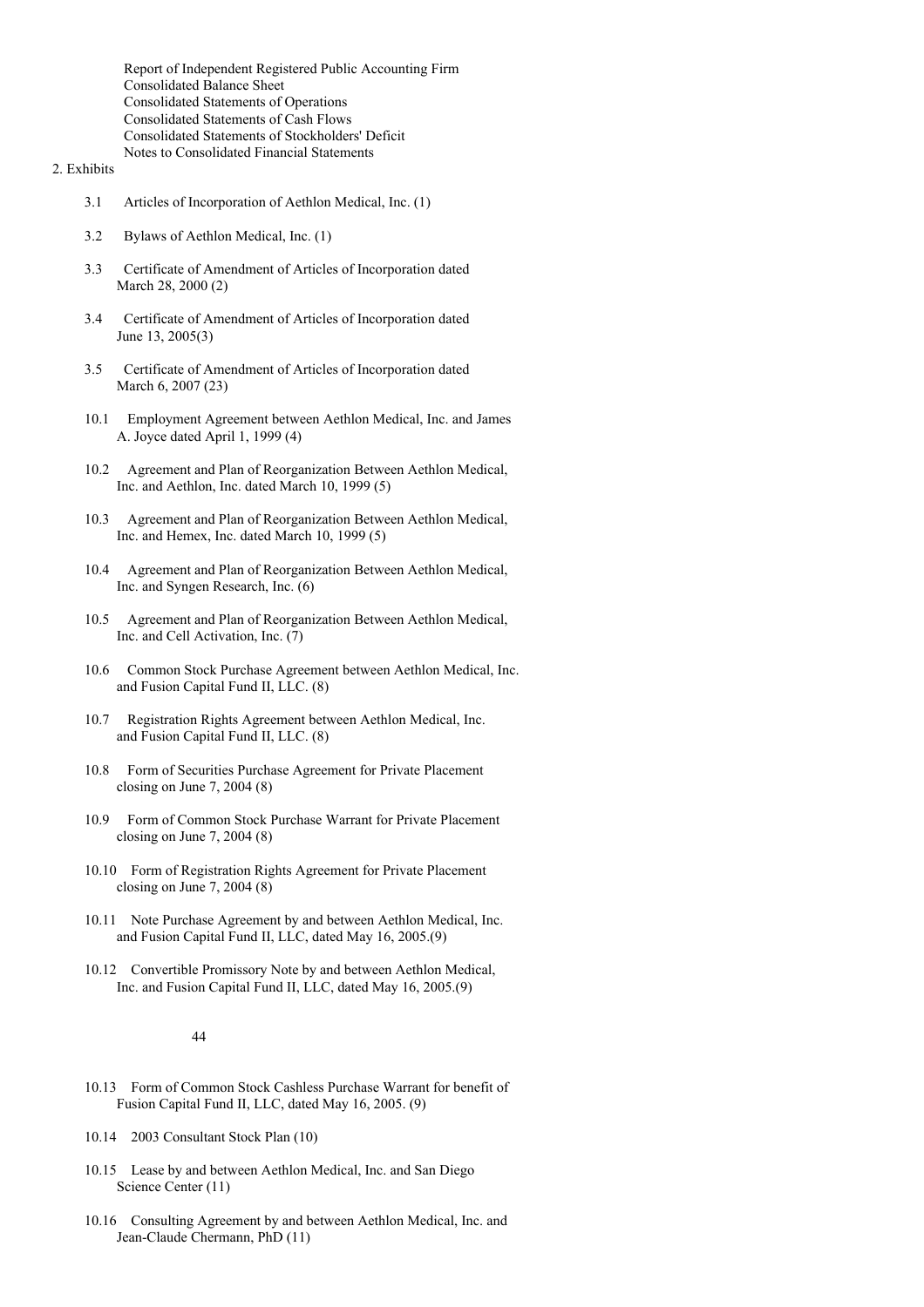Report of Independent Registered Public Accounting Firm
Consolidated Balance Sheet
Consolidated Statements of Operations
Consolidated Statements of Cash Flows
Consolidated Statements of Stockholders' Deficit
Notes to Consolidated Financial Statements

2. Exhibits

3.1 Articles of Incorporation of Aethlon Medical, Inc. (1)

3.2 Bylaws of Aethlon Medical, Inc. (1)

3.3 Certificate of Amendment of Articles of Incorporation dated March 28, 2000 (2)

3.4 Certificate of Amendment of Articles of Incorporation dated June 13, 2005(3)

3.5 Certificate of Amendment of Articles of Incorporation dated March 6, 2007 (23)

10.1 Employment Agreement between Aethlon Medical, Inc. and James A. Joyce dated April 1, 1999 (4)

10.2 Agreement and Plan of Reorganization Between Aethlon Medical, Inc. and Aethlon, Inc. dated March 10, 1999 (5)

10.3 Agreement and Plan of Reorganization Between Aethlon Medical, Inc. and Hemex, Inc. dated March 10, 1999 (5)

10.4 Agreement and Plan of Reorganization Between Aethlon Medical, Inc. and Syngen Research, Inc. (6)

10.5 Agreement and Plan of Reorganization Between Aethlon Medical, Inc. and Cell Activation, Inc. (7)

10.6 Common Stock Purchase Agreement between Aethlon Medical, Inc. and Fusion Capital Fund II, LLC. (8)

10.7 Registration Rights Agreement between Aethlon Medical, Inc. and Fusion Capital Fund II, LLC. (8)

10.8 Form of Securities Purchase Agreement for Private Placement closing on June 7, 2004 (8)

10.9 Form of Common Stock Purchase Warrant for Private Placement closing on June 7, 2004 (8)

10.10 Form of Registration Rights Agreement for Private Placement closing on June 7, 2004 (8)

10.11 Note Purchase Agreement by and between Aethlon Medical, Inc. and Fusion Capital Fund II, LLC, dated May 16, 2005.(9)

10.12 Convertible Promissory Note by and between Aethlon Medical, Inc. and Fusion Capital Fund II, LLC, dated May 16, 2005.(9)

10.13 Form of Common Stock Cashless Purchase Warrant for benefit of Fusion Capital Fund II, LLC, dated May 16, 2005. (9)

10.14 2003 Consultant Stock Plan (10)

10.15 Lease by and between Aethlon Medical, Inc. and San Diego Science Center (11)

10.16 Consulting Agreement by and between Aethlon Medical, Inc. and Jean-Claude Chermann, PhD (11)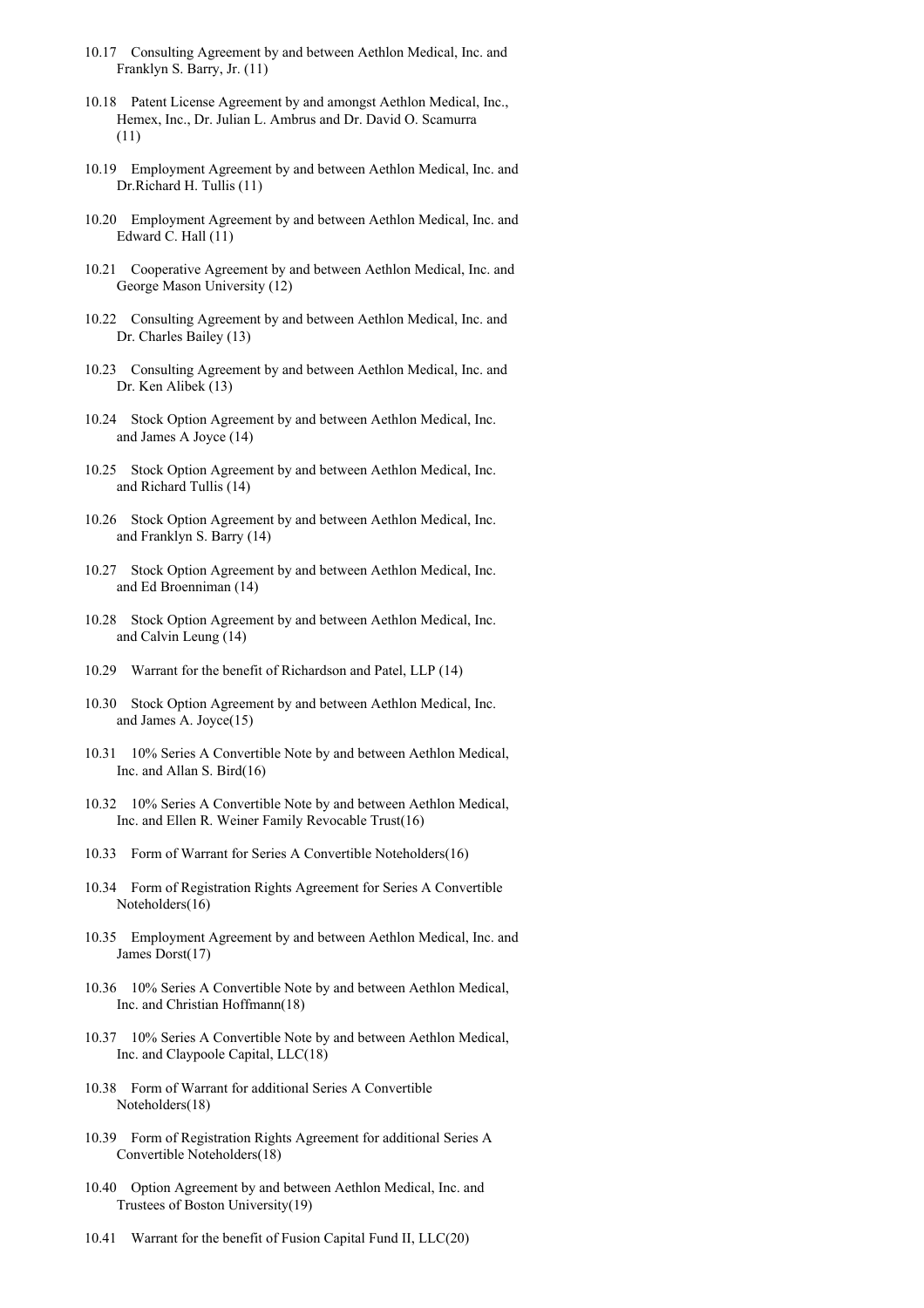10.17 Consulting Agreement by and between Aethlon Medical, Inc. and Franklyn S. Barry, Jr. (11)

10.18 Patent License Agreement by and amongst Aethlon Medical, Inc., Hemex, Inc., Dr. Julian L. Ambrus and Dr. David O. Scamurra (11)

10.19 Employment Agreement by and between Aethlon Medical, Inc. and Dr.Richard H. Tullis (11)

10.20 Employment Agreement by and between Aethlon Medical, Inc. and Edward C. Hall (11)

10.21 Cooperative Agreement by and between Aethlon Medical, Inc. and George Mason University (12)

10.22 Consulting Agreement by and between Aethlon Medical, Inc. and Dr. Charles Bailey (13)

10.23 Consulting Agreement by and between Aethlon Medical, Inc. and Dr. Ken Alibek (13)

10.24 Stock Option Agreement by and between Aethlon Medical, Inc. and James A Joyce (14)

10.25 Stock Option Agreement by and between Aethlon Medical, Inc. and Richard Tullis (14)

10.26 Stock Option Agreement by and between Aethlon Medical, Inc. and Franklyn S. Barry (14)

10.27 Stock Option Agreement by and between Aethlon Medical, Inc. and Ed Broenniman (14)

10.28 Stock Option Agreement by and between Aethlon Medical, Inc. and Calvin Leung (14)

10.29 Warrant for the benefit of Richardson and Patel, LLP (14)

10.30 Stock Option Agreement by and between Aethlon Medical, Inc. and James A. Joyce(15)

10.31 10% Series A Convertible Note by and between Aethlon Medical, Inc. and Allan S. Bird(16)

10.32 10% Series A Convertible Note by and between Aethlon Medical, Inc. and Ellen R. Weiner Family Revocable Trust(16)

10.33 Form of Warrant for Series A Convertible Noteholders(16)

10.34 Form of Registration Rights Agreement for Series A Convertible Noteholders(16)

10.35 Employment Agreement by and between Aethlon Medical, Inc. and James Dorst(17)

10.36 10% Series A Convertible Note by and between Aethlon Medical, Inc. and Christian Hoffmann(18)

10.37 10% Series A Convertible Note by and between Aethlon Medical, Inc. and Claypoole Capital, LLC(18)

10.38 Form of Warrant for additional Series A Convertible Noteholders(18)

10.39 Form of Registration Rights Agreement for additional Series A Convertible Noteholders(18)

10.40 Option Agreement by and between Aethlon Medical, Inc. and Trustees of Boston University(19)

10.41 Warrant for the benefit of Fusion Capital Fund II, LLC(20)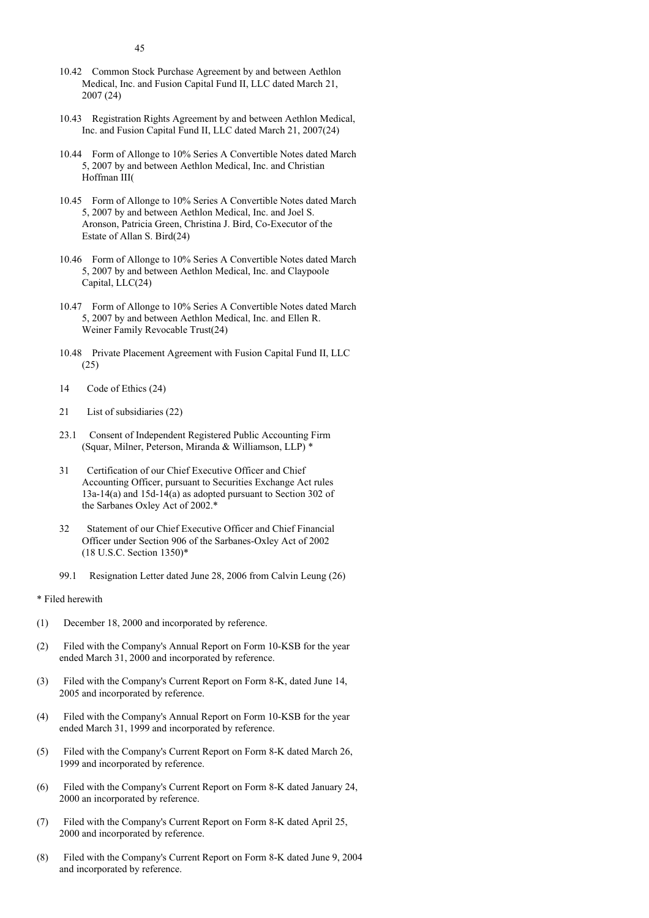10.42 Common Stock Purchase Agreement by and between Aethlon Medical, Inc. and Fusion Capital Fund II, LLC dated March 21, 2007 (24)

10.43 Registration Rights Agreement by and between Aethlon Medical, Inc. and Fusion Capital Fund II, LLC dated March 21, 2007(24)

10.44 Form of Allonge to 10% Series A Convertible Notes dated March 5, 2007 by and between Aethlon Medical, Inc. and Christian Hoffman III(

10.45 Form of Allonge to 10% Series A Convertible Notes dated March 5, 2007 by and between Aethlon Medical, Inc. and Joel S. Aronson, Patricia Green, Christina J. Bird, Co-Executor of the Estate of Allan S. Bird(24)

10.46 Form of Allonge to 10% Series A Convertible Notes dated March 5, 2007 by and between Aethlon Medical, Inc. and Claypoole Capital, LLC(24)

10.47 Form of Allonge to 10% Series A Convertible Notes dated March 5, 2007 by and between Aethlon Medical, Inc. and Ellen R. Weiner Family Revocable Trust(24)

10.48 Private Placement Agreement with Fusion Capital Fund II, LLC (25)

14 Code of Ethics (24)

21 List of subsidiaries (22)

23.1 Consent of Independent Registered Public Accounting Firm (Squar, Milner, Peterson, Miranda & Williamson, LLP) *

31 Certification of our Chief Executive Officer and Chief Accounting Officer, pursuant to Securities Exchange Act rules 13a-14(a) and 15d-14(a) as adopted pursuant to Section 302 of the Sarbanes Oxley Act of 2002.*

32 Statement of our Chief Executive Officer and Chief Financial Officer under Section 906 of the Sarbanes-Oxley Act of 2002 (18 U.S.C. Section 1350)*

99.1 Resignation Letter dated June 28, 2006 from Calvin Leung (26)

* Filed herewith

(1) December 18, 2000 and incorporated by reference.

(2) Filed with the Company's Annual Report on Form 10-KSB for the year ended March 31, 2000 and incorporated by reference.

(3) Filed with the Company's Current Report on Form 8-K, dated June 14, 2005 and incorporated by reference.

(4) Filed with the Company's Annual Report on Form 10-KSB for the year ended March 31, 1999 and incorporated by reference.

(5) Filed with the Company's Current Report on Form 8-K dated March 26, 1999 and incorporated by reference.

(6) Filed with the Company's Current Report on Form 8-K dated January 24, 2000 an incorporated by reference.

(7) Filed with the Company's Current Report on Form 8-K dated April 25, 2000 and incorporated by reference.

(8) Filed with the Company's Current Report on Form 8-K dated June 9, 2004 and incorporated by reference.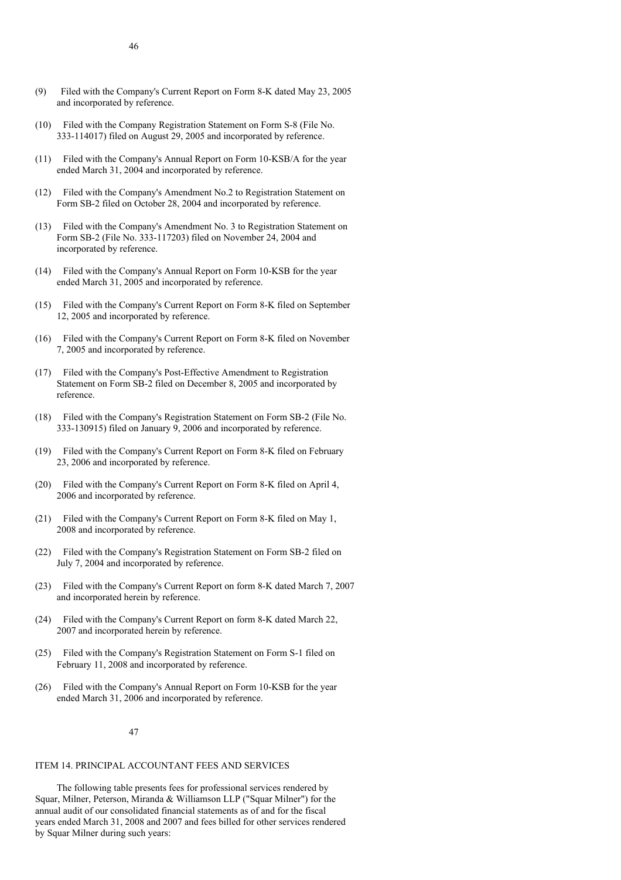(9) Filed with the Company's Current Report on Form 8-K dated May 23, 2005 and incorporated by reference.

(10) Filed with the Company Registration Statement on Form S-8 (File No. 333-114017) filed on August 29, 2005 and incorporated by reference.

(11) Filed with the Company's Annual Report on Form 10-KSB/A for the year ended March 31, 2004 and incorporated by reference.

(12) Filed with the Company's Amendment No.2 to Registration Statement on Form SB-2 filed on October 28, 2004 and incorporated by reference.

(13) Filed with the Company's Amendment No. 3 to Registration Statement on Form SB-2 (File No. 333-117203) filed on November 24, 2004 and incorporated by reference.

(14) Filed with the Company's Annual Report on Form 10-KSB for the year ended March 31, 2005 and incorporated by reference.

(15) Filed with the Company's Current Report on Form 8-K filed on September 12, 2005 and incorporated by reference.

(16) Filed with the Company's Current Report on Form 8-K filed on November 7, 2005 and incorporated by reference.

(17) Filed with the Company's Post-Effective Amendment to Registration Statement on Form SB-2 filed on December 8, 2005 and incorporated by reference.

(18) Filed with the Company's Registration Statement on Form SB-2 (File No. 333-130915) filed on January 9, 2006 and incorporated by reference.

(19) Filed with the Company's Current Report on Form 8-K filed on February 23, 2006 and incorporated by reference.

(20) Filed with the Company's Current Report on Form 8-K filed on April 4, 2006 and incorporated by reference.

(21) Filed with the Company's Current Report on Form 8-K filed on May 1, 2008 and incorporated by reference.

(22) Filed with the Company's Registration Statement on Form SB-2 filed on July 7, 2004 and incorporated by reference.

(23) Filed with the Company's Current Report on form 8-K dated March 7, 2007 and incorporated herein by reference.

(24) Filed with the Company's Current Report on form 8-K dated March 22, 2007 and incorporated herein by reference.

(25) Filed with the Company's Registration Statement on Form S-1 filed on February 11, 2008 and incorporated by reference.

(26) Filed with the Company's Annual Report on Form 10-KSB for the year ended March 31, 2006 and incorporated by reference.

## ITEM 14. PRINCIPAL ACCOUNTANT FEES AND SERVICES

The following table presents fees for professional services rendered by Squar, Milner, Peterson, Miranda & Williamson LLP ("Squar Milner") for the annual audit of our consolidated financial statements as of and for the fiscal years ended March 31, 2008 and 2007 and fees billed for other services rendered by Squar Milner during such years: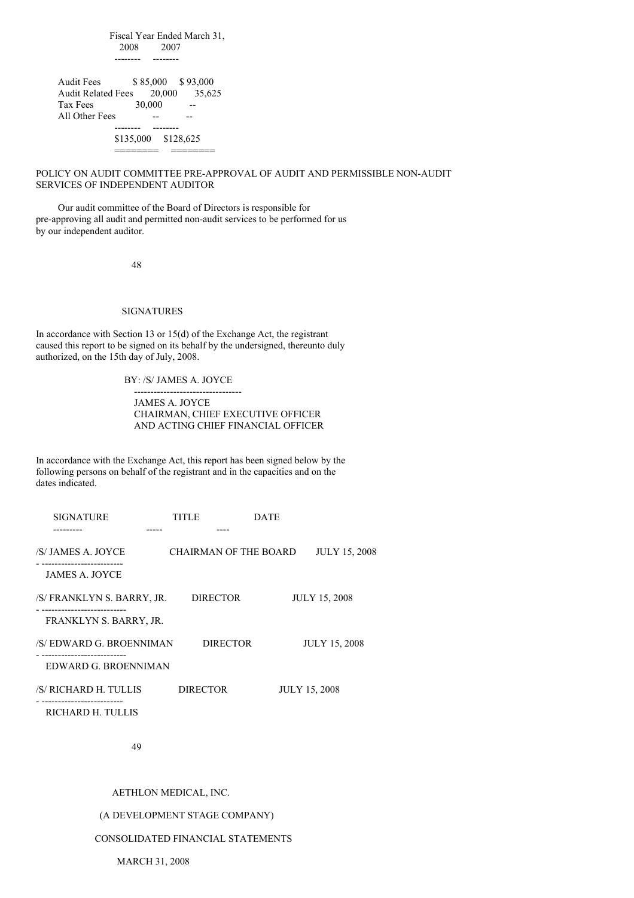| | Fiscal Year Ended March 31, | |
|---|---|---|
| | 2008 | 2007 |
| Audit Fees | $ 85,000 | $ 93,000 |
| Audit Related Fees | 20,000 | 35,625 |
| Tax Fees | 30,000 | -- |
| All Other Fees | -- | -- |
| | $135,000 | $128,625 |

POLICY ON AUDIT COMMITTEE PRE-APPROVAL OF AUDIT AND PERMISSIBLE NON-AUDIT SERVICES OF INDEPENDENT AUDITOR

Our audit committee of the Board of Directors is responsible for pre-approving all audit and permitted non-audit services to be performed for us by our independent auditor.

## SIGNATURES

In accordance with Section 13 or 15(d) of the Exchange Act, the registrant caused this report to be signed on its behalf by the undersigned, thereunto duly authorized, on the 15th day of July, 2008.

BY: /S/ JAMES A. JOYCE

JAMES A. JOYCE
CHAIRMAN, CHIEF EXECUTIVE OFFICER
AND ACTING CHIEF FINANCIAL OFFICER

In accordance with the Exchange Act, this report has been signed below by the following persons on behalf of the registrant and in the capacities and on the dates indicated.

| SIGNATURE | TITLE | DATE |
|---|---|---|
| /S/ JAMES A. JOYCE<br>JAMES A. JOYCE | CHAIRMAN OF THE BOARD | JULY 15, 2008 |
| /S/ FRANKLYN S. BARRY, JR.<br>FRANKLYN S. BARRY, JR. | DIRECTOR | JULY 15, 2008 |
| /S/ EDWARD G. BROENNIMAN<br>EDWARD G. BROENNIMAN | DIRECTOR | JULY 15, 2008 |
| /S/ RICHARD H. TULLIS<br>RICHARD H. TULLIS | DIRECTOR | JULY 15, 2008 |

AETHLON MEDICAL, INC.

(A DEVELOPMENT STAGE COMPANY)

CONSOLIDATED FINANCIAL STATEMENTS

MARCH 31, 2008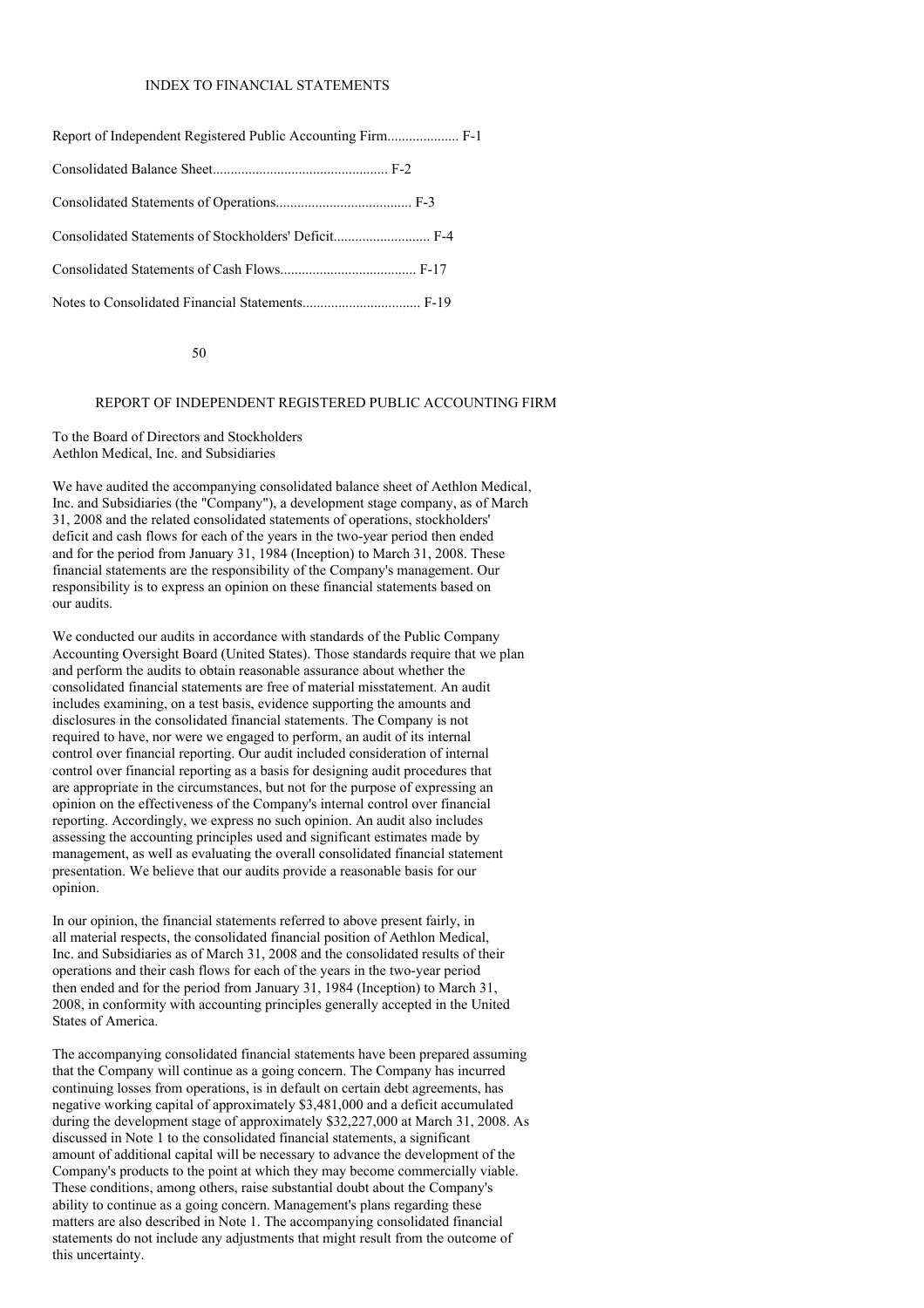## INDEX TO FINANCIAL STATEMENTS

Report of Independent Registered Public Accounting Firm.................... F-1

Consolidated Balance Sheet................................................. F-2

Consolidated Statements of Operations...................................... F-3

Consolidated Statements of Stockholders' Deficit........................... F-4

Consolidated Statements of Cash Flows...................................... F-17

Notes to Consolidated Financial Statements................................. F-19

## REPORT OF INDEPENDENT REGISTERED PUBLIC ACCOUNTING FIRM

To the Board of Directors and Stockholders
Aethlon Medical, Inc. and Subsidiaries

We have audited the accompanying consolidated balance sheet of Aethlon Medical, Inc. and Subsidiaries (the "Company"), a development stage company, as of March 31, 2008 and the related consolidated statements of operations, stockholders' deficit and cash flows for each of the years in the two-year period then ended and for the period from January 31, 1984 (Inception) to March 31, 2008. These financial statements are the responsibility of the Company's management. Our responsibility is to express an opinion on these financial statements based on our audits.

We conducted our audits in accordance with standards of the Public Company Accounting Oversight Board (United States). Those standards require that we plan and perform the audits to obtain reasonable assurance about whether the consolidated financial statements are free of material misstatement. An audit includes examining, on a test basis, evidence supporting the amounts and disclosures in the consolidated financial statements. The Company is not required to have, nor were we engaged to perform, an audit of its internal control over financial reporting. Our audit included consideration of internal control over financial reporting as a basis for designing audit procedures that are appropriate in the circumstances, but not for the purpose of expressing an opinion on the effectiveness of the Company's internal control over financial reporting. Accordingly, we express no such opinion. An audit also includes assessing the accounting principles used and significant estimates made by management, as well as evaluating the overall consolidated financial statement presentation. We believe that our audits provide a reasonable basis for our opinion.

In our opinion, the financial statements referred to above present fairly, in all material respects, the consolidated financial position of Aethlon Medical, Inc. and Subsidiaries as of March 31, 2008 and the consolidated results of their operations and their cash flows for each of the years in the two-year period then ended and for the period from January 31, 1984 (Inception) to March 31, 2008, in conformity with accounting principles generally accepted in the United States of America.

The accompanying consolidated financial statements have been prepared assuming that the Company will continue as a going concern. The Company has incurred continuing losses from operations, is in default on certain debt agreements, has negative working capital of approximately $3,481,000 and a deficit accumulated during the development stage of approximately $32,227,000 at March 31, 2008. As discussed in Note 1 to the consolidated financial statements, a significant amount of additional capital will be necessary to advance the development of the Company's products to the point at which they may become commercially viable. These conditions, among others, raise substantial doubt about the Company's ability to continue as a going concern. Management's plans regarding these matters are also described in Note 1. The accompanying consolidated financial statements do not include any adjustments that might result from the outcome of this uncertainty.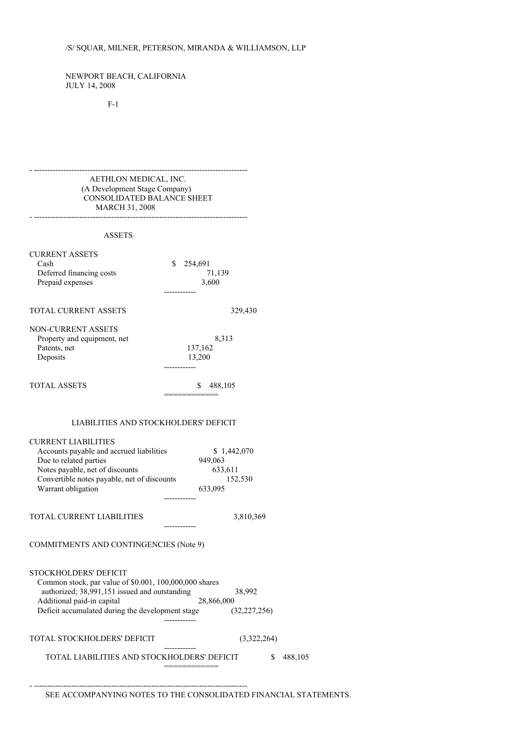/S/ SQUAR, MILNER, PETERSON, MIRANDA & WILLIAMSON, LLP

NEWPORT BEACH, CALIFORNIA
JULY 14, 2008

---

AETHLON MEDICAL, INC.
(A Development Stage Company)
CONSOLIDATED BALANCE SHEET
MARCH 31, 2008

---

ASSETS

| | |
|---|---|
| CURRENT ASSETS | |
| Cash | $ 254,691 |
| Deferred financing costs | 71,139 |
| Prepaid expenses | 3,600 |
| TOTAL CURRENT ASSETS | 329,430 |
| NON-CURRENT ASSETS | |
| Property and equipment, net | 8,313 |
| Patents, net | 137,162 |
| Deposits | 13,200 |
| TOTAL ASSETS | $ 488,105 |

LIABILITIES AND STOCKHOLDERS' DEFICIT

| | |
|---|---|
| CURRENT LIABILITIES | |
| Accounts payable and accrued liabilities | $ 1,442,070 |
| Due to related parties | 949,063 |
| Notes payable, net of discounts | 633,611 |
| Convertible notes payable, net of discounts | 152,530 |
| Warrant obligation | 633,095 |
| TOTAL CURRENT LIABILITIES | 3,810,369 |
| COMMITMENTS AND CONTINGENCIES (Note 9) | |
| STOCKHOLDERS' DEFICIT | |
| Common stock, par value of $0.001, 100,000,000 shares authorized; 38,991,151 issued and outstanding | 38,992 |
| Additional paid-in capital | 28,866,000 |
| Deficit accumulated during the development stage | (32,227,256) |
| TOTAL STOCKHOLDERS' DEFICIT | (3,322,264) |
| TOTAL LIABILITIES AND STOCKHOLDERS' DEFICIT | $ 488,105 |

---

SEE ACCOMPANYING NOTES TO THE CONSOLIDATED FINANCIAL STATEMENTS.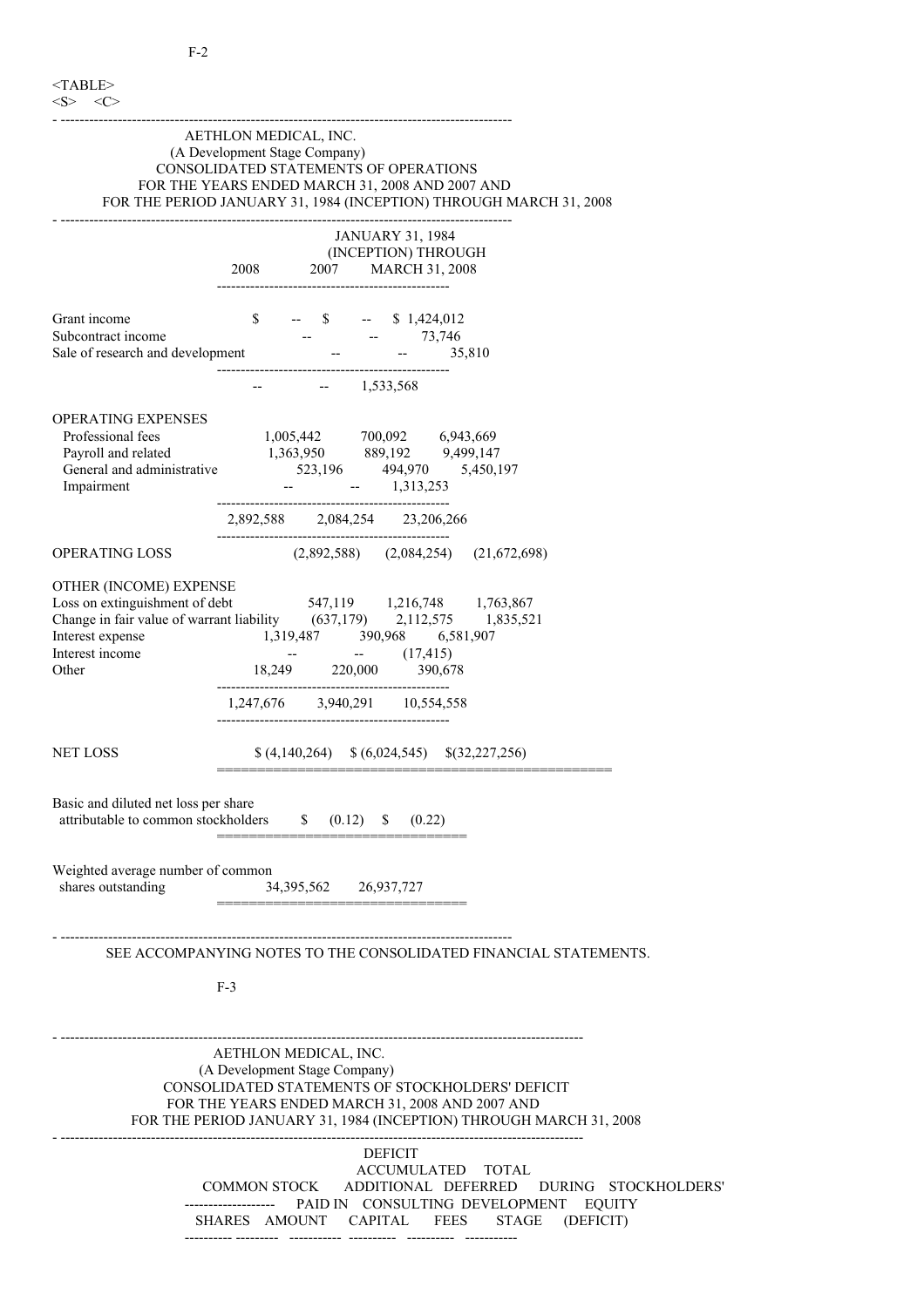AETHLON MEDICAL, INC.
(A Development Stage Company)
CONSOLIDATED STATEMENTS OF OPERATIONS
FOR THE YEARS ENDED MARCH 31, 2008 AND 2007 AND
FOR THE PERIOD JANUARY 31, 1984 (INCEPTION) THROUGH MARCH 31, 2008

| | 2008 | 2007 | JANUARY 31, 1984 (INCEPTION) THROUGH MARCH 31, 2008 |
|---|---|---|---|
| Grant income | $ -- | $ -- | $ 1,424,012 |
| Subcontract income | -- | -- | 73,746 |
| Sale of research and development | -- | -- | 35,810 |
| | -- | -- | 1,533,568 |
| OPERATING EXPENSES | | | |
| Professional fees | 1,005,442 | 700,092 | 6,943,669 |
| Payroll and related | 1,363,950 | 889,192 | 9,499,147 |
| General and administrative | 523,196 | 494,970 | 5,450,197 |
| Impairment | -- | -- | 1,313,253 |
| | 2,892,588 | 2,084,254 | 23,206,266 |
| OPERATING LOSS | (2,892,588) | (2,084,254) | (21,672,698) |
| OTHER (INCOME) EXPENSE | | | |
| Loss on extinguishment of debt | 547,119 | 1,216,748 | 1,763,867 |
| Change in fair value of warrant liability | (637,179) | 2,112,575 | 1,835,521 |
| Interest expense | 1,319,487 | 390,968 | 6,581,907 |
| Interest income | -- | -- | (17,415) |
| Other | 18,249 | 220,000 | 390,678 |
| | 1,247,676 | 3,940,291 | 10,554,558 |
| NET LOSS | $ (4,140,264) | $ (6,024,545) | $(32,227,256) |
| Basic and diluted net loss per share attributable to common stockholders | $ (0.12) | $ (0.22) | |
| Weighted average number of common shares outstanding | 34,395,562 | 26,937,727 | |

SEE ACCOMPANYING NOTES TO THE CONSOLIDATED FINANCIAL STATEMENTS.

AETHLON MEDICAL, INC.
(A Development Stage Company)
CONSOLIDATED STATEMENTS OF STOCKHOLDERS' DEFICIT
FOR THE YEARS ENDED MARCH 31, 2008 AND 2007 AND
FOR THE PERIOD JANUARY 31, 1984 (INCEPTION) THROUGH MARCH 31, 2008

| COMMON STOCK | | ADDITIONAL PAID IN | DEFERRED CONSULTING | DEFICIT ACCUMULATED DURING DEVELOPMENT | TOTAL STOCKHOLDERS' EQUITY |
|---|---|---|---|---|---|
| SHARES | AMOUNT | CAPITAL | FEES | STAGE | (DEFICIT) |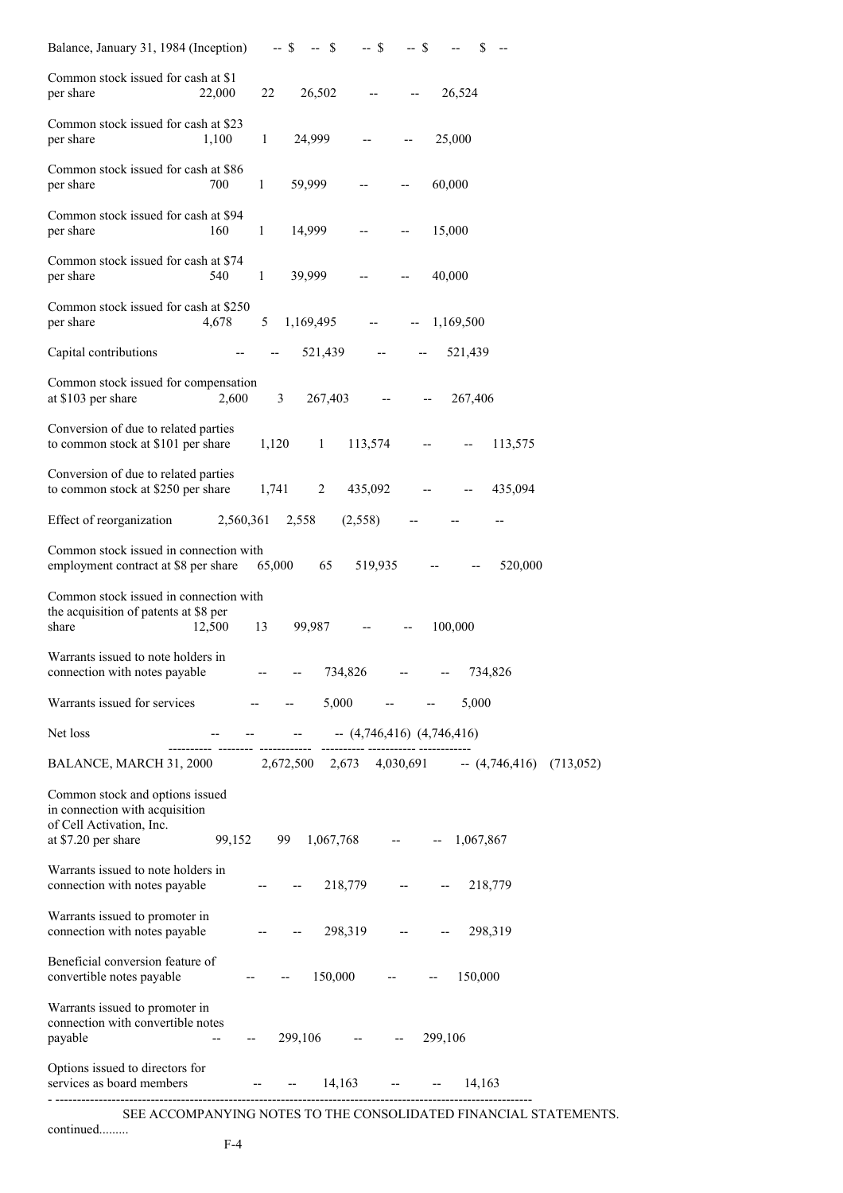| | Shares | Amount | Additional Paid-in Capital | | Deficit | Total |
|---|---|---|---|---|---|---|
| Balance, January 31, 1984 (Inception) | -- | $ -- | $ -- | $ -- | $ -- | $ -- |
| Common stock issued for cash at $1 per share | 22,000 | 22 | 26,502 | -- | -- | 26,524 |
| Common stock issued for cash at $23 per share | 1,100 | 1 | 24,999 | -- | -- | 25,000 |
| Common stock issued for cash at $86 per share | 700 | 1 | 59,999 | -- | -- | 60,000 |
| Common stock issued for cash at $94 per share | 160 | 1 | 14,999 | -- | -- | 15,000 |
| Common stock issued for cash at $74 per share | 540 | 1 | 39,999 | -- | -- | 40,000 |
| Common stock issued for cash at $250 per share | 4,678 | 5 | 1,169,495 | -- | -- | 1,169,500 |
| Capital contributions | -- | -- | 521,439 | -- | -- | 521,439 |
| Common stock issued for compensation at $103 per share | 2,600 | 3 | 267,403 | -- | -- | 267,406 |
| Conversion of due to related parties to common stock at $101 per share | 1,120 | 1 | 113,574 | -- | -- | 113,575 |
| Conversion of due to related parties to common stock at $250 per share | 1,741 | 2 | 435,092 | -- | -- | 435,094 |
| Effect of reorganization | 2,560,361 | 2,558 | (2,558) | -- | -- | -- |
| Common stock issued in connection with employment contract at $8 per share | 65,000 | 65 | 519,935 | -- | -- | 520,000 |
| Common stock issued in connection with the acquisition of patents at $8 per share | 12,500 | 13 | 99,987 | -- | -- | 100,000 |
| Warrants issued to note holders in connection with notes payable | -- | -- | 734,826 | -- | -- | 734,826 |
| Warrants issued for services | -- | -- | 5,000 | -- | -- | 5,000 |
| Net loss | -- | -- | -- | -- | (4,746,416) | (4,746,416) |
| BALANCE, MARCH 31, 2000 | 2,672,500 | 2,673 | 4,030,691 | -- | (4,746,416) | (713,052) |
| Common stock and options issued in connection with acquisition of Cell Activation, Inc. at $7.20 per share | 99,152 | 99 | 1,067,768 | -- | -- | 1,067,867 |
| Warrants issued to note holders in connection with notes payable | -- | -- | 218,779 | -- | -- | 218,779 |
| Warrants issued to promoter in connection with notes payable | -- | -- | 298,319 | -- | -- | 298,319 |
| Beneficial conversion feature of convertible notes payable | -- | -- | 150,000 | -- | -- | 150,000 |
| Warrants issued to promoter in connection with convertible notes payable | -- | -- | 299,106 | -- | -- | 299,106 |
| Options issued to directors for services as board members | -- | -- | 14,163 | -- | -- | 14,163 |

SEE ACCOMPANYING NOTES TO THE CONSOLIDATED FINANCIAL STATEMENTS.

continued.........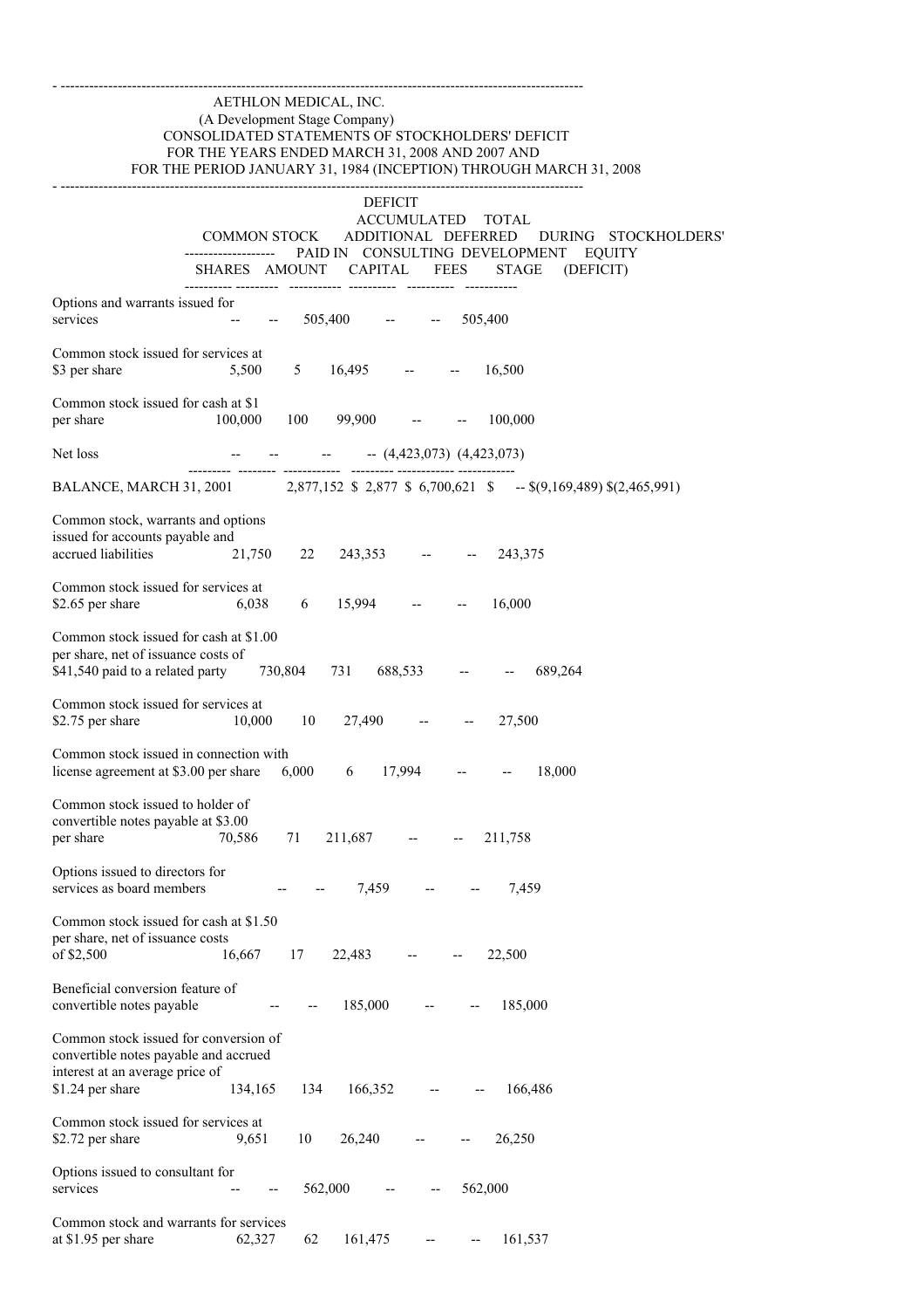AETHLON MEDICAL, INC.
(A Development Stage Company)
CONSOLIDATED STATEMENTS OF STOCKHOLDERS' DEFICIT
FOR THE YEARS ENDED MARCH 31, 2008 AND 2007 AND
FOR THE PERIOD JANUARY 31, 1984 (INCEPTION) THROUGH MARCH 31, 2008

| | COMMON STOCK | | ADDITIONAL PAID IN CAPITAL | DEFERRED CONSULTING FEES | DEFICIT ACCUMULATED DURING DEVELOPMENT STAGE | TOTAL STOCKHOLDERS' EQUITY (DEFICIT) |
|---|---|---|---|---|---|---|
| | SHARES | AMOUNT | | | | |
| Options and warrants issued for services | -- | -- | 505,400 | -- | -- | 505,400 |
| Common stock issued for services at $3 per share | 5,500 | 5 | 16,495 | -- | -- | 16,500 |
| Common stock issued for cash at $1 per share | 100,000 | 100 | 99,900 | -- | -- | 100,000 |
| Net loss | -- | -- | -- | -- | (4,423,073) | (4,423,073) |
| BALANCE, MARCH 31, 2001 | 2,877,152 | $ 2,877 | $ 6,700,621 | $ -- | $(9,169,489) | $(2,465,991) |
| Common stock, warrants and options issued for accounts payable and accrued liabilities | 21,750 | 22 | 243,353 | -- | -- | 243,375 |
| Common stock issued for services at $2.65 per share | 6,038 | 6 | 15,994 | -- | -- | 16,000 |
| Common stock issued for cash at $1.00 per share, net of issuance costs of $41,540 paid to a related party | 730,804 | 731 | 688,533 | -- | -- | 689,264 |
| Common stock issued for services at $2.75 per share | 10,000 | 10 | 27,490 | -- | -- | 27,500 |
| Common stock issued in connection with license agreement at $3.00 per share | 6,000 | 6 | 17,994 | -- | -- | 18,000 |
| Common stock issued to holder of convertible notes payable at $3.00 per share | 70,586 | 71 | 211,687 | -- | -- | 211,758 |
| Options issued to directors for services as board members | -- | -- | 7,459 | -- | -- | 7,459 |
| Common stock issued for cash at $1.50 per share, net of issuance costs of $2,500 | 16,667 | 17 | 22,483 | -- | -- | 22,500 |
| Beneficial conversion feature of convertible notes payable | -- | -- | 185,000 | -- | -- | 185,000 |
| Common stock issued for conversion of convertible notes payable and accrued interest at an average price of $1.24 per share | 134,165 | 134 | 166,352 | -- | -- | 166,486 |
| Common stock issued for services at $2.72 per share | 9,651 | 10 | 26,240 | -- | -- | 26,250 |
| Options issued to consultant for services | -- | -- | 562,000 | -- | -- | 562,000 |
| Common stock and warrants for services at $1.95 per share | 62,327 | 62 | 161,475 | -- | -- | 161,537 |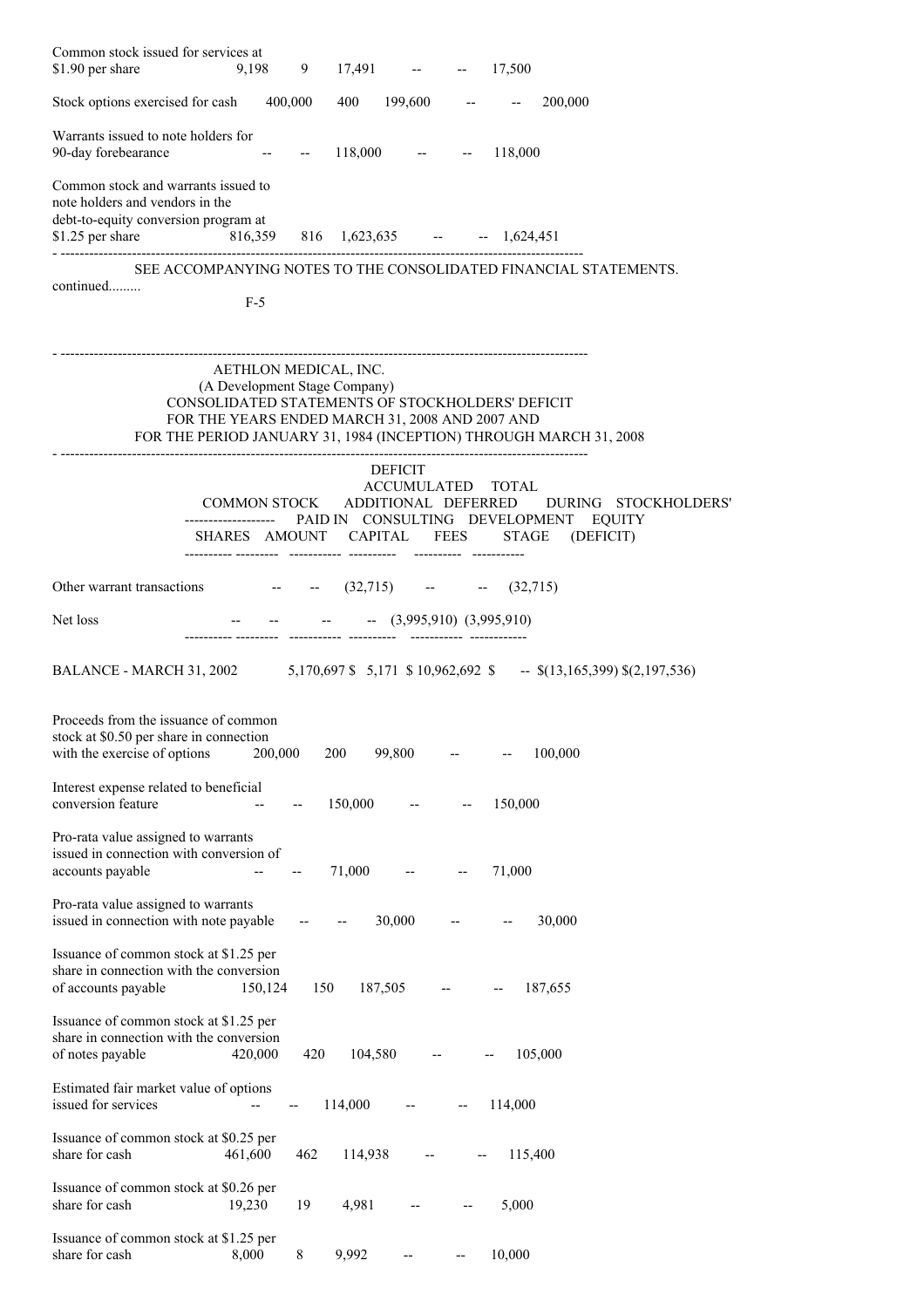| | | | | | | |
|---|---|---|---|---|---|---|
| Common stock issued for services at $1.90 per share | 9,198 | 9 | 17,491 | -- | -- | 17,500 |
| Stock options exercised for cash | 400,000 | 400 | 199,600 | -- | -- | 200,000 |
| Warrants issued to note holders for 90-day forebearance | -- | -- | 118,000 | -- | -- | 118,000 |
| Common stock and warrants issued to note holders and vendors in the debt-to-equity conversion program at $1.25 per share | 816,359 | 816 | 1,623,635 | -- | -- | 1,624,451 |

SEE ACCOMPANYING NOTES TO THE CONSOLIDATED FINANCIAL STATEMENTS.

continued.........

AETHLON MEDICAL, INC.
(A Development Stage Company)
CONSOLIDATED STATEMENTS OF STOCKHOLDERS' DEFICIT
FOR THE YEARS ENDED MARCH 31, 2008 AND 2007 AND
FOR THE PERIOD JANUARY 31, 1984 (INCEPTION) THROUGH MARCH 31, 2008

| | COMMON STOCK | | ADDITIONAL | DEFERRED | DEFICIT ACCUMULATED DURING | TOTAL STOCKHOLDERS' |
|---|---|---|---|---|---|---|
| | SHARES | AMOUNT | PAID IN CAPITAL | CONSULTING FEES | DEVELOPMENT STAGE | EQUITY (DEFICIT) |
| Other warrant transactions | -- | -- | (32,715) | -- | -- | (32,715) |
| Net loss | -- | -- | -- | -- | (3,995,910) | (3,995,910) |
| BALANCE - MARCH 31, 2002 | 5,170,697 | $ 5,171 | $ 10,962,692 | $ -- | $(13,165,399) | $(2,197,536) |
| Proceeds from the issuance of common stock at $0.50 per share in connection with the exercise of options | 200,000 | 200 | 99,800 | -- | -- | 100,000 |
| Interest expense related to beneficial conversion feature | -- | -- | 150,000 | -- | -- | 150,000 |
| Pro-rata value assigned to warrants issued in connection with conversion of accounts payable | -- | -- | 71,000 | -- | -- | 71,000 |
| Pro-rata value assigned to warrants issued in connection with note payable | -- | -- | 30,000 | -- | -- | 30,000 |
| Issuance of common stock at $1.25 per share in connection with the conversion of accounts payable | 150,124 | 150 | 187,505 | -- | -- | 187,655 |
| Issuance of common stock at $1.25 per share in connection with the conversion of notes payable | 420,000 | 420 | 104,580 | -- | -- | 105,000 |
| Estimated fair market value of options issued for services | -- | -- | 114,000 | -- | -- | 114,000 |
| Issuance of common stock at $0.25 per share for cash | 461,600 | 462 | 114,938 | -- | -- | 115,400 |
| Issuance of common stock at $0.26 per share for cash | 19,230 | 19 | 4,981 | -- | -- | 5,000 |
| Issuance of common stock at $1.25 per share for cash | 8,000 | 8 | 9,992 | -- | -- | 10,000 |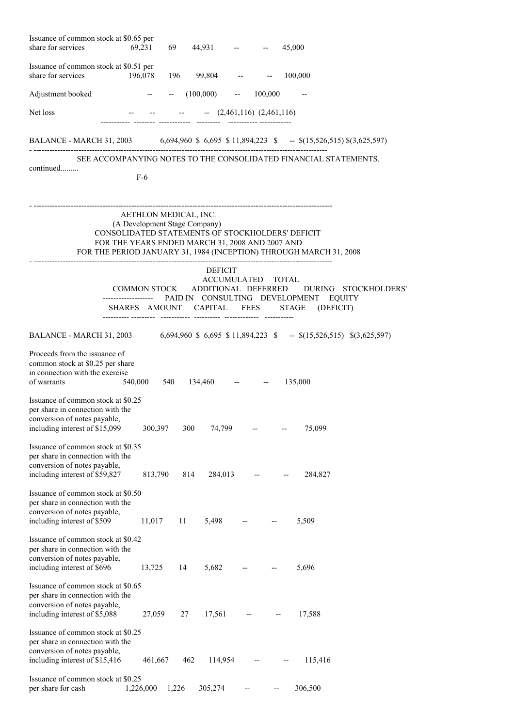| | Shares | Amount | Additional Paid In Capital | Deferred Consulting Fees | Deficit Accumulated During Development Stage | Total Stockholders' Equity (Deficit) |
|---|---|---|---|---|---|---|
| Issuance of common stock at $0.65 per share for services | 69,231 | 69 | 44,931 | -- | -- | 45,000 |
| Issuance of common stock at $0.51 per share for services | 196,078 | 196 | 99,804 | -- | -- | 100,000 |
| Adjustment booked | -- | -- | (100,000) | -- | 100,000 | -- |
| Net loss | -- | -- | -- | -- | (2,461,116) | (2,461,116) |
| BALANCE - MARCH 31, 2003 | 6,694,960 | $ 6,695 | $ 11,894,223 | $ -- | $(15,526,515) | $(3,625,597) |

SEE ACCOMPANYING NOTES TO THE CONSOLIDATED FINANCIAL STATEMENTS.

continued.........

AETHLON MEDICAL, INC.
(A Development Stage Company)
CONSOLIDATED STATEMENTS OF STOCKHOLDERS' DEFICIT
FOR THE YEARS ENDED MARCH 31, 2008 AND 2007 AND
FOR THE PERIOD JANUARY 31, 1984 (INCEPTION) THROUGH MARCH 31, 2008

| | Common Stock | | Additional | Deferred | Deficit Accumulated | Total |
|---|---|---|---|---|---|---|
| | Shares | Amount | Paid In Capital | Consulting Fees | During Development Stage | Stockholders' Equity (Deficit) |
| BALANCE - MARCH 31, 2003 | 6,694,960 | $ 6,695 | $ 11,894,223 | $ -- | $(15,526,515) | $(3,625,597) |
| Proceeds from the issuance of common stock at $0.25 per share in connection with the exercise of warrants | 540,000 | 540 | 134,460 | -- | -- | 135,000 |
| Issuance of common stock at $0.25 per share in connection with the conversion of notes payable, including interest of $15,099 | 300,397 | 300 | 74,799 | -- | -- | 75,099 |
| Issuance of common stock at $0.35 per share in connection with the conversion of notes payable, including interest of $59,827 | 813,790 | 814 | 284,013 | -- | -- | 284,827 |
| Issuance of common stock at $0.50 per share in connection with the conversion of notes payable, including interest of $509 | 11,017 | 11 | 5,498 | -- | -- | 5,509 |
| Issuance of common stock at $0.42 per share in connection with the conversion of notes payable, including interest of $696 | 13,725 | 14 | 5,682 | -- | -- | 5,696 |
| Issuance of common stock at $0.65 per share in connection with the conversion of notes payable, including interest of $5,088 | 27,059 | 27 | 17,561 | -- | -- | 17,588 |
| Issuance of common stock at $0.25 per share in connection with the conversion of notes payable, including interest of $15,416 | 461,667 | 462 | 114,954 | -- | -- | 115,416 |
| Issuance of common stock at $0.25 per share for cash | 1,226,000 | 1,226 | 305,274 | -- | -- | 306,500 |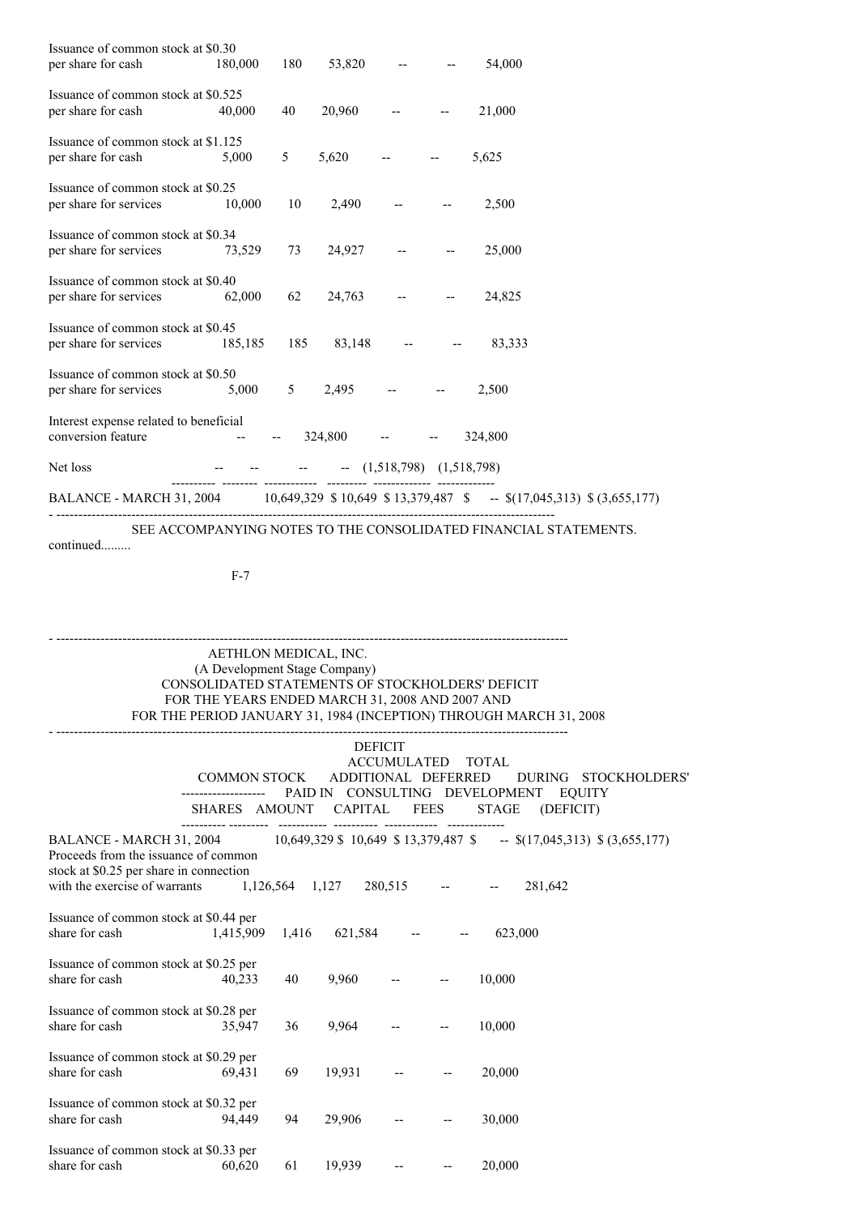| | SHARES | AMOUNT | ADDITIONAL PAID IN CAPITAL | DEFERRED CONSULTING FEES | DEFICIT ACCUMULATED DURING DEVELOPMENT STAGE | TOTAL STOCKHOLDERS' EQUITY (DEFICIT) |
|---|---|---|---|---|---|---|
| Issuance of common stock at $0.30 per share for cash | 180,000 | 180 | 53,820 | -- | -- | 54,000 |
| Issuance of common stock at $0.525 per share for cash | 40,000 | 40 | 20,960 | -- | -- | 21,000 |
| Issuance of common stock at $1.125 per share for cash | 5,000 | 5 | 5,620 | -- | -- | 5,625 |
| Issuance of common stock at $0.25 per share for services | 10,000 | 10 | 2,490 | -- | -- | 2,500 |
| Issuance of common stock at $0.34 per share for services | 73,529 | 73 | 24,927 | -- | -- | 25,000 |
| Issuance of common stock at $0.40 per share for services | 62,000 | 62 | 24,763 | -- | -- | 24,825 |
| Issuance of common stock at $0.45 per share for services | 185,185 | 185 | 83,148 | -- | -- | 83,333 |
| Issuance of common stock at $0.50 per share for services | 5,000 | 5 | 2,495 | -- | -- | 2,500 |
| Interest expense related to beneficial conversion feature | -- | -- | 324,800 | -- | -- | 324,800 |
| Net loss | -- | -- | -- | -- | (1,518,798) | (1,518,798) |
| BALANCE - MARCH 31, 2004 | 10,649,329 | $ 10,649 | $ 13,379,487 | $ -- | $(17,045,313) | $ (3,655,177) |

SEE ACCOMPANYING NOTES TO THE CONSOLIDATED FINANCIAL STATEMENTS.

continued.........

AETHLON MEDICAL, INC.
(A Development Stage Company)
CONSOLIDATED STATEMENTS OF STOCKHOLDERS' DEFICIT
FOR THE YEARS ENDED MARCH 31, 2008 AND 2007 AND
FOR THE PERIOD JANUARY 31, 1984 (INCEPTION) THROUGH MARCH 31, 2008

| | COMMON STOCK | | ADDITIONAL PAID IN | DEFERRED CONSULTING | DEFICIT ACCUMULATED DURING DEVELOPMENT | TOTAL STOCKHOLDERS' EQUITY |
|---|---|---|---|---|---|---|
| | SHARES | AMOUNT | CAPITAL | FEES | STAGE | (DEFICIT) |
| BALANCE - MARCH 31, 2004 | 10,649,329 | $ 10,649 | $ 13,379,487 | $ -- | $(17,045,313) | $ (3,655,177) |
| Proceeds from the issuance of common stock at $0.25 per share in connection with the exercise of warrants | 1,126,564 | 1,127 | 280,515 | -- | -- | 281,642 |
| Issuance of common stock at $0.44 per share for cash | 1,415,909 | 1,416 | 621,584 | -- | -- | 623,000 |
| Issuance of common stock at $0.25 per share for cash | 40,233 | 40 | 9,960 | -- | -- | 10,000 |
| Issuance of common stock at $0.28 per share for cash | 35,947 | 36 | 9,964 | -- | -- | 10,000 |
| Issuance of common stock at $0.29 per share for cash | 69,431 | 69 | 19,931 | -- | -- | 20,000 |
| Issuance of common stock at $0.32 per share for cash | 94,449 | 94 | 29,906 | -- | -- | 30,000 |
| Issuance of common stock at $0.33 per share for cash | 60,620 | 61 | 19,939 | -- | -- | 20,000 |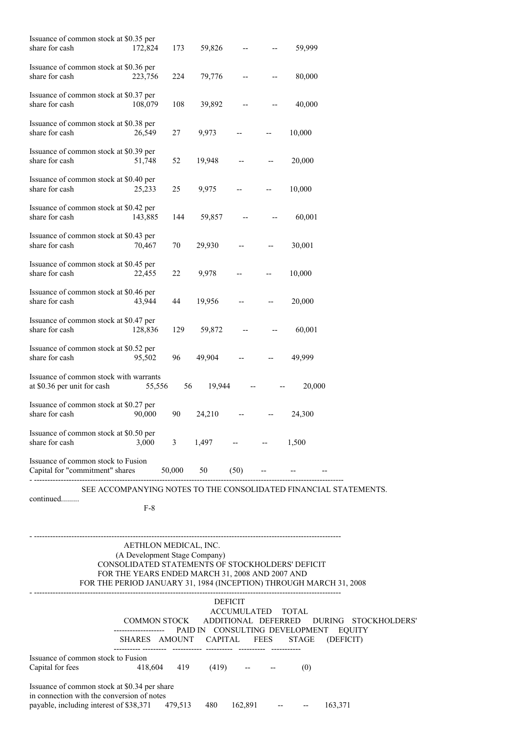| | Shares | Amount | Additional Paid In Capital | Deferred Consulting Fees | Deficit Accumulated During Development Stage | Total Stockholders' Equity (Deficit) |
|---|---|---|---|---|---|---|
| Issuance of common stock at $0.35 per share for cash | 172,824 | 173 | 59,826 | -- | -- | 59,999 |
| Issuance of common stock at $0.36 per share for cash | 223,756 | 224 | 79,776 | -- | -- | 80,000 |
| Issuance of common stock at $0.37 per share for cash | 108,079 | 108 | 39,892 | -- | -- | 40,000 |
| Issuance of common stock at $0.38 per share for cash | 26,549 | 27 | 9,973 | -- | -- | 10,000 |
| Issuance of common stock at $0.39 per share for cash | 51,748 | 52 | 19,948 | -- | -- | 20,000 |
| Issuance of common stock at $0.40 per share for cash | 25,233 | 25 | 9,975 | -- | -- | 10,000 |
| Issuance of common stock at $0.42 per share for cash | 143,885 | 144 | 59,857 | -- | -- | 60,001 |
| Issuance of common stock at $0.43 per share for cash | 70,467 | 70 | 29,930 | -- | -- | 30,001 |
| Issuance of common stock at $0.45 per share for cash | 22,455 | 22 | 9,978 | -- | -- | 10,000 |
| Issuance of common stock at $0.46 per share for cash | 43,944 | 44 | 19,956 | -- | -- | 20,000 |
| Issuance of common stock at $0.47 per share for cash | 128,836 | 129 | 59,872 | -- | -- | 60,001 |
| Issuance of common stock at $0.52 per share for cash | 95,502 | 96 | 49,904 | -- | -- | 49,999 |
| Issuance of common stock with warrants at $0.36 per unit for cash | 55,556 | 56 | 19,944 | -- | -- | 20,000 |
| Issuance of common stock at $0.27 per share for cash | 90,000 | 90 | 24,210 | -- | -- | 24,300 |
| Issuance of common stock at $0.50 per share for cash | 3,000 | 3 | 1,497 | -- | -- | 1,500 |
| Issuance of common stock to Fusion Capital for "commitment" shares | 50,000 | 50 | (50) | -- | -- | -- |

SEE ACCOMPANYING NOTES TO THE CONSOLIDATED FINANCIAL STATEMENTS.

continued.........

AETHLON MEDICAL, INC.
(A Development Stage Company)
CONSOLIDATED STATEMENTS OF STOCKHOLDERS' DEFICIT
FOR THE YEARS ENDED MARCH 31, 2008 AND 2007 AND
FOR THE PERIOD JANUARY 31, 1984 (INCEPTION) THROUGH MARCH 31, 2008

| | Common Stock | | Additional Paid In Capital | Deferred Consulting Fees | Deficit Accumulated During Development Stage | Total Stockholders' Equity (Deficit) |
|---|---|---|---|---|---|---|
| | Shares | Amount | | | | |
| Issuance of common stock to Fusion Capital for fees | 418,604 | 419 | (419) | -- | -- | (0) |
| Issuance of common stock at $0.34 per share in connection with the conversion of notes payable, including interest of $38,371 | 479,513 | 480 | 162,891 | -- | -- | 163,371 |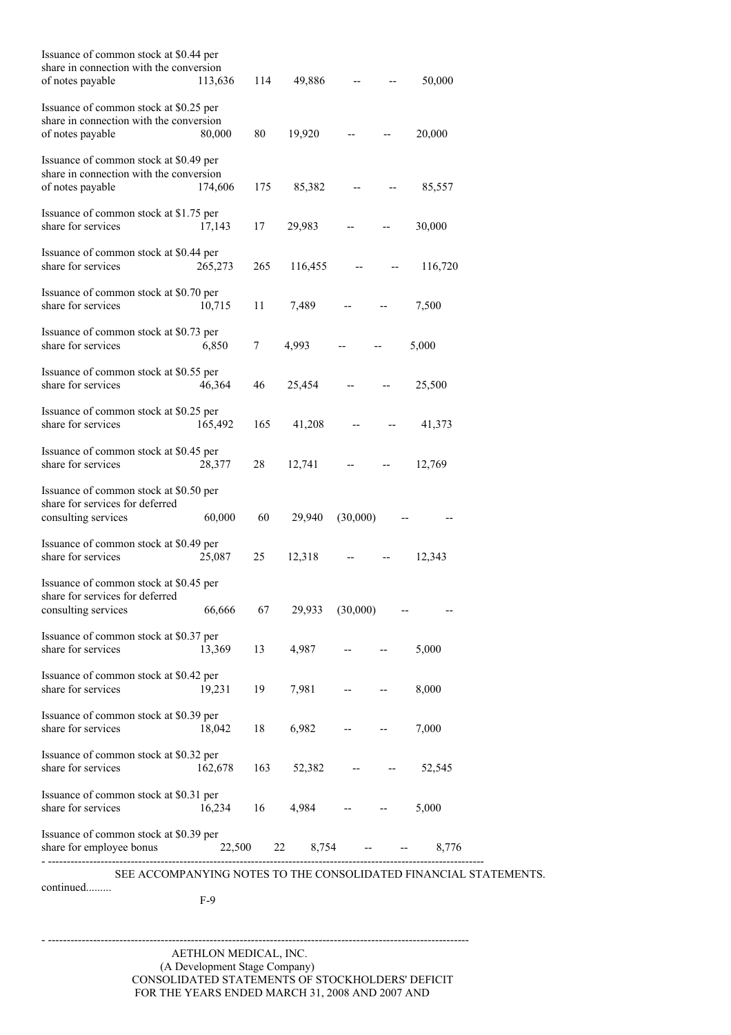| | | | | | | |
|---|---|---|---|---|---|---|
| Issuance of common stock at $0.44 per share in connection with the conversion of notes payable | 113,636 | 114 | 49,886 | -- | -- | 50,000 |
| Issuance of common stock at $0.25 per share in connection with the conversion of notes payable | 80,000 | 80 | 19,920 | -- | -- | 20,000 |
| Issuance of common stock at $0.49 per share in connection with the conversion of notes payable | 174,606 | 175 | 85,382 | -- | -- | 85,557 |
| Issuance of common stock at $1.75 per share for services | 17,143 | 17 | 29,983 | -- | -- | 30,000 |
| Issuance of common stock at $0.44 per share for services | 265,273 | 265 | 116,455 | -- | -- | 116,720 |
| Issuance of common stock at $0.70 per share for services | 10,715 | 11 | 7,489 | -- | -- | 7,500 |
| Issuance of common stock at $0.73 per share for services | 6,850 | 7 | 4,993 | -- | -- | 5,000 |
| Issuance of common stock at $0.55 per share for services | 46,364 | 46 | 25,454 | -- | -- | 25,500 |
| Issuance of common stock at $0.25 per share for services | 165,492 | 165 | 41,208 | -- | -- | 41,373 |
| Issuance of common stock at $0.45 per share for services | 28,377 | 28 | 12,741 | -- | -- | 12,769 |
| Issuance of common stock at $0.50 per share for services for deferred consulting services | 60,000 | 60 | 29,940 | (30,000) | -- | -- |
| Issuance of common stock at $0.49 per share for services | 25,087 | 25 | 12,318 | -- | -- | 12,343 |
| Issuance of common stock at $0.45 per share for services for deferred consulting services | 66,666 | 67 | 29,933 | (30,000) | -- | -- |
| Issuance of common stock at $0.37 per share for services | 13,369 | 13 | 4,987 | -- | -- | 5,000 |
| Issuance of common stock at $0.42 per share for services | 19,231 | 19 | 7,981 | -- | -- | 8,000 |
| Issuance of common stock at $0.39 per share for services | 18,042 | 18 | 6,982 | -- | -- | 7,000 |
| Issuance of common stock at $0.32 per share for services | 162,678 | 163 | 52,382 | -- | -- | 52,545 |
| Issuance of common stock at $0.31 per share for services | 16,234 | 16 | 4,984 | -- | -- | 5,000 |
| Issuance of common stock at $0.39 per share for employee bonus | 22,500 | 22 | 8,754 | -- | -- | 8,776 |

SEE ACCOMPANYING NOTES TO THE CONSOLIDATED FINANCIAL STATEMENTS.

continued.........

AETHLON MEDICAL, INC.
(A Development Stage Company)
CONSOLIDATED STATEMENTS OF STOCKHOLDERS' DEFICIT
FOR THE YEARS ENDED MARCH 31, 2008 AND 2007 AND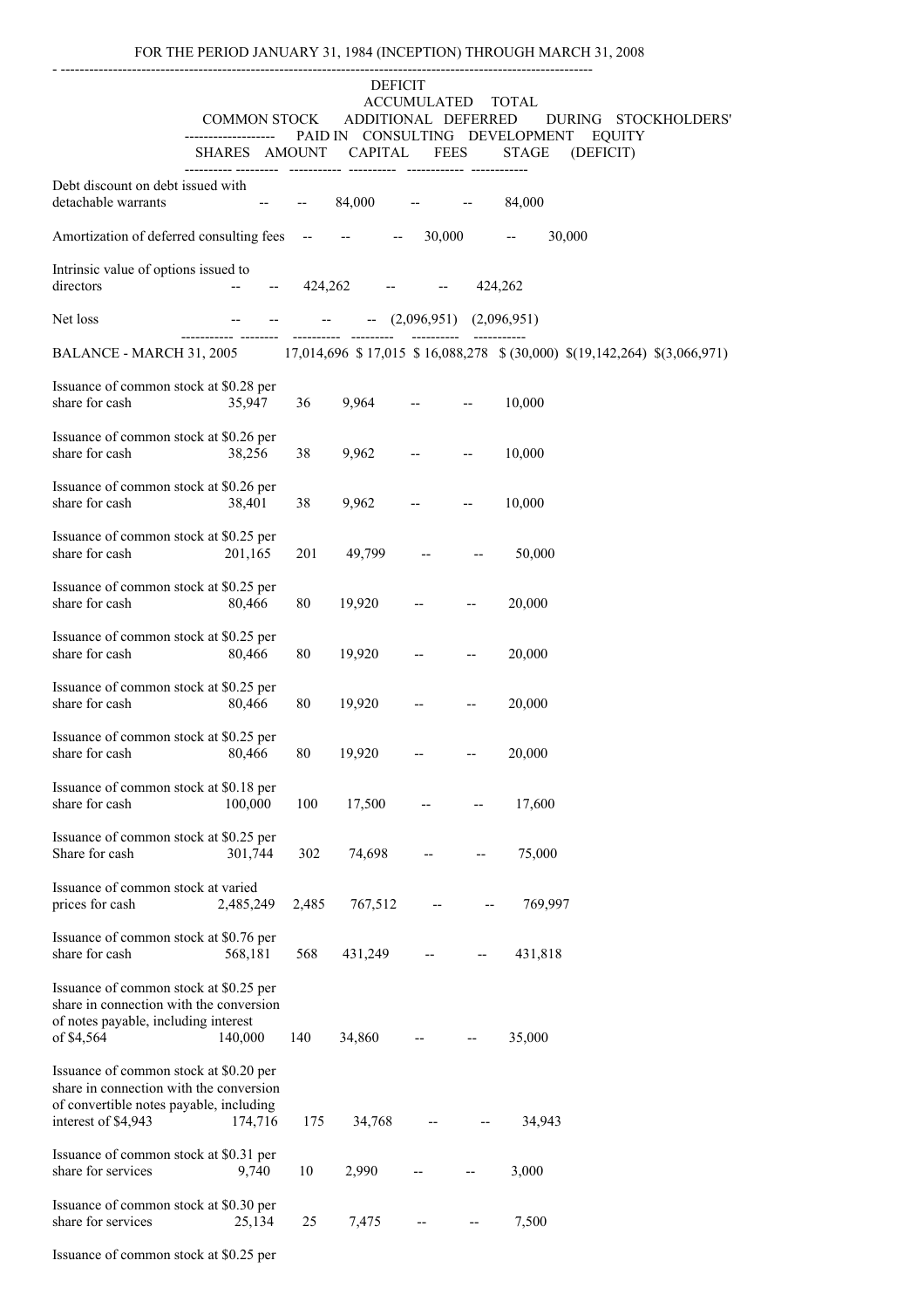FOR THE PERIOD JANUARY 31, 1984 (INCEPTION) THROUGH MARCH 31, 2008

| | COMMON STOCK | | ADDITIONAL PAID IN CAPITAL | DEFERRED CONSULTING FEES | DEFICIT ACCUMULATED DURING DEVELOPMENT STAGE | TOTAL STOCKHOLDERS' EQUITY (DEFICIT) |
|---|---|---|---|---|---|---|
| | SHARES | AMOUNT | | | | |
| Debt discount on debt issued with detachable warrants | -- | -- | 84,000 | -- | -- | 84,000 |
| Amortization of deferred consulting fees | -- | -- | -- | 30,000 | -- | 30,000 |
| Intrinsic value of options issued to directors | -- | -- | 424,262 | -- | -- | 424,262 |
| Net loss | -- | -- | -- | -- | (2,096,951) | (2,096,951) |
| BALANCE - MARCH 31, 2005 | 17,014,696 | $ 17,015 | $ 16,088,278 | $ (30,000) | $(19,142,264) | $(3,066,971) |
| Issuance of common stock at $0.28 per share for cash | 35,947 | 36 | 9,964 | -- | -- | 10,000 |
| Issuance of common stock at $0.26 per share for cash | 38,256 | 38 | 9,962 | -- | -- | 10,000 |
| Issuance of common stock at $0.26 per share for cash | 38,401 | 38 | 9,962 | -- | -- | 10,000 |
| Issuance of common stock at $0.25 per share for cash | 201,165 | 201 | 49,799 | -- | -- | 50,000 |
| Issuance of common stock at $0.25 per share for cash | 80,466 | 80 | 19,920 | -- | -- | 20,000 |
| Issuance of common stock at $0.25 per share for cash | 80,466 | 80 | 19,920 | -- | -- | 20,000 |
| Issuance of common stock at $0.25 per share for cash | 80,466 | 80 | 19,920 | -- | -- | 20,000 |
| Issuance of common stock at $0.25 per share for cash | 80,466 | 80 | 19,920 | -- | -- | 20,000 |
| Issuance of common stock at $0.18 per share for cash | 100,000 | 100 | 17,500 | -- | -- | 17,600 |
| Issuance of common stock at $0.25 per Share for cash | 301,744 | 302 | 74,698 | -- | -- | 75,000 |
| Issuance of common stock at varied prices for cash | 2,485,249 | 2,485 | 767,512 | -- | -- | 769,997 |
| Issuance of common stock at $0.76 per share for cash | 568,181 | 568 | 431,249 | -- | -- | 431,818 |
| Issuance of common stock at $0.25 per share in connection with the conversion of notes payable, including interest of $4,564 | 140,000 | 140 | 34,860 | -- | -- | 35,000 |
| Issuance of common stock at $0.20 per share in connection with the conversion of convertible notes payable, including interest of $4,943 | 174,716 | 175 | 34,768 | -- | -- | 34,943 |
| Issuance of common stock at $0.31 per share for services | 9,740 | 10 | 2,990 | -- | -- | 3,000 |
| Issuance of common stock at $0.30 per share for services | 25,134 | 25 | 7,475 | -- | -- | 7,500 |
| Issuance of common stock at $0.25 per | | | | | | |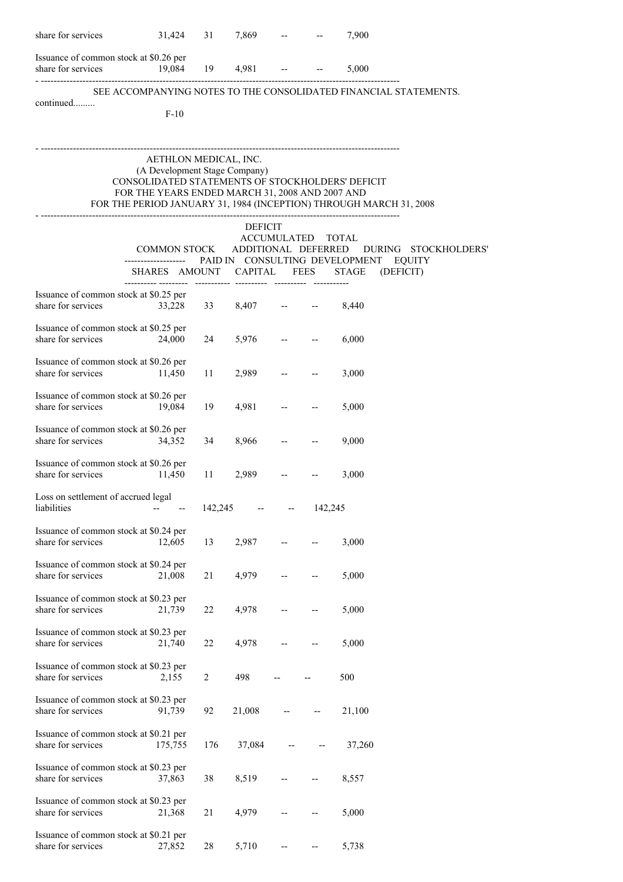| | | | | | | |
|---|---|---|---|---|---|---|
| share for services | 31,424 | 31 | 7,869 | -- | -- | 7,900 |
| Issuance of common stock at $0.26 per share for services | 19,084 | 19 | 4,981 | -- | -- | 5,000 |

SEE ACCOMPANYING NOTES TO THE CONSOLIDATED FINANCIAL STATEMENTS.

continued.........

AETHLON MEDICAL, INC.
(A Development Stage Company)
CONSOLIDATED STATEMENTS OF STOCKHOLDERS' DEFICIT
FOR THE YEARS ENDED MARCH 31, 2008 AND 2007 AND
FOR THE PERIOD JANUARY 31, 1984 (INCEPTION) THROUGH MARCH 31, 2008

| | COMMON STOCK | | ADDITIONAL PAID IN | DEFERRED CONSULTING | DEFICIT ACCUMULATED DURING DEVELOPMENT | TOTAL STOCKHOLDERS' EQUITY |
|---|---|---|---|---|---|---|
| | SHARES | AMOUNT | CAPITAL | FEES | STAGE | (DEFICIT) |
| Issuance of common stock at $0.25 per share for services | 33,228 | 33 | 8,407 | -- | -- | 8,440 |
| Issuance of common stock at $0.25 per share for services | 24,000 | 24 | 5,976 | -- | -- | 6,000 |
| Issuance of common stock at $0.26 per share for services | 11,450 | 11 | 2,989 | -- | -- | 3,000 |
| Issuance of common stock at $0.26 per share for services | 19,084 | 19 | 4,981 | -- | -- | 5,000 |
| Issuance of common stock at $0.26 per share for services | 34,352 | 34 | 8,966 | -- | -- | 9,000 |
| Issuance of common stock at $0.26 per share for services | 11,450 | 11 | 2,989 | -- | -- | 3,000 |
| Loss on settlement of accrued legal liabilities | -- | -- | 142,245 | -- | -- | 142,245 |
| Issuance of common stock at $0.24 per share for services | 12,605 | 13 | 2,987 | -- | -- | 3,000 |
| Issuance of common stock at $0.24 per share for services | 21,008 | 21 | 4,979 | -- | -- | 5,000 |
| Issuance of common stock at $0.23 per share for services | 21,739 | 22 | 4,978 | -- | -- | 5,000 |
| Issuance of common stock at $0.23 per share for services | 21,740 | 22 | 4,978 | -- | -- | 5,000 |
| Issuance of common stock at $0.23 per share for services | 2,155 | 2 | 498 | -- | -- | 500 |
| Issuance of common stock at $0.23 per share for services | 91,739 | 92 | 21,008 | -- | -- | 21,100 |
| Issuance of common stock at $0.21 per share for services | 175,755 | 176 | 37,084 | -- | -- | 37,260 |
| Issuance of common stock at $0.23 per share for services | 37,863 | 38 | 8,519 | -- | -- | 8,557 |
| Issuance of common stock at $0.23 per share for services | 21,368 | 21 | 4,979 | -- | -- | 5,000 |
| Issuance of common stock at $0.21 per share for services | 27,852 | 28 | 5,710 | -- | -- | 5,738 |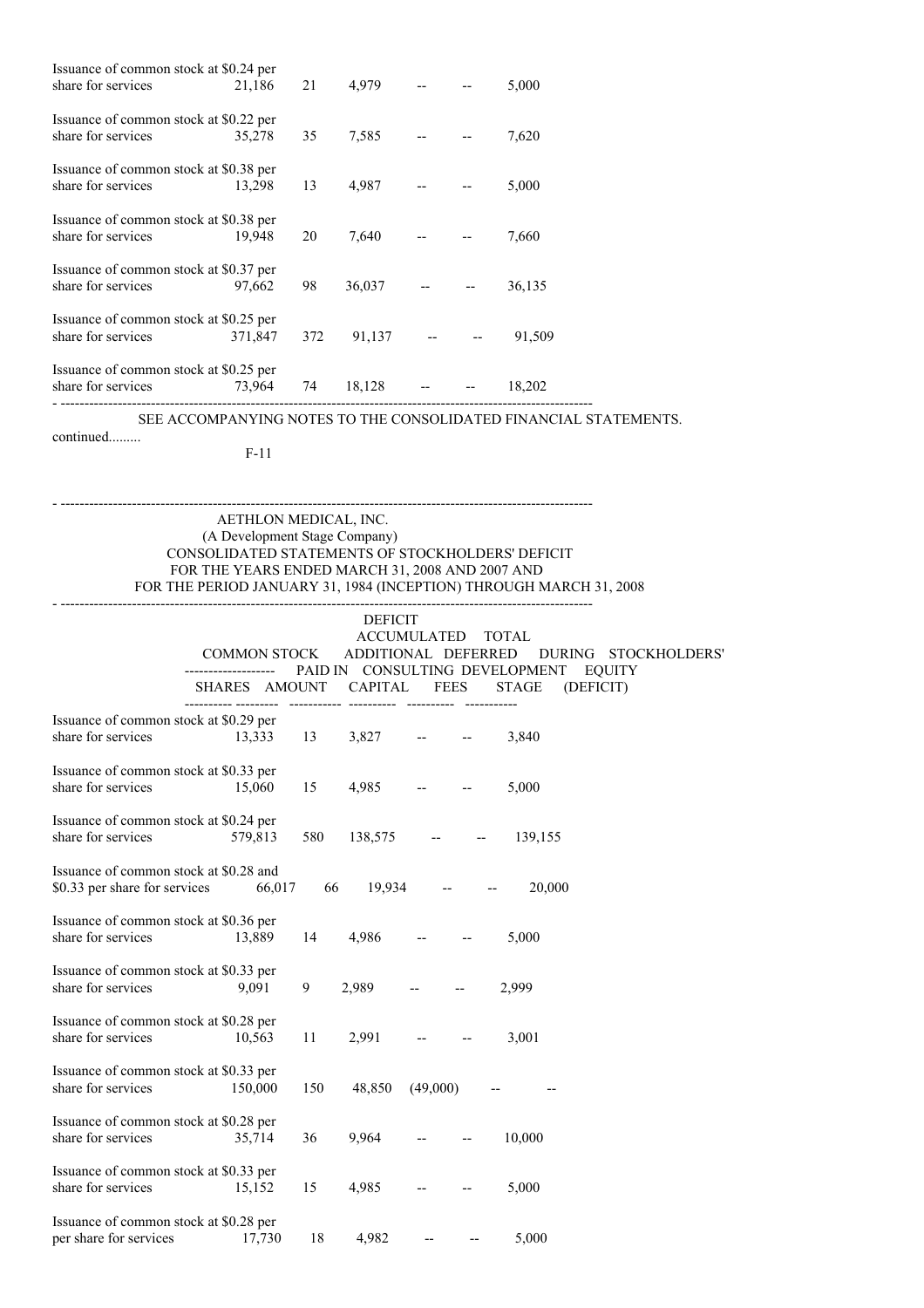| | | | | | | |
|---|---|---|---|---|---|---|
| Issuance of common stock at $0.24 per share for services | 21,186 | 21 | 4,979 | -- | -- | 5,000 |
| Issuance of common stock at $0.22 per share for services | 35,278 | 35 | 7,585 | -- | -- | 7,620 |
| Issuance of common stock at $0.38 per share for services | 13,298 | 13 | 4,987 | -- | -- | 5,000 |
| Issuance of common stock at $0.38 per share for services | 19,948 | 20 | 7,640 | -- | -- | 7,660 |
| Issuance of common stock at $0.37 per share for services | 97,662 | 98 | 36,037 | -- | -- | 36,135 |
| Issuance of common stock at $0.25 per share for services | 371,847 | 372 | 91,137 | -- | -- | 91,509 |
| Issuance of common stock at $0.25 per share for services | 73,964 | 74 | 18,128 | -- | -- | 18,202 |

SEE ACCOMPANYING NOTES TO THE CONSOLIDATED FINANCIAL STATEMENTS.

continued.........

AETHLON MEDICAL, INC.
(A Development Stage Company)
CONSOLIDATED STATEMENTS OF STOCKHOLDERS' DEFICIT
FOR THE YEARS ENDED MARCH 31, 2008 AND 2007 AND
FOR THE PERIOD JANUARY 31, 1984 (INCEPTION) THROUGH MARCH 31, 2008

| | COMMON STOCK | | ADDITIONAL PAID IN | DEFERRED CONSULTING | DEFICIT ACCUMULATED DURING DEVELOPMENT | TOTAL STOCKHOLDERS' EQUITY |
|---|---|---|---|---|---|---|
| | SHARES | AMOUNT | CAPITAL | FEES | STAGE | (DEFICIT) |
| Issuance of common stock at $0.29 per share for services | 13,333 | 13 | 3,827 | -- | -- | 3,840 |
| Issuance of common stock at $0.33 per share for services | 15,060 | 15 | 4,985 | -- | -- | 5,000 |
| Issuance of common stock at $0.24 per share for services | 579,813 | 580 | 138,575 | -- | -- | 139,155 |
| Issuance of common stock at $0.28 and $0.33 per share for services | 66,017 | 66 | 19,934 | -- | -- | 20,000 |
| Issuance of common stock at $0.36 per share for services | 13,889 | 14 | 4,986 | -- | -- | 5,000 |
| Issuance of common stock at $0.33 per share for services | 9,091 | 9 | 2,989 | -- | -- | 2,999 |
| Issuance of common stock at $0.28 per share for services | 10,563 | 11 | 2,991 | -- | -- | 3,001 |
| Issuance of common stock at $0.33 per share for services | 150,000 | 150 | 48,850 | (49,000) | -- | -- |
| Issuance of common stock at $0.28 per share for services | 35,714 | 36 | 9,964 | -- | -- | 10,000 |
| Issuance of common stock at $0.33 per share for services | 15,152 | 15 | 4,985 | -- | -- | 5,000 |
| Issuance of common stock at $0.28 per per share for services | 17,730 | 18 | 4,982 | -- | -- | 5,000 |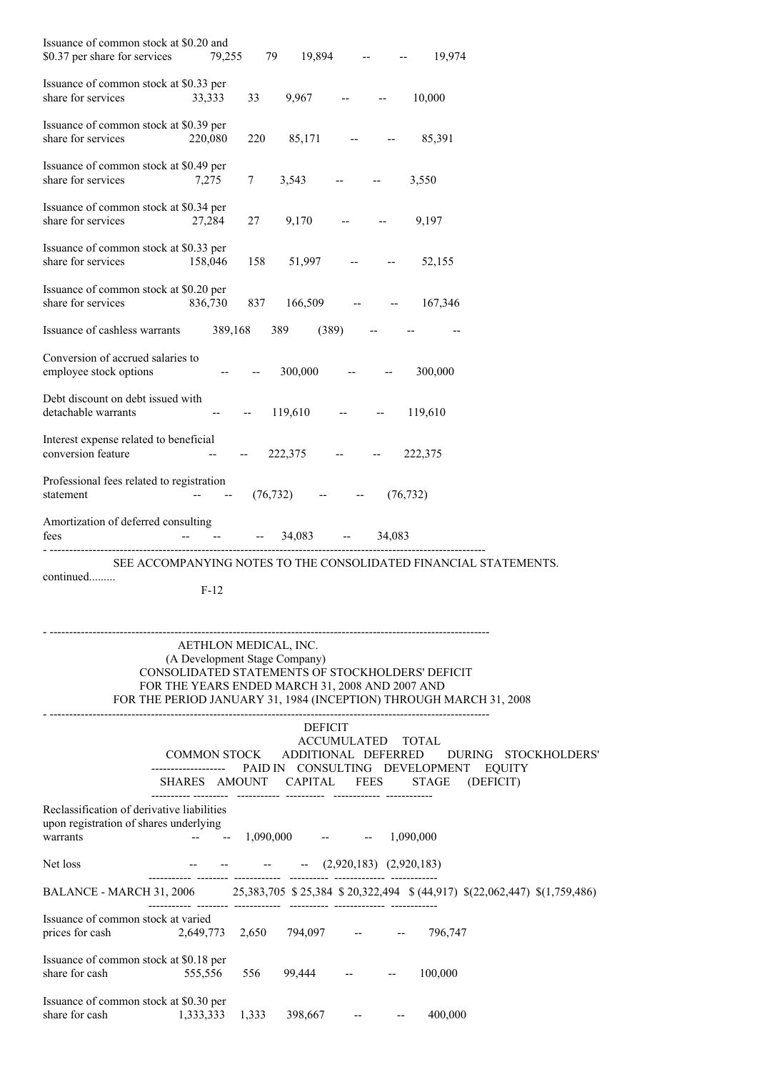| | SHARES | AMOUNT | ADDITIONAL PAID IN CAPITAL | DEFERRED CONSULTING FEES | DEFICIT ACCUMULATED DURING DEVELOPMENT STAGE | TOTAL STOCKHOLDERS' EQUITY (DEFICIT) |
|---|---|---|---|---|---|---|
| Issuance of common stock at $0.20 and $0.37 per share for services | 79,255 | 79 | 19,894 | -- | -- | 19,974 |
| Issuance of common stock at $0.33 per share for services | 33,333 | 33 | 9,967 | -- | -- | 10,000 |
| Issuance of common stock at $0.39 per share for services | 220,080 | 220 | 85,171 | -- | -- | 85,391 |
| Issuance of common stock at $0.49 per share for services | 7,275 | 7 | 3,543 | -- | -- | 3,550 |
| Issuance of common stock at $0.34 per share for services | 27,284 | 27 | 9,170 | -- | -- | 9,197 |
| Issuance of common stock at $0.33 per share for services | 158,046 | 158 | 51,997 | -- | -- | 52,155 |
| Issuance of common stock at $0.20 per share for services | 836,730 | 837 | 166,509 | -- | -- | 167,346 |
| Issuance of cashless warrants | 389,168 | 389 | (389) | -- | -- | -- |
| Conversion of accrued salaries to employee stock options | -- | -- | 300,000 | -- | -- | 300,000 |
| Debt discount on debt issued with detachable warrants | -- | -- | 119,610 | -- | -- | 119,610 |
| Interest expense related to beneficial conversion feature | -- | -- | 222,375 | -- | -- | 222,375 |
| Professional fees related to registration statement | -- | -- | (76,732) | -- | -- | (76,732) |
| Amortization of deferred consulting fees | -- | -- | -- | 34,083 | -- | 34,083 |

SEE ACCOMPANYING NOTES TO THE CONSOLIDATED FINANCIAL STATEMENTS.

continued.........

AETHLON MEDICAL, INC.
(A Development Stage Company)
CONSOLIDATED STATEMENTS OF STOCKHOLDERS' DEFICIT
FOR THE YEARS ENDED MARCH 31, 2008 AND 2007 AND
FOR THE PERIOD JANUARY 31, 1984 (INCEPTION) THROUGH MARCH 31, 2008

| | COMMON STOCK | | | | DEFICIT | |
|---|---|---|---|---|---|---|
| | | | ADDITIONAL | | ACCUMULATED | TOTAL |
| | | | PAID IN | DEFERRED CONSULTING | DURING DEVELOPMENT | STOCKHOLDERS' EQUITY |
| | SHARES | AMOUNT | CAPITAL | FEES | STAGE | (DEFICIT) |
| Reclassification of derivative liabilities upon registration of shares underlying warrants | -- | -- | 1,090,000 | -- | -- | 1,090,000 |
| Net loss | -- | -- | -- | -- | (2,920,183) | (2,920,183) |
| BALANCE - MARCH 31, 2006 | 25,383,705 | $ 25,384 | $ 20,322,494 | $ (44,917) | $(22,062,447) | $(1,759,486) |
| Issuance of common stock at varied prices for cash | 2,649,773 | 2,650 | 794,097 | -- | -- | 796,747 |
| Issuance of common stock at $0.18 per share for cash | 555,556 | 556 | 99,444 | -- | -- | 100,000 |
| Issuance of common stock at $0.30 per share for cash | 1,333,333 | 1,333 | 398,667 | -- | -- | 400,000 |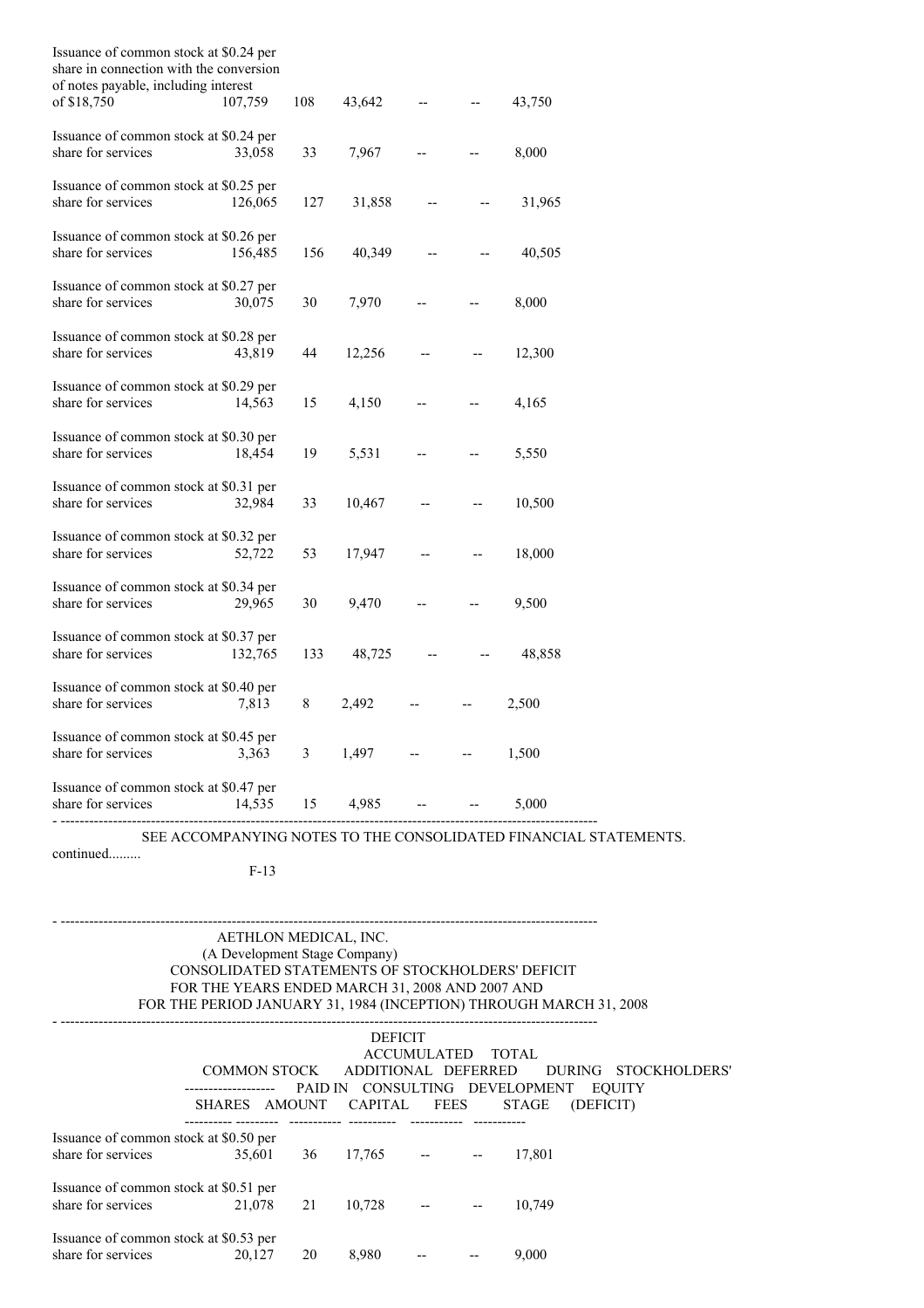| | | | | | | |
|---|---|---|---|---|---|---|
| Issuance of common stock at $0.24 per share in connection with the conversion of notes payable, including interest of $18,750 | 107,759 | 108 | 43,642 | -- | -- | 43,750 |
| Issuance of common stock at $0.24 per share for services | 33,058 | 33 | 7,967 | -- | -- | 8,000 |
| Issuance of common stock at $0.25 per share for services | 126,065 | 127 | 31,858 | -- | -- | 31,965 |
| Issuance of common stock at $0.26 per share for services | 156,485 | 156 | 40,349 | -- | -- | 40,505 |
| Issuance of common stock at $0.27 per share for services | 30,075 | 30 | 7,970 | -- | -- | 8,000 |
| Issuance of common stock at $0.28 per share for services | 43,819 | 44 | 12,256 | -- | -- | 12,300 |
| Issuance of common stock at $0.29 per share for services | 14,563 | 15 | 4,150 | -- | -- | 4,165 |
| Issuance of common stock at $0.30 per share for services | 18,454 | 19 | 5,531 | -- | -- | 5,550 |
| Issuance of common stock at $0.31 per share for services | 32,984 | 33 | 10,467 | -- | -- | 10,500 |
| Issuance of common stock at $0.32 per share for services | 52,722 | 53 | 17,947 | -- | -- | 18,000 |
| Issuance of common stock at $0.34 per share for services | 29,965 | 30 | 9,470 | -- | -- | 9,500 |
| Issuance of common stock at $0.37 per share for services | 132,765 | 133 | 48,725 | -- | -- | 48,858 |
| Issuance of common stock at $0.40 per share for services | 7,813 | 8 | 2,492 | -- | -- | 2,500 |
| Issuance of common stock at $0.45 per share for services | 3,363 | 3 | 1,497 | -- | -- | 1,500 |
| Issuance of common stock at $0.47 per share for services | 14,535 | 15 | 4,985 | -- | -- | 5,000 |

SEE ACCOMPANYING NOTES TO THE CONSOLIDATED FINANCIAL STATEMENTS.

continued.........

AETHLON MEDICAL, INC.
(A Development Stage Company)
CONSOLIDATED STATEMENTS OF STOCKHOLDERS' DEFICIT
FOR THE YEARS ENDED MARCH 31, 2008 AND 2007 AND
FOR THE PERIOD JANUARY 31, 1984 (INCEPTION) THROUGH MARCH 31, 2008

| | COMMON STOCK | | ADDITIONAL PAID IN CAPITAL | DEFERRED CONSULTING FEES | DEFICIT ACCUMULATED DURING DEVELOPMENT STAGE | TOTAL STOCKHOLDERS' EQUITY (DEFICIT) |
|---|---|---|---|---|---|---|
| | SHARES | AMOUNT | | | | |
| Issuance of common stock at $0.50 per share for services | 35,601 | 36 | 17,765 | -- | -- | 17,801 |
| Issuance of common stock at $0.51 per share for services | 21,078 | 21 | 10,728 | -- | -- | 10,749 |
| Issuance of common stock at $0.53 per share for services | 20,127 | 20 | 8,980 | -- | -- | 9,000 |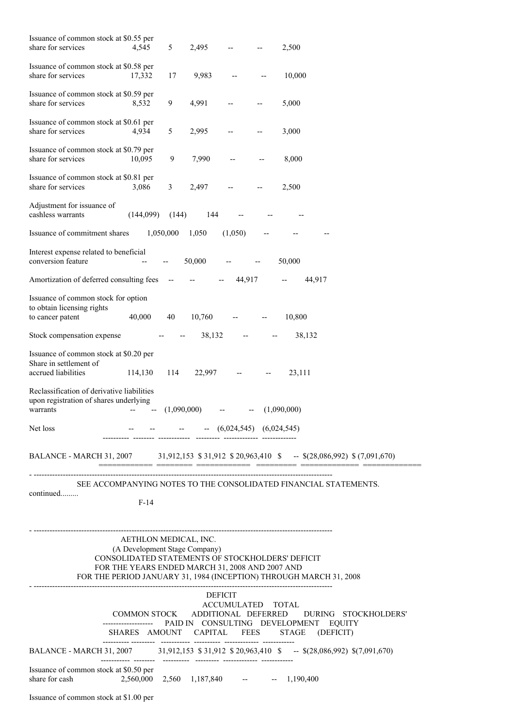| | Shares | Amount | Additional Paid In Capital | Deferred Consulting Fees | Deficit Accumulated During Development Stage | Total Stockholders' Equity (Deficit) |
|---|---|---|---|---|---|---|
| Issuance of common stock at $0.55 per share for services | 4,545 | 5 | 2,495 | -- | -- | 2,500 |
| Issuance of common stock at $0.58 per share for services | 17,332 | 17 | 9,983 | -- | -- | 10,000 |
| Issuance of common stock at $0.59 per share for services | 8,532 | 9 | 4,991 | -- | -- | 5,000 |
| Issuance of common stock at $0.61 per share for services | 4,934 | 5 | 2,995 | -- | -- | 3,000 |
| Issuance of common stock at $0.79 per share for services | 10,095 | 9 | 7,990 | -- | -- | 8,000 |
| Issuance of common stock at $0.81 per share for services | 3,086 | 3 | 2,497 | -- | -- | 2,500 |
| Adjustment for issuance of cashless warrants | (144,099) | (144) | 144 | -- | -- | -- |
| Issuance of commitment shares | 1,050,000 | 1,050 | (1,050) | -- | -- | -- |
| Interest expense related to beneficial conversion feature | -- | -- | 50,000 | -- | -- | 50,000 |
| Amortization of deferred consulting fees | -- | -- | -- | 44,917 | -- | 44,917 |
| Issuance of common stock for option to obtain licensing rights to cancer patent | 40,000 | 40 | 10,760 | -- | -- | 10,800 |
| Stock compensation expense | -- | -- | 38,132 | -- | -- | 38,132 |
| Issuance of common stock at $0.20 per Share in settlement of accrued liabilities | 114,130 | 114 | 22,997 | -- | -- | 23,111 |
| Reclassification of derivative liabilities upon registration of shares underlying warrants | -- | -- | (1,090,000) | -- | -- | (1,090,000) |
| Net loss | -- | -- | -- | -- | (6,024,545) | (6,024,545) |
| BALANCE - MARCH 31, 2007 | 31,912,153 | $ 31,912 | $ 20,963,410 | $ -- | $(28,086,992) | $ (7,091,670) |

SEE ACCOMPANYING NOTES TO THE CONSOLIDATED FINANCIAL STATEMENTS.

continued.........

AETHLON MEDICAL, INC.
(A Development Stage Company)
CONSOLIDATED STATEMENTS OF STOCKHOLDERS' DEFICIT
FOR THE YEARS ENDED MARCH 31, 2008 AND 2007 AND
FOR THE PERIOD JANUARY 31, 1984 (INCEPTION) THROUGH MARCH 31, 2008

| | COMMON STOCK | | ADDITIONAL | DEFERRED | DEFICIT ACCUMULATED DURING | TOTAL STOCKHOLDERS' |
|---|---|---|---|---|---|---|
| | SHARES | AMOUNT | PAID IN CAPITAL | CONSULTING FEES | DEVELOPMENT STAGE | EQUITY (DEFICIT) |
| BALANCE - MARCH 31, 2007 | 31,912,153 | $ 31,912 | $ 20,963,410 | $ -- | $(28,086,992) | $(7,091,670) |
| Issuance of common stock at $0.50 per share for cash | 2,560,000 | 2,560 | 1,187,840 | -- | -- | 1,190,400 |
| Issuance of common stock at $1.00 per | | | | | | |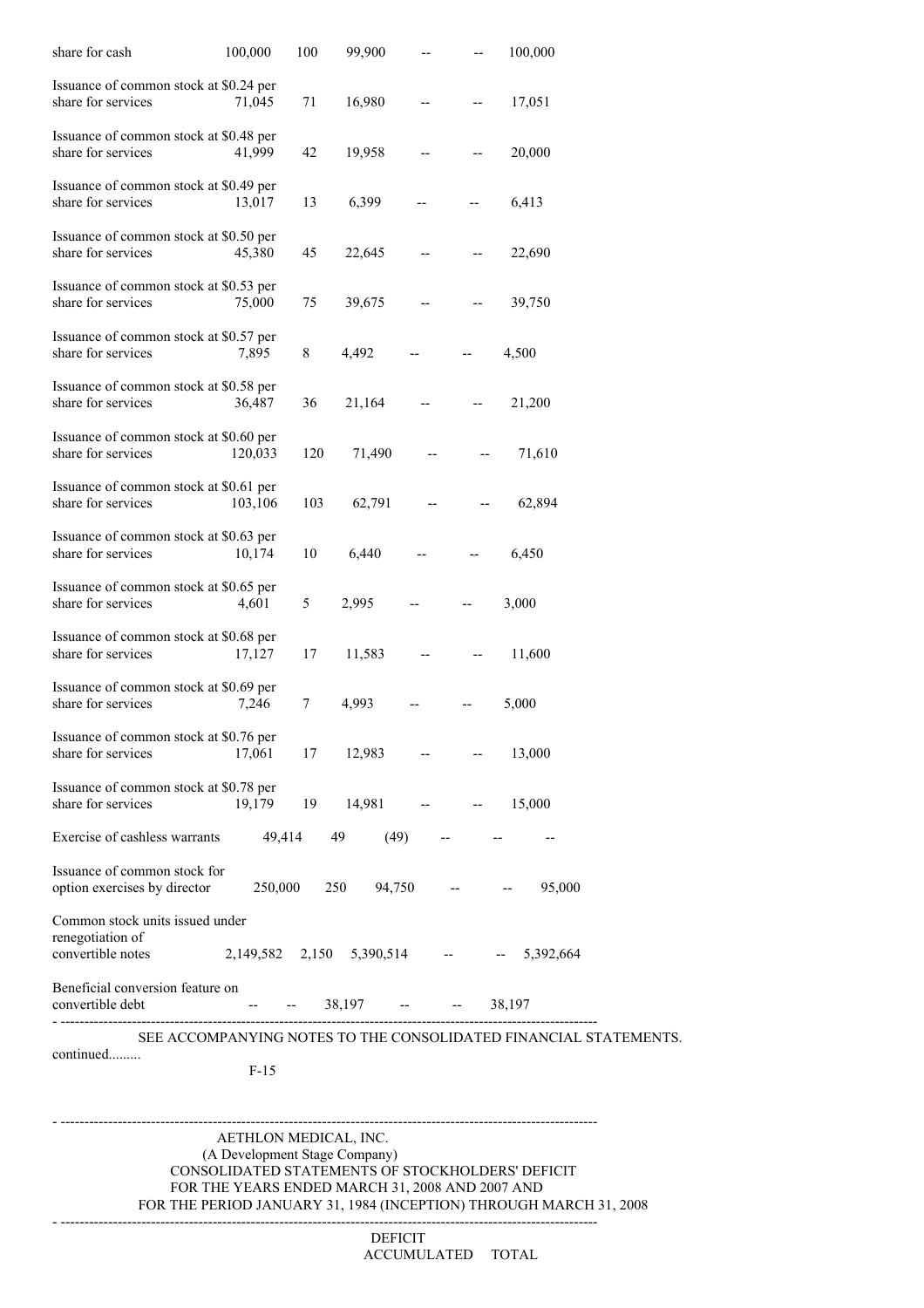| | | | | | | |
|---|---|---|---|---|---|---|
| share for cash | 100,000 | 100 | 99,900 | -- | -- | 100,000 |
| Issuance of common stock at $0.24 per share for services | 71,045 | 71 | 16,980 | -- | -- | 17,051 |
| Issuance of common stock at $0.48 per share for services | 41,999 | 42 | 19,958 | -- | -- | 20,000 |
| Issuance of common stock at $0.49 per share for services | 13,017 | 13 | 6,399 | -- | -- | 6,413 |
| Issuance of common stock at $0.50 per share for services | 45,380 | 45 | 22,645 | -- | -- | 22,690 |
| Issuance of common stock at $0.53 per share for services | 75,000 | 75 | 39,675 | -- | -- | 39,750 |
| Issuance of common stock at $0.57 per share for services | 7,895 | 8 | 4,492 | -- | -- | 4,500 |
| Issuance of common stock at $0.58 per share for services | 36,487 | 36 | 21,164 | -- | -- | 21,200 |
| Issuance of common stock at $0.60 per share for services | 120,033 | 120 | 71,490 | -- | -- | 71,610 |
| Issuance of common stock at $0.61 per share for services | 103,106 | 103 | 62,791 | -- | -- | 62,894 |
| Issuance of common stock at $0.63 per share for services | 10,174 | 10 | 6,440 | -- | -- | 6,450 |
| Issuance of common stock at $0.65 per share for services | 4,601 | 5 | 2,995 | -- | -- | 3,000 |
| Issuance of common stock at $0.68 per share for services | 17,127 | 17 | 11,583 | -- | -- | 11,600 |
| Issuance of common stock at $0.69 per share for services | 7,246 | 7 | 4,993 | -- | -- | 5,000 |
| Issuance of common stock at $0.76 per share for services | 17,061 | 17 | 12,983 | -- | -- | 13,000 |
| Issuance of common stock at $0.78 per share for services | 19,179 | 19 | 14,981 | -- | -- | 15,000 |
| Exercise of cashless warrants | 49,414 | 49 | (49) | -- | -- | -- |
| Issuance of common stock for option exercises by director | 250,000 | 250 | 94,750 | -- | -- | 95,000 |
| Common stock units issued under renegotiation of convertible notes | 2,149,582 | 2,150 | 5,390,514 | -- | -- | 5,392,664 |
| Beneficial conversion feature on convertible debt | -- | -- | 38,197 | -- | -- | 38,197 |

SEE ACCOMPANYING NOTES TO THE CONSOLIDATED FINANCIAL STATEMENTS.

continued.........

AETHLON MEDICAL, INC.
(A Development Stage Company)
CONSOLIDATED STATEMENTS OF STOCKHOLDERS' DEFICIT
FOR THE YEARS ENDED MARCH 31, 2008 AND 2007 AND
FOR THE PERIOD JANUARY 31, 1984 (INCEPTION) THROUGH MARCH 31, 2008

| | | | | DEFICIT ACCUMULATED | TOTAL |
|---|---|---|---|---|---|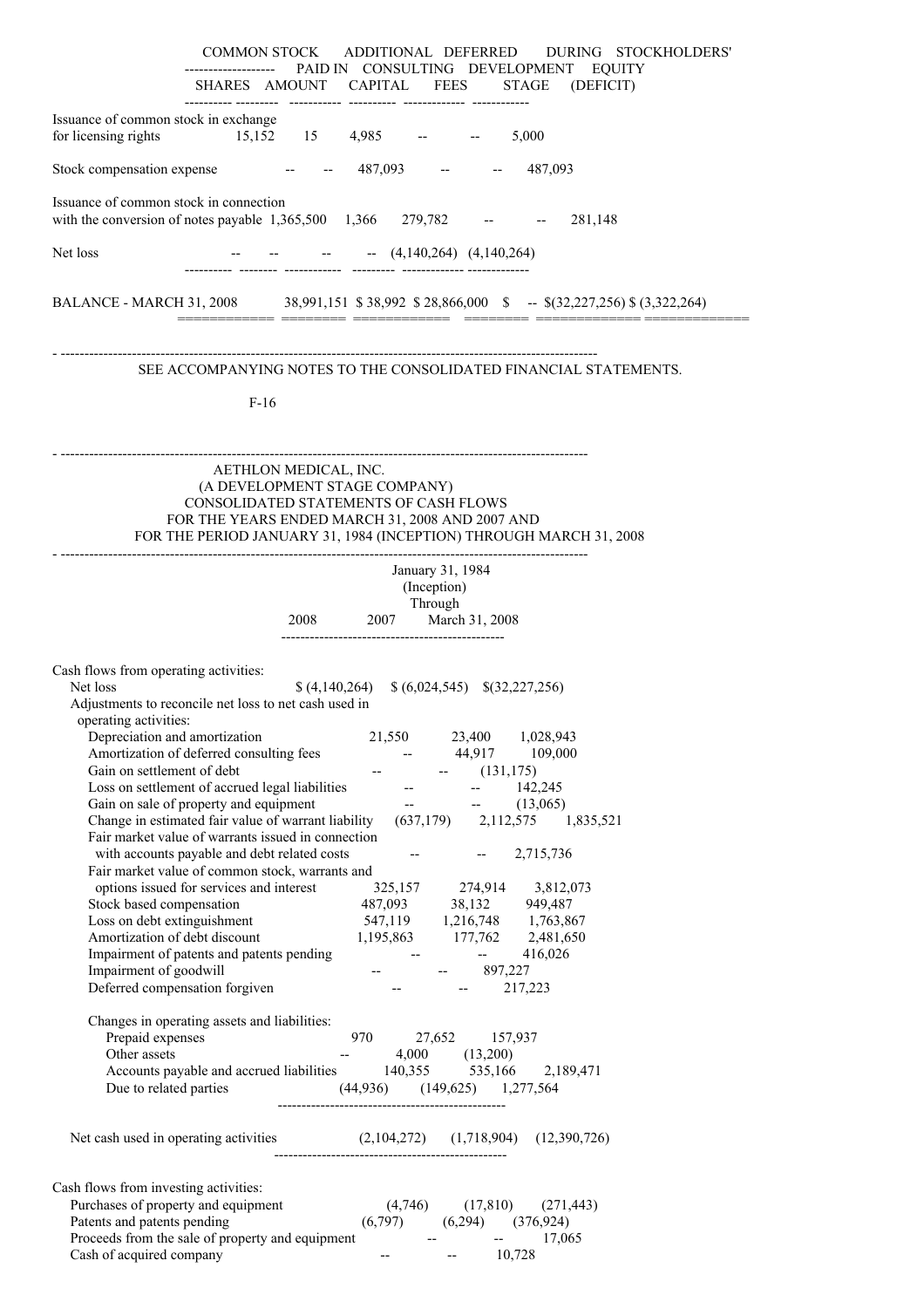| | COMMON STOCK SHARES | COMMON STOCK AMOUNT | ADDITIONAL PAID IN CAPITAL | DEFERRED CONSULTING FEES | DEFICIT ACCUMULATED DURING DEVELOPMENT STAGE | STOCKHOLDERS' EQUITY (DEFICIT) |
|---|---|---|---|---|---|---|
| Issuance of common stock in exchange for licensing rights | 15,152 | 15 | 4,985 | -- | -- | 5,000 |
| Stock compensation expense | -- | -- | 487,093 | -- | -- | 487,093 |
| Issuance of common stock in connection with the conversion of notes payable | 1,365,500 | 1,366 | 279,782 | -- | -- | 281,148 |
| Net loss | -- | -- | -- | -- | (4,140,264) | (4,140,264) |
| BALANCE - MARCH 31, 2008 | 38,991,151 | $ 38,992 | $ 28,866,000 | $ -- | $(32,227,256) | $ (3,322,264) |

SEE ACCOMPANYING NOTES TO THE CONSOLIDATED FINANCIAL STATEMENTS.

AETHLON MEDICAL, INC.
(A DEVELOPMENT STAGE COMPANY)
CONSOLIDATED STATEMENTS OF CASH FLOWS
FOR THE YEARS ENDED MARCH 31, 2008 AND 2007 AND
FOR THE PERIOD JANUARY 31, 1984 (INCEPTION) THROUGH MARCH 31, 2008

| | 2008 | 2007 | January 31, 1984 (Inception) Through March 31, 2008 |
|---|---|---|---|
| Cash flows from operating activities: | | | |
| Net loss | $ (4,140,264) | $ (6,024,545) | $(32,227,256) |
| Adjustments to reconcile net loss to net cash used in operating activities: | | | |
| Depreciation and amortization | 21,550 | 23,400 | 1,028,943 |
| Amortization of deferred consulting fees | -- | 44,917 | 109,000 |
| Gain on settlement of debt | -- | -- | (131,175) |
| Loss on settlement of accrued legal liabilities | -- | -- | 142,245 |
| Gain on sale of property and equipment | -- | -- | (13,065) |
| Change in estimated fair value of warrant liability | (637,179) | 2,112,575 | 1,835,521 |
| Fair market value of warrants issued in connection with accounts payable and debt related costs | -- | -- | 2,715,736 |
| Fair market value of common stock, warrants and options issued for services and interest | 325,157 | 274,914 | 3,812,073 |
| Stock based compensation | 487,093 | 38,132 | 949,487 |
| Loss on debt extinguishment | 547,119 | 1,216,748 | 1,763,867 |
| Amortization of debt discount | 1,195,863 | 177,762 | 2,481,650 |
| Impairment of patents and patents pending | -- | -- | 416,026 |
| Impairment of goodwill | -- | -- | 897,227 |
| Deferred compensation forgiven | -- | -- | 217,223 |
| Changes in operating assets and liabilities: | | | |
| Prepaid expenses | 970 | 27,652 | 157,937 |
| Other assets | -- | 4,000 | (13,200) |
| Accounts payable and accrued liabilities | 140,355 | 535,166 | 2,189,471 |
| Due to related parties | (44,936) | (149,625) | 1,277,564 |
| Net cash used in operating activities | (2,104,272) | (1,718,904) | (12,390,726) |
| Cash flows from investing activities: | | | |
| Purchases of property and equipment | (4,746) | (17,810) | (271,443) |
| Patents and patents pending | (6,797) | (6,294) | (376,924) |
| Proceeds from the sale of property and equipment | -- | -- | 17,065 |
| Cash of acquired company | -- | -- | 10,728 |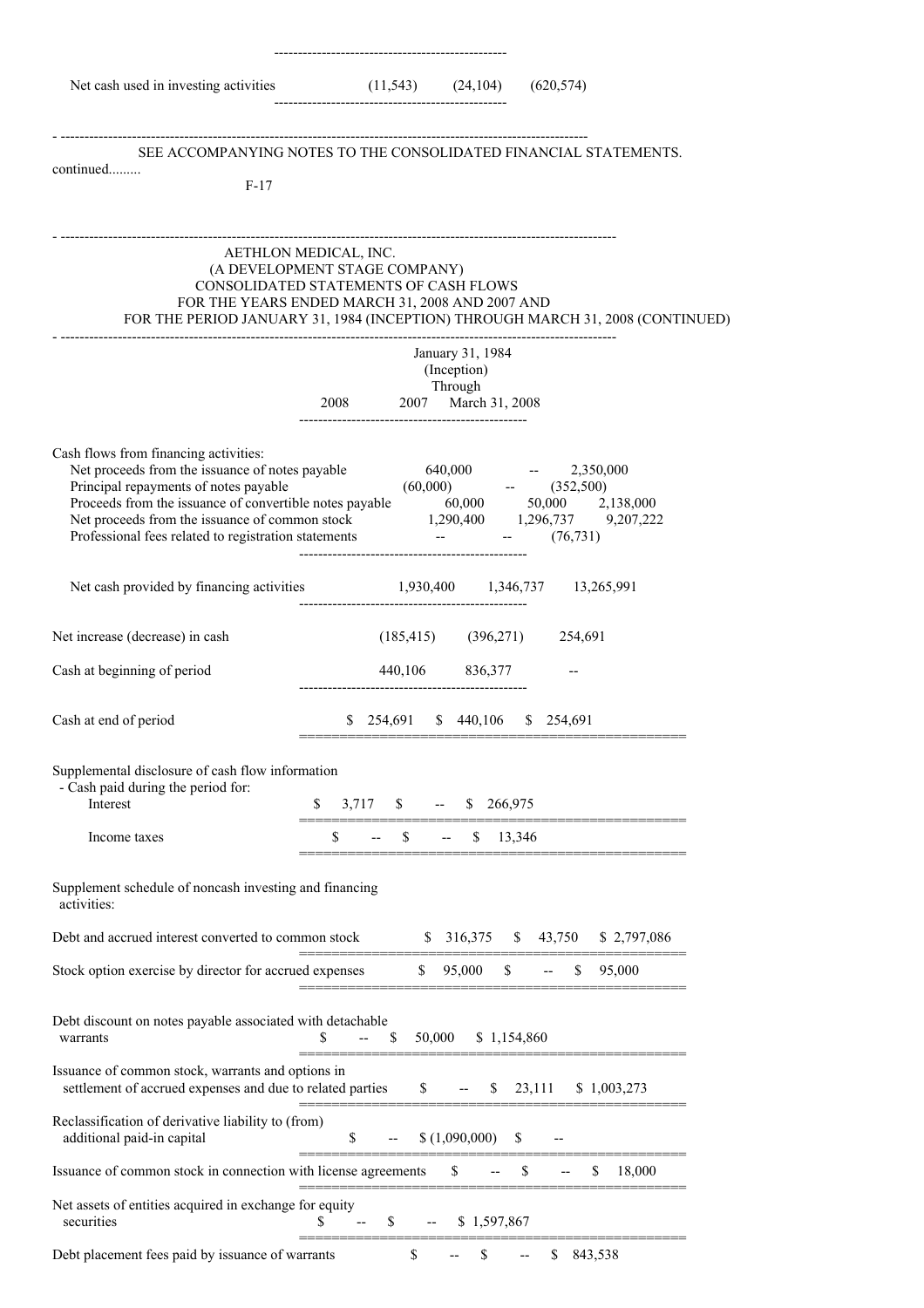| | 2008 | 2007 | January 31, 1984 (Inception) Through March 31, 2008 |
|---|---|---|---|
| Net cash used in investing activities | (11,543) | (24,104) | (620,574) |

SEE ACCOMPANYING NOTES TO THE CONSOLIDATED FINANCIAL STATEMENTS.

continued.........

AETHLON MEDICAL, INC.
(A DEVELOPMENT STAGE COMPANY)
CONSOLIDATED STATEMENTS OF CASH FLOWS
FOR THE YEARS ENDED MARCH 31, 2008 AND 2007 AND
FOR THE PERIOD JANUARY 31, 1984 (INCEPTION) THROUGH MARCH 31, 2008 (CONTINUED)

| | 2008 | 2007 | January 31, 1984 (Inception) Through March 31, 2008 |
|---|---|---|---|
| Cash flows from financing activities: | | | |
| Net proceeds from the issuance of notes payable | 640,000 | -- | 2,350,000 |
| Principal repayments of notes payable | (60,000) | -- | (352,500) |
| Proceeds from the issuance of convertible notes payable | 60,000 | 50,000 | 2,138,000 |
| Net proceeds from the issuance of common stock | 1,290,400 | 1,296,737 | 9,207,222 |
| Professional fees related to registration statements | -- | -- | (76,731) |
| Net cash provided by financing activities | 1,930,400 | 1,346,737 | 13,265,991 |
| Net increase (decrease) in cash | (185,415) | (396,271) | 254,691 |
| Cash at beginning of period | 440,106 | 836,377 | -- |
| Cash at end of period | $ 254,691 | $ 440,106 | $ 254,691 |
| Supplemental disclosure of cash flow information - Cash paid during the period for: | | | |
| Interest | $ 3,717 | $ -- | $ 266,975 |
| Income taxes | $ -- | $ -- | $ 13,346 |
| Supplement schedule of noncash investing and financing activities: | | | |
| Debt and accrued interest converted to common stock | $ 316,375 | $ 43,750 | $ 2,797,086 |
| Stock option exercise by director for accrued expenses | $ 95,000 | $ -- | $ 95,000 |
| Debt discount on notes payable associated with detachable warrants | $ -- | $ 50,000 | $ 1,154,860 |
| Issuance of common stock, warrants and options in settlement of accrued expenses and due to related parties | $ -- | $ 23,111 | $ 1,003,273 |
| Reclassification of derivative liability to (from) additional paid-in capital | $ -- | $ (1,090,000) | $ -- |
| Issuance of common stock in connection with license agreements | $ -- | $ -- | $ 18,000 |
| Net assets of entities acquired in exchange for equity securities | $ -- | $ -- | $ 1,597,867 |
| Debt placement fees paid by issuance of warrants | $ -- | $ -- | $ 843,538 |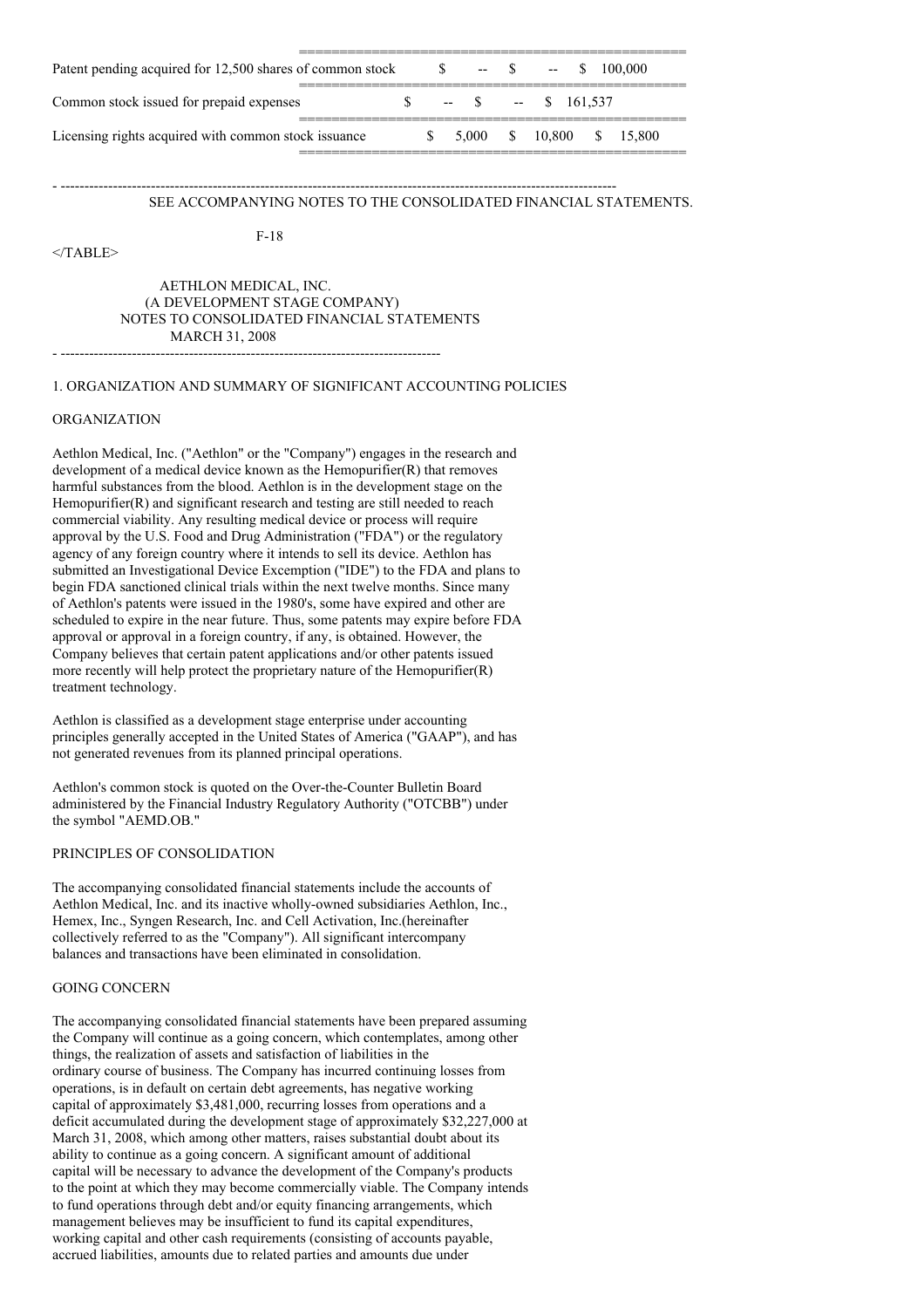| | | | |
|---|---|---|---|
| Patent pending acquired for 12,500 shares of common stock | $ -- | $ -- | $ 100,000 |
| Common stock issued for prepaid expenses | $ -- | $ -- | $ 161,537 |
| Licensing rights acquired with common stock issuance | $ 5,000 | $ 10,800 | $ 15,800 |

SEE ACCOMPANYING NOTES TO THE CONSOLIDATED FINANCIAL STATEMENTS.

AETHLON MEDICAL, INC.
(A DEVELOPMENT STAGE COMPANY)
NOTES TO CONSOLIDATED FINANCIAL STATEMENTS
MARCH 31, 2008

## 1. ORGANIZATION AND SUMMARY OF SIGNIFICANT ACCOUNTING POLICIES

### ORGANIZATION

Aethlon Medical, Inc. ("Aethlon" or the "Company") engages in the research and development of a medical device known as the Hemopurifier(R) that removes harmful substances from the blood. Aethlon is in the development stage on the Hemopurifier(R) and significant research and testing are still needed to reach commercial viability. Any resulting medical device or process will require approval by the U.S. Food and Drug Administration ("FDA") or the regulatory agency of any foreign country where it intends to sell its device. Aethlon has submitted an Investigational Device Excemption ("IDE") to the FDA and plans to begin FDA sanctioned clinical trials within the next twelve months. Since many of Aethlon's patents were issued in the 1980's, some have expired and other are scheduled to expire in the near future. Thus, some patents may expire before FDA approval or approval in a foreign country, if any, is obtained. However, the Company believes that certain patent applications and/or other patents issued more recently will help protect the proprietary nature of the Hemopurifier(R) treatment technology.

Aethlon is classified as a development stage enterprise under accounting principles generally accepted in the United States of America ("GAAP"), and has not generated revenues from its planned principal operations.

Aethlon's common stock is quoted on the Over-the-Counter Bulletin Board administered by the Financial Industry Regulatory Authority ("OTCBB") under the symbol "AEMD.OB."

### PRINCIPLES OF CONSOLIDATION

The accompanying consolidated financial statements include the accounts of Aethlon Medical, Inc. and its inactive wholly-owned subsidiaries Aethlon, Inc., Hemex, Inc., Syngen Research, Inc. and Cell Activation, Inc.(hereinafter collectively referred to as the "Company"). All significant intercompany balances and transactions have been eliminated in consolidation.

### GOING CONCERN

The accompanying consolidated financial statements have been prepared assuming the Company will continue as a going concern, which contemplates, among other things, the realization of assets and satisfaction of liabilities in the ordinary course of business. The Company has incurred continuing losses from operations, is in default on certain debt agreements, has negative working capital of approximately $3,481,000, recurring losses from operations and a deficit accumulated during the development stage of approximately $32,227,000 at March 31, 2008, which among other matters, raises substantial doubt about its ability to continue as a going concern. A significant amount of additional capital will be necessary to advance the development of the Company's products to the point at which they may become commercially viable. The Company intends to fund operations through debt and/or equity financing arrangements, which management believes may be insufficient to fund its capital expenditures, working capital and other cash requirements (consisting of accounts payable, accrued liabilities, amounts due to related parties and amounts due under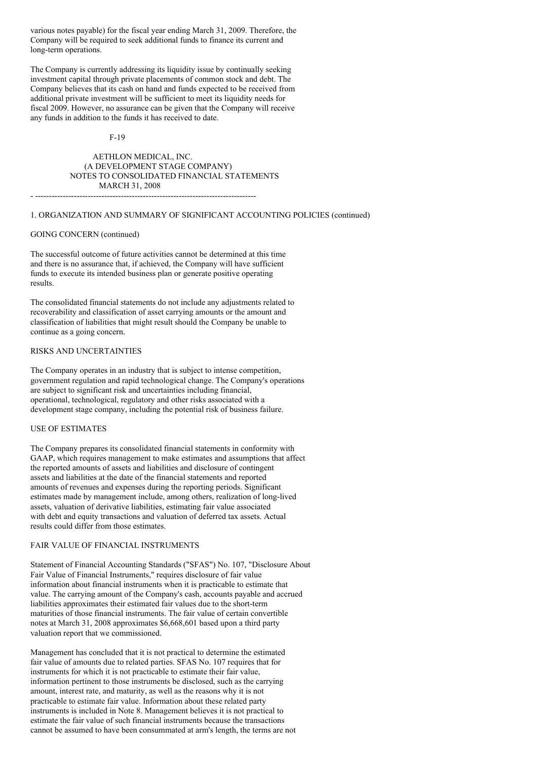various notes payable) for the fiscal year ending March 31, 2009. Therefore, the Company will be required to seek additional funds to finance its current and long-term operations.

The Company is currently addressing its liquidity issue by continually seeking investment capital through private placements of common stock and debt. The Company believes that its cash on hand and funds expected to be received from additional private investment will be sufficient to meet its liquidity needs for fiscal 2009. However, no assurance can be given that the Company will receive any funds in addition to the funds it has received to date.

AETHLON MEDICAL, INC.
(A DEVELOPMENT STAGE COMPANY)
NOTES TO CONSOLIDATED FINANCIAL STATEMENTS
MARCH 31, 2008

1. ORGANIZATION AND SUMMARY OF SIGNIFICANT ACCOUNTING POLICIES (continued)

GOING CONCERN (continued)

The successful outcome of future activities cannot be determined at this time and there is no assurance that, if achieved, the Company will have sufficient funds to execute its intended business plan or generate positive operating results.

The consolidated financial statements do not include any adjustments related to recoverability and classification of asset carrying amounts or the amount and classification of liabilities that might result should the Company be unable to continue as a going concern.

RISKS AND UNCERTAINTIES

The Company operates in an industry that is subject to intense competition, government regulation and rapid technological change. The Company's operations are subject to significant risk and uncertainties including financial, operational, technological, regulatory and other risks associated with a development stage company, including the potential risk of business failure.

USE OF ESTIMATES

The Company prepares its consolidated financial statements in conformity with GAAP, which requires management to make estimates and assumptions that affect the reported amounts of assets and liabilities and disclosure of contingent assets and liabilities at the date of the financial statements and reported amounts of revenues and expenses during the reporting periods. Significant estimates made by management include, among others, realization of long-lived assets, valuation of derivative liabilities, estimating fair value associated with debt and equity transactions and valuation of deferred tax assets. Actual results could differ from those estimates.

FAIR VALUE OF FINANCIAL INSTRUMENTS

Statement of Financial Accounting Standards ("SFAS") No. 107, "Disclosure About Fair Value of Financial Instruments," requires disclosure of fair value information about financial instruments when it is practicable to estimate that value. The carrying amount of the Company's cash, accounts payable and accrued liabilities approximates their estimated fair values due to the short-term maturities of those financial instruments. The fair value of certain convertible notes at March 31, 2008 approximates $6,668,601 based upon a third party valuation report that we commissioned.

Management has concluded that it is not practical to determine the estimated fair value of amounts due to related parties. SFAS No. 107 requires that for instruments for which it is not practicable to estimate their fair value, information pertinent to those instruments be disclosed, such as the carrying amount, interest rate, and maturity, as well as the reasons why it is not practicable to estimate fair value. Information about these related party instruments is included in Note 8. Management believes it is not practical to estimate the fair value of such financial instruments because the transactions cannot be assumed to have been consummated at arm's length, the terms are not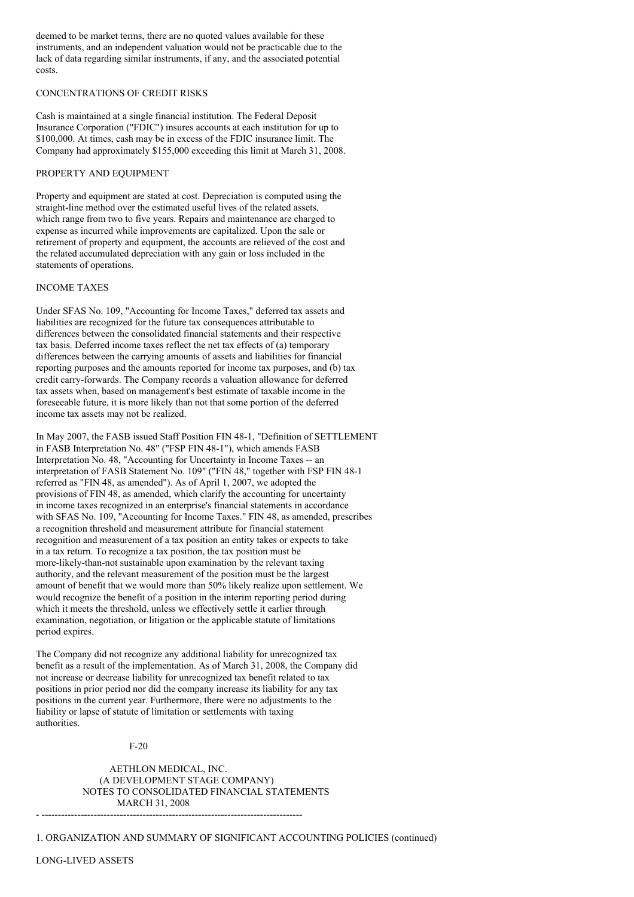deemed to be market terms, there are no quoted values available for these instruments, and an independent valuation would not be practicable due to the lack of data regarding similar instruments, if any, and the associated potential costs.

CONCENTRATIONS OF CREDIT RISKS

Cash is maintained at a single financial institution. The Federal Deposit Insurance Corporation ("FDIC") insures accounts at each institution for up to $100,000. At times, cash may be in excess of the FDIC insurance limit. The Company had approximately $155,000 exceeding this limit at March 31, 2008.

PROPERTY AND EQUIPMENT

Property and equipment are stated at cost. Depreciation is computed using the straight-line method over the estimated useful lives of the related assets, which range from two to five years. Repairs and maintenance are charged to expense as incurred while improvements are capitalized. Upon the sale or retirement of property and equipment, the accounts are relieved of the cost and the related accumulated depreciation with any gain or loss included in the statements of operations.

INCOME TAXES

Under SFAS No. 109, "Accounting for Income Taxes," deferred tax assets and liabilities are recognized for the future tax consequences attributable to differences between the consolidated financial statements and their respective tax basis. Deferred income taxes reflect the net tax effects of (a) temporary differences between the carrying amounts of assets and liabilities for financial reporting purposes and the amounts reported for income tax purposes, and (b) tax credit carry-forwards. The Company records a valuation allowance for deferred tax assets when, based on management's best estimate of taxable income in the foreseeable future, it is more likely than not that some portion of the deferred income tax assets may not be realized.

In May 2007, the FASB issued Staff Position FIN 48-1, "Definition of SETTLEMENT in FASB Interpretation No. 48" ("FSP FIN 48-1"), which amends FASB Interpretation No. 48, "Accounting for Uncertainty in Income Taxes -- an interpretation of FASB Statement No. 109" ("FIN 48," together with FSP FIN 48-1 referred as "FIN 48, as amended"). As of April 1, 2007, we adopted the provisions of FIN 48, as amended, which clarify the accounting for uncertainty in income taxes recognized in an enterprise's financial statements in accordance with SFAS No. 109, "Accounting for Income Taxes." FIN 48, as amended, prescribes a recognition threshold and measurement attribute for financial statement recognition and measurement of a tax position an entity takes or expects to take in a tax return. To recognize a tax position, the tax position must be more-likely-than-not sustainable upon examination by the relevant taxing authority, and the relevant measurement of the position must be the largest amount of benefit that we would more than 50% likely realize upon settlement. We would recognize the benefit of a position in the interim reporting period during which it meets the threshold, unless we effectively settle it earlier through examination, negotiation, or litigation or the applicable statute of limitations period expires.

The Company did not recognize any additional liability for unrecognized tax benefit as a result of the implementation. As of March 31, 2008, the Company did not increase or decrease liability for unrecognized tax benefit related to tax positions in prior period nor did the company increase its liability for any tax positions in the current year. Furthermore, there were no adjustments to the liability or lapse of statute of limitation or settlements with taxing authorities.

AETHLON MEDICAL, INC.
(A DEVELOPMENT STAGE COMPANY)
NOTES TO CONSOLIDATED FINANCIAL STATEMENTS
MARCH 31, 2008

1. ORGANIZATION AND SUMMARY OF SIGNIFICANT ACCOUNTING POLICIES (continued)

LONG-LIVED ASSETS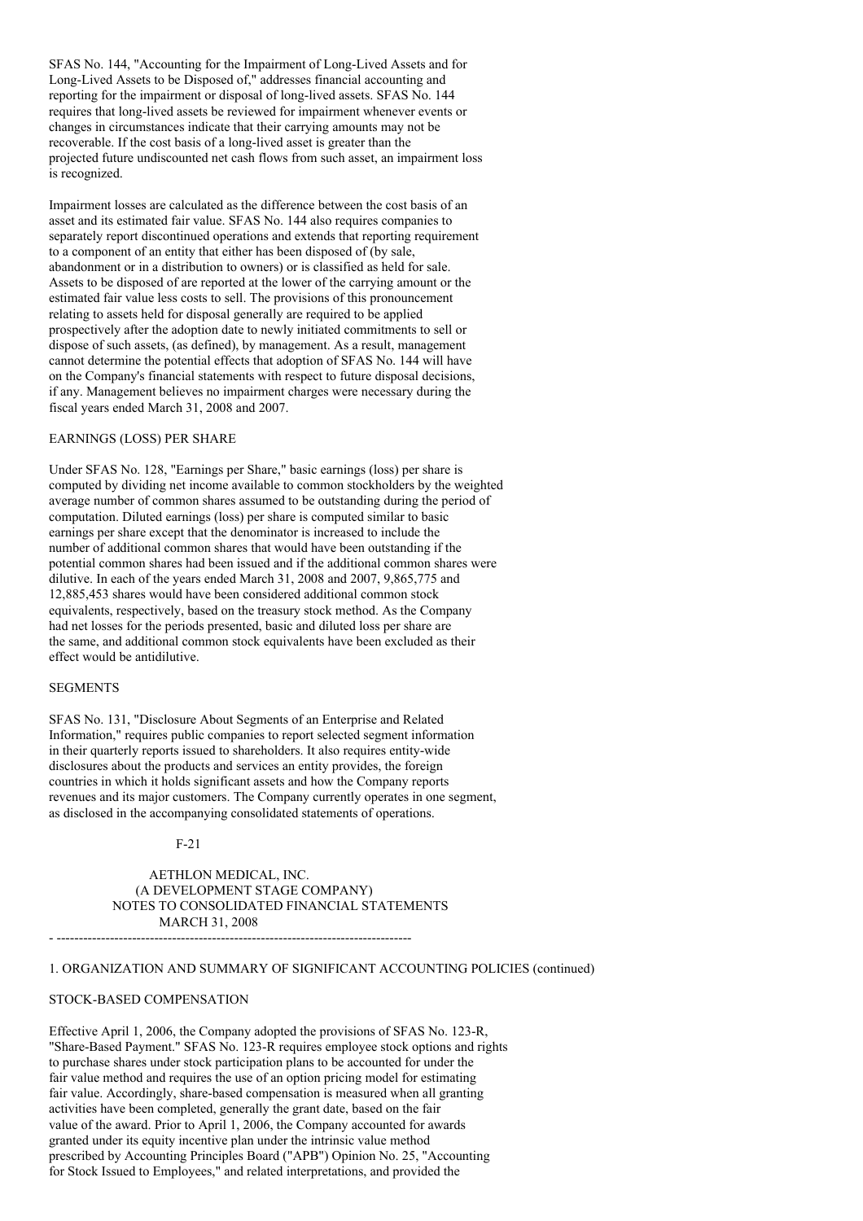SFAS No. 144, "Accounting for the Impairment of Long-Lived Assets and for Long-Lived Assets to be Disposed of," addresses financial accounting and reporting for the impairment or disposal of long-lived assets. SFAS No. 144 requires that long-lived assets be reviewed for impairment whenever events or changes in circumstances indicate that their carrying amounts may not be recoverable. If the cost basis of a long-lived asset is greater than the projected future undiscounted net cash flows from such asset, an impairment loss is recognized.

Impairment losses are calculated as the difference between the cost basis of an asset and its estimated fair value. SFAS No. 144 also requires companies to separately report discontinued operations and extends that reporting requirement to a component of an entity that either has been disposed of (by sale, abandonment or in a distribution to owners) or is classified as held for sale. Assets to be disposed of are reported at the lower of the carrying amount or the estimated fair value less costs to sell. The provisions of this pronouncement relating to assets held for disposal generally are required to be applied prospectively after the adoption date to newly initiated commitments to sell or dispose of such assets, (as defined), by management. As a result, management cannot determine the potential effects that adoption of SFAS No. 144 will have on the Company's financial statements with respect to future disposal decisions, if any. Management believes no impairment charges were necessary during the fiscal years ended March 31, 2008 and 2007.

EARNINGS (LOSS) PER SHARE

Under SFAS No. 128, "Earnings per Share," basic earnings (loss) per share is computed by dividing net income available to common stockholders by the weighted average number of common shares assumed to be outstanding during the period of computation. Diluted earnings (loss) per share is computed similar to basic earnings per share except that the denominator is increased to include the number of additional common shares that would have been outstanding if the potential common shares had been issued and if the additional common shares were dilutive. In each of the years ended March 31, 2008 and 2007, 9,865,775 and 12,885,453 shares would have been considered additional common stock equivalents, respectively, based on the treasury stock method. As the Company had net losses for the periods presented, basic and diluted loss per share are the same, and additional common stock equivalents have been excluded as their effect would be antidilutive.

SEGMENTS

SFAS No. 131, "Disclosure About Segments of an Enterprise and Related Information," requires public companies to report selected segment information in their quarterly reports issued to shareholders. It also requires entity-wide disclosures about the products and services an entity provides, the foreign countries in which it holds significant assets and how the Company reports revenues and its major customers. The Company currently operates in one segment, as disclosed in the accompanying consolidated statements of operations.

AETHLON MEDICAL, INC.
(A DEVELOPMENT STAGE COMPANY)
NOTES TO CONSOLIDATED FINANCIAL STATEMENTS
MARCH 31, 2008

1. ORGANIZATION AND SUMMARY OF SIGNIFICANT ACCOUNTING POLICIES (continued)

STOCK-BASED COMPENSATION

Effective April 1, 2006, the Company adopted the provisions of SFAS No. 123-R, "Share-Based Payment." SFAS No. 123-R requires employee stock options and rights to purchase shares under stock participation plans to be accounted for under the fair value method and requires the use of an option pricing model for estimating fair value. Accordingly, share-based compensation is measured when all granting activities have been completed, generally the grant date, based on the fair value of the award. Prior to April 1, 2006, the Company accounted for awards granted under its equity incentive plan under the intrinsic value method prescribed by Accounting Principles Board ("APB") Opinion No. 25, "Accounting for Stock Issued to Employees," and related interpretations, and provided the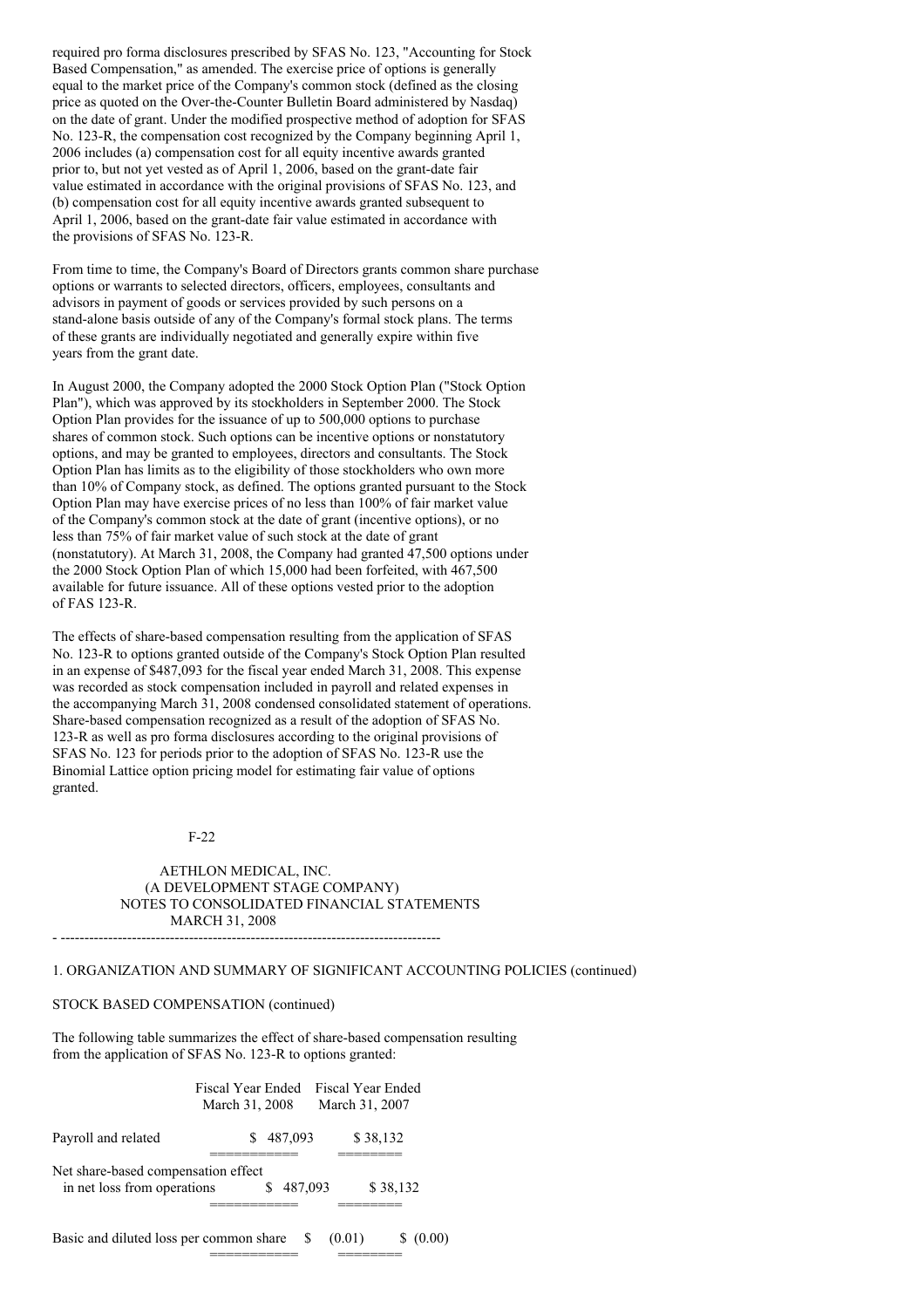required pro forma disclosures prescribed by SFAS No. 123, "Accounting for Stock Based Compensation," as amended. The exercise price of options is generally equal to the market price of the Company's common stock (defined as the closing price as quoted on the Over-the-Counter Bulletin Board administered by Nasdaq) on the date of grant. Under the modified prospective method of adoption for SFAS No. 123-R, the compensation cost recognized by the Company beginning April 1, 2006 includes (a) compensation cost for all equity incentive awards granted prior to, but not yet vested as of April 1, 2006, based on the grant-date fair value estimated in accordance with the original provisions of SFAS No. 123, and (b) compensation cost for all equity incentive awards granted subsequent to April 1, 2006, based on the grant-date fair value estimated in accordance with the provisions of SFAS No. 123-R.

From time to time, the Company's Board of Directors grants common share purchase options or warrants to selected directors, officers, employees, consultants and advisors in payment of goods or services provided by such persons on a stand-alone basis outside of any of the Company's formal stock plans. The terms of these grants are individually negotiated and generally expire within five years from the grant date.

In August 2000, the Company adopted the 2000 Stock Option Plan ("Stock Option Plan"), which was approved by its stockholders in September 2000. The Stock Option Plan provides for the issuance of up to 500,000 options to purchase shares of common stock. Such options can be incentive options or nonstatutory options, and may be granted to employees, directors and consultants. The Stock Option Plan has limits as to the eligibility of those stockholders who own more than 10% of Company stock, as defined. The options granted pursuant to the Stock Option Plan may have exercise prices of no less than 100% of fair market value of the Company's common stock at the date of grant (incentive options), or no less than 75% of fair market value of such stock at the date of grant (nonstatutory). At March 31, 2008, the Company had granted 47,500 options under the 2000 Stock Option Plan of which 15,000 had been forfeited, with 467,500 available for future issuance. All of these options vested prior to the adoption of FAS 123-R.

The effects of share-based compensation resulting from the application of SFAS No. 123-R to options granted outside of the Company's Stock Option Plan resulted in an expense of $487,093 for the fiscal year ended March 31, 2008. This expense was recorded as stock compensation included in payroll and related expenses in the accompanying March 31, 2008 condensed consolidated statement of operations. Share-based compensation recognized as a result of the adoption of SFAS No. 123-R as well as pro forma disclosures according to the original provisions of SFAS No. 123 for periods prior to the adoption of SFAS No. 123-R use the Binomial Lattice option pricing model for estimating fair value of options granted.

AETHLON MEDICAL, INC.
(A DEVELOPMENT STAGE COMPANY)
NOTES TO CONSOLIDATED FINANCIAL STATEMENTS
MARCH 31, 2008

1. ORGANIZATION AND SUMMARY OF SIGNIFICANT ACCOUNTING POLICIES (continued)

STOCK BASED COMPENSATION (continued)

The following table summarizes the effect of share-based compensation resulting from the application of SFAS No. 123-R to options granted:

| | Fiscal Year Ended March 31, 2008 | Fiscal Year Ended March 31, 2007 |
|---|---|---|
| Payroll and related | $ 487,093 | $ 38,132 |
| Net share-based compensation effect in net loss from operations | $ 487,093 | $ 38,132 |
| Basic and diluted loss per common share | $ (0.01) | $ (0.00) |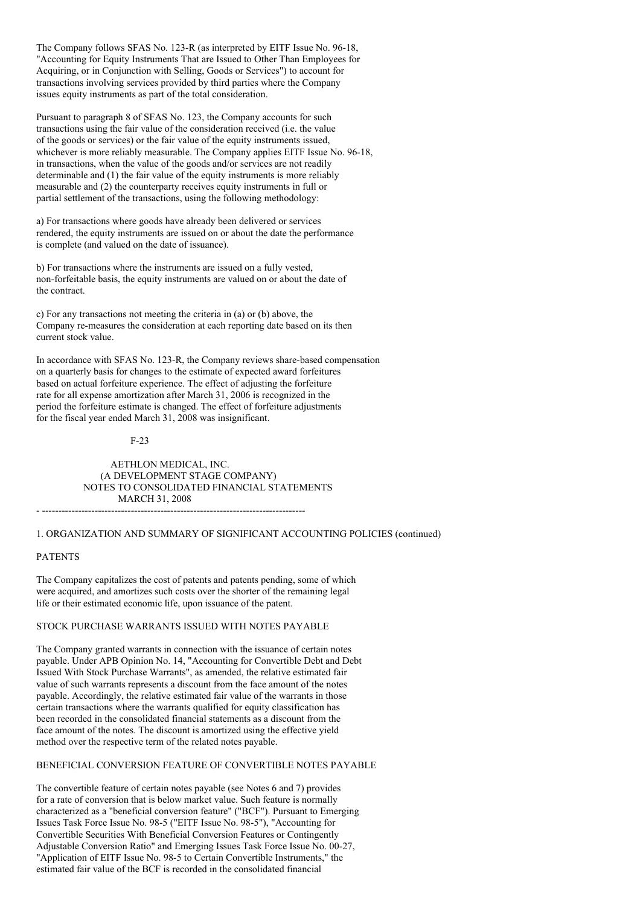The Company follows SFAS No. 123-R (as interpreted by EITF Issue No. 96-18, "Accounting for Equity Instruments That are Issued to Other Than Employees for Acquiring, or in Conjunction with Selling, Goods or Services") to account for transactions involving services provided by third parties where the Company issues equity instruments as part of the total consideration.

Pursuant to paragraph 8 of SFAS No. 123, the Company accounts for such transactions using the fair value of the consideration received (i.e. the value of the goods or services) or the fair value of the equity instruments issued, whichever is more reliably measurable. The Company applies EITF Issue No. 96-18, in transactions, when the value of the goods and/or services are not readily determinable and (1) the fair value of the equity instruments is more reliably measurable and (2) the counterparty receives equity instruments in full or partial settlement of the transactions, using the following methodology:

a) For transactions where goods have already been delivered or services rendered, the equity instruments are issued on or about the date the performance is complete (and valued on the date of issuance).

b) For transactions where the instruments are issued on a fully vested, non-forfeitable basis, the equity instruments are valued on or about the date of the contract.

c) For any transactions not meeting the criteria in (a) or (b) above, the Company re-measures the consideration at each reporting date based on its then current stock value.

In accordance with SFAS No. 123-R, the Company reviews share-based compensation on a quarterly basis for changes to the estimate of expected award forfeitures based on actual forfeiture experience. The effect of adjusting the forfeiture rate for all expense amortization after March 31, 2006 is recognized in the period the forfeiture estimate is changed. The effect of forfeiture adjustments for the fiscal year ended March 31, 2008 was insignificant.

AETHLON MEDICAL, INC.
(A DEVELOPMENT STAGE COMPANY)
NOTES TO CONSOLIDATED FINANCIAL STATEMENTS
MARCH 31, 2008

## 1. ORGANIZATION AND SUMMARY OF SIGNIFICANT ACCOUNTING POLICIES (continued)

### PATENTS

The Company capitalizes the cost of patents and patents pending, some of which were acquired, and amortizes such costs over the shorter of the remaining legal life or their estimated economic life, upon issuance of the patent.

### STOCK PURCHASE WARRANTS ISSUED WITH NOTES PAYABLE

The Company granted warrants in connection with the issuance of certain notes payable. Under APB Opinion No. 14, "Accounting for Convertible Debt and Debt Issued With Stock Purchase Warrants", as amended, the relative estimated fair value of such warrants represents a discount from the face amount of the notes payable. Accordingly, the relative estimated fair value of the warrants in those certain transactions where the warrants qualified for equity classification has been recorded in the consolidated financial statements as a discount from the face amount of the notes. The discount is amortized using the effective yield method over the respective term of the related notes payable.

### BENEFICIAL CONVERSION FEATURE OF CONVERTIBLE NOTES PAYABLE

The convertible feature of certain notes payable (see Notes 6 and 7) provides for a rate of conversion that is below market value. Such feature is normally characterized as a "beneficial conversion feature" ("BCF"). Pursuant to Emerging Issues Task Force Issue No. 98-5 ("EITF Issue No. 98-5"), "Accounting for Convertible Securities With Beneficial Conversion Features or Contingently Adjustable Conversion Ratio" and Emerging Issues Task Force Issue No. 00-27, "Application of EITF Issue No. 98-5 to Certain Convertible Instruments," the estimated fair value of the BCF is recorded in the consolidated financial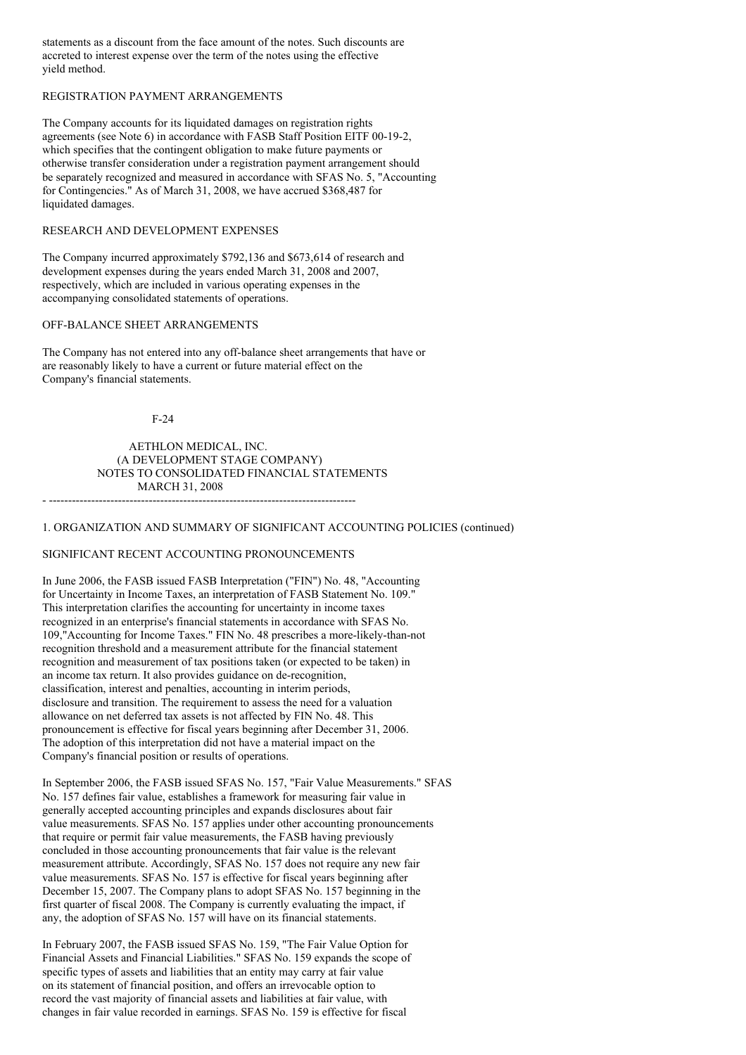statements as a discount from the face amount of the notes. Such discounts are accreted to interest expense over the term of the notes using the effective yield method.

REGISTRATION PAYMENT ARRANGEMENTS

The Company accounts for its liquidated damages on registration rights agreements (see Note 6) in accordance with FASB Staff Position EITF 00-19-2, which specifies that the contingent obligation to make future payments or otherwise transfer consideration under a registration payment arrangement should be separately recognized and measured in accordance with SFAS No. 5, "Accounting for Contingencies." As of March 31, 2008, we have accrued $368,487 for liquidated damages.

RESEARCH AND DEVELOPMENT EXPENSES

The Company incurred approximately $792,136 and $673,614 of research and development expenses during the years ended March 31, 2008 and 2007, respectively, which are included in various operating expenses in the accompanying consolidated statements of operations.

OFF-BALANCE SHEET ARRANGEMENTS

The Company has not entered into any off-balance sheet arrangements that have or are reasonably likely to have a current or future material effect on the Company's financial statements.

AETHLON MEDICAL, INC.
(A DEVELOPMENT STAGE COMPANY)
NOTES TO CONSOLIDATED FINANCIAL STATEMENTS
MARCH 31, 2008

1. ORGANIZATION AND SUMMARY OF SIGNIFICANT ACCOUNTING POLICIES (continued)

SIGNIFICANT RECENT ACCOUNTING PRONOUNCEMENTS

In June 2006, the FASB issued FASB Interpretation ("FIN") No. 48, "Accounting for Uncertainty in Income Taxes, an interpretation of FASB Statement No. 109." This interpretation clarifies the accounting for uncertainty in income taxes recognized in an enterprise's financial statements in accordance with SFAS No. 109,"Accounting for Income Taxes." FIN No. 48 prescribes a more-likely-than-not recognition threshold and a measurement attribute for the financial statement recognition and measurement of tax positions taken (or expected to be taken) in an income tax return. It also provides guidance on de-recognition, classification, interest and penalties, accounting in interim periods, disclosure and transition. The requirement to assess the need for a valuation allowance on net deferred tax assets is not affected by FIN No. 48. This pronouncement is effective for fiscal years beginning after December 31, 2006. The adoption of this interpretation did not have a material impact on the Company's financial position or results of operations.

In September 2006, the FASB issued SFAS No. 157, "Fair Value Measurements." SFAS No. 157 defines fair value, establishes a framework for measuring fair value in generally accepted accounting principles and expands disclosures about fair value measurements. SFAS No. 157 applies under other accounting pronouncements that require or permit fair value measurements, the FASB having previously concluded in those accounting pronouncements that fair value is the relevant measurement attribute. Accordingly, SFAS No. 157 does not require any new fair value measurements. SFAS No. 157 is effective for fiscal years beginning after December 15, 2007. The Company plans to adopt SFAS No. 157 beginning in the first quarter of fiscal 2008. The Company is currently evaluating the impact, if any, the adoption of SFAS No. 157 will have on its financial statements.

In February 2007, the FASB issued SFAS No. 159, "The Fair Value Option for Financial Assets and Financial Liabilities." SFAS No. 159 expands the scope of specific types of assets and liabilities that an entity may carry at fair value on its statement of financial position, and offers an irrevocable option to record the vast majority of financial assets and liabilities at fair value, with changes in fair value recorded in earnings. SFAS No. 159 is effective for fiscal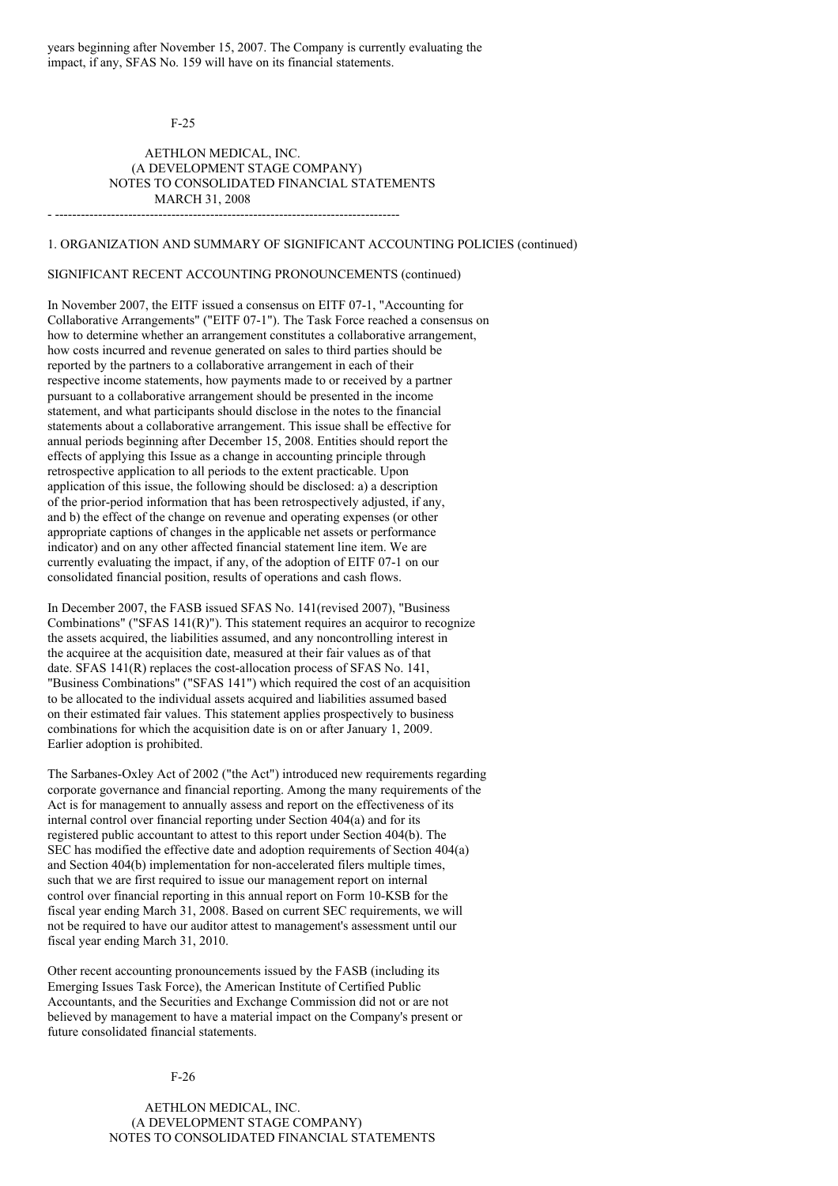years beginning after November 15, 2007. The Company is currently evaluating the impact, if any, SFAS No. 159 will have on its financial statements.

1. ORGANIZATION AND SUMMARY OF SIGNIFICANT ACCOUNTING POLICIES (continued)

SIGNIFICANT RECENT ACCOUNTING PRONOUNCEMENTS (continued)

In November 2007, the EITF issued a consensus on EITF 07-1, "Accounting for Collaborative Arrangements" ("EITF 07-1"). The Task Force reached a consensus on how to determine whether an arrangement constitutes a collaborative arrangement, how costs incurred and revenue generated on sales to third parties should be reported by the partners to a collaborative arrangement in each of their respective income statements, how payments made to or received by a partner pursuant to a collaborative arrangement should be presented in the income statement, and what participants should disclose in the notes to the financial statements about a collaborative arrangement. This issue shall be effective for annual periods beginning after December 15, 2008. Entities should report the effects of applying this Issue as a change in accounting principle through retrospective application to all periods to the extent practicable. Upon application of this issue, the following should be disclosed: a) a description of the prior-period information that has been retrospectively adjusted, if any, and b) the effect of the change on revenue and operating expenses (or other appropriate captions of changes in the applicable net assets or performance indicator) and on any other affected financial statement line item. We are currently evaluating the impact, if any, of the adoption of EITF 07-1 on our consolidated financial position, results of operations and cash flows.

In December 2007, the FASB issued SFAS No. 141(revised 2007), "Business Combinations" ("SFAS 141(R)"). This statement requires an acquiror to recognize the assets acquired, the liabilities assumed, and any noncontrolling interest in the acquiree at the acquisition date, measured at their fair values as of that date. SFAS 141(R) replaces the cost-allocation process of SFAS No. 141, "Business Combinations" ("SFAS 141") which required the cost of an acquisition to be allocated to the individual assets acquired and liabilities assumed based on their estimated fair values. This statement applies prospectively to business combinations for which the acquisition date is on or after January 1, 2009. Earlier adoption is prohibited.

The Sarbanes-Oxley Act of 2002 ("the Act") introduced new requirements regarding corporate governance and financial reporting. Among the many requirements of the Act is for management to annually assess and report on the effectiveness of its internal control over financial reporting under Section 404(a) and for its registered public accountant to attest to this report under Section 404(b). The SEC has modified the effective date and adoption requirements of Section 404(a) and Section 404(b) implementation for non-accelerated filers multiple times, such that we are first required to issue our management report on internal control over financial reporting in this annual report on Form 10-KSB for the fiscal year ending March 31, 2008. Based on current SEC requirements, we will not be required to have our auditor attest to management's assessment until our fiscal year ending March 31, 2010.

Other recent accounting pronouncements issued by the FASB (including its Emerging Issues Task Force), the American Institute of Certified Public Accountants, and the Securities and Exchange Commission did not or are not believed by management to have a material impact on the Company's present or future consolidated financial statements.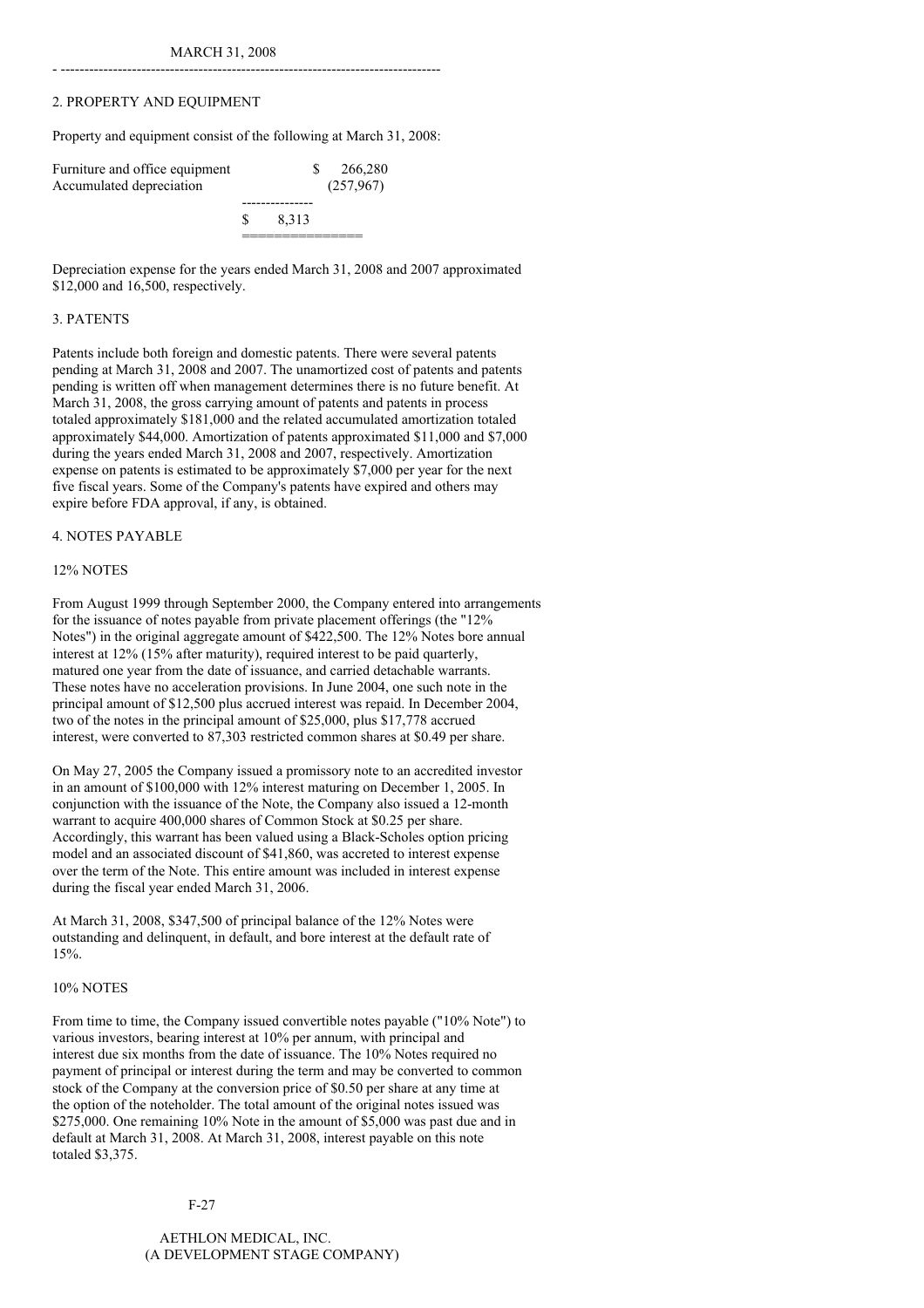## 2. PROPERTY AND EQUIPMENT

Property and equipment consist of the following at March 31, 2008:

| | |
|---|---|
| Furniture and office equipment | $ 266,280 |
| Accumulated depreciation | (257,967) |
| | $ 8,313 |

Depreciation expense for the years ended March 31, 2008 and 2007 approximated $12,000 and 16,500, respectively.

## 3. PATENTS

Patents include both foreign and domestic patents. There were several patents pending at March 31, 2008 and 2007. The unamortized cost of patents and patents pending is written off when management determines there is no future benefit. At March 31, 2008, the gross carrying amount of patents and patents in process totaled approximately $181,000 and the related accumulated amortization totaled approximately $44,000. Amortization of patents approximated $11,000 and $7,000 during the years ended March 31, 2008 and 2007, respectively. Amortization expense on patents is estimated to be approximately $7,000 per year for the next five fiscal years. Some of the Company's patents have expired and others may expire before FDA approval, if any, is obtained.

## 4. NOTES PAYABLE

### 12% NOTES

From August 1999 through September 2000, the Company entered into arrangements for the issuance of notes payable from private placement offerings (the "12% Notes") in the original aggregate amount of $422,500. The 12% Notes bore annual interest at 12% (15% after maturity), required interest to be paid quarterly, matured one year from the date of issuance, and carried detachable warrants. These notes have no acceleration provisions. In June 2004, one such note in the principal amount of $12,500 plus accrued interest was repaid. In December 2004, two of the notes in the principal amount of $25,000, plus $17,778 accrued interest, were converted to 87,303 restricted common shares at $0.49 per share.

On May 27, 2005 the Company issued a promissory note to an accredited investor in an amount of $100,000 with 12% interest maturing on December 1, 2005. In conjunction with the issuance of the Note, the Company also issued a 12-month warrant to acquire 400,000 shares of Common Stock at $0.25 per share. Accordingly, this warrant has been valued using a Black-Scholes option pricing model and an associated discount of $41,860, was accreted to interest expense over the term of the Note. This entire amount was included in interest expense during the fiscal year ended March 31, 2006.

At March 31, 2008, $347,500 of principal balance of the 12% Notes were outstanding and delinquent, in default, and bore interest at the default rate of 15%.

### 10% NOTES

From time to time, the Company issued convertible notes payable ("10% Note") to various investors, bearing interest at 10% per annum, with principal and interest due six months from the date of issuance. The 10% Notes required no payment of principal or interest during the term and may be converted to common stock of the Company at the conversion price of $0.50 per share at any time at the option of the noteholder. The total amount of the original notes issued was $275,000. One remaining 10% Note in the amount of $5,000 was past due and in default at March 31, 2008. At March 31, 2008, interest payable on this note totaled $3,375.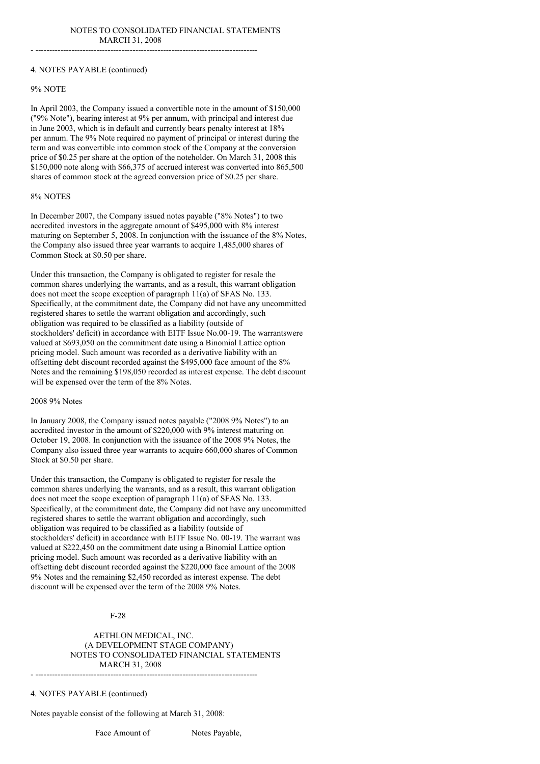4. NOTES PAYABLE (continued)

9% NOTE

In April 2003, the Company issued a convertible note in the amount of $150,000 ("9% Note"), bearing interest at 9% per annum, with principal and interest due in June 2003, which is in default and currently bears penalty interest at 18% per annum. The 9% Note required no payment of principal or interest during the term and was convertible into common stock of the Company at the conversion price of $0.25 per share at the option of the noteholder. On March 31, 2008 this $150,000 note along with $66,375 of accrued interest was converted into 865,500 shares of common stock at the agreed conversion price of $0.25 per share.

8% NOTES

In December 2007, the Company issued notes payable ("8% Notes") to two accredited investors in the aggregate amount of $495,000 with 8% interest maturing on September 5, 2008. In conjunction with the issuance of the 8% Notes, the Company also issued three year warrants to acquire 1,485,000 shares of Common Stock at $0.50 per share.

Under this transaction, the Company is obligated to register for resale the common shares underlying the warrants, and as a result, this warrant obligation does not meet the scope exception of paragraph 11(a) of SFAS No. 133. Specifically, at the commitment date, the Company did not have any uncommitted registered shares to settle the warrant obligation and accordingly, such obligation was required to be classified as a liability (outside of stockholders' deficit) in accordance with EITF Issue No.00-19. The warrantswere valued at $693,050 on the commitment date using a Binomial Lattice option pricing model. Such amount was recorded as a derivative liability with an offsetting debt discount recorded against the $495,000 face amount of the 8% Notes and the remaining $198,050 recorded as interest expense. The debt discount will be expensed over the term of the 8% Notes.

2008 9% Notes

In January 2008, the Company issued notes payable ("2008 9% Notes") to an accredited investor in the amount of $220,000 with 9% interest maturing on October 19, 2008. In conjunction with the issuance of the 2008 9% Notes, the Company also issued three year warrants to acquire 660,000 shares of Common Stock at $0.50 per share.

Under this transaction, the Company is obligated to register for resale the common shares underlying the warrants, and as a result, this warrant obligation does not meet the scope exception of paragraph 11(a) of SFAS No. 133. Specifically, at the commitment date, the Company did not have any uncommitted registered shares to settle the warrant obligation and accordingly, such obligation was required to be classified as a liability (outside of stockholders' deficit) in accordance with EITF Issue No. 00-19. The warrant was valued at $222,450 on the commitment date using a Binomial Lattice option pricing model. Such amount was recorded as a derivative liability with an offsetting debt discount recorded against the $220,000 face amount of the 2008 9% Notes and the remaining $2,450 recorded as interest expense. The debt discount will be expensed over the term of the 2008 9% Notes.

4. NOTES PAYABLE (continued)

Notes payable consist of the following at March 31, 2008:

| Face Amount of | Notes Payable, |
|---|---|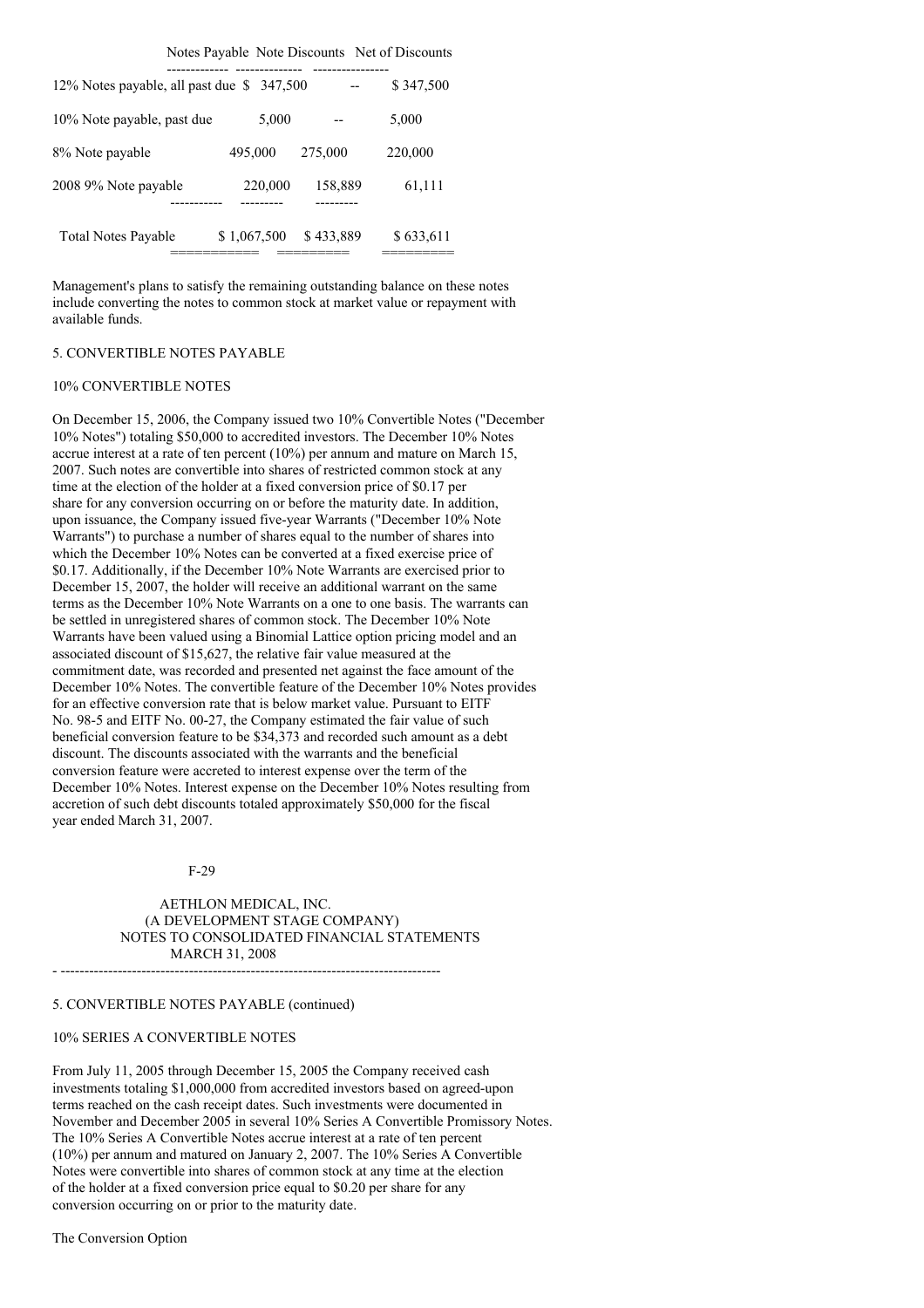| | Notes Payable | Note Discounts | Net of Discounts |
|---|---|---|---|
| 12% Notes payable, all past due | $ 347,500 | -- | $ 347,500 |
| 10% Note payable, past due | 5,000 | -- | 5,000 |
| 8% Note payable | 495,000 | 275,000 | 220,000 |
| 2008 9% Note payable | 220,000 | 158,889 | 61,111 |
| Total Notes Payable | $ 1,067,500 | $ 433,889 | $ 633,611 |

Management's plans to satisfy the remaining outstanding balance on these notes include converting the notes to common stock at market value or repayment with available funds.

## 5. CONVERTIBLE NOTES PAYABLE

### 10% CONVERTIBLE NOTES

On December 15, 2006, the Company issued two 10% Convertible Notes ("December 10% Notes") totaling $50,000 to accredited investors. The December 10% Notes accrue interest at a rate of ten percent (10%) per annum and mature on March 15, 2007. Such notes are convertible into shares of restricted common stock at any time at the election of the holder at a fixed conversion price of $0.17 per share for any conversion occurring on or before the maturity date. In addition, upon issuance, the Company issued five-year Warrants ("December 10% Note Warrants") to purchase a number of shares equal to the number of shares into which the December 10% Notes can be converted at a fixed exercise price of $0.17. Additionally, if the December 10% Note Warrants are exercised prior to December 15, 2007, the holder will receive an additional warrant on the same terms as the December 10% Note Warrants on a one to one basis. The warrants can be settled in unregistered shares of common stock. The December 10% Note Warrants have been valued using a Binomial Lattice option pricing model and an associated discount of $15,627, the relative fair value measured at the commitment date, was recorded and presented net against the face amount of the December 10% Notes. The convertible feature of the December 10% Notes provides for an effective conversion rate that is below market value. Pursuant to EITF No. 98-5 and EITF No. 00-27, the Company estimated the fair value of such beneficial conversion feature to be $34,373 and recorded such amount as a debt discount. The discounts associated with the warrants and the beneficial conversion feature were accreted to interest expense over the term of the December 10% Notes. Interest expense on the December 10% Notes resulting from accretion of such debt discounts totaled approximately $50,000 for the fiscal year ended March 31, 2007.

## 5. CONVERTIBLE NOTES PAYABLE (continued)

### 10% SERIES A CONVERTIBLE NOTES

From July 11, 2005 through December 15, 2005 the Company received cash investments totaling $1,000,000 from accredited investors based on agreed-upon terms reached on the cash receipt dates. Such investments were documented in November and December 2005 in several 10% Series A Convertible Promissory Notes. The 10% Series A Convertible Notes accrue interest at a rate of ten percent (10%) per annum and matured on January 2, 2007. The 10% Series A Convertible Notes were convertible into shares of common stock at any time at the election of the holder at a fixed conversion price equal to $0.20 per share for any conversion occurring on or prior to the maturity date.

The Conversion Option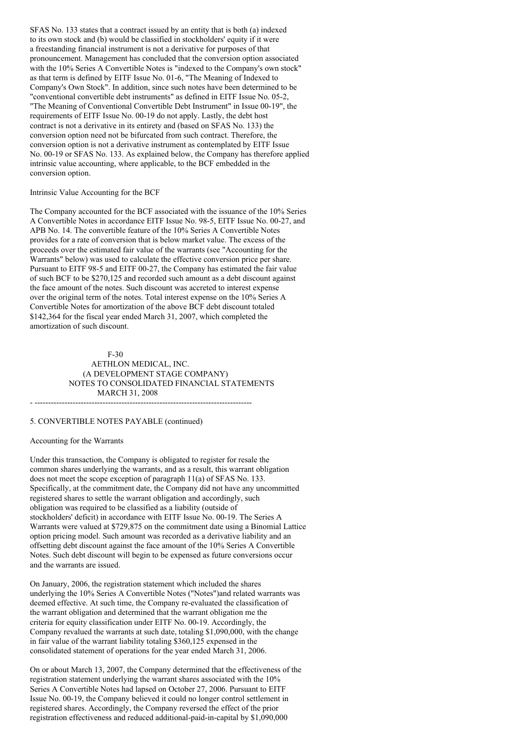SFAS No. 133 states that a contract issued by an entity that is both (a) indexed to its own stock and (b) would be classified in stockholders' equity if it were a freestanding financial instrument is not a derivative for purposes of that pronouncement. Management has concluded that the conversion option associated with the 10% Series A Convertible Notes is "indexed to the Company's own stock" as that term is defined by EITF Issue No. 01-6, "The Meaning of Indexed to Company's Own Stock". In addition, since such notes have been determined to be "conventional convertible debt instruments" as defined in EITF Issue No. 05-2, "The Meaning of Conventional Convertible Debt Instrument" in Issue 00-19", the requirements of EITF Issue No. 00-19 do not apply. Lastly, the debt host contract is not a derivative in its entirety and (based on SFAS No. 133) the conversion option need not be bifurcated from such contract. Therefore, the conversion option is not a derivative instrument as contemplated by EITF Issue No. 00-19 or SFAS No. 133. As explained below, the Company has therefore applied intrinsic value accounting, where applicable, to the BCF embedded in the conversion option.

Intrinsic Value Accounting for the BCF

The Company accounted for the BCF associated with the issuance of the 10% Series A Convertible Notes in accordance EITF Issue No. 98-5, EITF Issue No. 00-27, and APB No. 14. The convertible feature of the 10% Series A Convertible Notes provides for a rate of conversion that is below market value. The excess of the proceeds over the estimated fair value of the warrants (see "Accounting for the Warrants" below) was used to calculate the effective conversion price per share. Pursuant to EITF 98-5 and EITF 00-27, the Company has estimated the fair value of such BCF to be \$270,125 and recorded such amount as a debt discount against the face amount of the notes. Such discount was accreted to interest expense over the original term of the notes. Total interest expense on the 10% Series A Convertible Notes for amortization of the above BCF debt discount totaled \$142,364 for the fiscal year ended March 31, 2007, which completed the amortization of such discount.

AETHLON MEDICAL, INC.
(A DEVELOPMENT STAGE COMPANY)
NOTES TO CONSOLIDATED FINANCIAL STATEMENTS
MARCH 31, 2008

5. CONVERTIBLE NOTES PAYABLE (continued)

Accounting for the Warrants

Under this transaction, the Company is obligated to register for resale the common shares underlying the warrants, and as a result, this warrant obligation does not meet the scope exception of paragraph 11(a) of SFAS No. 133. Specifically, at the commitment date, the Company did not have any uncommitted registered shares to settle the warrant obligation and accordingly, such obligation was required to be classified as a liability (outside of stockholders' deficit) in accordance with EITF Issue No. 00-19. The Series A Warrants were valued at \$729,875 on the commitment date using a Binomial Lattice option pricing model. Such amount was recorded as a derivative liability and an offsetting debt discount against the face amount of the 10% Series A Convertible Notes. Such debt discount will begin to be expensed as future conversions occur and the warrants are issued.

On January, 2006, the registration statement which included the shares underlying the 10% Series A Convertible Notes ("Notes")and related warrants was deemed effective. At such time, the Company re-evaluated the classification of the warrant obligation and determined that the warrant obligation me the criteria for equity classification under EITF No. 00-19. Accordingly, the Company revalued the warrants at such date, totaling \$1,090,000, with the change in fair value of the warrant liability totaling \$360,125 expensed in the consolidated statement of operations for the year ended March 31, 2006.

On or about March 13, 2007, the Company determined that the effectiveness of the registration statement underlying the warrant shares associated with the 10% Series A Convertible Notes had lapsed on October 27, 2006. Pursuant to EITF Issue No. 00-19, the Company believed it could no longer control settlement in registered shares. Accordingly, the Company reversed the effect of the prior registration effectiveness and reduced additional-paid-in-capital by \$1,090,000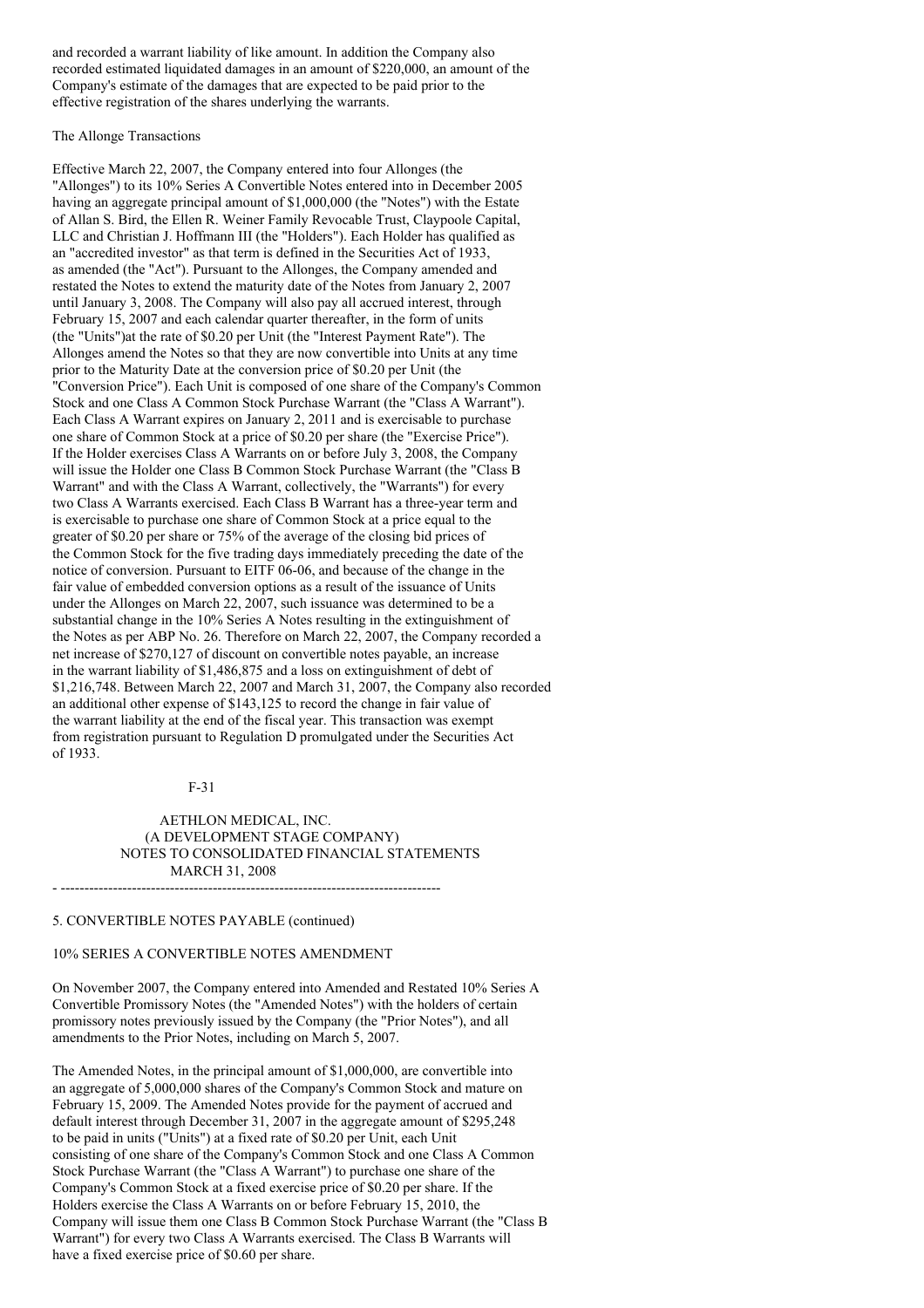and recorded a warrant liability of like amount. In addition the Company also recorded estimated liquidated damages in an amount of $220,000, an amount of the Company's estimate of the damages that are expected to be paid prior to the effective registration of the shares underlying the warrants.

The Allonge Transactions

Effective March 22, 2007, the Company entered into four Allonges (the "Allonges") to its 10% Series A Convertible Notes entered into in December 2005 having an aggregate principal amount of $1,000,000 (the "Notes") with the Estate of Allan S. Bird, the Ellen R. Weiner Family Revocable Trust, Claypoole Capital, LLC and Christian J. Hoffmann III (the "Holders"). Each Holder has qualified as an "accredited investor" as that term is defined in the Securities Act of 1933, as amended (the "Act"). Pursuant to the Allonges, the Company amended and restated the Notes to extend the maturity date of the Notes from January 2, 2007 until January 3, 2008. The Company will also pay all accrued interest, through February 15, 2007 and each calendar quarter thereafter, in the form of units (the "Units")at the rate of $0.20 per Unit (the "Interest Payment Rate"). The Allonges amend the Notes so that they are now convertible into Units at any time prior to the Maturity Date at the conversion price of $0.20 per Unit (the "Conversion Price"). Each Unit is composed of one share of the Company's Common Stock and one Class A Common Stock Purchase Warrant (the "Class A Warrant"). Each Class A Warrant expires on January 2, 2011 and is exercisable to purchase one share of Common Stock at a price of $0.20 per share (the "Exercise Price"). If the Holder exercises Class A Warrants on or before July 3, 2008, the Company will issue the Holder one Class B Common Stock Purchase Warrant (the "Class B Warrant" and with the Class A Warrant, collectively, the "Warrants") for every two Class A Warrants exercised. Each Class B Warrant has a three-year term and is exercisable to purchase one share of Common Stock at a price equal to the greater of $0.20 per share or 75% of the average of the closing bid prices of the Common Stock for the five trading days immediately preceding the date of the notice of conversion. Pursuant to EITF 06-06, and because of the change in the fair value of embedded conversion options as a result of the issuance of Units under the Allonges on March 22, 2007, such issuance was determined to be a substantial change in the 10% Series A Notes resulting in the extinguishment of the Notes as per ABP No. 26. Therefore on March 22, 2007, the Company recorded a net increase of $270,127 of discount on convertible notes payable, an increase in the warrant liability of $1,486,875 and a loss on extinguishment of debt of $1,216,748. Between March 22, 2007 and March 31, 2007, the Company also recorded an additional other expense of $143,125 to record the change in fair value of the warrant liability at the end of the fiscal year. This transaction was exempt from registration pursuant to Regulation D promulgated under the Securities Act of 1933.

AETHLON MEDICAL, INC.
(A DEVELOPMENT STAGE COMPANY)
NOTES TO CONSOLIDATED FINANCIAL STATEMENTS
MARCH 31, 2008

5. CONVERTIBLE NOTES PAYABLE (continued)

10% SERIES A CONVERTIBLE NOTES AMENDMENT

On November 2007, the Company entered into Amended and Restated 10% Series A Convertible Promissory Notes (the "Amended Notes") with the holders of certain promissory notes previously issued by the Company (the "Prior Notes"), and all amendments to the Prior Notes, including on March 5, 2007.

The Amended Notes, in the principal amount of $1,000,000, are convertible into an aggregate of 5,000,000 shares of the Company's Common Stock and mature on February 15, 2009. The Amended Notes provide for the payment of accrued and default interest through December 31, 2007 in the aggregate amount of $295,248 to be paid in units ("Units") at a fixed rate of $0.20 per Unit, each Unit consisting of one share of the Company's Common Stock and one Class A Common Stock Purchase Warrant (the "Class A Warrant") to purchase one share of the Company's Common Stock at a fixed exercise price of $0.20 per share. If the Holders exercise the Class A Warrants on or before February 15, 2010, the Company will issue them one Class B Common Stock Purchase Warrant (the "Class B Warrant") for every two Class A Warrants exercised. The Class B Warrants will have a fixed exercise price of $0.60 per share.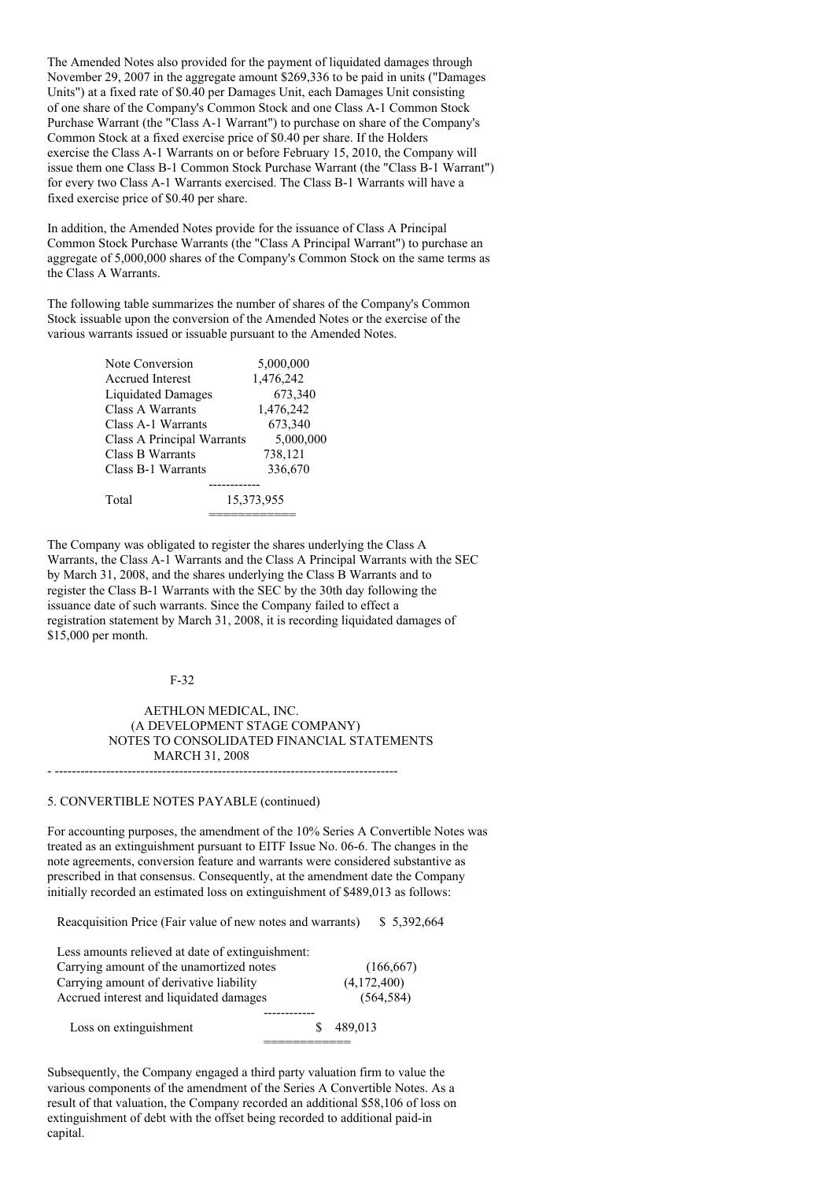The Amended Notes also provided for the payment of liquidated damages through November 29, 2007 in the aggregate amount $269,336 to be paid in units ("Damages Units") at a fixed rate of $0.40 per Damages Unit, each Damages Unit consisting of one share of the Company's Common Stock and one Class A-1 Common Stock Purchase Warrant (the "Class A-1 Warrant") to purchase on share of the Company's Common Stock at a fixed exercise price of $0.40 per share. If the Holders exercise the Class A-1 Warrants on or before February 15, 2010, the Company will issue them one Class B-1 Common Stock Purchase Warrant (the "Class B-1 Warrant") for every two Class A-1 Warrants exercised. The Class B-1 Warrants will have a fixed exercise price of $0.40 per share.

In addition, the Amended Notes provide for the issuance of Class A Principal Common Stock Purchase Warrants (the "Class A Principal Warrant") to purchase an aggregate of 5,000,000 shares of the Company's Common Stock on the same terms as the Class A Warrants.

The following table summarizes the number of shares of the Company's Common Stock issuable upon the conversion of the Amended Notes or the exercise of the various warrants issued or issuable pursuant to the Amended Notes.

| | |
|---|---|
| Note Conversion | 5,000,000 |
| Accrued Interest | 1,476,242 |
| Liquidated Damages | 673,340 |
| Class A Warrants | 1,476,242 |
| Class A-1 Warrants | 673,340 |
| Class A Principal Warrants | 5,000,000 |
| Class B Warrants | 738,121 |
| Class B-1 Warrants | 336,670 |
| Total | 15,373,955 |

The Company was obligated to register the shares underlying the Class A Warrants, the Class A-1 Warrants and the Class A Principal Warrants with the SEC by March 31, 2008, and the shares underlying the Class B Warrants and to register the Class B-1 Warrants with the SEC by the 30th day following the issuance date of such warrants. Since the Company failed to effect a registration statement by March 31, 2008, it is recording liquidated damages of $15,000 per month.

AETHLON MEDICAL, INC.
(A DEVELOPMENT STAGE COMPANY)
NOTES TO CONSOLIDATED FINANCIAL STATEMENTS
MARCH 31, 2008

## 5. CONVERTIBLE NOTES PAYABLE (continued)

For accounting purposes, the amendment of the 10% Series A Convertible Notes was treated as an extinguishment pursuant to EITF Issue No. 06-6. The changes in the note agreements, conversion feature and warrants were considered substantive as prescribed in that consensus. Consequently, at the amendment date the Company initially recorded an estimated loss on extinguishment of $489,013 as follows:

| | |
|---|---|
| Reacquisition Price (Fair value of new notes and warrants) | $ 5,392,664 |
| Less amounts relieved at date of extinguishment: | |
| Carrying amount of the unamortized notes | (166,667) |
| Carrying amount of derivative liability | (4,172,400) |
| Accrued interest and liquidated damages | (564,584) |
| Loss on extinguishment | $ 489,013 |

Subsequently, the Company engaged a third party valuation firm to value the various components of the amendment of the Series A Convertible Notes. As a result of that valuation, the Company recorded an additional $58,106 of loss on extinguishment of debt with the offset being recorded to additional paid-in capital.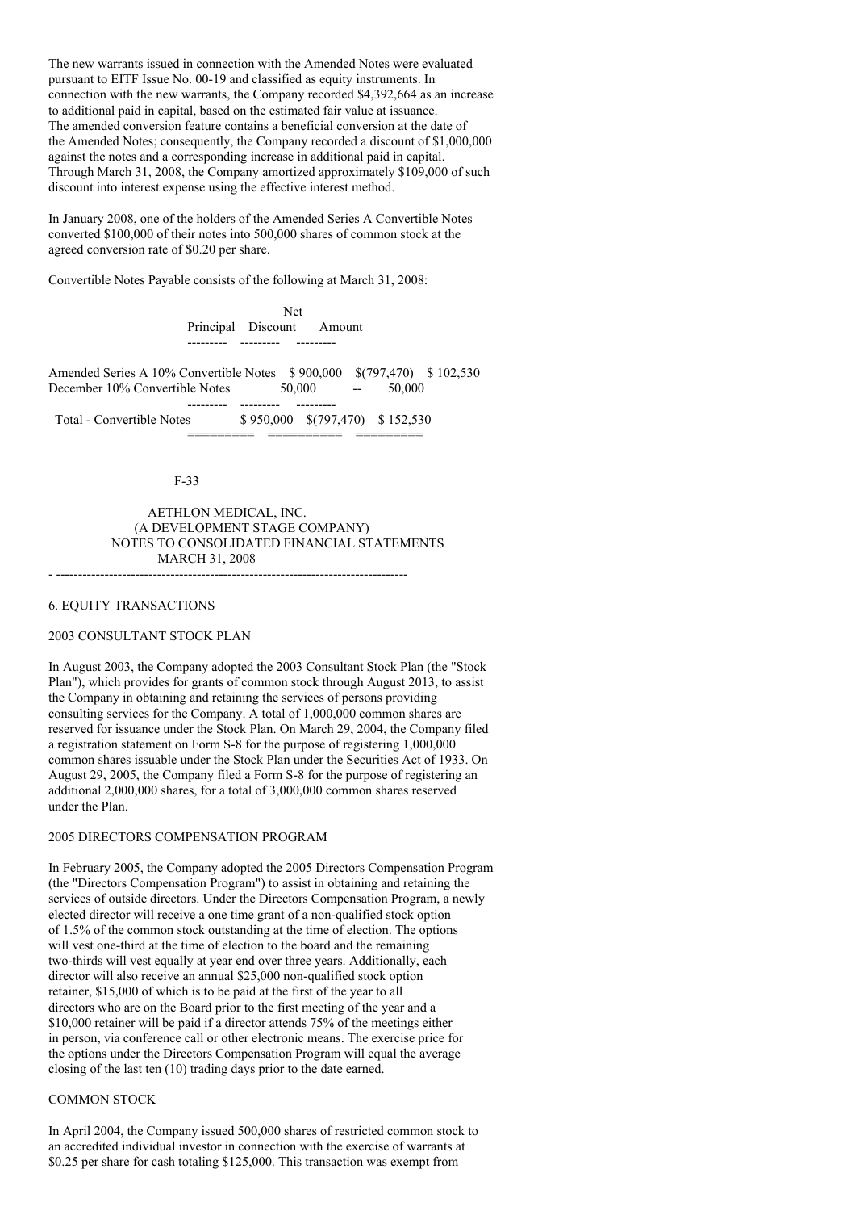The new warrants issued in connection with the Amended Notes were evaluated pursuant to EITF Issue No. 00-19 and classified as equity instruments. In connection with the new warrants, the Company recorded $4,392,664 as an increase to additional paid in capital, based on the estimated fair value at issuance. The amended conversion feature contains a beneficial conversion at the date of the Amended Notes; consequently, the Company recorded a discount of $1,000,000 against the notes and a corresponding increase in additional paid in capital. Through March 31, 2008, the Company amortized approximately $109,000 of such discount into interest expense using the effective interest method.

In January 2008, one of the holders of the Amended Series A Convertible Notes converted $100,000 of their notes into 500,000 shares of common stock at the agreed conversion rate of $0.20 per share.

Convertible Notes Payable consists of the following at March 31, 2008:

| | Principal | Discount | Net Amount |
|---|---|---|---|
| Amended Series A 10% Convertible Notes | $ 900,000 | $(797,470) | $ 102,530 |
| December 10% Convertible Notes | 50,000 | -- | 50,000 |
| Total - Convertible Notes | $ 950,000 | $(797,470) | $ 152,530 |

AETHLON MEDICAL, INC.
(A DEVELOPMENT STAGE COMPANY)
NOTES TO CONSOLIDATED FINANCIAL STATEMENTS
MARCH 31, 2008

## 6. EQUITY TRANSACTIONS

### 2003 CONSULTANT STOCK PLAN

In August 2003, the Company adopted the 2003 Consultant Stock Plan (the "Stock Plan"), which provides for grants of common stock through August 2013, to assist the Company in obtaining and retaining the services of persons providing consulting services for the Company. A total of 1,000,000 common shares are reserved for issuance under the Stock Plan. On March 29, 2004, the Company filed a registration statement on Form S-8 for the purpose of registering 1,000,000 common shares issuable under the Stock Plan under the Securities Act of 1933. On August 29, 2005, the Company filed a Form S-8 for the purpose of registering an additional 2,000,000 shares, for a total of 3,000,000 common shares reserved under the Plan.

### 2005 DIRECTORS COMPENSATION PROGRAM

In February 2005, the Company adopted the 2005 Directors Compensation Program (the "Directors Compensation Program") to assist in obtaining and retaining the services of outside directors. Under the Directors Compensation Program, a newly elected director will receive a one time grant of a non-qualified stock option of 1.5% of the common stock outstanding at the time of election. The options will vest one-third at the time of election to the board and the remaining two-thirds will vest equally at year end over three years. Additionally, each director will also receive an annual $25,000 non-qualified stock option retainer, $15,000 of which is to be paid at the first of the year to all directors who are on the Board prior to the first meeting of the year and a $10,000 retainer will be paid if a director attends 75% of the meetings either in person, via conference call or other electronic means. The exercise price for the options under the Directors Compensation Program will equal the average closing of the last ten (10) trading days prior to the date earned.

### COMMON STOCK

In April 2004, the Company issued 500,000 shares of restricted common stock to an accredited individual investor in connection with the exercise of warrants at $0.25 per share for cash totaling $125,000. This transaction was exempt from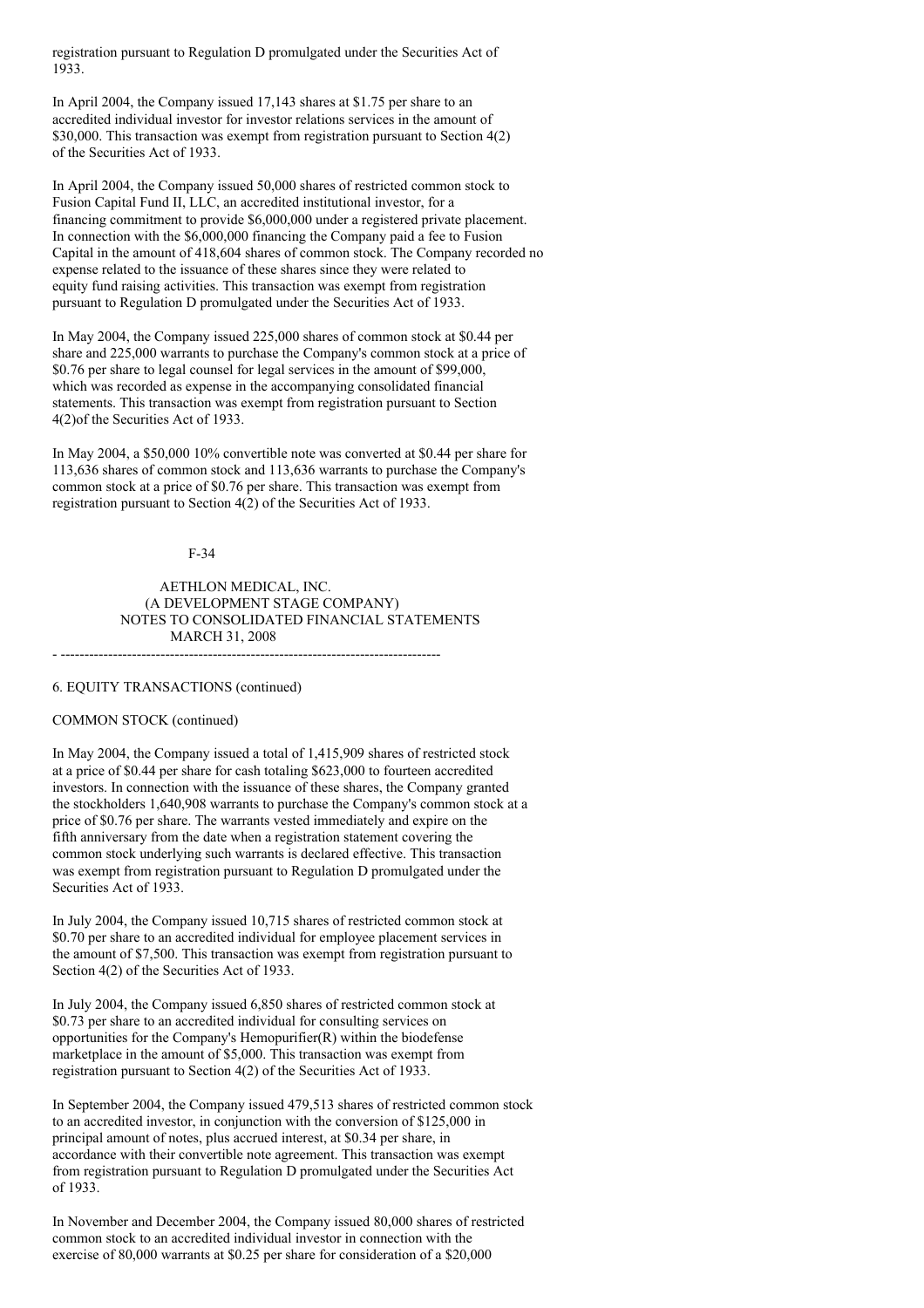registration pursuant to Regulation D promulgated under the Securities Act of 1933.

In April 2004, the Company issued 17,143 shares at $1.75 per share to an accredited individual investor for investor relations services in the amount of $30,000. This transaction was exempt from registration pursuant to Section 4(2) of the Securities Act of 1933.

In April 2004, the Company issued 50,000 shares of restricted common stock to Fusion Capital Fund II, LLC, an accredited institutional investor, for a financing commitment to provide $6,000,000 under a registered private placement. In connection with the $6,000,000 financing the Company paid a fee to Fusion Capital in the amount of 418,604 shares of common stock. The Company recorded no expense related to the issuance of these shares since they were related to equity fund raising activities. This transaction was exempt from registration pursuant to Regulation D promulgated under the Securities Act of 1933.

In May 2004, the Company issued 225,000 shares of common stock at $0.44 per share and 225,000 warrants to purchase the Company's common stock at a price of $0.76 per share to legal counsel for legal services in the amount of $99,000, which was recorded as expense in the accompanying consolidated financial statements. This transaction was exempt from registration pursuant to Section 4(2)of the Securities Act of 1933.

In May 2004, a $50,000 10% convertible note was converted at $0.44 per share for 113,636 shares of common stock and 113,636 warrants to purchase the Company's common stock at a price of $0.76 per share. This transaction was exempt from registration pursuant to Section 4(2) of the Securities Act of 1933.

AETHLON MEDICAL, INC.
(A DEVELOPMENT STAGE COMPANY)
NOTES TO CONSOLIDATED FINANCIAL STATEMENTS
MARCH 31, 2008

6. EQUITY TRANSACTIONS (continued)

COMMON STOCK (continued)

In May 2004, the Company issued a total of 1,415,909 shares of restricted stock at a price of $0.44 per share for cash totaling $623,000 to fourteen accredited investors. In connection with the issuance of these shares, the Company granted the stockholders 1,640,908 warrants to purchase the Company's common stock at a price of $0.76 per share. The warrants vested immediately and expire on the fifth anniversary from the date when a registration statement covering the common stock underlying such warrants is declared effective. This transaction was exempt from registration pursuant to Regulation D promulgated under the Securities Act of 1933.

In July 2004, the Company issued 10,715 shares of restricted common stock at $0.70 per share to an accredited individual for employee placement services in the amount of $7,500. This transaction was exempt from registration pursuant to Section 4(2) of the Securities Act of 1933.

In July 2004, the Company issued 6,850 shares of restricted common stock at $0.73 per share to an accredited individual for consulting services on opportunities for the Company's Hemopurifier(R) within the biodefense marketplace in the amount of $5,000. This transaction was exempt from registration pursuant to Section 4(2) of the Securities Act of 1933.

In September 2004, the Company issued 479,513 shares of restricted common stock to an accredited investor, in conjunction with the conversion of $125,000 in principal amount of notes, plus accrued interest, at $0.34 per share, in accordance with their convertible note agreement. This transaction was exempt from registration pursuant to Regulation D promulgated under the Securities Act of 1933.

In November and December 2004, the Company issued 80,000 shares of restricted common stock to an accredited individual investor in connection with the exercise of 80,000 warrants at $0.25 per share for consideration of a $20,000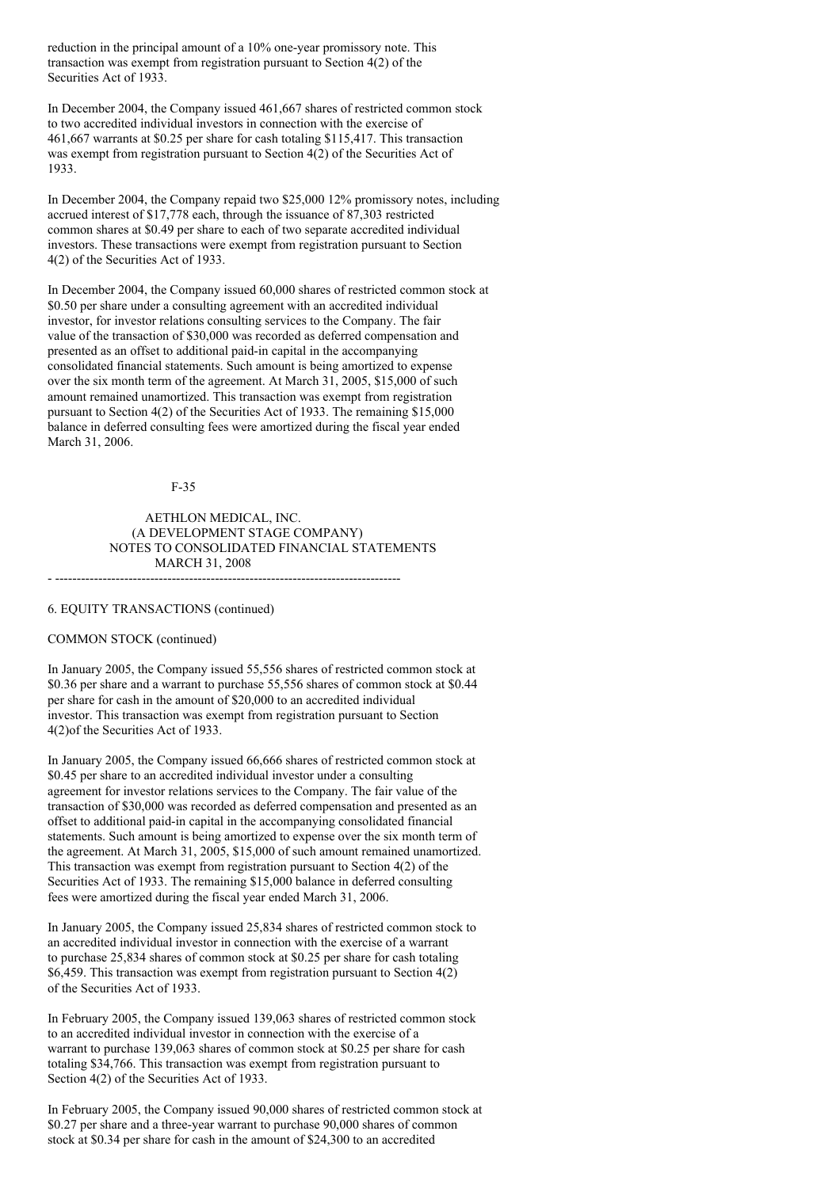reduction in the principal amount of a 10% one-year promissory note. This transaction was exempt from registration pursuant to Section 4(2) of the Securities Act of 1933.

In December 2004, the Company issued 461,667 shares of restricted common stock to two accredited individual investors in connection with the exercise of 461,667 warrants at $0.25 per share for cash totaling $115,417. This transaction was exempt from registration pursuant to Section 4(2) of the Securities Act of 1933.

In December 2004, the Company repaid two $25,000 12% promissory notes, including accrued interest of $17,778 each, through the issuance of 87,303 restricted common shares at $0.49 per share to each of two separate accredited individual investors. These transactions were exempt from registration pursuant to Section 4(2) of the Securities Act of 1933.

In December 2004, the Company issued 60,000 shares of restricted common stock at $0.50 per share under a consulting agreement with an accredited individual investor, for investor relations consulting services to the Company. The fair value of the transaction of $30,000 was recorded as deferred compensation and presented as an offset to additional paid-in capital in the accompanying consolidated financial statements. Such amount is being amortized to expense over the six month term of the agreement. At March 31, 2005, $15,000 of such amount remained unamortized. This transaction was exempt from registration pursuant to Section 4(2) of the Securities Act of 1933. The remaining $15,000 balance in deferred consulting fees were amortized during the fiscal year ended March 31, 2006.

AETHLON MEDICAL, INC.
(A DEVELOPMENT STAGE COMPANY)
NOTES TO CONSOLIDATED FINANCIAL STATEMENTS
MARCH 31, 2008

6. EQUITY TRANSACTIONS (continued)

COMMON STOCK (continued)

In January 2005, the Company issued 55,556 shares of restricted common stock at $0.36 per share and a warrant to purchase 55,556 shares of common stock at $0.44 per share for cash in the amount of $20,000 to an accredited individual investor. This transaction was exempt from registration pursuant to Section 4(2)of the Securities Act of 1933.

In January 2005, the Company issued 66,666 shares of restricted common stock at $0.45 per share to an accredited individual investor under a consulting agreement for investor relations services to the Company. The fair value of the transaction of $30,000 was recorded as deferred compensation and presented as an offset to additional paid-in capital in the accompanying consolidated financial statements. Such amount is being amortized to expense over the six month term of the agreement. At March 31, 2005, $15,000 of such amount remained unamortized. This transaction was exempt from registration pursuant to Section 4(2) of the Securities Act of 1933. The remaining $15,000 balance in deferred consulting fees were amortized during the fiscal year ended March 31, 2006.

In January 2005, the Company issued 25,834 shares of restricted common stock to an accredited individual investor in connection with the exercise of a warrant to purchase 25,834 shares of common stock at $0.25 per share for cash totaling $6,459. This transaction was exempt from registration pursuant to Section 4(2) of the Securities Act of 1933.

In February 2005, the Company issued 139,063 shares of restricted common stock to an accredited individual investor in connection with the exercise of a warrant to purchase 139,063 shares of common stock at $0.25 per share for cash totaling $34,766. This transaction was exempt from registration pursuant to Section 4(2) of the Securities Act of 1933.

In February 2005, the Company issued 90,000 shares of restricted common stock at $0.27 per share and a three-year warrant to purchase 90,000 shares of common stock at $0.34 per share for cash in the amount of $24,300 to an accredited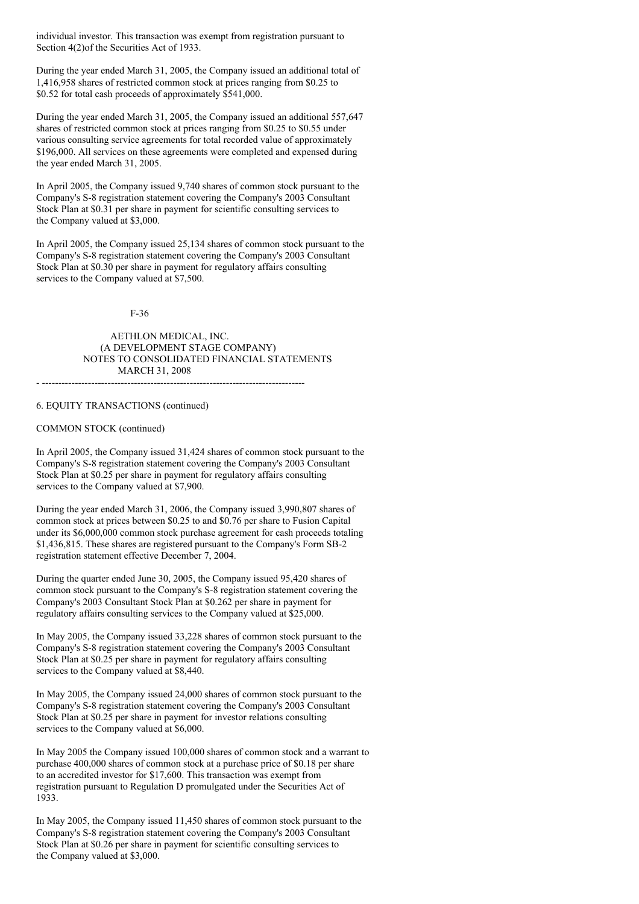individual investor. This transaction was exempt from registration pursuant to Section 4(2)of the Securities Act of 1933.

During the year ended March 31, 2005, the Company issued an additional total of 1,416,958 shares of restricted common stock at prices ranging from $0.25 to $0.52 for total cash proceeds of approximately $541,000.

During the year ended March 31, 2005, the Company issued an additional 557,647 shares of restricted common stock at prices ranging from $0.25 to $0.55 under various consulting service agreements for total recorded value of approximately $196,000. All services on these agreements were completed and expensed during the year ended March 31, 2005.

In April 2005, the Company issued 9,740 shares of common stock pursuant to the Company's S-8 registration statement covering the Company's 2003 Consultant Stock Plan at $0.31 per share in payment for scientific consulting services to the Company valued at $3,000.

In April 2005, the Company issued 25,134 shares of common stock pursuant to the Company's S-8 registration statement covering the Company's 2003 Consultant Stock Plan at $0.30 per share in payment for regulatory affairs consulting services to the Company valued at $7,500.

AETHLON MEDICAL, INC.
(A DEVELOPMENT STAGE COMPANY)
NOTES TO CONSOLIDATED FINANCIAL STATEMENTS
MARCH 31, 2008

6. EQUITY TRANSACTIONS (continued)

COMMON STOCK (continued)

In April 2005, the Company issued 31,424 shares of common stock pursuant to the Company's S-8 registration statement covering the Company's 2003 Consultant Stock Plan at $0.25 per share in payment for regulatory affairs consulting services to the Company valued at $7,900.

During the year ended March 31, 2006, the Company issued 3,990,807 shares of common stock at prices between $0.25 to and $0.76 per share to Fusion Capital under its $6,000,000 common stock purchase agreement for cash proceeds totaling $1,436,815. These shares are registered pursuant to the Company's Form SB-2 registration statement effective December 7, 2004.

During the quarter ended June 30, 2005, the Company issued 95,420 shares of common stock pursuant to the Company's S-8 registration statement covering the Company's 2003 Consultant Stock Plan at $0.262 per share in payment for regulatory affairs consulting services to the Company valued at $25,000.

In May 2005, the Company issued 33,228 shares of common stock pursuant to the Company's S-8 registration statement covering the Company's 2003 Consultant Stock Plan at $0.25 per share in payment for regulatory affairs consulting services to the Company valued at $8,440.

In May 2005, the Company issued 24,000 shares of common stock pursuant to the Company's S-8 registration statement covering the Company's 2003 Consultant Stock Plan at $0.25 per share in payment for investor relations consulting services to the Company valued at $6,000.

In May 2005 the Company issued 100,000 shares of common stock and a warrant to purchase 400,000 shares of common stock at a purchase price of $0.18 per share to an accredited investor for $17,600. This transaction was exempt from registration pursuant to Regulation D promulgated under the Securities Act of 1933.

In May 2005, the Company issued 11,450 shares of common stock pursuant to the Company's S-8 registration statement covering the Company's 2003 Consultant Stock Plan at $0.26 per share in payment for scientific consulting services to the Company valued at $3,000.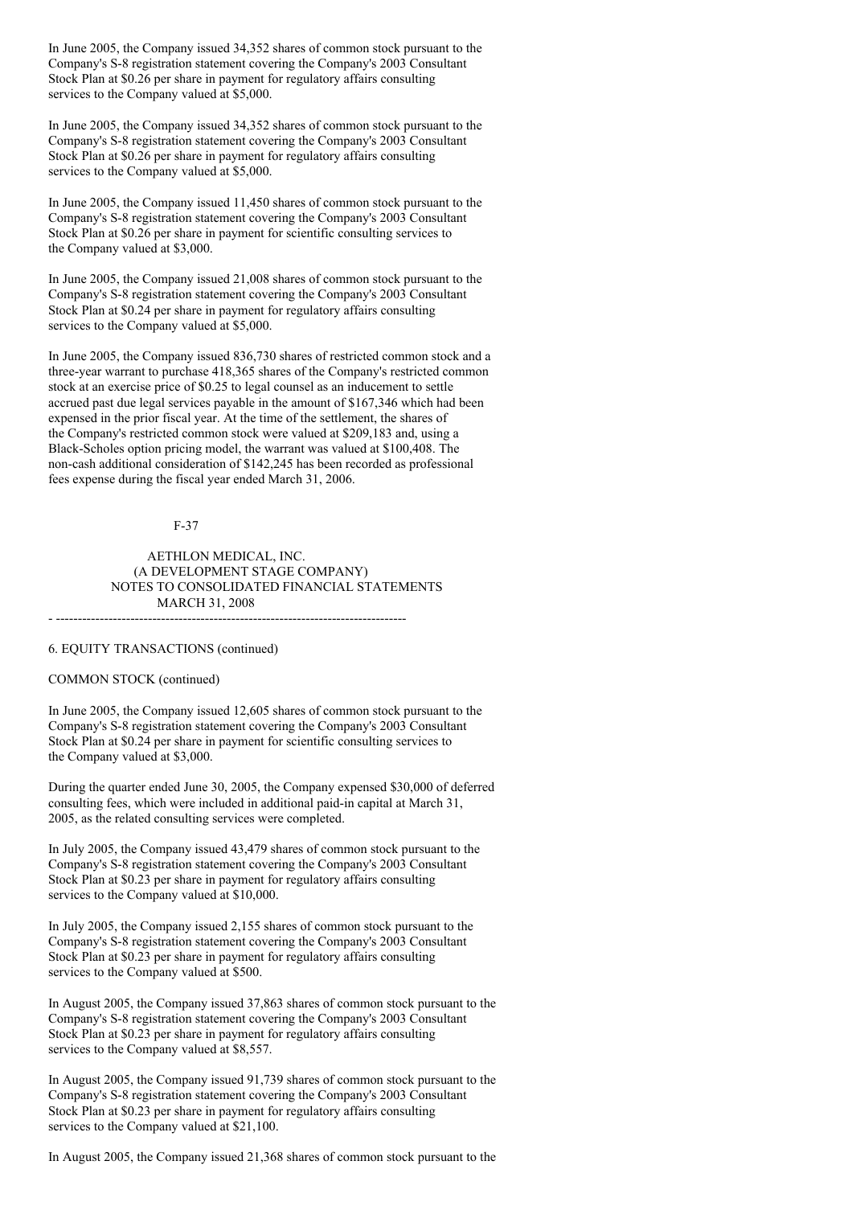In June 2005, the Company issued 34,352 shares of common stock pursuant to the Company's S-8 registration statement covering the Company's 2003 Consultant Stock Plan at $0.26 per share in payment for regulatory affairs consulting services to the Company valued at $5,000.

In June 2005, the Company issued 34,352 shares of common stock pursuant to the Company's S-8 registration statement covering the Company's 2003 Consultant Stock Plan at $0.26 per share in payment for regulatory affairs consulting services to the Company valued at $5,000.

In June 2005, the Company issued 11,450 shares of common stock pursuant to the Company's S-8 registration statement covering the Company's 2003 Consultant Stock Plan at $0.26 per share in payment for scientific consulting services to the Company valued at $3,000.

In June 2005, the Company issued 21,008 shares of common stock pursuant to the Company's S-8 registration statement covering the Company's 2003 Consultant Stock Plan at $0.24 per share in payment for regulatory affairs consulting services to the Company valued at $5,000.

In June 2005, the Company issued 836,730 shares of restricted common stock and a three-year warrant to purchase 418,365 shares of the Company's restricted common stock at an exercise price of $0.25 to legal counsel as an inducement to settle accrued past due legal services payable in the amount of $167,346 which had been expensed in the prior fiscal year. At the time of the settlement, the shares of the Company's restricted common stock were valued at $209,183 and, using a Black-Scholes option pricing model, the warrant was valued at $100,408. The non-cash additional consideration of $142,245 has been recorded as professional fees expense during the fiscal year ended March 31, 2006.

AETHLON MEDICAL, INC.
(A DEVELOPMENT STAGE COMPANY)
NOTES TO CONSOLIDATED FINANCIAL STATEMENTS
MARCH 31, 2008

6. EQUITY TRANSACTIONS (continued)

COMMON STOCK (continued)

In June 2005, the Company issued 12,605 shares of common stock pursuant to the Company's S-8 registration statement covering the Company's 2003 Consultant Stock Plan at $0.24 per share in payment for scientific consulting services to the Company valued at $3,000.

During the quarter ended June 30, 2005, the Company expensed $30,000 of deferred consulting fees, which were included in additional paid-in capital at March 31, 2005, as the related consulting services were completed.

In July 2005, the Company issued 43,479 shares of common stock pursuant to the Company's S-8 registration statement covering the Company's 2003 Consultant Stock Plan at $0.23 per share in payment for regulatory affairs consulting services to the Company valued at $10,000.

In July 2005, the Company issued 2,155 shares of common stock pursuant to the Company's S-8 registration statement covering the Company's 2003 Consultant Stock Plan at $0.23 per share in payment for regulatory affairs consulting services to the Company valued at $500.

In August 2005, the Company issued 37,863 shares of common stock pursuant to the Company's S-8 registration statement covering the Company's 2003 Consultant Stock Plan at $0.23 per share in payment for regulatory affairs consulting services to the Company valued at $8,557.

In August 2005, the Company issued 91,739 shares of common stock pursuant to the Company's S-8 registration statement covering the Company's 2003 Consultant Stock Plan at $0.23 per share in payment for regulatory affairs consulting services to the Company valued at $21,100.

In August 2005, the Company issued 21,368 shares of common stock pursuant to the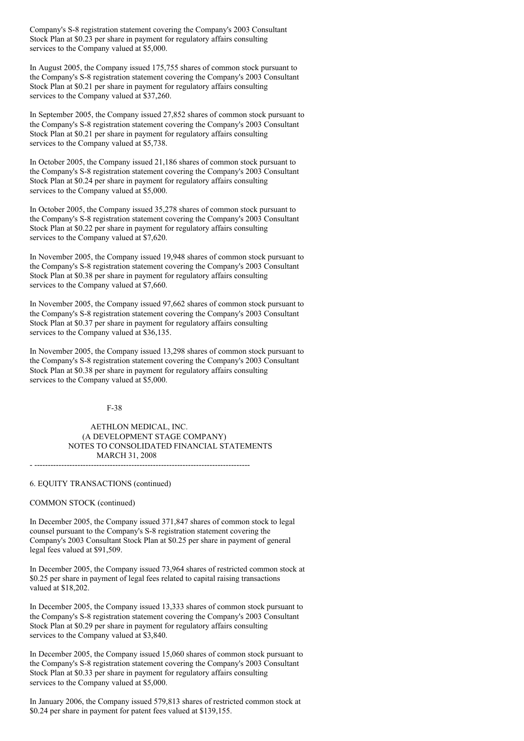Company's S-8 registration statement covering the Company's 2003 Consultant Stock Plan at $0.23 per share in payment for regulatory affairs consulting services to the Company valued at $5,000.

In August 2005, the Company issued 175,755 shares of common stock pursuant to the Company's S-8 registration statement covering the Company's 2003 Consultant Stock Plan at $0.21 per share in payment for regulatory affairs consulting services to the Company valued at $37,260.

In September 2005, the Company issued 27,852 shares of common stock pursuant to the Company's S-8 registration statement covering the Company's 2003 Consultant Stock Plan at $0.21 per share in payment for regulatory affairs consulting services to the Company valued at $5,738.

In October 2005, the Company issued 21,186 shares of common stock pursuant to the Company's S-8 registration statement covering the Company's 2003 Consultant Stock Plan at $0.24 per share in payment for regulatory affairs consulting services to the Company valued at $5,000.

In October 2005, the Company issued 35,278 shares of common stock pursuant to the Company's S-8 registration statement covering the Company's 2003 Consultant Stock Plan at $0.22 per share in payment for regulatory affairs consulting services to the Company valued at $7,620.

In November 2005, the Company issued 19,948 shares of common stock pursuant to the Company's S-8 registration statement covering the Company's 2003 Consultant Stock Plan at $0.38 per share in payment for regulatory affairs consulting services to the Company valued at $7,660.

In November 2005, the Company issued 97,662 shares of common stock pursuant to the Company's S-8 registration statement covering the Company's 2003 Consultant Stock Plan at $0.37 per share in payment for regulatory affairs consulting services to the Company valued at $36,135.

In November 2005, the Company issued 13,298 shares of common stock pursuant to the Company's S-8 registration statement covering the Company's 2003 Consultant Stock Plan at $0.38 per share in payment for regulatory affairs consulting services to the Company valued at $5,000.

AETHLON MEDICAL, INC.
(A DEVELOPMENT STAGE COMPANY)
NOTES TO CONSOLIDATED FINANCIAL STATEMENTS
MARCH 31, 2008

6. EQUITY TRANSACTIONS (continued)

COMMON STOCK (continued)

In December 2005, the Company issued 371,847 shares of common stock to legal counsel pursuant to the Company's S-8 registration statement covering the Company's 2003 Consultant Stock Plan at $0.25 per share in payment of general legal fees valued at $91,509.

In December 2005, the Company issued 73,964 shares of restricted common stock at $0.25 per share in payment of legal fees related to capital raising transactions valued at $18,202.

In December 2005, the Company issued 13,333 shares of common stock pursuant to the Company's S-8 registration statement covering the Company's 2003 Consultant Stock Plan at $0.29 per share in payment for regulatory affairs consulting services to the Company valued at $3,840.

In December 2005, the Company issued 15,060 shares of common stock pursuant to the Company's S-8 registration statement covering the Company's 2003 Consultant Stock Plan at $0.33 per share in payment for regulatory affairs consulting services to the Company valued at $5,000.

In January 2006, the Company issued 579,813 shares of restricted common stock at $0.24 per share in payment for patent fees valued at $139,155.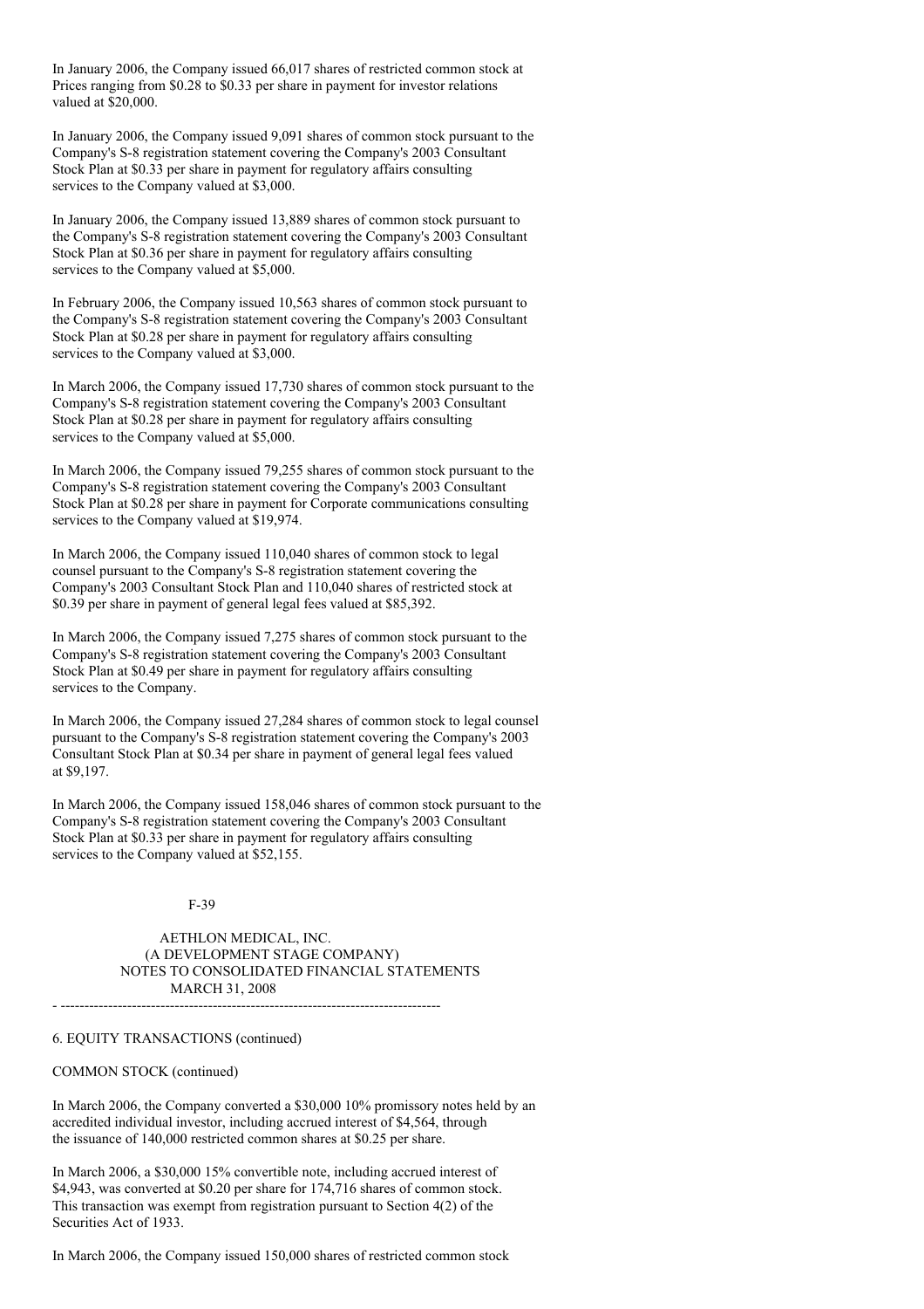In January 2006, the Company issued 66,017 shares of restricted common stock at Prices ranging from $0.28 to $0.33 per share in payment for investor relations valued at $20,000.

In January 2006, the Company issued 9,091 shares of common stock pursuant to the Company's S-8 registration statement covering the Company's 2003 Consultant Stock Plan at $0.33 per share in payment for regulatory affairs consulting services to the Company valued at $3,000.

In January 2006, the Company issued 13,889 shares of common stock pursuant to the Company's S-8 registration statement covering the Company's 2003 Consultant Stock Plan at $0.36 per share in payment for regulatory affairs consulting services to the Company valued at $5,000.

In February 2006, the Company issued 10,563 shares of common stock pursuant to the Company's S-8 registration statement covering the Company's 2003 Consultant Stock Plan at $0.28 per share in payment for regulatory affairs consulting services to the Company valued at $3,000.

In March 2006, the Company issued 17,730 shares of common stock pursuant to the Company's S-8 registration statement covering the Company's 2003 Consultant Stock Plan at $0.28 per share in payment for regulatory affairs consulting services to the Company valued at $5,000.

In March 2006, the Company issued 79,255 shares of common stock pursuant to the Company's S-8 registration statement covering the Company's 2003 Consultant Stock Plan at $0.28 per share in payment for Corporate communications consulting services to the Company valued at $19,974.

In March 2006, the Company issued 110,040 shares of common stock to legal counsel pursuant to the Company's S-8 registration statement covering the Company's 2003 Consultant Stock Plan and 110,040 shares of restricted stock at $0.39 per share in payment of general legal fees valued at $85,392.

In March 2006, the Company issued 7,275 shares of common stock pursuant to the Company's S-8 registration statement covering the Company's 2003 Consultant Stock Plan at $0.49 per share in payment for regulatory affairs consulting services to the Company.

In March 2006, the Company issued 27,284 shares of common stock to legal counsel pursuant to the Company's S-8 registration statement covering the Company's 2003 Consultant Stock Plan at $0.34 per share in payment of general legal fees valued at $9,197.

In March 2006, the Company issued 158,046 shares of common stock pursuant to the Company's S-8 registration statement covering the Company's 2003 Consultant Stock Plan at $0.33 per share in payment for regulatory affairs consulting services to the Company valued at $52,155.

AETHLON MEDICAL, INC.
(A DEVELOPMENT STAGE COMPANY)
NOTES TO CONSOLIDATED FINANCIAL STATEMENTS
MARCH 31, 2008

6. EQUITY TRANSACTIONS (continued)

COMMON STOCK (continued)

In March 2006, the Company converted a $30,000 10% promissory notes held by an accredited individual investor, including accrued interest of $4,564, through the issuance of 140,000 restricted common shares at $0.25 per share.

In March 2006, a $30,000 15% convertible note, including accrued interest of $4,943, was converted at $0.20 per share for 174,716 shares of common stock. This transaction was exempt from registration pursuant to Section 4(2) of the Securities Act of 1933.

In March 2006, the Company issued 150,000 shares of restricted common stock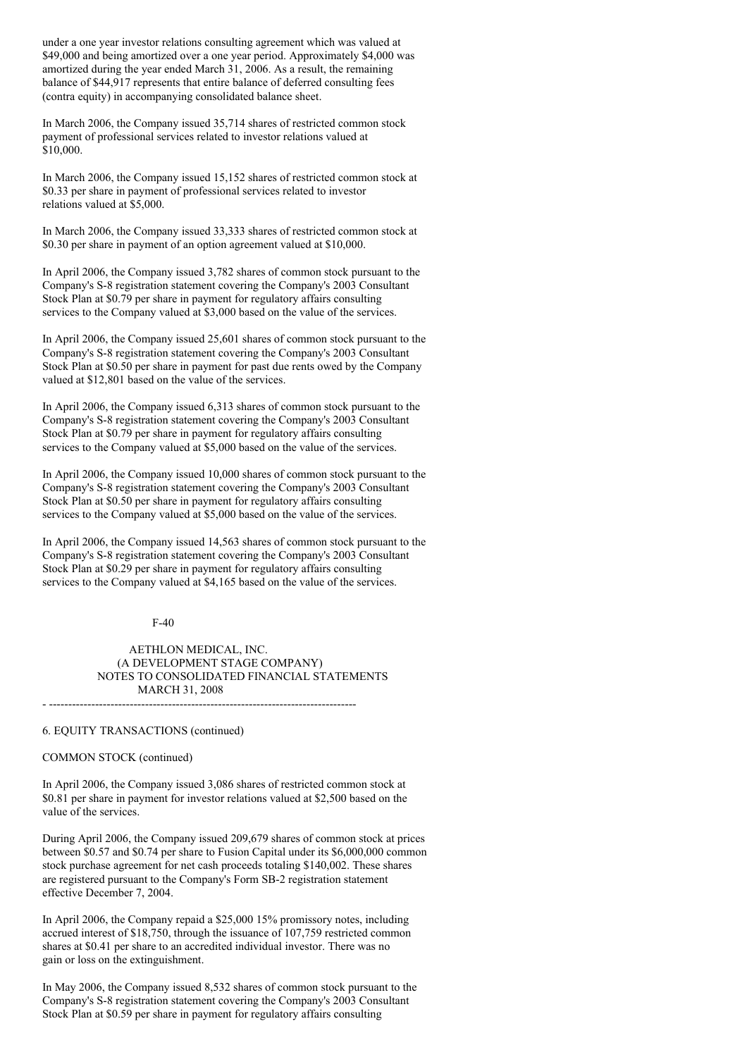under a one year investor relations consulting agreement which was valued at $49,000 and being amortized over a one year period. Approximately $4,000 was amortized during the year ended March 31, 2006. As a result, the remaining balance of $44,917 represents that entire balance of deferred consulting fees (contra equity) in accompanying consolidated balance sheet.

In March 2006, the Company issued 35,714 shares of restricted common stock payment of professional services related to investor relations valued at $10,000.

In March 2006, the Company issued 15,152 shares of restricted common stock at $0.33 per share in payment of professional services related to investor relations valued at $5,000.

In March 2006, the Company issued 33,333 shares of restricted common stock at $0.30 per share in payment of an option agreement valued at $10,000.

In April 2006, the Company issued 3,782 shares of common stock pursuant to the Company's S-8 registration statement covering the Company's 2003 Consultant Stock Plan at $0.79 per share in payment for regulatory affairs consulting services to the Company valued at $3,000 based on the value of the services.

In April 2006, the Company issued 25,601 shares of common stock pursuant to the Company's S-8 registration statement covering the Company's 2003 Consultant Stock Plan at $0.50 per share in payment for past due rents owed by the Company valued at $12,801 based on the value of the services.

In April 2006, the Company issued 6,313 shares of common stock pursuant to the Company's S-8 registration statement covering the Company's 2003 Consultant Stock Plan at $0.79 per share in payment for regulatory affairs consulting services to the Company valued at $5,000 based on the value of the services.

In April 2006, the Company issued 10,000 shares of common stock pursuant to the Company's S-8 registration statement covering the Company's 2003 Consultant Stock Plan at $0.50 per share in payment for regulatory affairs consulting services to the Company valued at $5,000 based on the value of the services.

In April 2006, the Company issued 14,563 shares of common stock pursuant to the Company's S-8 registration statement covering the Company's 2003 Consultant Stock Plan at $0.29 per share in payment for regulatory affairs consulting services to the Company valued at $4,165 based on the value of the services.

AETHLON MEDICAL, INC.
(A DEVELOPMENT STAGE COMPANY)
NOTES TO CONSOLIDATED FINANCIAL STATEMENTS
MARCH 31, 2008

6. EQUITY TRANSACTIONS (continued)

COMMON STOCK (continued)

In April 2006, the Company issued 3,086 shares of restricted common stock at $0.81 per share in payment for investor relations valued at $2,500 based on the value of the services.

During April 2006, the Company issued 209,679 shares of common stock at prices between $0.57 and $0.74 per share to Fusion Capital under its $6,000,000 common stock purchase agreement for net cash proceeds totaling $140,002. These shares are registered pursuant to the Company's Form SB-2 registration statement effective December 7, 2004.

In April 2006, the Company repaid a $25,000 15% promissory notes, including accrued interest of $18,750, through the issuance of 107,759 restricted common shares at $0.41 per share to an accredited individual investor. There was no gain or loss on the extinguishment.

In May 2006, the Company issued 8,532 shares of common stock pursuant to the Company's S-8 registration statement covering the Company's 2003 Consultant Stock Plan at $0.59 per share in payment for regulatory affairs consulting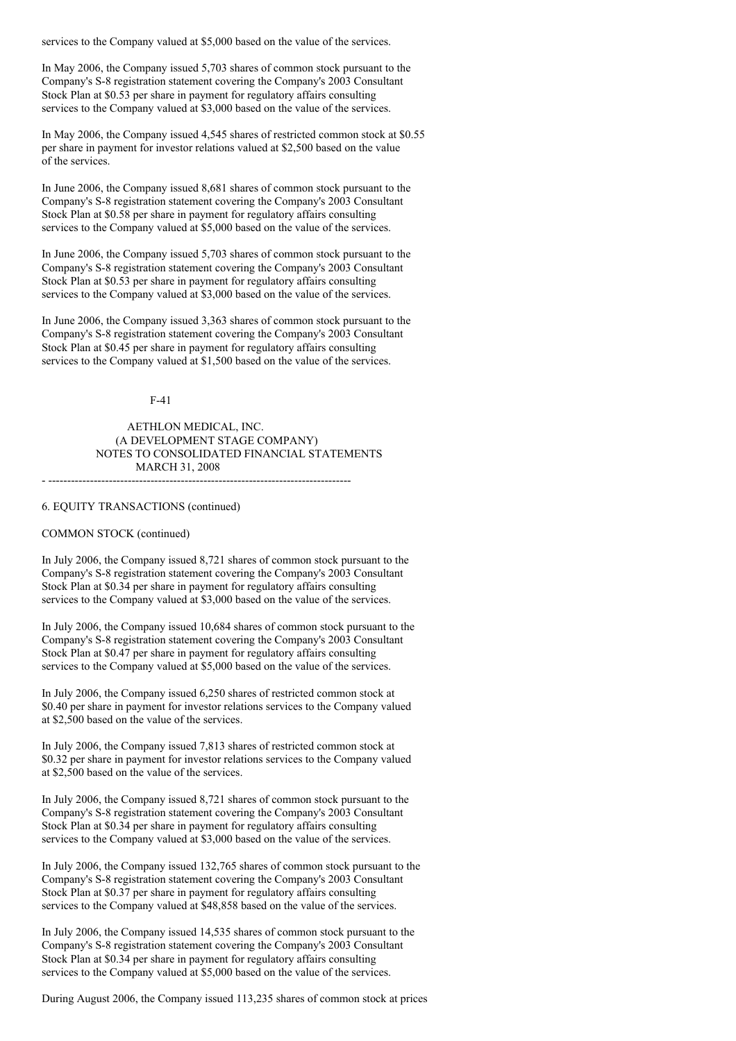services to the Company valued at $5,000 based on the value of the services.

In May 2006, the Company issued 5,703 shares of common stock pursuant to the Company's S-8 registration statement covering the Company's 2003 Consultant Stock Plan at $0.53 per share in payment for regulatory affairs consulting services to the Company valued at $3,000 based on the value of the services.

In May 2006, the Company issued 4,545 shares of restricted common stock at $0.55 per share in payment for investor relations valued at $2,500 based on the value of the services.

In June 2006, the Company issued 8,681 shares of common stock pursuant to the Company's S-8 registration statement covering the Company's 2003 Consultant Stock Plan at $0.58 per share in payment for regulatory affairs consulting services to the Company valued at $5,000 based on the value of the services.

In June 2006, the Company issued 5,703 shares of common stock pursuant to the Company's S-8 registration statement covering the Company's 2003 Consultant Stock Plan at $0.53 per share in payment for regulatory affairs consulting services to the Company valued at $3,000 based on the value of the services.

In June 2006, the Company issued 3,363 shares of common stock pursuant to the Company's S-8 registration statement covering the Company's 2003 Consultant Stock Plan at $0.45 per share in payment for regulatory affairs consulting services to the Company valued at $1,500 based on the value of the services.

AETHLON MEDICAL, INC.
(A DEVELOPMENT STAGE COMPANY)
NOTES TO CONSOLIDATED FINANCIAL STATEMENTS
MARCH 31, 2008

6. EQUITY TRANSACTIONS (continued)

COMMON STOCK (continued)

In July 2006, the Company issued 8,721 shares of common stock pursuant to the Company's S-8 registration statement covering the Company's 2003 Consultant Stock Plan at $0.34 per share in payment for regulatory affairs consulting services to the Company valued at $3,000 based on the value of the services.

In July 2006, the Company issued 10,684 shares of common stock pursuant to the Company's S-8 registration statement covering the Company's 2003 Consultant Stock Plan at $0.47 per share in payment for regulatory affairs consulting services to the Company valued at $5,000 based on the value of the services.

In July 2006, the Company issued 6,250 shares of restricted common stock at $0.40 per share in payment for investor relations services to the Company valued at $2,500 based on the value of the services.

In July 2006, the Company issued 7,813 shares of restricted common stock at $0.32 per share in payment for investor relations services to the Company valued at $2,500 based on the value of the services.

In July 2006, the Company issued 8,721 shares of common stock pursuant to the Company's S-8 registration statement covering the Company's 2003 Consultant Stock Plan at $0.34 per share in payment for regulatory affairs consulting services to the Company valued at $3,000 based on the value of the services.

In July 2006, the Company issued 132,765 shares of common stock pursuant to the Company's S-8 registration statement covering the Company's 2003 Consultant Stock Plan at $0.37 per share in payment for regulatory affairs consulting services to the Company valued at $48,858 based on the value of the services.

In July 2006, the Company issued 14,535 shares of common stock pursuant to the Company's S-8 registration statement covering the Company's 2003 Consultant Stock Plan at $0.34 per share in payment for regulatory affairs consulting services to the Company valued at $5,000 based on the value of the services.

During August 2006, the Company issued 113,235 shares of common stock at prices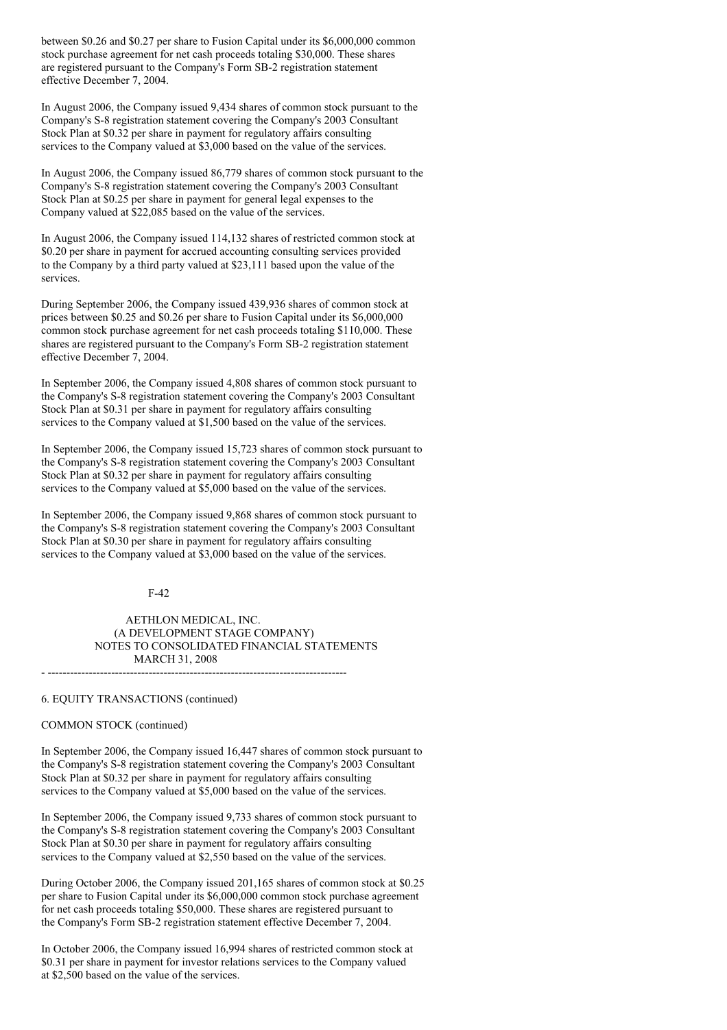between $0.26 and $0.27 per share to Fusion Capital under its $6,000,000 common stock purchase agreement for net cash proceeds totaling $30,000. These shares are registered pursuant to the Company's Form SB-2 registration statement effective December 7, 2004.

In August 2006, the Company issued 9,434 shares of common stock pursuant to the Company's S-8 registration statement covering the Company's 2003 Consultant Stock Plan at $0.32 per share in payment for regulatory affairs consulting services to the Company valued at $3,000 based on the value of the services.

In August 2006, the Company issued 86,779 shares of common stock pursuant to the Company's S-8 registration statement covering the Company's 2003 Consultant Stock Plan at $0.25 per share in payment for general legal expenses to the Company valued at $22,085 based on the value of the services.

In August 2006, the Company issued 114,132 shares of restricted common stock at $0.20 per share in payment for accrued accounting consulting services provided to the Company by a third party valued at $23,111 based upon the value of the services.

During September 2006, the Company issued 439,936 shares of common stock at prices between $0.25 and $0.26 per share to Fusion Capital under its $6,000,000 common stock purchase agreement for net cash proceeds totaling $110,000. These shares are registered pursuant to the Company's Form SB-2 registration statement effective December 7, 2004.

In September 2006, the Company issued 4,808 shares of common stock pursuant to the Company's S-8 registration statement covering the Company's 2003 Consultant Stock Plan at $0.31 per share in payment for regulatory affairs consulting services to the Company valued at $1,500 based on the value of the services.

In September 2006, the Company issued 15,723 shares of common stock pursuant to the Company's S-8 registration statement covering the Company's 2003 Consultant Stock Plan at $0.32 per share in payment for regulatory affairs consulting services to the Company valued at $5,000 based on the value of the services.

In September 2006, the Company issued 9,868 shares of common stock pursuant to the Company's S-8 registration statement covering the Company's 2003 Consultant Stock Plan at $0.30 per share in payment for regulatory affairs consulting services to the Company valued at $3,000 based on the value of the services.

AETHLON MEDICAL, INC.
(A DEVELOPMENT STAGE COMPANY)
NOTES TO CONSOLIDATED FINANCIAL STATEMENTS
MARCH 31, 2008

6. EQUITY TRANSACTIONS (continued)

COMMON STOCK (continued)

In September 2006, the Company issued 16,447 shares of common stock pursuant to the Company's S-8 registration statement covering the Company's 2003 Consultant Stock Plan at $0.32 per share in payment for regulatory affairs consulting services to the Company valued at $5,000 based on the value of the services.

In September 2006, the Company issued 9,733 shares of common stock pursuant to the Company's S-8 registration statement covering the Company's 2003 Consultant Stock Plan at $0.30 per share in payment for regulatory affairs consulting services to the Company valued at $2,550 based on the value of the services.

During October 2006, the Company issued 201,165 shares of common stock at $0.25 per share to Fusion Capital under its $6,000,000 common stock purchase agreement for net cash proceeds totaling $50,000. These shares are registered pursuant to the Company's Form SB-2 registration statement effective December 7, 2004.

In October 2006, the Company issued 16,994 shares of restricted common stock at $0.31 per share in payment for investor relations services to the Company valued at $2,500 based on the value of the services.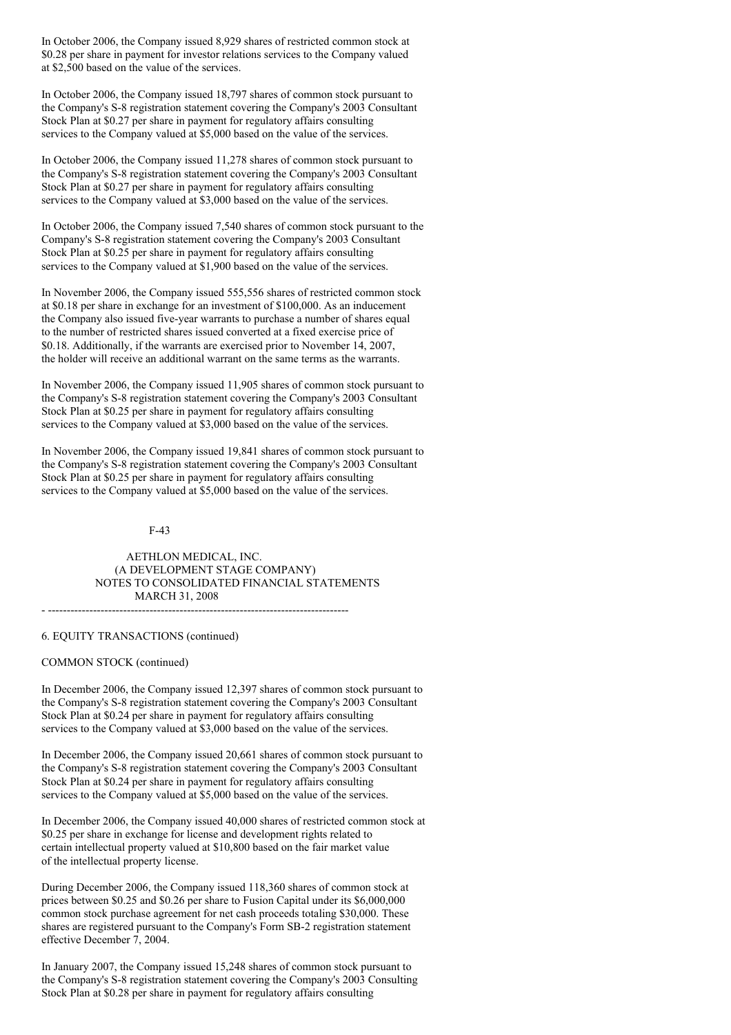In October 2006, the Company issued 8,929 shares of restricted common stock at $0.28 per share in payment for investor relations services to the Company valued at $2,500 based on the value of the services.

In October 2006, the Company issued 18,797 shares of common stock pursuant to the Company's S-8 registration statement covering the Company's 2003 Consultant Stock Plan at $0.27 per share in payment for regulatory affairs consulting services to the Company valued at $5,000 based on the value of the services.

In October 2006, the Company issued 11,278 shares of common stock pursuant to the Company's S-8 registration statement covering the Company's 2003 Consultant Stock Plan at $0.27 per share in payment for regulatory affairs consulting services to the Company valued at $3,000 based on the value of the services.

In October 2006, the Company issued 7,540 shares of common stock pursuant to the Company's S-8 registration statement covering the Company's 2003 Consultant Stock Plan at $0.25 per share in payment for regulatory affairs consulting services to the Company valued at $1,900 based on the value of the services.

In November 2006, the Company issued 555,556 shares of restricted common stock at $0.18 per share in exchange for an investment of $100,000. As an inducement the Company also issued five-year warrants to purchase a number of shares equal to the number of restricted shares issued converted at a fixed exercise price of $0.18. Additionally, if the warrants are exercised prior to November 14, 2007, the holder will receive an additional warrant on the same terms as the warrants.

In November 2006, the Company issued 11,905 shares of common stock pursuant to the Company's S-8 registration statement covering the Company's 2003 Consultant Stock Plan at $0.25 per share in payment for regulatory affairs consulting services to the Company valued at $3,000 based on the value of the services.

In November 2006, the Company issued 19,841 shares of common stock pursuant to the Company's S-8 registration statement covering the Company's 2003 Consultant Stock Plan at $0.25 per share in payment for regulatory affairs consulting services to the Company valued at $5,000 based on the value of the services.

6. EQUITY TRANSACTIONS (continued)

COMMON STOCK (continued)

In December 2006, the Company issued 12,397 shares of common stock pursuant to the Company's S-8 registration statement covering the Company's 2003 Consultant Stock Plan at $0.24 per share in payment for regulatory affairs consulting services to the Company valued at $3,000 based on the value of the services.

In December 2006, the Company issued 20,661 shares of common stock pursuant to the Company's S-8 registration statement covering the Company's 2003 Consultant Stock Plan at $0.24 per share in payment for regulatory affairs consulting services to the Company valued at $5,000 based on the value of the services.

In December 2006, the Company issued 40,000 shares of restricted common stock at $0.25 per share in exchange for license and development rights related to certain intellectual property valued at $10,800 based on the fair market value of the intellectual property license.

During December 2006, the Company issued 118,360 shares of common stock at prices between $0.25 and $0.26 per share to Fusion Capital under its $6,000,000 common stock purchase agreement for net cash proceeds totaling $30,000. These shares are registered pursuant to the Company's Form SB-2 registration statement effective December 7, 2004.

In January 2007, the Company issued 15,248 shares of common stock pursuant to the Company's S-8 registration statement covering the Company's 2003 Consulting Stock Plan at $0.28 per share in payment for regulatory affairs consulting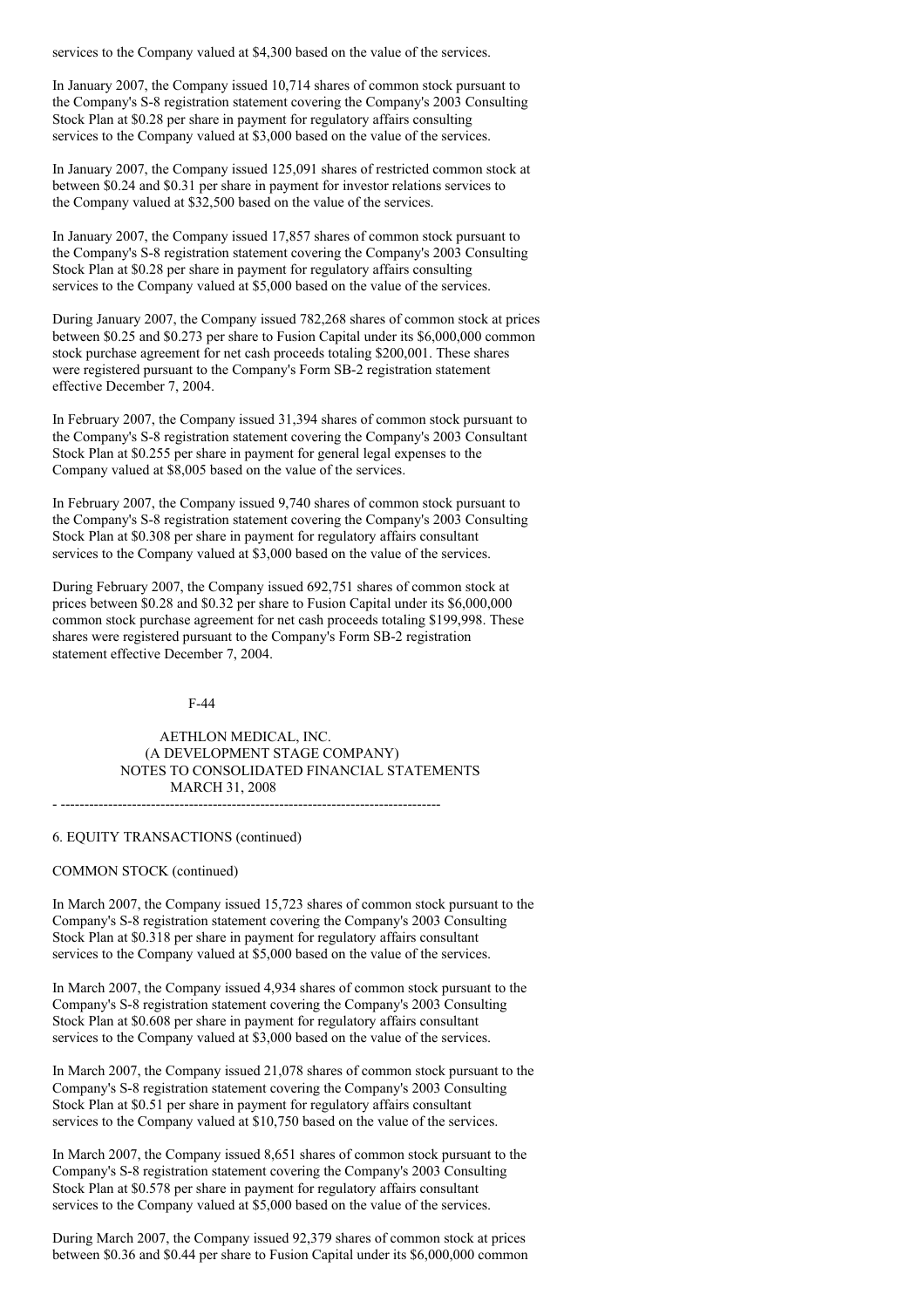services to the Company valued at $4,300 based on the value of the services.

In January 2007, the Company issued 10,714 shares of common stock pursuant to the Company's S-8 registration statement covering the Company's 2003 Consulting Stock Plan at $0.28 per share in payment for regulatory affairs consulting services to the Company valued at $3,000 based on the value of the services.

In January 2007, the Company issued 125,091 shares of restricted common stock at between $0.24 and $0.31 per share in payment for investor relations services to the Company valued at $32,500 based on the value of the services.

In January 2007, the Company issued 17,857 shares of common stock pursuant to the Company's S-8 registration statement covering the Company's 2003 Consulting Stock Plan at $0.28 per share in payment for regulatory affairs consulting services to the Company valued at $5,000 based on the value of the services.

During January 2007, the Company issued 782,268 shares of common stock at prices between $0.25 and $0.273 per share to Fusion Capital under its $6,000,000 common stock purchase agreement for net cash proceeds totaling $200,001. These shares were registered pursuant to the Company's Form SB-2 registration statement effective December 7, 2004.

In February 2007, the Company issued 31,394 shares of common stock pursuant to the Company's S-8 registration statement covering the Company's 2003 Consultant Stock Plan at $0.255 per share in payment for general legal expenses to the Company valued at $8,005 based on the value of the services.

In February 2007, the Company issued 9,740 shares of common stock pursuant to the Company's S-8 registration statement covering the Company's 2003 Consulting Stock Plan at $0.308 per share in payment for regulatory affairs consultant services to the Company valued at $3,000 based on the value of the services.

During February 2007, the Company issued 692,751 shares of common stock at prices between $0.28 and $0.32 per share to Fusion Capital under its $6,000,000 common stock purchase agreement for net cash proceeds totaling $199,998. These shares were registered pursuant to the Company's Form SB-2 registration statement effective December 7, 2004.

6. EQUITY TRANSACTIONS (continued)

COMMON STOCK (continued)

In March 2007, the Company issued 15,723 shares of common stock pursuant to the Company's S-8 registration statement covering the Company's 2003 Consulting Stock Plan at $0.318 per share in payment for regulatory affairs consultant services to the Company valued at $5,000 based on the value of the services.

In March 2007, the Company issued 4,934 shares of common stock pursuant to the Company's S-8 registration statement covering the Company's 2003 Consulting Stock Plan at $0.608 per share in payment for regulatory affairs consultant services to the Company valued at $3,000 based on the value of the services.

In March 2007, the Company issued 21,078 shares of common stock pursuant to the Company's S-8 registration statement covering the Company's 2003 Consulting Stock Plan at $0.51 per share in payment for regulatory affairs consultant services to the Company valued at $10,750 based on the value of the services.

In March 2007, the Company issued 8,651 shares of common stock pursuant to the Company's S-8 registration statement covering the Company's 2003 Consulting Stock Plan at $0.578 per share in payment for regulatory affairs consultant services to the Company valued at $5,000 based on the value of the services.

During March 2007, the Company issued 92,379 shares of common stock at prices between $0.36 and $0.44 per share to Fusion Capital under its $6,000,000 common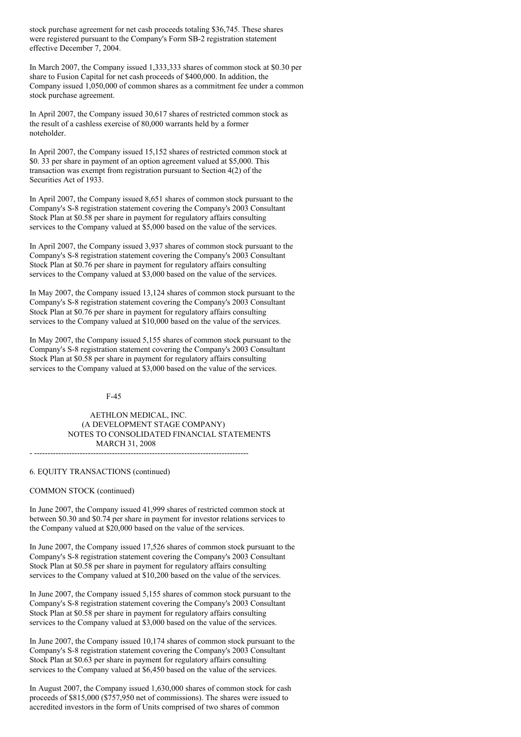stock purchase agreement for net cash proceeds totaling $36,745. These shares were registered pursuant to the Company's Form SB-2 registration statement effective December 7, 2004.

In March 2007, the Company issued 1,333,333 shares of common stock at $0.30 per share to Fusion Capital for net cash proceeds of $400,000. In addition, the Company issued 1,050,000 of common shares as a commitment fee under a common stock purchase agreement.

In April 2007, the Company issued 30,617 shares of restricted common stock as the result of a cashless exercise of 80,000 warrants held by a former noteholder.

In April 2007, the Company issued 15,152 shares of restricted common stock at $0. 33 per share in payment of an option agreement valued at $5,000. This transaction was exempt from registration pursuant to Section 4(2) of the Securities Act of 1933.

In April 2007, the Company issued 8,651 shares of common stock pursuant to the Company's S-8 registration statement covering the Company's 2003 Consultant Stock Plan at $0.58 per share in payment for regulatory affairs consulting services to the Company valued at $5,000 based on the value of the services.

In April 2007, the Company issued 3,937 shares of common stock pursuant to the Company's S-8 registration statement covering the Company's 2003 Consultant Stock Plan at $0.76 per share in payment for regulatory affairs consulting services to the Company valued at $3,000 based on the value of the services.

In May 2007, the Company issued 13,124 shares of common stock pursuant to the Company's S-8 registration statement covering the Company's 2003 Consultant Stock Plan at $0.76 per share in payment for regulatory affairs consulting services to the Company valued at $10,000 based on the value of the services.

In May 2007, the Company issued 5,155 shares of common stock pursuant to the Company's S-8 registration statement covering the Company's 2003 Consultant Stock Plan at $0.58 per share in payment for regulatory affairs consulting services to the Company valued at $3,000 based on the value of the services.

AETHLON MEDICAL, INC.
(A DEVELOPMENT STAGE COMPANY)
NOTES TO CONSOLIDATED FINANCIAL STATEMENTS
MARCH 31, 2008

6. EQUITY TRANSACTIONS (continued)

COMMON STOCK (continued)

In June 2007, the Company issued 41,999 shares of restricted common stock at between $0.30 and $0.74 per share in payment for investor relations services to the Company valued at $20,000 based on the value of the services.

In June 2007, the Company issued 17,526 shares of common stock pursuant to the Company's S-8 registration statement covering the Company's 2003 Consultant Stock Plan at $0.58 per share in payment for regulatory affairs consulting services to the Company valued at $10,200 based on the value of the services.

In June 2007, the Company issued 5,155 shares of common stock pursuant to the Company's S-8 registration statement covering the Company's 2003 Consultant Stock Plan at $0.58 per share in payment for regulatory affairs consulting services to the Company valued at $3,000 based on the value of the services.

In June 2007, the Company issued 10,174 shares of common stock pursuant to the Company's S-8 registration statement covering the Company's 2003 Consultant Stock Plan at $0.63 per share in payment for regulatory affairs consulting services to the Company valued at $6,450 based on the value of the services.

In August 2007, the Company issued 1,630,000 shares of common stock for cash proceeds of $815,000 ($757,950 net of commissions). The shares were issued to accredited investors in the form of Units comprised of two shares of common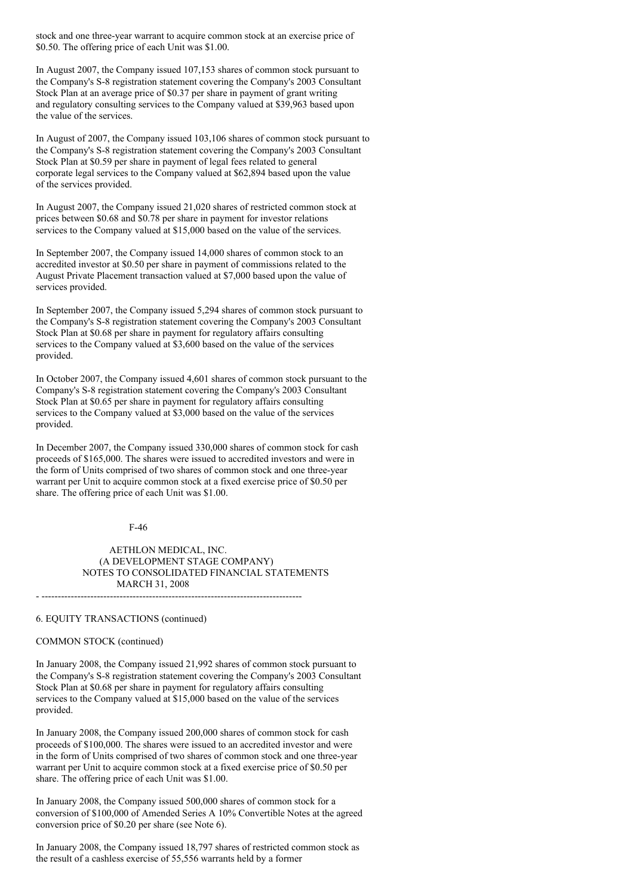stock and one three-year warrant to acquire common stock at an exercise price of $0.50. The offering price of each Unit was $1.00.

In August 2007, the Company issued 107,153 shares of common stock pursuant to the Company's S-8 registration statement covering the Company's 2003 Consultant Stock Plan at an average price of $0.37 per share in payment of grant writing and regulatory consulting services to the Company valued at $39,963 based upon the value of the services.

In August of 2007, the Company issued 103,106 shares of common stock pursuant to the Company's S-8 registration statement covering the Company's 2003 Consultant Stock Plan at $0.59 per share in payment of legal fees related to general corporate legal services to the Company valued at $62,894 based upon the value of the services provided.

In August 2007, the Company issued 21,020 shares of restricted common stock at prices between $0.68 and $0.78 per share in payment for investor relations services to the Company valued at $15,000 based on the value of the services.

In September 2007, the Company issued 14,000 shares of common stock to an accredited investor at $0.50 per share in payment of commissions related to the August Private Placement transaction valued at $7,000 based upon the value of services provided.

In September 2007, the Company issued 5,294 shares of common stock pursuant to the Company's S-8 registration statement covering the Company's 2003 Consultant Stock Plan at $0.68 per share in payment for regulatory affairs consulting services to the Company valued at $3,600 based on the value of the services provided.

In October 2007, the Company issued 4,601 shares of common stock pursuant to the Company's S-8 registration statement covering the Company's 2003 Consultant Stock Plan at $0.65 per share in payment for regulatory affairs consulting services to the Company valued at $3,000 based on the value of the services provided.

In December 2007, the Company issued 330,000 shares of common stock for cash proceeds of $165,000. The shares were issued to accredited investors and were in the form of Units comprised of two shares of common stock and one three-year warrant per Unit to acquire common stock at a fixed exercise price of $0.50 per share. The offering price of each Unit was $1.00.

AETHLON MEDICAL, INC.
(A DEVELOPMENT STAGE COMPANY)
NOTES TO CONSOLIDATED FINANCIAL STATEMENTS
MARCH 31, 2008

6. EQUITY TRANSACTIONS (continued)

COMMON STOCK (continued)

In January 2008, the Company issued 21,992 shares of common stock pursuant to the Company's S-8 registration statement covering the Company's 2003 Consultant Stock Plan at $0.68 per share in payment for regulatory affairs consulting services to the Company valued at $15,000 based on the value of the services provided.

In January 2008, the Company issued 200,000 shares of common stock for cash proceeds of $100,000. The shares were issued to an accredited investor and were in the form of Units comprised of two shares of common stock and one three-year warrant per Unit to acquire common stock at a fixed exercise price of $0.50 per share. The offering price of each Unit was $1.00.

In January 2008, the Company issued 500,000 shares of common stock for a conversion of $100,000 of Amended Series A 10% Convertible Notes at the agreed conversion price of $0.20 per share (see Note 6).

In January 2008, the Company issued 18,797 shares of restricted common stock as the result of a cashless exercise of 55,556 warrants held by a former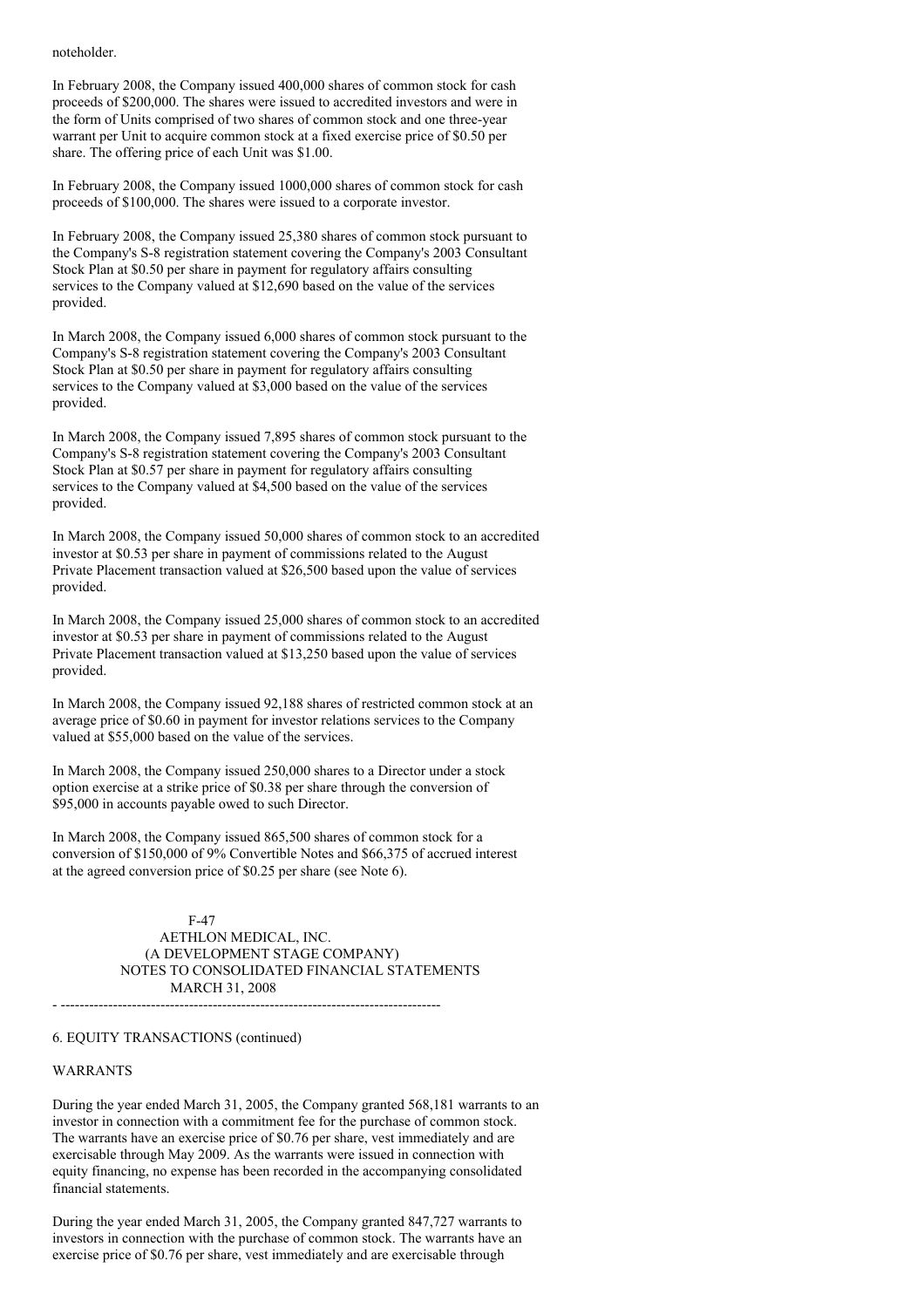noteholder.

In February 2008, the Company issued 400,000 shares of common stock for cash proceeds of $200,000. The shares were issued to accredited investors and were in the form of Units comprised of two shares of common stock and one three-year warrant per Unit to acquire common stock at a fixed exercise price of $0.50 per share. The offering price of each Unit was $1.00.

In February 2008, the Company issued 1000,000 shares of common stock for cash proceeds of $100,000. The shares were issued to a corporate investor.

In February 2008, the Company issued 25,380 shares of common stock pursuant to the Company's S-8 registration statement covering the Company's 2003 Consultant Stock Plan at $0.50 per share in payment for regulatory affairs consulting services to the Company valued at $12,690 based on the value of the services provided.

In March 2008, the Company issued 6,000 shares of common stock pursuant to the Company's S-8 registration statement covering the Company's 2003 Consultant Stock Plan at $0.50 per share in payment for regulatory affairs consulting services to the Company valued at $3,000 based on the value of the services provided.

In March 2008, the Company issued 7,895 shares of common stock pursuant to the Company's S-8 registration statement covering the Company's 2003 Consultant Stock Plan at $0.57 per share in payment for regulatory affairs consulting services to the Company valued at $4,500 based on the value of the services provided.

In March 2008, the Company issued 50,000 shares of common stock to an accredited investor at $0.53 per share in payment of commissions related to the August Private Placement transaction valued at $26,500 based upon the value of services provided.

In March 2008, the Company issued 25,000 shares of common stock to an accredited investor at $0.53 per share in payment of commissions related to the August Private Placement transaction valued at $13,250 based upon the value of services provided.

In March 2008, the Company issued 92,188 shares of restricted common stock at an average price of $0.60 in payment for investor relations services to the Company valued at $55,000 based on the value of the services.

In March 2008, the Company issued 250,000 shares to a Director under a stock option exercise at a strike price of $0.38 per share through the conversion of $95,000 in accounts payable owed to such Director.

In March 2008, the Company issued 865,500 shares of common stock for a conversion of $150,000 of 9% Convertible Notes and $66,375 of accrued interest at the agreed conversion price of $0.25 per share (see Note 6).

6. EQUITY TRANSACTIONS (continued)

WARRANTS

During the year ended March 31, 2005, the Company granted 568,181 warrants to an investor in connection with a commitment fee for the purchase of common stock. The warrants have an exercise price of $0.76 per share, vest immediately and are exercisable through May 2009. As the warrants were issued in connection with equity financing, no expense has been recorded in the accompanying consolidated financial statements.

During the year ended March 31, 2005, the Company granted 847,727 warrants to investors in connection with the purchase of common stock. The warrants have an exercise price of $0.76 per share, vest immediately and are exercisable through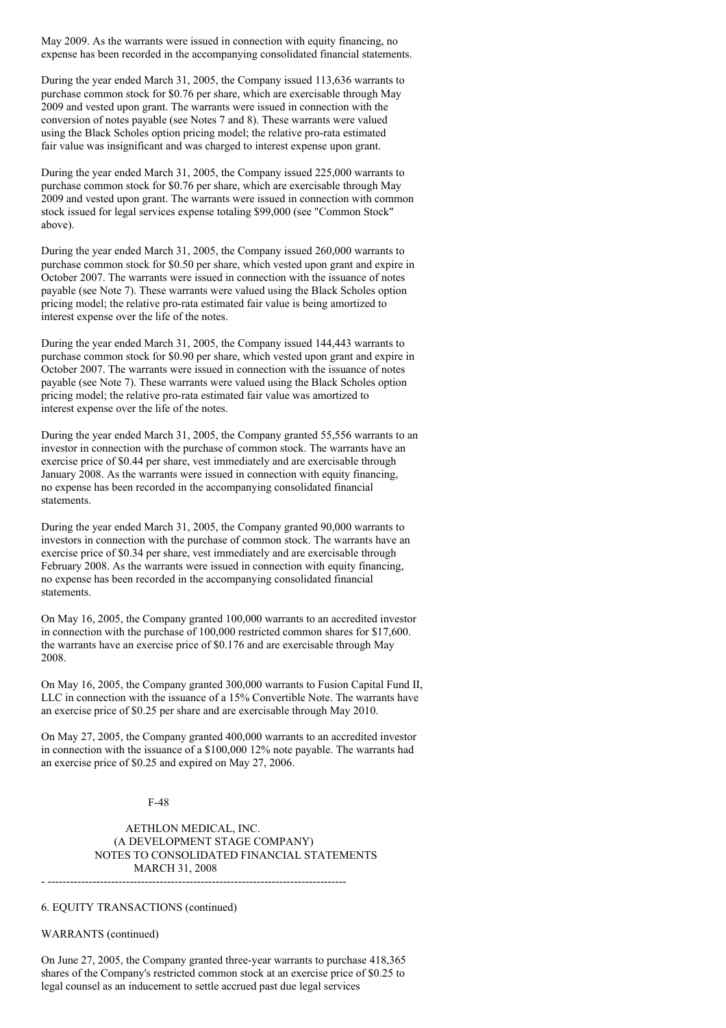May 2009. As the warrants were issued in connection with equity financing, no expense has been recorded in the accompanying consolidated financial statements.

During the year ended March 31, 2005, the Company issued 113,636 warrants to purchase common stock for $0.76 per share, which are exercisable through May 2009 and vested upon grant. The warrants were issued in connection with the conversion of notes payable (see Notes 7 and 8). These warrants were valued using the Black Scholes option pricing model; the relative pro-rata estimated fair value was insignificant and was charged to interest expense upon grant.

During the year ended March 31, 2005, the Company issued 225,000 warrants to purchase common stock for $0.76 per share, which are exercisable through May 2009 and vested upon grant. The warrants were issued in connection with common stock issued for legal services expense totaling $99,000 (see "Common Stock" above).

During the year ended March 31, 2005, the Company issued 260,000 warrants to purchase common stock for $0.50 per share, which vested upon grant and expire in October 2007. The warrants were issued in connection with the issuance of notes payable (see Note 7). These warrants were valued using the Black Scholes option pricing model; the relative pro-rata estimated fair value is being amortized to interest expense over the life of the notes.

During the year ended March 31, 2005, the Company issued 144,443 warrants to purchase common stock for $0.90 per share, which vested upon grant and expire in October 2007. The warrants were issued in connection with the issuance of notes payable (see Note 7). These warrants were valued using the Black Scholes option pricing model; the relative pro-rata estimated fair value was amortized to interest expense over the life of the notes.

During the year ended March 31, 2005, the Company granted 55,556 warrants to an investor in connection with the purchase of common stock. The warrants have an exercise price of $0.44 per share, vest immediately and are exercisable through January 2008. As the warrants were issued in connection with equity financing, no expense has been recorded in the accompanying consolidated financial statements.

During the year ended March 31, 2005, the Company granted 90,000 warrants to investors in connection with the purchase of common stock. The warrants have an exercise price of $0.34 per share, vest immediately and are exercisable through February 2008. As the warrants were issued in connection with equity financing, no expense has been recorded in the accompanying consolidated financial statements.

On May 16, 2005, the Company granted 100,000 warrants to an accredited investor in connection with the purchase of 100,000 restricted common shares for $17,600. the warrants have an exercise price of $0.176 and are exercisable through May 2008.

On May 16, 2005, the Company granted 300,000 warrants to Fusion Capital Fund II, LLC in connection with the issuance of a 15% Convertible Note. The warrants have an exercise price of $0.25 per share and are exercisable through May 2010.

On May 27, 2005, the Company granted 400,000 warrants to an accredited investor in connection with the issuance of a $100,000 12% note payable. The warrants had an exercise price of $0.25 and expired on May 27, 2006.

6. EQUITY TRANSACTIONS (continued)

WARRANTS (continued)

On June 27, 2005, the Company granted three-year warrants to purchase 418,365 shares of the Company's restricted common stock at an exercise price of $0.25 to legal counsel as an inducement to settle accrued past due legal services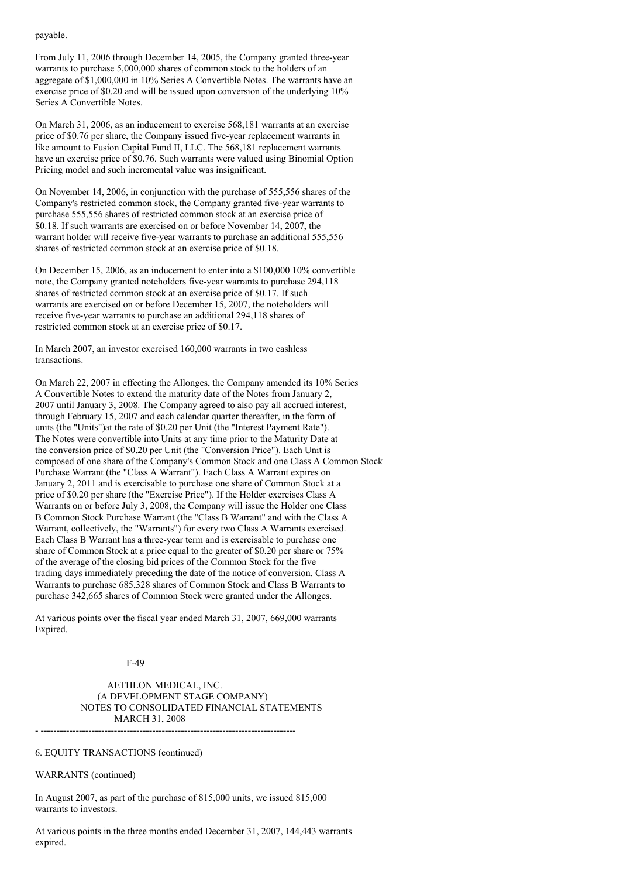payable.

From July 11, 2006 through December 14, 2005, the Company granted three-year warrants to purchase 5,000,000 shares of common stock to the holders of an aggregate of $1,000,000 in 10% Series A Convertible Notes. The warrants have an exercise price of $0.20 and will be issued upon conversion of the underlying 10% Series A Convertible Notes.

On March 31, 2006, as an inducement to exercise 568,181 warrants at an exercise price of $0.76 per share, the Company issued five-year replacement warrants in like amount to Fusion Capital Fund II, LLC. The 568,181 replacement warrants have an exercise price of $0.76. Such warrants were valued using Binomial Option Pricing model and such incremental value was insignificant.

On November 14, 2006, in conjunction with the purchase of 555,556 shares of the Company's restricted common stock, the Company granted five-year warrants to purchase 555,556 shares of restricted common stock at an exercise price of $0.18. If such warrants are exercised on or before November 14, 2007, the warrant holder will receive five-year warrants to purchase an additional 555,556 shares of restricted common stock at an exercise price of $0.18.

On December 15, 2006, as an inducement to enter into a $100,000 10% convertible note, the Company granted noteholders five-year warrants to purchase 294,118 shares of restricted common stock at an exercise price of $0.17. If such warrants are exercised on or before December 15, 2007, the noteholders will receive five-year warrants to purchase an additional 294,118 shares of restricted common stock at an exercise price of $0.17.

In March 2007, an investor exercised 160,000 warrants in two cashless transactions.

On March 22, 2007 in effecting the Allonges, the Company amended its 10% Series A Convertible Notes to extend the maturity date of the Notes from January 2, 2007 until January 3, 2008. The Company agreed to also pay all accrued interest, through February 15, 2007 and each calendar quarter thereafter, in the form of units (the "Units")at the rate of $0.20 per Unit (the "Interest Payment Rate"). The Notes were convertible into Units at any time prior to the Maturity Date at the conversion price of $0.20 per Unit (the "Conversion Price"). Each Unit is composed of one share of the Company's Common Stock and one Class A Common Stock Purchase Warrant (the "Class A Warrant"). Each Class A Warrant expires on January 2, 2011 and is exercisable to purchase one share of Common Stock at a price of $0.20 per share (the "Exercise Price"). If the Holder exercises Class A Warrants on or before July 3, 2008, the Company will issue the Holder one Class B Common Stock Purchase Warrant (the "Class B Warrant" and with the Class A Warrant, collectively, the "Warrants") for every two Class A Warrants exercised. Each Class B Warrant has a three-year term and is exercisable to purchase one share of Common Stock at a price equal to the greater of $0.20 per share or 75% of the average of the closing bid prices of the Common Stock for the five trading days immediately preceding the date of the notice of conversion. Class A Warrants to purchase 685,328 shares of Common Stock and Class B Warrants to purchase 342,665 shares of Common Stock were granted under the Allonges.

At various points over the fiscal year ended March 31, 2007, 669,000 warrants Expired.

AETHLON MEDICAL, INC.
(A DEVELOPMENT STAGE COMPANY)
NOTES TO CONSOLIDATED FINANCIAL STATEMENTS
MARCH 31, 2008

6. EQUITY TRANSACTIONS (continued)

WARRANTS (continued)

In August 2007, as part of the purchase of 815,000 units, we issued 815,000 warrants to investors.

At various points in the three months ended December 31, 2007, 144,443 warrants expired.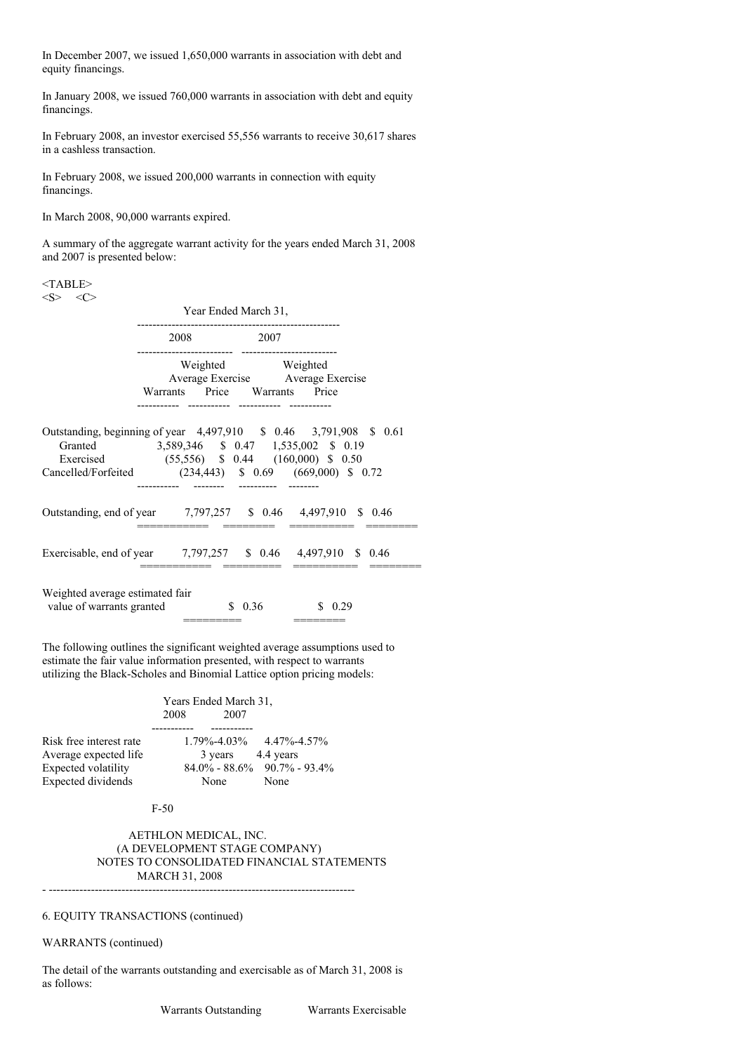In December 2007, we issued 1,650,000 warrants in association with debt and equity financings.

In January 2008, we issued 760,000 warrants in association with debt and equity financings.

In February 2008, an investor exercised 55,556 warrants to receive 30,617 shares in a cashless transaction.

In February 2008, we issued 200,000 warrants in connection with equity financings.

In March 2008, 90,000 warrants expired.

A summary of the aggregate warrant activity for the years ended March 31, 2008 and 2007 is presented below:

| | Year Ended March 31, | | | |
|---|---|---|---|---|
| | 2008 | | 2007 | |
| | Warrants | Weighted Average Exercise Price | Warrants | Weighted Average Exercise Price |
| Outstanding, beginning of year | 4,497,910 | $ 0.46 | 3,791,908 | $ 0.61 |
| Granted | 3,589,346 | $ 0.47 | 1,535,002 | $ 0.19 |
| Exercised | (55,556) | $ 0.44 | (160,000) | $ 0.50 |
| Cancelled/Forfeited | (234,443) | $ 0.69 | (669,000) | $ 0.72 |
| Outstanding, end of year | 7,797,257 | $ 0.46 | 4,497,910 | $ 0.46 |
| Exercisable, end of year | 7,797,257 | $ 0.46 | 4,497,910 | $ 0.46 |
| Weighted average estimated fair value of warrants granted | | $ 0.36 | | $ 0.29 |

The following outlines the significant weighted average assumptions used to estimate the fair value information presented, with respect to warrants utilizing the Black-Scholes and Binomial Lattice option pricing models:

| | Years Ended March 31, | |
|---|---|---|
| | 2008 | 2007 |
| Risk free interest rate | 1.79%-4.03% | 4.47%-4.57% |
| Average expected life | 3 years | 4.4 years |
| Expected volatility | 84.0% - 88.6% | 90.7% - 93.4% |
| Expected dividends | None | None |

AETHLON MEDICAL, INC.
(A DEVELOPMENT STAGE COMPANY)
NOTES TO CONSOLIDATED FINANCIAL STATEMENTS
MARCH 31, 2008

6. EQUITY TRANSACTIONS (continued)

WARRANTS (continued)

The detail of the warrants outstanding and exercisable as of March 31, 2008 is as follows:

| Warrants Outstanding | Warrants Exercisable |
|---|---|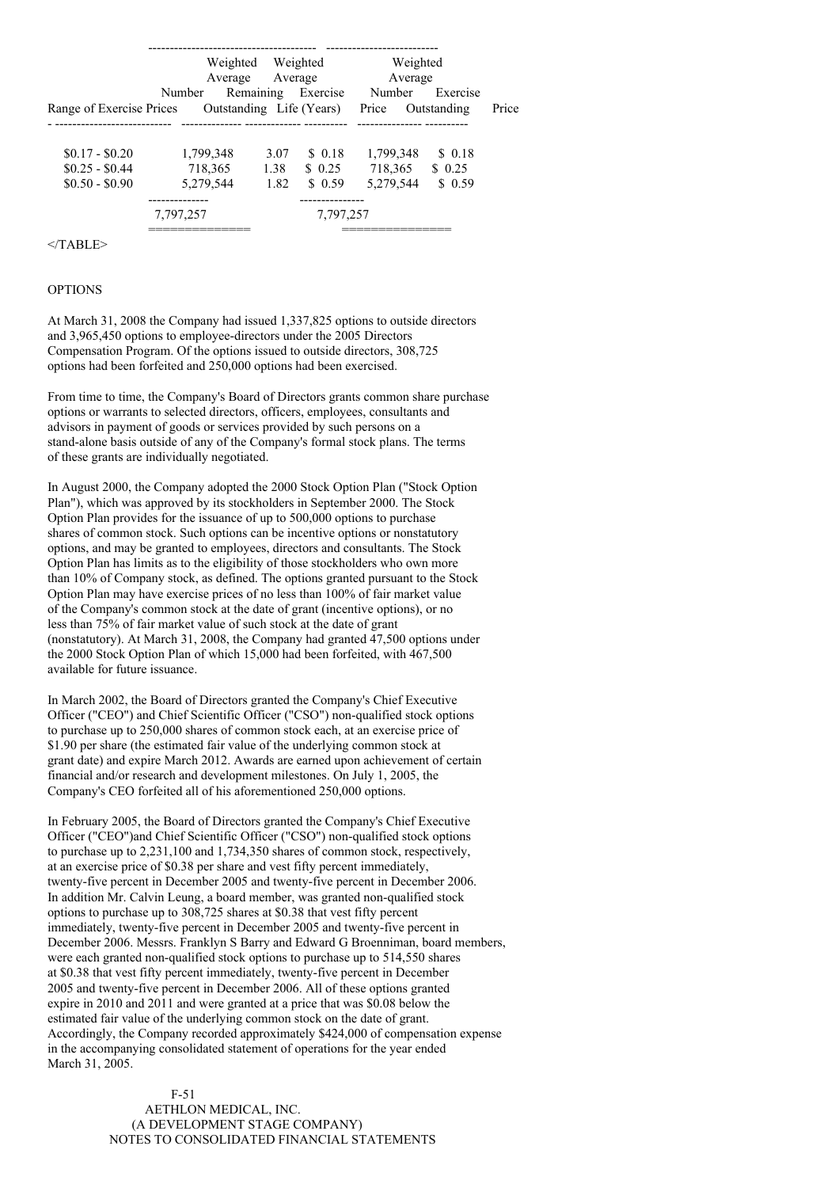| Range of Exercise Prices | Number Outstanding | Weighted Average Remaining Life (Years) | Weighted Average Exercise Price | Number Outstanding | Weighted Average Exercise Price |
|---|---|---|---|---|---|
| $0.17 - $0.20 | 1,799,348 | 3.07 | $ 0.18 | 1,799,348 | $ 0.18 |
| $0.25 - $0.44 | 718,365 | 1.38 | $ 0.25 | 718,365 | $ 0.25 |
| $0.50 - $0.90 | 5,279,544 | 1.82 | $ 0.59 | 5,279,544 | $ 0.59 |
| | 7,797,257 | | | 7,797,257 | |

</TABLE>

OPTIONS

At March 31, 2008 the Company had issued 1,337,825 options to outside directors and 3,965,450 options to employee-directors under the 2005 Directors Compensation Program. Of the options issued to outside directors, 308,725 options had been forfeited and 250,000 options had been exercised.

From time to time, the Company's Board of Directors grants common share purchase options or warrants to selected directors, officers, employees, consultants and advisors in payment of goods or services provided by such persons on a stand-alone basis outside of any of the Company's formal stock plans. The terms of these grants are individually negotiated.

In August 2000, the Company adopted the 2000 Stock Option Plan ("Stock Option Plan"), which was approved by its stockholders in September 2000. The Stock Option Plan provides for the issuance of up to 500,000 options to purchase shares of common stock. Such options can be incentive options or nonstatutory options, and may be granted to employees, directors and consultants. The Stock Option Plan has limits as to the eligibility of those stockholders who own more than 10% of Company stock, as defined. The options granted pursuant to the Stock Option Plan may have exercise prices of no less than 100% of fair market value of the Company's common stock at the date of grant (incentive options), or no less than 75% of fair market value of such stock at the date of grant (nonstatutory). At March 31, 2008, the Company had granted 47,500 options under the 2000 Stock Option Plan of which 15,000 had been forfeited, with 467,500 available for future issuance.

In March 2002, the Board of Directors granted the Company's Chief Executive Officer ("CEO") and Chief Scientific Officer ("CSO") non-qualified stock options to purchase up to 250,000 shares of common stock each, at an exercise price of $1.90 per share (the estimated fair value of the underlying common stock at grant date) and expire March 2012. Awards are earned upon achievement of certain financial and/or research and development milestones. On July 1, 2005, the Company's CEO forfeited all of his aforementioned 250,000 options.

In February 2005, the Board of Directors granted the Company's Chief Executive Officer ("CEO")and Chief Scientific Officer ("CSO") non-qualified stock options to purchase up to 2,231,100 and 1,734,350 shares of common stock, respectively, at an exercise price of $0.38 per share and vest fifty percent immediately, twenty-five percent in December 2005 and twenty-five percent in December 2006. In addition Mr. Calvin Leung, a board member, was granted non-qualified stock options to purchase up to 308,725 shares at $0.38 that vest fifty percent immediately, twenty-five percent in December 2005 and twenty-five percent in December 2006. Messrs. Franklyn S Barry and Edward G Broenniman, board members, were each granted non-qualified stock options to purchase up to 514,550 shares at $0.38 that vest fifty percent immediately, twenty-five percent in December 2005 and twenty-five percent in December 2006. All of these options granted expire in 2010 and 2011 and were granted at a price that was $0.08 below the estimated fair value of the underlying common stock on the date of grant. Accordingly, the Company recorded approximately $424,000 of compensation expense in the accompanying consolidated statement of operations for the year ended March 31, 2005.

AETHLON MEDICAL, INC.
(A DEVELOPMENT STAGE COMPANY)
NOTES TO CONSOLIDATED FINANCIAL STATEMENTS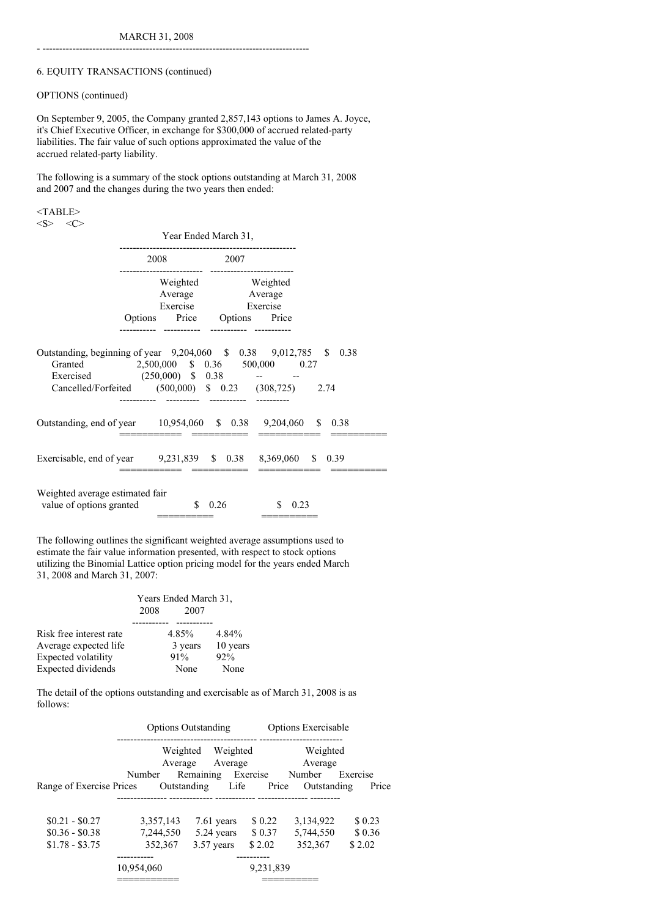MARCH 31, 2008

6. EQUITY TRANSACTIONS (continued)

OPTIONS (continued)

On September 9, 2005, the Company granted 2,857,143 options to James A. Joyce, it's Chief Executive Officer, in exchange for $300,000 of accrued related-party liabilities. The fair value of such options approximated the value of the accrued related-party liability.

The following is a summary of the stock options outstanding at March 31, 2008 and 2007 and the changes during the two years then ended:

| | Year Ended March 31, | | | |
|---|---|---|---|---|
| | 2008 | | 2007 | |
| | Options | Weighted Average Exercise Price | Options | Weighted Average Exercise Price |
| Outstanding, beginning of year | 9,204,060 | $ 0.38 | 9,012,785 | $ 0.38 |
| Granted | 2,500,000 | $ 0.36 | 500,000 | 0.27 |
| Exercised | (250,000) | $ 0.38 | -- | -- |
| Cancelled/Forfeited | (500,000) | $ 0.23 | (308,725) | 2.74 |
| Outstanding, end of year | 10,954,060 | $ 0.38 | 9,204,060 | $ 0.38 |
| Exercisable, end of year | 9,231,839 | $ 0.38 | 8,369,060 | $ 0.39 |
| Weighted average estimated fair value of options granted | | $ 0.26 | | $ 0.23 |

The following outlines the significant weighted average assumptions used to estimate the fair value information presented, with respect to stock options utilizing the Binomial Lattice option pricing model for the years ended March 31, 2008 and March 31, 2007:

| | Years Ended March 31, 2008 | 2007 |
|---|---|---|
| Risk free interest rate | 4.85% | 4.84% |
| Average expected life | 3 years | 10 years |
| Expected volatility | 91% | 92% |
| Expected dividends | None | None |

The detail of the options outstanding and exercisable as of March 31, 2008 is as follows:

| | Options Outstanding | | | Options Exercisable | |
|---|---|---|---|---|---|
| Range of Exercise Prices | Number Outstanding | Weighted Average Remaining Life | Weighted Average Exercise Price | Number Outstanding | Weighted Average Exercise Price |
| $0.21 - $0.27 | 3,357,143 | 7.61 years | $ 0.22 | 3,134,922 | $ 0.23 |
| $0.36 - $0.38 | 7,244,550 | 5.24 years | $ 0.37 | 5,744,550 | $ 0.36 |
| $1.78 - $3.75 | 352,367 | 3.57 years | $ 2.02 | 352,367 | $ 2.02 |
| | 10,954,060 | | | 9,231,839 | |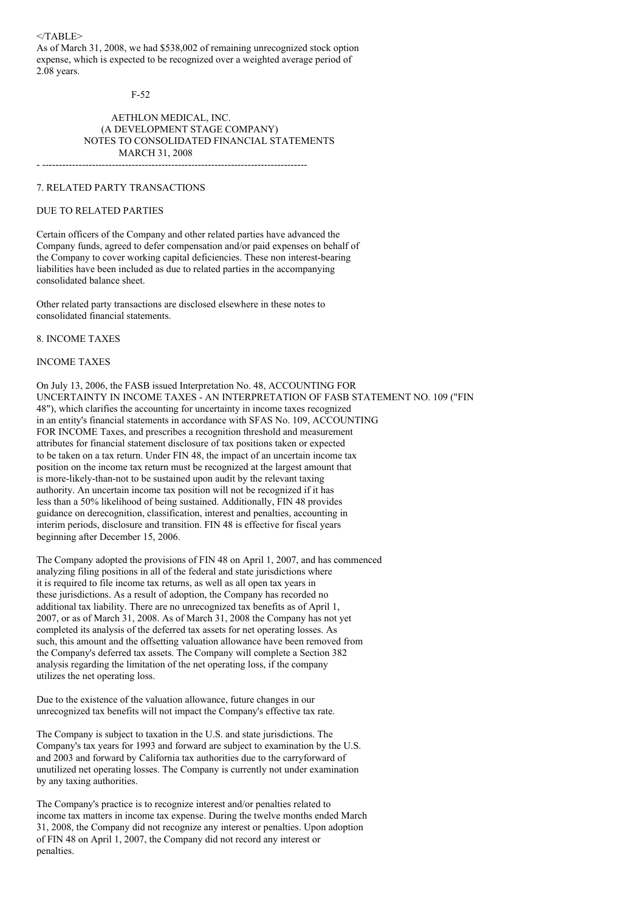As of March 31, 2008, we had $538,002 of remaining unrecognized stock option expense, which is expected to be recognized over a weighted average period of 2.08 years.

AETHLON MEDICAL, INC.
(A DEVELOPMENT STAGE COMPANY)
NOTES TO CONSOLIDATED FINANCIAL STATEMENTS
MARCH 31, 2008

## 7. RELATED PARTY TRANSACTIONS

### DUE TO RELATED PARTIES

Certain officers of the Company and other related parties have advanced the Company funds, agreed to defer compensation and/or paid expenses on behalf of the Company to cover working capital deficiencies. These non interest-bearing liabilities have been included as due to related parties in the accompanying consolidated balance sheet.

Other related party transactions are disclosed elsewhere in these notes to consolidated financial statements.

## 8. INCOME TAXES

### INCOME TAXES

On July 13, 2006, the FASB issued Interpretation No. 48, ACCOUNTING FOR UNCERTAINTY IN INCOME TAXES - AN INTERPRETATION OF FASB STATEMENT NO. 109 ("FIN 48"), which clarifies the accounting for uncertainty in income taxes recognized in an entity's financial statements in accordance with SFAS No. 109, ACCOUNTING FOR INCOME Taxes, and prescribes a recognition threshold and measurement attributes for financial statement disclosure of tax positions taken or expected to be taken on a tax return. Under FIN 48, the impact of an uncertain income tax position on the income tax return must be recognized at the largest amount that is more-likely-than-not to be sustained upon audit by the relevant taxing authority. An uncertain income tax position will not be recognized if it has less than a 50% likelihood of being sustained. Additionally, FIN 48 provides guidance on derecognition, classification, interest and penalties, accounting in interim periods, disclosure and transition. FIN 48 is effective for fiscal years beginning after December 15, 2006.

The Company adopted the provisions of FIN 48 on April 1, 2007, and has commenced analyzing filing positions in all of the federal and state jurisdictions where it is required to file income tax returns, as well as all open tax years in these jurisdictions. As a result of adoption, the Company has recorded no additional tax liability. There are no unrecognized tax benefits as of April 1, 2007, or as of March 31, 2008. As of March 31, 2008 the Company has not yet completed its analysis of the deferred tax assets for net operating losses. As such, this amount and the offsetting valuation allowance have been removed from the Company's deferred tax assets. The Company will complete a Section 382 analysis regarding the limitation of the net operating loss, if the company utilizes the net operating loss.

Due to the existence of the valuation allowance, future changes in our unrecognized tax benefits will not impact the Company's effective tax rate.

The Company is subject to taxation in the U.S. and state jurisdictions. The Company's tax years for 1993 and forward are subject to examination by the U.S. and 2003 and forward by California tax authorities due to the carryforward of unutilized net operating losses. The Company is currently not under examination by any taxing authorities.

The Company's practice is to recognize interest and/or penalties related to income tax matters in income tax expense. During the twelve months ended March 31, 2008, the Company did not recognize any interest or penalties. Upon adoption of FIN 48 on April 1, 2007, the Company did not record any interest or penalties.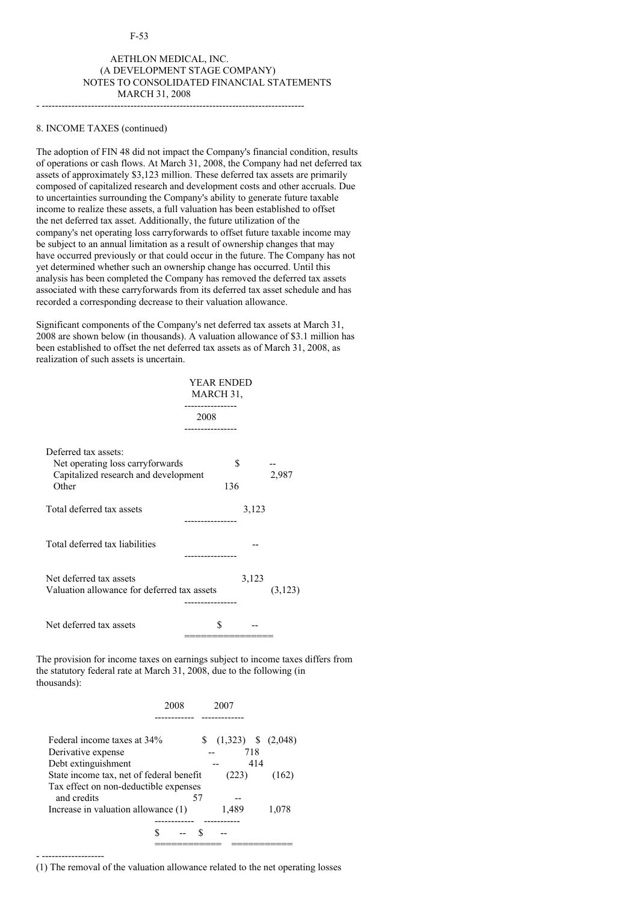AETHLON MEDICAL, INC.
(A DEVELOPMENT STAGE COMPANY)
NOTES TO CONSOLIDATED FINANCIAL STATEMENTS
MARCH 31, 2008

---

8. INCOME TAXES (continued)

The adoption of FIN 48 did not impact the Company's financial condition, results of operations or cash flows. At March 31, 2008, the Company had net deferred tax assets of approximately $3,123 million. These deferred tax assets are primarily composed of capitalized research and development costs and other accruals. Due to uncertainties surrounding the Company's ability to generate future taxable income to realize these assets, a full valuation has been established to offset the net deferred tax asset. Additionally, the future utilization of the company's net operating loss carryforwards to offset future taxable income may be subject to an annual limitation as a result of ownership changes that may have occurred previously or that could occur in the future. The Company has not yet determined whether such an ownership change has occurred. Until this analysis has been completed the Company has removed the deferred tax assets associated with these carryforwards from its deferred tax asset schedule and has recorded a corresponding decrease to their valuation allowance.

Significant components of the Company's net deferred tax assets at March 31, 2008 are shown below (in thousands). A valuation allowance of $3.1 million has been established to offset the net deferred tax assets as of March 31, 2008, as realization of such assets is uncertain.

| | YEAR ENDED MARCH 31, 2008 |
|---|---|
| Deferred tax assets: | |
| Net operating loss carryforwards | $ -- |
| Capitalized research and development | 2,987 |
| Other | 136 |
| Total deferred tax assets | 3,123 |
| Total deferred tax liabilities | -- |
| Net deferred tax assets | 3,123 |
| Valuation allowance for deferred tax assets | (3,123) |
| Net deferred tax assets | $ -- |

The provision for income taxes on earnings subject to income taxes differs from the statutory federal rate at March 31, 2008, due to the following (in thousands):

| | 2008 | 2007 |
|---|---|---|
| Federal income taxes at 34% | $ (1,323) | $ (2,048) |
| Derivative expense | -- | 718 |
| Debt extinguishment | -- | 414 |
| State income tax, net of federal benefit | (223) | (162) |
| Tax effect on non-deductible expenses and credits | 57 | -- |
| Increase in valuation allowance (1) | 1,489 | 1,078 |
| | $ -- | $ -- |

---

(1) The removal of the valuation allowance related to the net operating losses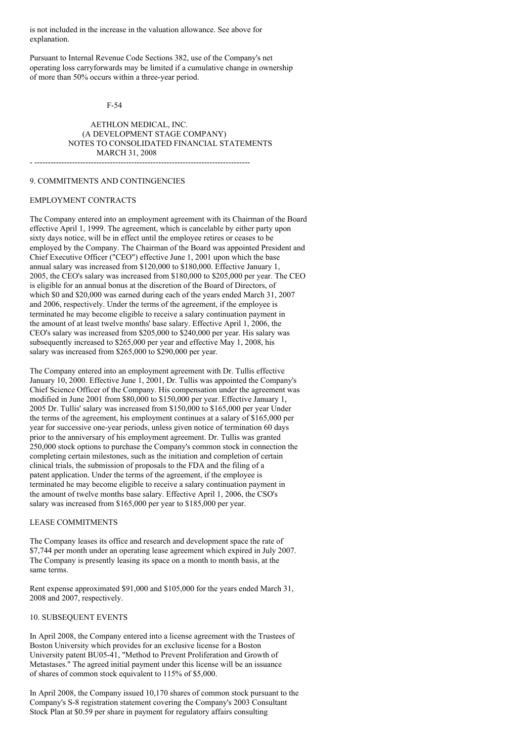is not included in the increase in the valuation allowance. See above for explanation.

Pursuant to Internal Revenue Code Sections 382, use of the Company's net operating loss carryforwards may be limited if a cumulative change in ownership of more than 50% occurs within a three-year period.

AETHLON MEDICAL, INC.
(A DEVELOPMENT STAGE COMPANY)
NOTES TO CONSOLIDATED FINANCIAL STATEMENTS
MARCH 31, 2008

## 9. COMMITMENTS AND CONTINGENCIES

### EMPLOYMENT CONTRACTS

The Company entered into an employment agreement with its Chairman of the Board effective April 1, 1999. The agreement, which is cancelable by either party upon sixty days notice, will be in effect until the employee retires or ceases to be employed by the Company. The Chairman of the Board was appointed President and Chief Executive Officer ("CEO") effective June 1, 2001 upon which the base annual salary was increased from $120,000 to $180,000. Effective January 1, 2005, the CEO's salary was increased from $180,000 to $205,000 per year. The CEO is eligible for an annual bonus at the discretion of the Board of Directors, of which $0 and $20,000 was earned during each of the years ended March 31, 2007 and 2006, respectively. Under the terms of the agreement, if the employee is terminated he may become eligible to receive a salary continuation payment in the amount of at least twelve months' base salary. Effective April 1, 2006, the CEO's salary was increased from $205,000 to $240,000 per year. His salary was subsequently increased to $265,000 per year and effective May 1, 2008, his salary was increased from $265,000 to $290,000 per year.

The Company entered into an employment agreement with Dr. Tullis effective January 10, 2000. Effective June 1, 2001, Dr. Tullis was appointed the Company's Chief Science Officer of the Company. His compensation under the agreement was modified in June 2001 from $80,000 to $150,000 per year. Effective January 1, 2005 Dr. Tullis' salary was increased from $150,000 to $165,000 per year Under the terms of the agreement, his employment continues at a salary of $165,000 per year for successive one-year periods, unless given notice of termination 60 days prior to the anniversary of his employment agreement. Dr. Tullis was granted 250,000 stock options to purchase the Company's common stock in connection the completing certain milestones, such as the initiation and completion of certain clinical trials, the submission of proposals to the FDA and the filing of a patent application. Under the terms of the agreement, if the employee is terminated he may become eligible to receive a salary continuation payment in the amount of twelve months base salary. Effective April 1, 2006, the CSO's salary was increased from $165,000 per year to $185,000 per year.

### LEASE COMMITMENTS

The Company leases its office and research and development space the rate of $7,744 per month under an operating lease agreement which expired in July 2007. The Company is presently leasing its space on a month to month basis, at the same terms.

Rent expense approximated $91,000 and $105,000 for the years ended March 31, 2008 and 2007, respectively.

## 10. SUBSEQUENT EVENTS

In April 2008, the Company entered into a license agreement with the Trustees of Boston University which provides for an exclusive license for a Boston University patent BU05-41, "Method to Prevent Proliferation and Growth of Metastases." The agreed initial payment under this license will be an issuance of shares of common stock equivalent to 115% of $5,000.

In April 2008, the Company issued 10,170 shares of common stock pursuant to the Company's S-8 registration statement covering the Company's 2003 Consultant Stock Plan at $0.59 per share in payment for regulatory affairs consulting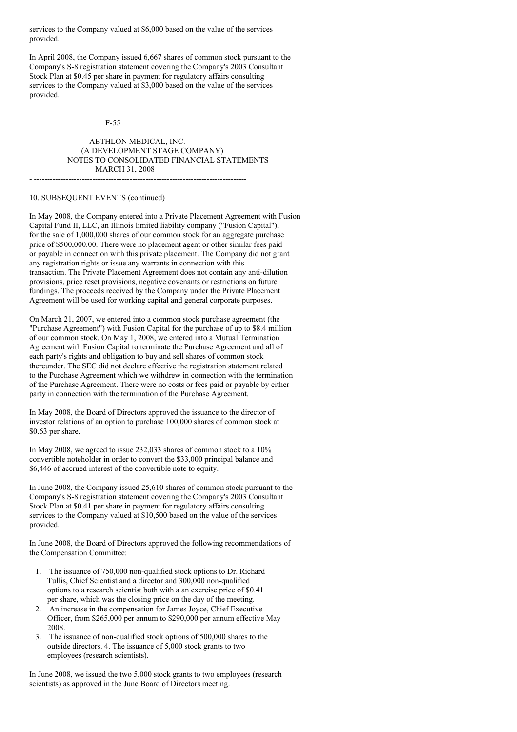services to the Company valued at $6,000 based on the value of the services provided.

In April 2008, the Company issued 6,667 shares of common stock pursuant to the Company's S-8 registration statement covering the Company's 2003 Consultant Stock Plan at $0.45 per share in payment for regulatory affairs consulting services to the Company valued at $3,000 based on the value of the services provided.

AETHLON MEDICAL, INC.
(A DEVELOPMENT STAGE COMPANY)
NOTES TO CONSOLIDATED FINANCIAL STATEMENTS
MARCH 31, 2008

10. SUBSEQUENT EVENTS (continued)

In May 2008, the Company entered into a Private Placement Agreement with Fusion Capital Fund II, LLC, an Illinois limited liability company ("Fusion Capital"), for the sale of 1,000,000 shares of our common stock for an aggregate purchase price of $500,000.00. There were no placement agent or other similar fees paid or payable in connection with this private placement. The Company did not grant any registration rights or issue any warrants in connection with this transaction. The Private Placement Agreement does not contain any anti-dilution provisions, price reset provisions, negative covenants or restrictions on future fundings. The proceeds received by the Company under the Private Placement Agreement will be used for working capital and general corporate purposes.

On March 21, 2007, we entered into a common stock purchase agreement (the "Purchase Agreement") with Fusion Capital for the purchase of up to $8.4 million of our common stock. On May 1, 2008, we entered into a Mutual Termination Agreement with Fusion Capital to terminate the Purchase Agreement and all of each party's rights and obligation to buy and sell shares of common stock thereunder. The SEC did not declare effective the registration statement related to the Purchase Agreement which we withdrew in connection with the termination of the Purchase Agreement. There were no costs or fees paid or payable by either party in connection with the termination of the Purchase Agreement.

In May 2008, the Board of Directors approved the issuance to the director of investor relations of an option to purchase 100,000 shares of common stock at $0.63 per share.

In May 2008, we agreed to issue 232,033 shares of common stock to a 10% convertible noteholder in order to convert the $33,000 principal balance and $6,446 of accrued interest of the convertible note to equity.

In June 2008, the Company issued 25,610 shares of common stock pursuant to the Company's S-8 registration statement covering the Company's 2003 Consultant Stock Plan at $0.41 per share in payment for regulatory affairs consulting services to the Company valued at $10,500 based on the value of the services provided.

In June 2008, the Board of Directors approved the following recommendations of the Compensation Committee:

1. The issuance of 750,000 non-qualified stock options to Dr. Richard Tullis, Chief Scientist and a director and 300,000 non-qualified options to a research scientist both with a an exercise price of $0.41 per share, which was the closing price on the day of the meeting.
2. An increase in the compensation for James Joyce, Chief Executive Officer, from $265,000 per annum to $290,000 per annum effective May 2008.
3. The issuance of non-qualified stock options of 500,000 shares to the outside directors. 4. The issuance of 5,000 stock grants to two employees (research scientists).

In June 2008, we issued the two 5,000 stock grants to two employees (research scientists) as approved in the June Board of Directors meeting.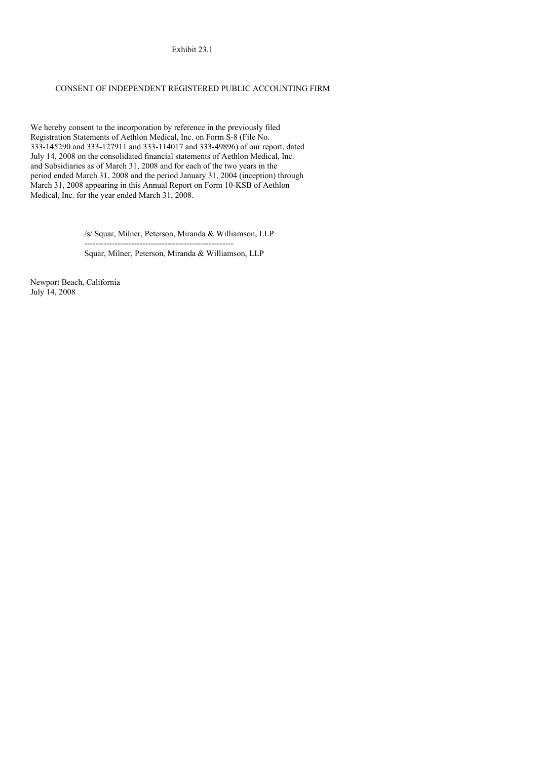Exhibit 23.1

CONSENT OF INDEPENDENT REGISTERED PUBLIC ACCOUNTING FIRM

We hereby consent to the incorporation by reference in the previously filed Registration Statements of Aethlon Medical, Inc. on Form S-8 (File No. 333-145290 and 333-127911 and 333-114017 and 333-49896) of our report, dated July 14, 2008 on the consolidated financial statements of Aethlon Medical, Inc. and Subsidiaries as of March 31, 2008 and for each of the two years in the period ended March 31, 2008 and the period January 31, 2004 (inception) through March 31, 2008 appearing in this Annual Report on Form 10-KSB of Aethlon Medical, Inc. for the year ended March 31, 2008.

/s/ Squar, Milner, Peterson, Miranda & Williamson, LLP

Squar, Milner, Peterson, Miranda & Williamson, LLP

Newport Beach, California
July 14, 2008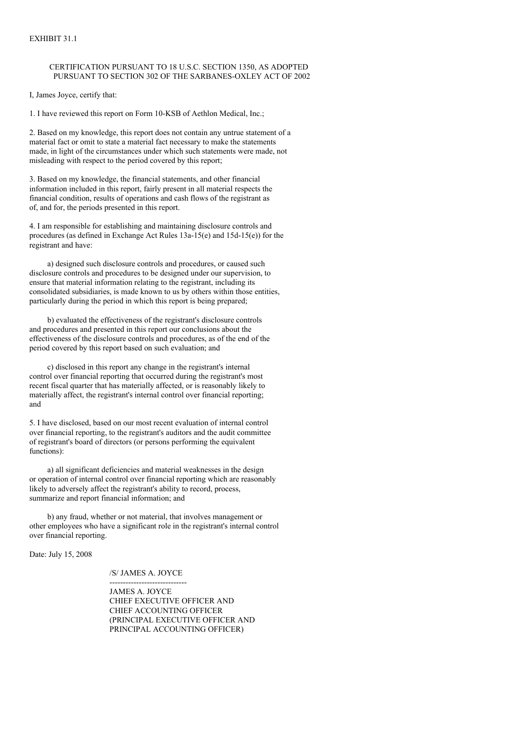EXHIBIT 31.1

CERTIFICATION PURSUANT TO 18 U.S.C. SECTION 1350, AS ADOPTED PURSUANT TO SECTION 302 OF THE SARBANES-OXLEY ACT OF 2002

I, James Joyce, certify that:

1. I have reviewed this report on Form 10-KSB of Aethlon Medical, Inc.;

2. Based on my knowledge, this report does not contain any untrue statement of a material fact or omit to state a material fact necessary to make the statements made, in light of the circumstances under which such statements were made, not misleading with respect to the period covered by this report;

3. Based on my knowledge, the financial statements, and other financial information included in this report, fairly present in all material respects the financial condition, results of operations and cash flows of the registrant as of, and for, the periods presented in this report.

4. I am responsible for establishing and maintaining disclosure controls and procedures (as defined in Exchange Act Rules 13a-15(e) and 15d-15(e)) for the registrant and have:

a) designed such disclosure controls and procedures, or caused such disclosure controls and procedures to be designed under our supervision, to ensure that material information relating to the registrant, including its consolidated subsidiaries, is made known to us by others within those entities, particularly during the period in which this report is being prepared;

b) evaluated the effectiveness of the registrant's disclosure controls and procedures and presented in this report our conclusions about the effectiveness of the disclosure controls and procedures, as of the end of the period covered by this report based on such evaluation; and

c) disclosed in this report any change in the registrant's internal control over financial reporting that occurred during the registrant's most recent fiscal quarter that has materially affected, or is reasonably likely to materially affect, the registrant's internal control over financial reporting; and

5. I have disclosed, based on our most recent evaluation of internal control over financial reporting, to the registrant's auditors and the audit committee of registrant's board of directors (or persons performing the equivalent functions):

a) all significant deficiencies and material weaknesses in the design or operation of internal control over financial reporting which are reasonably likely to adversely affect the registrant's ability to record, process, summarize and report financial information; and

b) any fraud, whether or not material, that involves management or other employees who have a significant role in the registrant's internal control over financial reporting.

Date: July 15, 2008

/S/ JAMES A. JOYCE

-----------------------------

JAMES A. JOYCE
CHIEF EXECUTIVE OFFICER AND
CHIEF ACCOUNTING OFFICER
(PRINCIPAL EXECUTIVE OFFICER AND
PRINCIPAL ACCOUNTING OFFICER)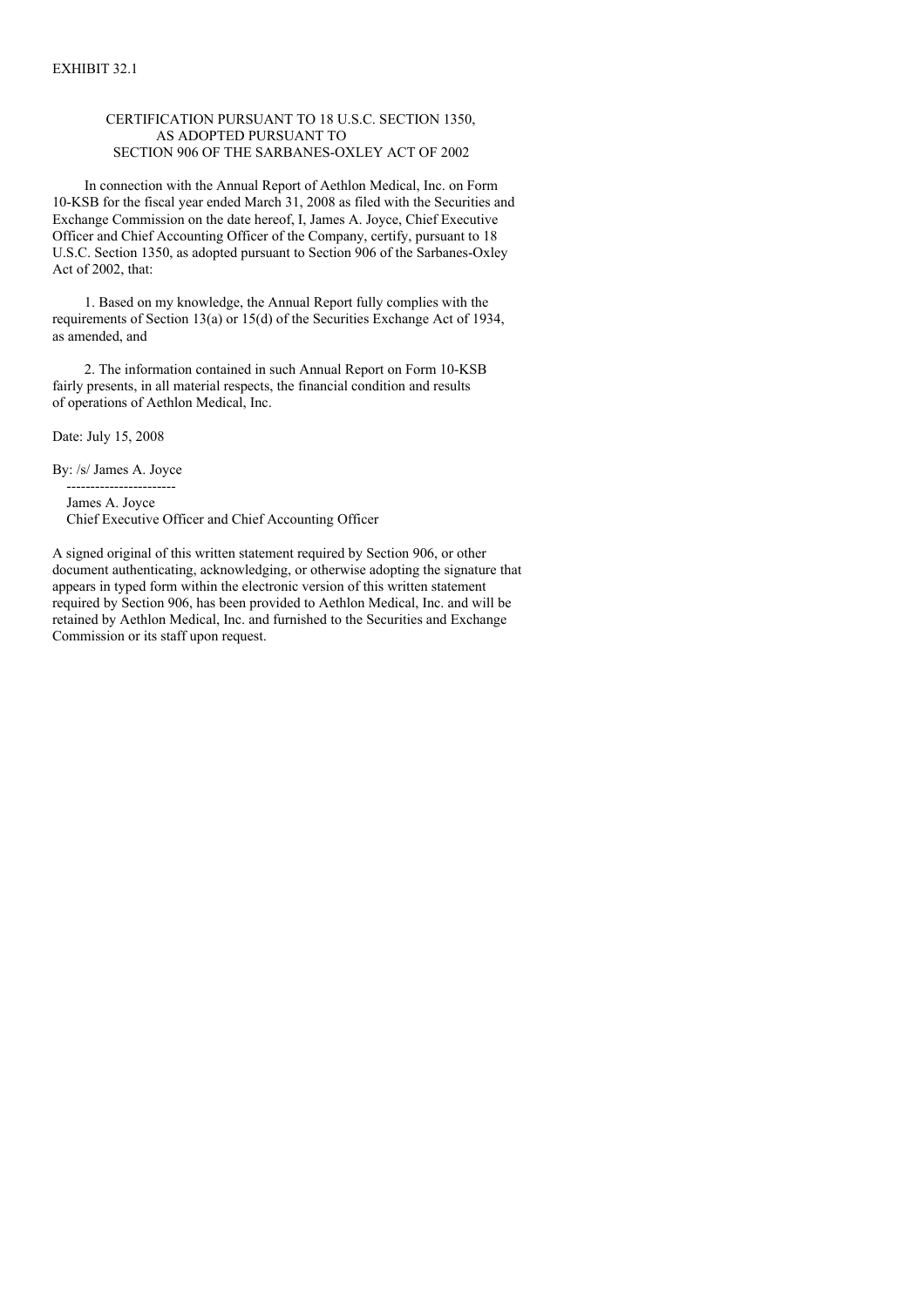EXHIBIT 32.1

CERTIFICATION PURSUANT TO 18 U.S.C. SECTION 1350,
AS ADOPTED PURSUANT TO
SECTION 906 OF THE SARBANES-OXLEY ACT OF 2002

In connection with the Annual Report of Aethlon Medical, Inc. on Form 10-KSB for the fiscal year ended March 31, 2008 as filed with the Securities and Exchange Commission on the date hereof, I, James A. Joyce, Chief Executive Officer and Chief Accounting Officer of the Company, certify, pursuant to 18 U.S.C. Section 1350, as adopted pursuant to Section 906 of the Sarbanes-Oxley Act of 2002, that:

1. Based on my knowledge, the Annual Report fully complies with the requirements of Section 13(a) or 15(d) of the Securities Exchange Act of 1934, as amended, and

2. The information contained in such Annual Report on Form 10-KSB fairly presents, in all material respects, the financial condition and results of operations of Aethlon Medical, Inc.

Date: July 15, 2008

By: /s/ James A. Joyce

-----------------------

James A. Joyce
Chief Executive Officer and Chief Accounting Officer

A signed original of this written statement required by Section 906, or other document authenticating, acknowledging, or otherwise adopting the signature that appears in typed form within the electronic version of this written statement required by Section 906, has been provided to Aethlon Medical, Inc. and will be retained by Aethlon Medical, Inc. and furnished to the Securities and Exchange Commission or its staff upon request.